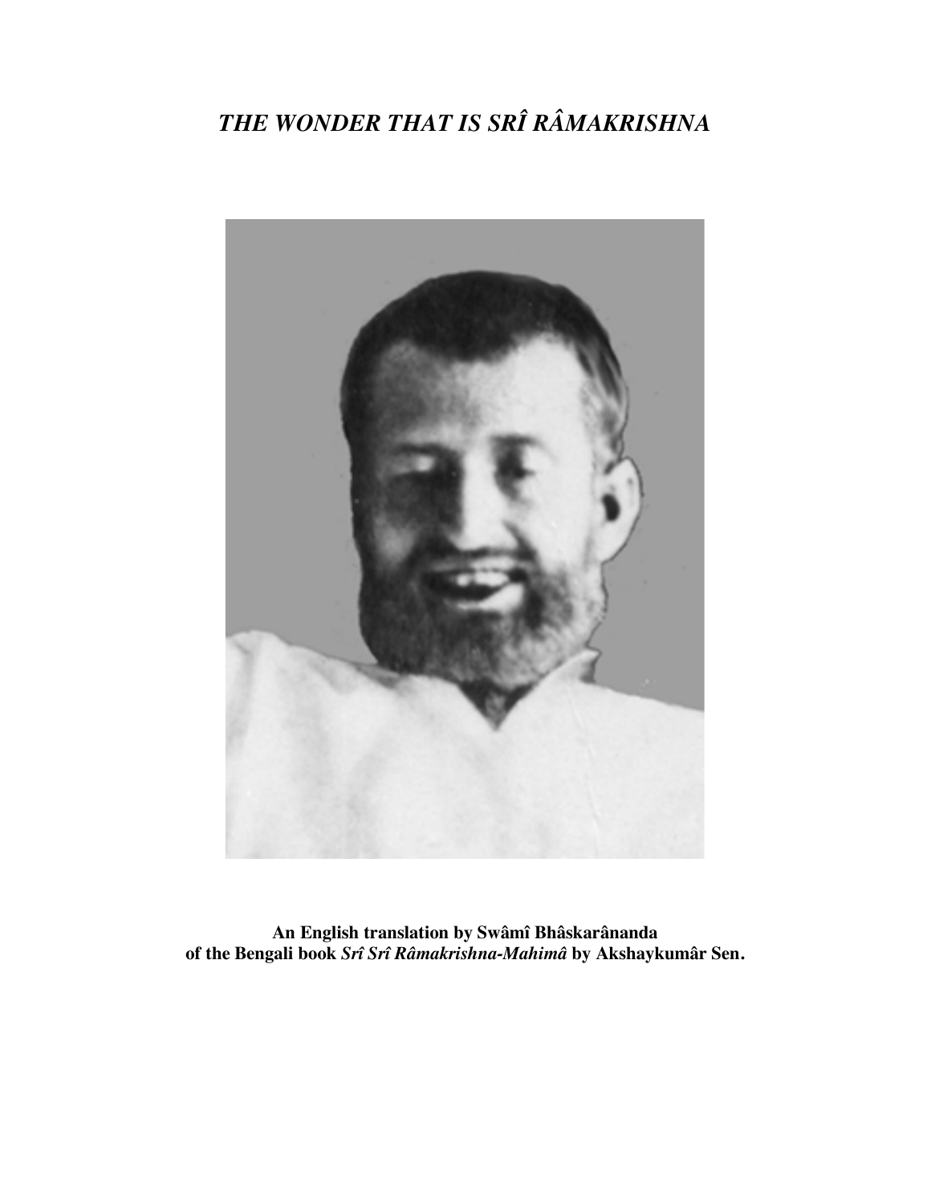# *THE WONDER THAT IS SRÎ RÂMAKRISHNA*

**An English translation by Swâmî Bhâskarânanda of the Bengali book *Srî Srî Râmakrishna-Mahimâ* by Akshaykumâr Sen.**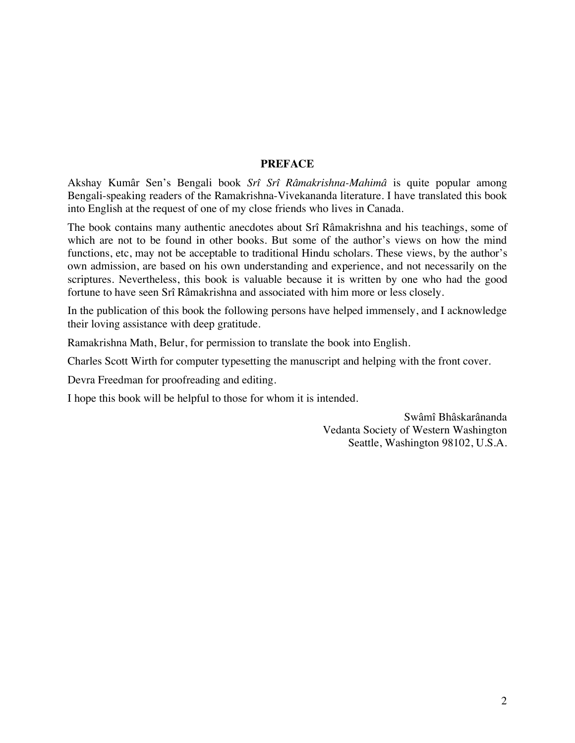## PREFACE

Akshay Kumâr Sen's Bengali book *Srî Srî Râmakrishna-Mahimâ* is quite popular among Bengali-speaking readers of the Ramakrishna-Vivekananda literature. I have translated this book into English at the request of one of my close friends who lives in Canada.

The book contains many authentic anecdotes about Srî Râmakrishna and his teachings, some of which are not to be found in other books. But some of the author's views on how the mind functions, etc, may not be acceptable to traditional Hindu scholars. These views, by the author's own admission, are based on his own understanding and experience, and not necessarily on the scriptures. Nevertheless, this book is valuable because it is written by one who had the good fortune to have seen Srî Râmakrishna and associated with him more or less closely.

In the publication of this book the following persons have helped immensely, and I acknowledge their loving assistance with deep gratitude.

Ramakrishna Math, Belur, for permission to translate the book into English.

Charles Scott Wirth for computer typesetting the manuscript and helping with the front cover.

Devra Freedman for proofreading and editing.

I hope this book will be helpful to those for whom it is intended.

Swâmî Bhâskarânanda
Vedanta Society of Western Washington
Seattle, Washington 98102, U.S.A.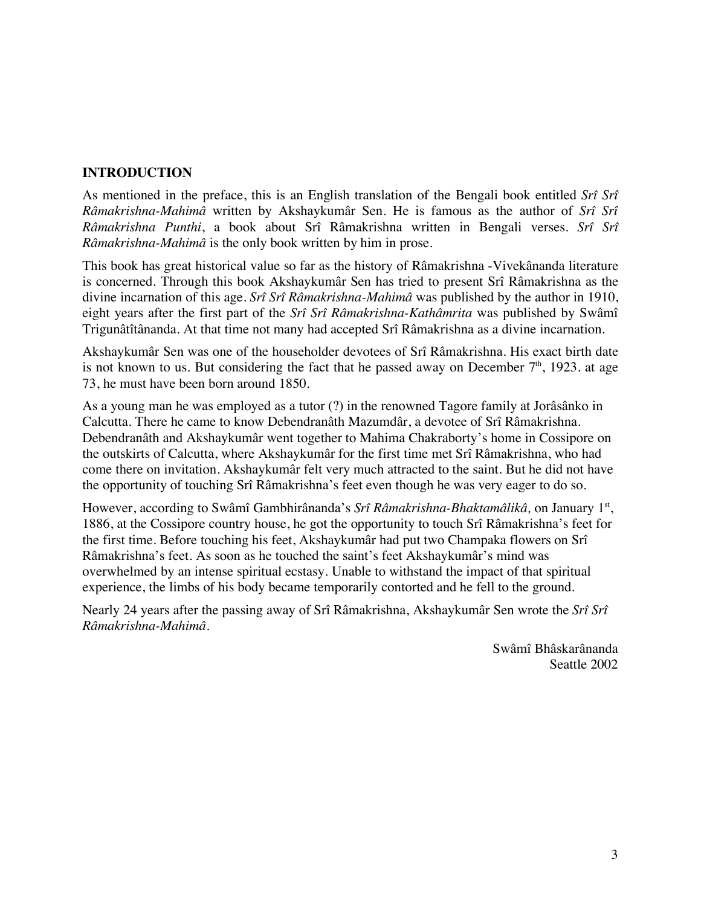## INTRODUCTION

As mentioned in the preface, this is an English translation of the Bengali book entitled *Srî Srî Râmakrishna-Mahimâ* written by Akshaykumâr Sen. He is famous as the author of *Srî Srî Râmakrishna Punthi*, a book about Srî Râmakrishna written in Bengali verses. *Srî Srî Râmakrishna-Mahimâ* is the only book written by him in prose.

This book has great historical value so far as the history of Râmakrishna -Vivekânanda literature is concerned. Through this book Akshaykumâr Sen has tried to present Srî Râmakrishna as the divine incarnation of this age. *Srî Srî Râmakrishna-Mahimâ* was published by the author in 1910, eight years after the first part of the *Srî Srî Râmakrishna-Kathâmrita* was published by Swâmî Trigunâtîtânanda. At that time not many had accepted Srî Râmakrishna as a divine incarnation.

Akshaykumâr Sen was one of the householder devotees of Srî Râmakrishna. His exact birth date is not known to us. But considering the fact that he passed away on December 7th, 1923. at age 73, he must have been born around 1850.

As a young man he was employed as a tutor (?) in the renowned Tagore family at Jorâsânko in Calcutta. There he came to know Debendranâth Mazumdâr, a devotee of Srî Râmakrishna. Debendranâth and Akshaykumâr went together to Mahima Chakraborty's home in Cossipore on the outskirts of Calcutta, where Akshaykumâr for the first time met Srî Râmakrishna, who had come there on invitation. Akshaykumâr felt very much attracted to the saint. But he did not have the opportunity of touching Srî Râmakrishna's feet even though he was very eager to do so.

However, according to Swâmî Gambhirânanda's *Srî Râmakrishna-Bhaktamâlikâ,* on January 1st, 1886, at the Cossipore country house, he got the opportunity to touch Srî Râmakrishna's feet for the first time. Before touching his feet, Akshaykumâr had put two Champaka flowers on Srî Râmakrishna's feet. As soon as he touched the saint's feet Akshaykumâr's mind was overwhelmed by an intense spiritual ecstasy. Unable to withstand the impact of that spiritual experience, the limbs of his body became temporarily contorted and he fell to the ground.

Nearly 24 years after the passing away of Srî Râmakrishna, Akshaykumâr Sen wrote the *Srî Srî Râmakrishna-Mahimâ*.

Swâmî Bhâskarânanda
Seattle 2002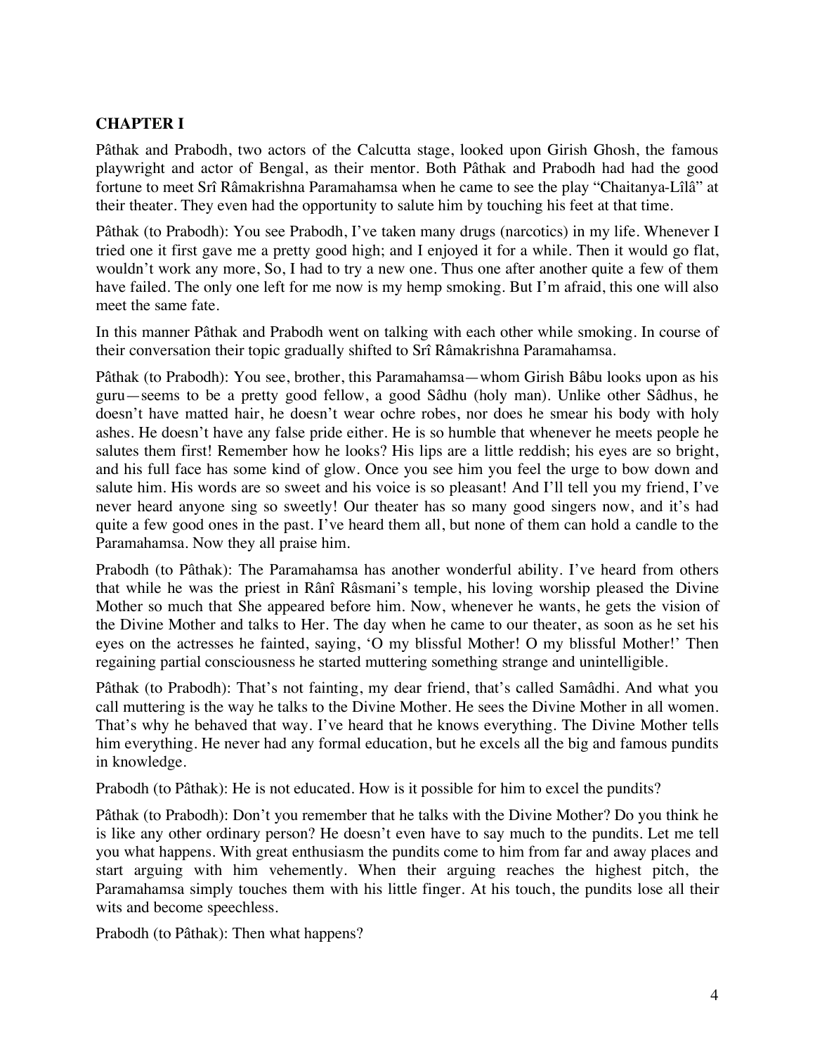## CHAPTER I

Pâthak and Prabodh, two actors of the Calcutta stage, looked upon Girish Ghosh, the famous playwright and actor of Bengal, as their mentor. Both Pâthak and Prabodh had had the good fortune to meet Srî Râmakrishna Paramahamsa when he came to see the play "Chaitanya-Lîlâ" at their theater. They even had the opportunity to salute him by touching his feet at that time.

Pâthak (to Prabodh): You see Prabodh, I've taken many drugs (narcotics) in my life. Whenever I tried one it first gave me a pretty good high; and I enjoyed it for a while. Then it would go flat, wouldn't work any more, So, I had to try a new one. Thus one after another quite a few of them have failed. The only one left for me now is my hemp smoking. But I'm afraid, this one will also meet the same fate.

In this manner Pâthak and Prabodh went on talking with each other while smoking. In course of their conversation their topic gradually shifted to Srî Râmakrishna Paramahamsa.

Pâthak (to Prabodh): You see, brother, this Paramahamsa—whom Girish Bâbu looks upon as his guru—seems to be a pretty good fellow, a good Sâdhu (holy man). Unlike other Sâdhus, he doesn't have matted hair, he doesn't wear ochre robes, nor does he smear his body with holy ashes. He doesn't have any false pride either. He is so humble that whenever he meets people he salutes them first! Remember how he looks? His lips are a little reddish; his eyes are so bright, and his full face has some kind of glow. Once you see him you feel the urge to bow down and salute him. His words are so sweet and his voice is so pleasant! And I'll tell you my friend, I've never heard anyone sing so sweetly! Our theater has so many good singers now, and it's had quite a few good ones in the past. I've heard them all, but none of them can hold a candle to the Paramahamsa. Now they all praise him.

Prabodh (to Pâthak): The Paramahamsa has another wonderful ability. I've heard from others that while he was the priest in Rânî Râsmani's temple, his loving worship pleased the Divine Mother so much that She appeared before him. Now, whenever he wants, he gets the vision of the Divine Mother and talks to Her. The day when he came to our theater, as soon as he set his eyes on the actresses he fainted, saying, 'O my blissful Mother! O my blissful Mother!' Then regaining partial consciousness he started muttering something strange and unintelligible.

Pâthak (to Prabodh): That's not fainting, my dear friend, that's called Samâdhi. And what you call muttering is the way he talks to the Divine Mother. He sees the Divine Mother in all women. That's why he behaved that way. I've heard that he knows everything. The Divine Mother tells him everything. He never had any formal education, but he excels all the big and famous pundits in knowledge.

Prabodh (to Pâthak): He is not educated. How is it possible for him to excel the pundits?

Pâthak (to Prabodh): Don't you remember that he talks with the Divine Mother? Do you think he is like any other ordinary person? He doesn't even have to say much to the pundits. Let me tell you what happens. With great enthusiasm the pundits come to him from far and away places and start arguing with him vehemently. When their arguing reaches the highest pitch, the Paramahamsa simply touches them with his little finger. At his touch, the pundits lose all their wits and become speechless.

Prabodh (to Pâthak): Then what happens?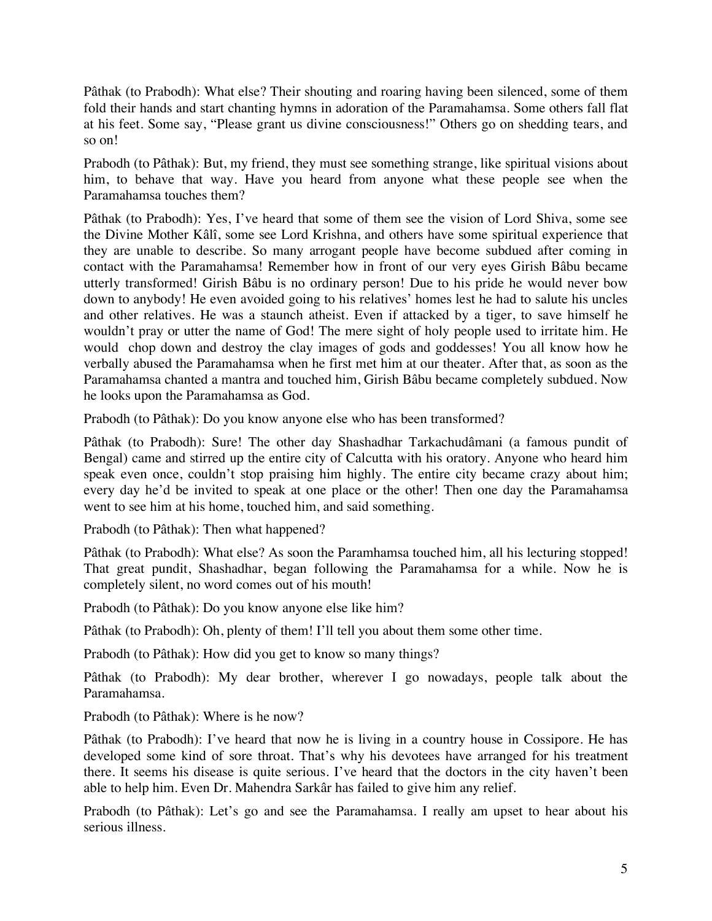Pâthak (to Prabodh): What else? Their shouting and roaring having been silenced, some of them fold their hands and start chanting hymns in adoration of the Paramahamsa. Some others fall flat at his feet. Some say, "Please grant us divine consciousness!" Others go on shedding tears, and so on!

Prabodh (to Pâthak): But, my friend, they must see something strange, like spiritual visions about him, to behave that way. Have you heard from anyone what these people see when the Paramahamsa touches them?

Pâthak (to Prabodh): Yes, I've heard that some of them see the vision of Lord Shiva, some see the Divine Mother Kâlî, some see Lord Krishna, and others have some spiritual experience that they are unable to describe. So many arrogant people have become subdued after coming in contact with the Paramahamsa! Remember how in front of our very eyes Girish Bâbu became utterly transformed! Girish Bâbu is no ordinary person! Due to his pride he would never bow down to anybody! He even avoided going to his relatives' homes lest he had to salute his uncles and other relatives. He was a staunch atheist. Even if attacked by a tiger, to save himself he wouldn't pray or utter the name of God! The mere sight of holy people used to irritate him. He would chop down and destroy the clay images of gods and goddesses! You all know how he verbally abused the Paramahamsa when he first met him at our theater. After that, as soon as the Paramahamsa chanted a mantra and touched him, Girish Bâbu became completely subdued. Now he looks upon the Paramahamsa as God.

Prabodh (to Pâthak): Do you know anyone else who has been transformed?

Pâthak (to Prabodh): Sure! The other day Shashadhar Tarkachudâmani (a famous pundit of Bengal) came and stirred up the entire city of Calcutta with his oratory. Anyone who heard him speak even once, couldn't stop praising him highly. The entire city became crazy about him; every day he'd be invited to speak at one place or the other! Then one day the Paramahamsa went to see him at his home, touched him, and said something.

Prabodh (to Pâthak): Then what happened?

Pâthak (to Prabodh): What else? As soon the Paramhamsa touched him, all his lecturing stopped! That great pundit, Shashadhar, began following the Paramahamsa for a while. Now he is completely silent, no word comes out of his mouth!

Prabodh (to Pâthak): Do you know anyone else like him?

Pâthak (to Prabodh): Oh, plenty of them! I'll tell you about them some other time.

Prabodh (to Pâthak): How did you get to know so many things?

Pâthak (to Prabodh): My dear brother, wherever I go nowadays, people talk about the Paramahamsa.

Prabodh (to Pâthak): Where is he now?

Pâthak (to Prabodh): I've heard that now he is living in a country house in Cossipore. He has developed some kind of sore throat. That's why his devotees have arranged for his treatment there. It seems his disease is quite serious. I've heard that the doctors in the city haven't been able to help him. Even Dr. Mahendra Sarkâr has failed to give him any relief.

Prabodh (to Pâthak): Let's go and see the Paramahamsa. I really am upset to hear about his serious illness.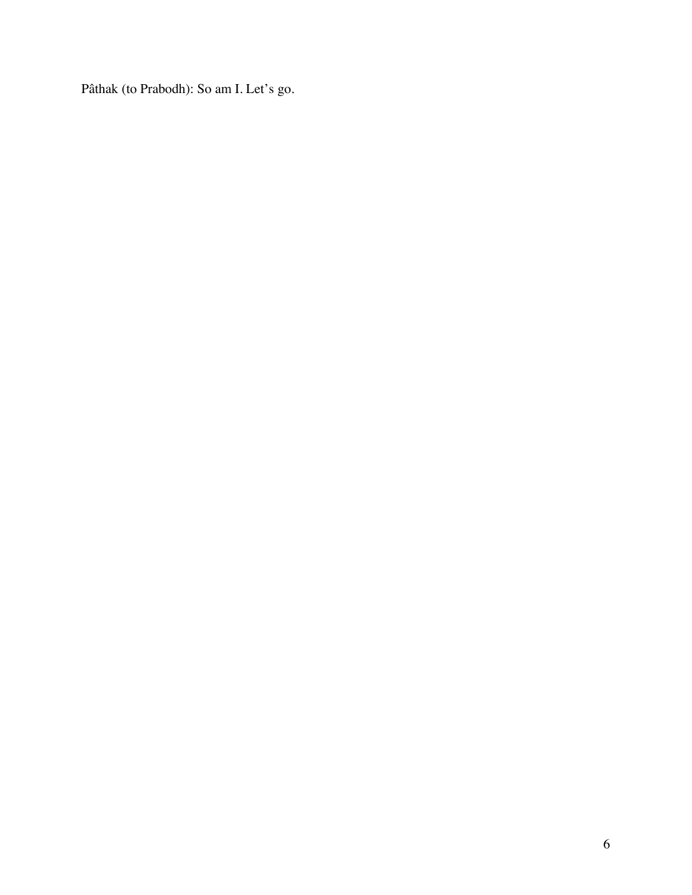Pâthak (to Prabodh): So am I. Let's go.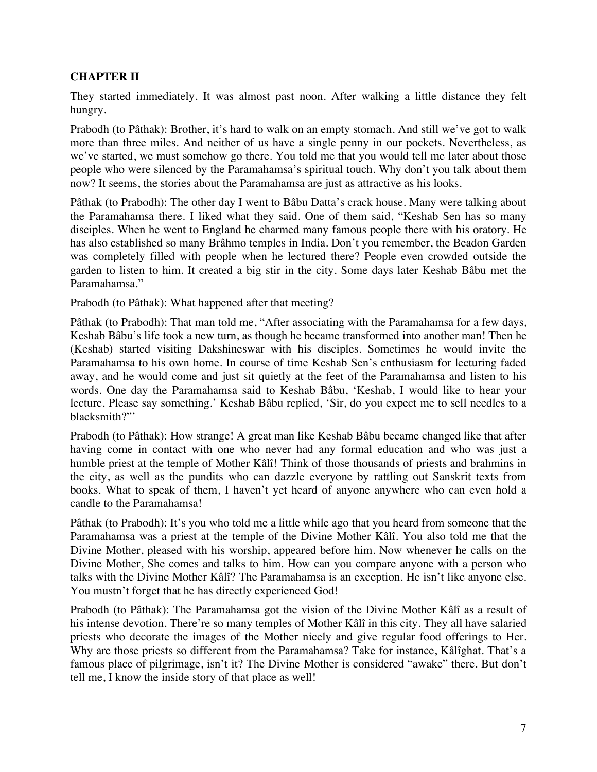## CHAPTER II

They started immediately. It was almost past noon. After walking a little distance they felt hungry.

Prabodh (to Pâthak): Brother, it's hard to walk on an empty stomach. And still we've got to walk more than three miles. And neither of us have a single penny in our pockets. Nevertheless, as we've started, we must somehow go there. You told me that you would tell me later about those people who were silenced by the Paramahamsa's spiritual touch. Why don't you talk about them now? It seems, the stories about the Paramahamsa are just as attractive as his looks.

Pâthak (to Prabodh): The other day I went to Bâbu Datta's crack house. Many were talking about the Paramahamsa there. I liked what they said. One of them said, "Keshab Sen has so many disciples. When he went to England he charmed many famous people there with his oratory. He has also established so many Brâhmo temples in India. Don't you remember, the Beadon Garden was completely filled with people when he lectured there? People even crowded outside the garden to listen to him. It created a big stir in the city. Some days later Keshab Bâbu met the Paramahamsa."

Prabodh (to Pâthak): What happened after that meeting?

Pâthak (to Prabodh): That man told me, "After associating with the Paramahamsa for a few days, Keshab Bâbu's life took a new turn, as though he became transformed into another man! Then he (Keshab) started visiting Dakshineswar with his disciples. Sometimes he would invite the Paramahamsa to his own home. In course of time Keshab Sen's enthusiasm for lecturing faded away, and he would come and just sit quietly at the feet of the Paramahamsa and listen to his words. One day the Paramahamsa said to Keshab Bâbu, 'Keshab, I would like to hear your lecture. Please say something.' Keshab Bâbu replied, 'Sir, do you expect me to sell needles to a blacksmith?'"

Prabodh (to Pâthak): How strange! A great man like Keshab Bâbu became changed like that after having come in contact with one who never had any formal education and who was just a humble priest at the temple of Mother Kâlî! Think of those thousands of priests and brahmins in the city, as well as the pundits who can dazzle everyone by rattling out Sanskrit texts from books. What to speak of them, I haven't yet heard of anyone anywhere who can even hold a candle to the Paramahamsa!

Pâthak (to Prabodh): It's you who told me a little while ago that you heard from someone that the Paramahamsa was a priest at the temple of the Divine Mother Kâlî. You also told me that the Divine Mother, pleased with his worship, appeared before him. Now whenever he calls on the Divine Mother, She comes and talks to him. How can you compare anyone with a person who talks with the Divine Mother Kâlî? The Paramahamsa is an exception. He isn't like anyone else. You mustn't forget that he has directly experienced God!

Prabodh (to Pâthak): The Paramahamsa got the vision of the Divine Mother Kâlî as a result of his intense devotion. There're so many temples of Mother Kâlî in this city. They all have salaried priests who decorate the images of the Mother nicely and give regular food offerings to Her. Why are those priests so different from the Paramahamsa? Take for instance, Kâlîghat. That's a famous place of pilgrimage, isn't it? The Divine Mother is considered "awake" there. But don't tell me, I know the inside story of that place as well!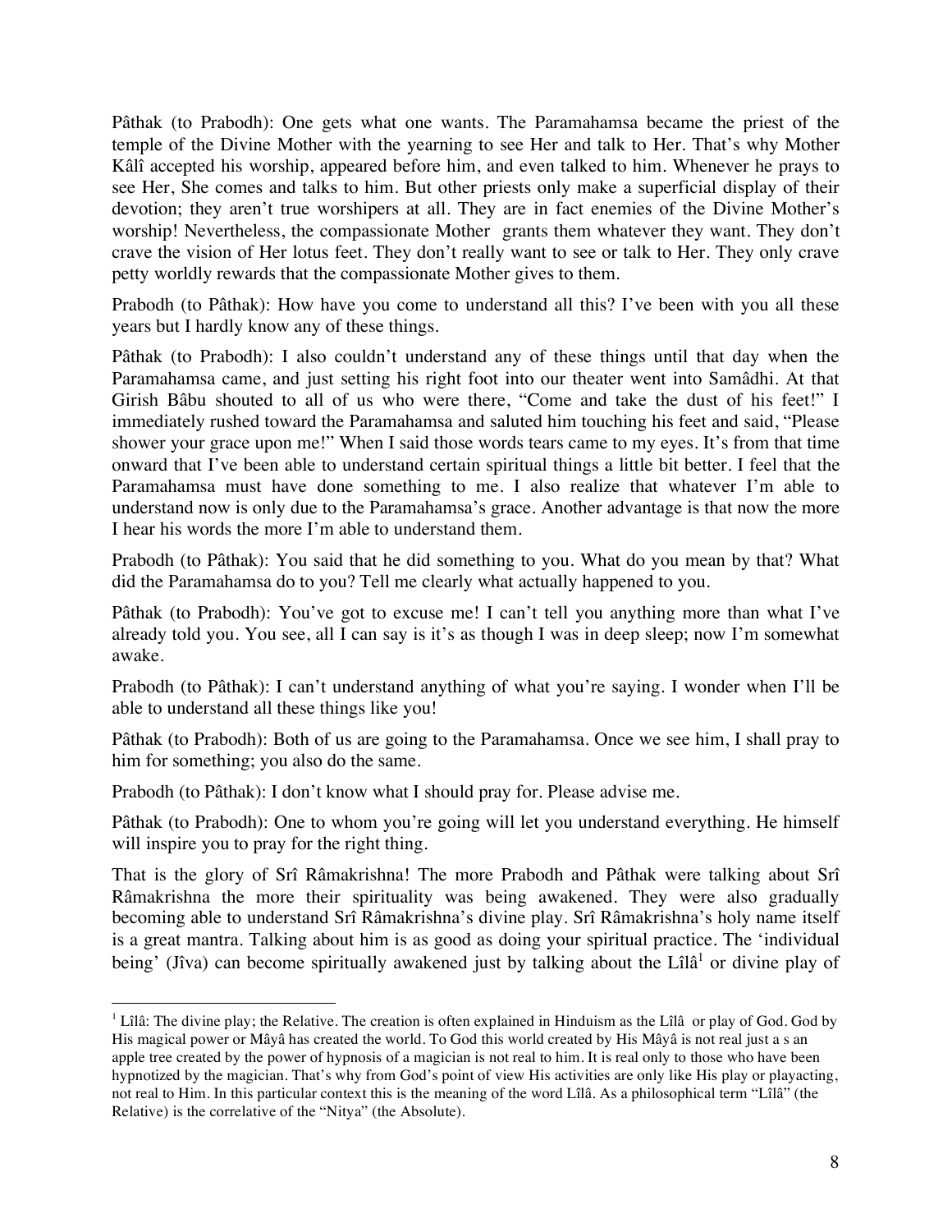Pâthak (to Prabodh): One gets what one wants. The Paramahamsa became the priest of the temple of the Divine Mother with the yearning to see Her and talk to Her. That's why Mother Kâlî accepted his worship, appeared before him, and even talked to him. Whenever he prays to see Her, She comes and talks to him. But other priests only make a superficial display of their devotion; they aren't true worshipers at all. They are in fact enemies of the Divine Mother's worship! Nevertheless, the compassionate Mother grants them whatever they want. They don't crave the vision of Her lotus feet. They don't really want to see or talk to Her. They only crave petty worldly rewards that the compassionate Mother gives to them.

Prabodh (to Pâthak): How have you come to understand all this? I've been with you all these years but I hardly know any of these things.

Pâthak (to Prabodh): I also couldn't understand any of these things until that day when the Paramahamsa came, and just setting his right foot into our theater went into Samâdhi. At that Girish Bâbu shouted to all of us who were there, "Come and take the dust of his feet!" I immediately rushed toward the Paramahamsa and saluted him touching his feet and said, "Please shower your grace upon me!" When I said those words tears came to my eyes. It's from that time onward that I've been able to understand certain spiritual things a little bit better. I feel that the Paramahamsa must have done something to me. I also realize that whatever I'm able to understand now is only due to the Paramahamsa's grace. Another advantage is that now the more I hear his words the more I'm able to understand them.

Prabodh (to Pâthak): You said that he did something to you. What do you mean by that? What did the Paramahamsa do to you? Tell me clearly what actually happened to you.

Pâthak (to Prabodh): You've got to excuse me! I can't tell you anything more than what I've already told you. You see, all I can say is it's as though I was in deep sleep; now I'm somewhat awake.

Prabodh (to Pâthak): I can't understand anything of what you're saying. I wonder when I'll be able to understand all these things like you!

Pâthak (to Prabodh): Both of us are going to the Paramahamsa. Once we see him, I shall pray to him for something; you also do the same.

Prabodh (to Pâthak): I don't know what I should pray for. Please advise me.

Pâthak (to Prabodh): One to whom you're going will let you understand everything. He himself will inspire you to pray for the right thing.

That is the glory of Srî Râmakrishna! The more Prabodh and Pâthak were talking about Srî Râmakrishna the more their spirituality was being awakened. They were also gradually becoming able to understand Srî Râmakrishna's divine play. Srî Râmakrishna's holy name itself is a great mantra. Talking about him is as good as doing your spiritual practice. The 'individual being' (Jîva) can become spiritually awakened just by talking about the Lîlâ[1] or divine play of

---

[1] Lîlâ: The divine play; the Relative. The creation is often explained in Hinduism as the Lîlâ or play of God. God by His magical power or Mâyâ has created the world. To God this world created by His Mâyâ is not real just a s an apple tree created by the power of hypnosis of a magician is not real to him. It is real only to those who have been hypnotized by the magician. That's why from God's point of view His activities are only like His play or playacting, not real to Him. In this particular context this is the meaning of the word Lîlâ. As a philosophical term "Lîlâ" (the Relative) is the correlative of the "Nitya" (the Absolute).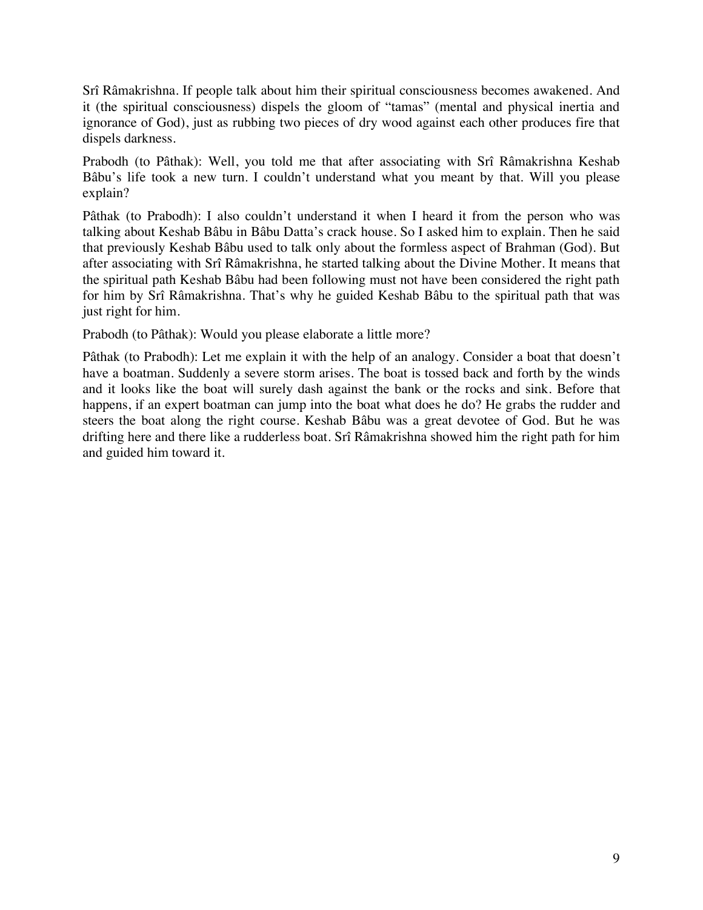Srî Râmakrishna. If people talk about him their spiritual consciousness becomes awakened. And it (the spiritual consciousness) dispels the gloom of "tamas" (mental and physical inertia and ignorance of God), just as rubbing two pieces of dry wood against each other produces fire that dispels darkness.

Prabodh (to Pâthak): Well, you told me that after associating with Srî Râmakrishna Keshab Bâbu's life took a new turn. I couldn't understand what you meant by that. Will you please explain?

Pâthak (to Prabodh): I also couldn't understand it when I heard it from the person who was talking about Keshab Bâbu in Bâbu Datta's crack house. So I asked him to explain. Then he said that previously Keshab Bâbu used to talk only about the formless aspect of Brahman (God). But after associating with Srî Râmakrishna, he started talking about the Divine Mother. It means that the spiritual path Keshab Bâbu had been following must not have been considered the right path for him by Srî Râmakrishna. That's why he guided Keshab Bâbu to the spiritual path that was just right for him.

Prabodh (to Pâthak): Would you please elaborate a little more?

Pâthak (to Prabodh): Let me explain it with the help of an analogy. Consider a boat that doesn't have a boatman. Suddenly a severe storm arises. The boat is tossed back and forth by the winds and it looks like the boat will surely dash against the bank or the rocks and sink. Before that happens, if an expert boatman can jump into the boat what does he do? He grabs the rudder and steers the boat along the right course. Keshab Bâbu was a great devotee of God. But he was drifting here and there like a rudderless boat. Srî Râmakrishna showed him the right path for him and guided him toward it.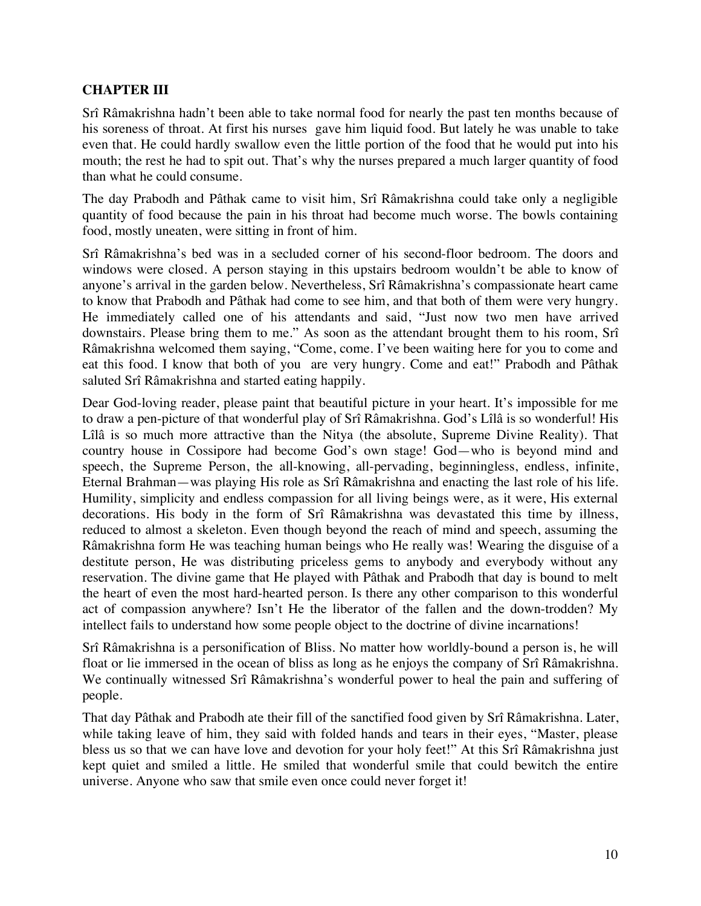## CHAPTER III

Srî Râmakrishna hadn't been able to take normal food for nearly the past ten months because of his soreness of throat. At first his nurses gave him liquid food. But lately he was unable to take even that. He could hardly swallow even the little portion of the food that he would put into his mouth; the rest he had to spit out. That's why the nurses prepared a much larger quantity of food than what he could consume.

The day Prabodh and Pâthak came to visit him, Srî Râmakrishna could take only a negligible quantity of food because the pain in his throat had become much worse. The bowls containing food, mostly uneaten, were sitting in front of him.

Srî Râmakrishna's bed was in a secluded corner of his second-floor bedroom. The doors and windows were closed. A person staying in this upstairs bedroom wouldn't be able to know of anyone's arrival in the garden below. Nevertheless, Srî Râmakrishna's compassionate heart came to know that Prabodh and Pâthak had come to see him, and that both of them were very hungry. He immediately called one of his attendants and said, "Just now two men have arrived downstairs. Please bring them to me." As soon as the attendant brought them to his room, Srî Râmakrishna welcomed them saying, "Come, come. I've been waiting here for you to come and eat this food. I know that both of you are very hungry. Come and eat!" Prabodh and Pâthak saluted Srî Râmakrishna and started eating happily.

Dear God-loving reader, please paint that beautiful picture in your heart. It's impossible for me to draw a pen-picture of that wonderful play of Srî Râmakrishna. God's Lîlâ is so wonderful! His Lîlâ is so much more attractive than the Nitya (the absolute, Supreme Divine Reality). That country house in Cossipore had become God's own stage! God—who is beyond mind and speech, the Supreme Person, the all-knowing, all-pervading, beginningless, endless, infinite, Eternal Brahman—was playing His role as Srî Râmakrishna and enacting the last role of his life. Humility, simplicity and endless compassion for all living beings were, as it were, His external decorations. His body in the form of Srî Râmakrishna was devastated this time by illness, reduced to almost a skeleton. Even though beyond the reach of mind and speech, assuming the Râmakrishna form He was teaching human beings who He really was! Wearing the disguise of a destitute person, He was distributing priceless gems to anybody and everybody without any reservation. The divine game that He played with Pâthak and Prabodh that day is bound to melt the heart of even the most hard-hearted person. Is there any other comparison to this wonderful act of compassion anywhere? Isn't He the liberator of the fallen and the down-trodden? My intellect fails to understand how some people object to the doctrine of divine incarnations!

Srî Râmakrishna is a personification of Bliss. No matter how worldly-bound a person is, he will float or lie immersed in the ocean of bliss as long as he enjoys the company of Srî Râmakrishna. We continually witnessed Srî Râmakrishna's wonderful power to heal the pain and suffering of people.

That day Pâthak and Prabodh ate their fill of the sanctified food given by Srî Râmakrishna. Later, while taking leave of him, they said with folded hands and tears in their eyes, "Master, please bless us so that we can have love and devotion for your holy feet!" At this Srî Râmakrishna just kept quiet and smiled a little. He smiled that wonderful smile that could bewitch the entire universe. Anyone who saw that smile even once could never forget it!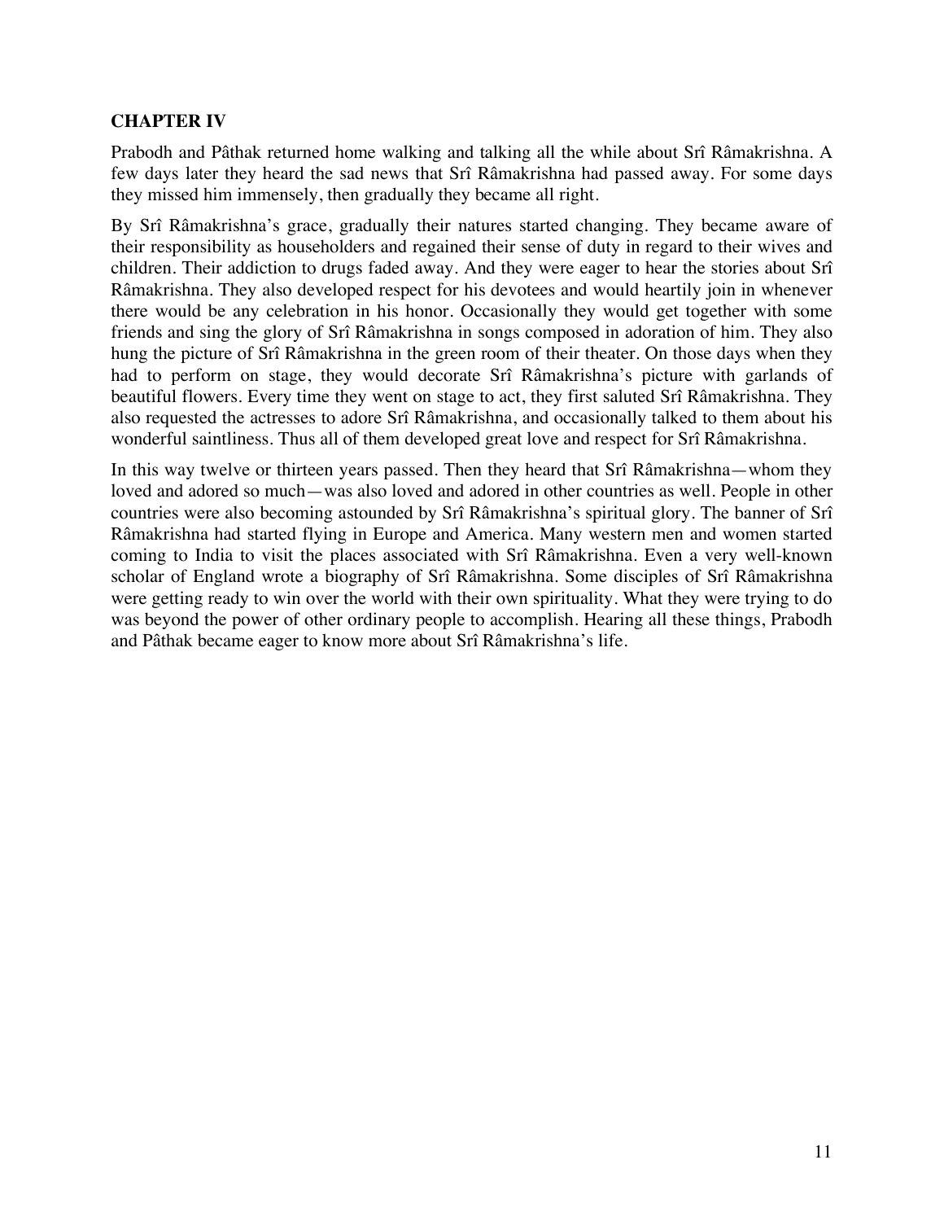## CHAPTER IV

Prabodh and Pâthak returned home walking and talking all the while about Srî Râmakrishna. A few days later they heard the sad news that Srî Râmakrishna had passed away. For some days they missed him immensely, then gradually they became all right.

By Srî Râmakrishna's grace, gradually their natures started changing. They became aware of their responsibility as householders and regained their sense of duty in regard to their wives and children. Their addiction to drugs faded away. And they were eager to hear the stories about Srî Râmakrishna. They also developed respect for his devotees and would heartily join in whenever there would be any celebration in his honor. Occasionally they would get together with some friends and sing the glory of Srî Râmakrishna in songs composed in adoration of him. They also hung the picture of Srî Râmakrishna in the green room of their theater. On those days when they had to perform on stage, they would decorate Srî Râmakrishna's picture with garlands of beautiful flowers. Every time they went on stage to act, they first saluted Srî Râmakrishna. They also requested the actresses to adore Srî Râmakrishna, and occasionally talked to them about his wonderful saintliness. Thus all of them developed great love and respect for Srî Râmakrishna.

In this way twelve or thirteen years passed. Then they heard that Srî Râmakrishna—whom they loved and adored so much—was also loved and adored in other countries as well. People in other countries were also becoming astounded by Srî Râmakrishna's spiritual glory. The banner of Srî Râmakrishna had started flying in Europe and America. Many western men and women started coming to India to visit the places associated with Srî Râmakrishna. Even a very well-known scholar of England wrote a biography of Srî Râmakrishna. Some disciples of Srî Râmakrishna were getting ready to win over the world with their own spirituality. What they were trying to do was beyond the power of other ordinary people to accomplish. Hearing all these things, Prabodh and Pâthak became eager to know more about Srî Râmakrishna's life.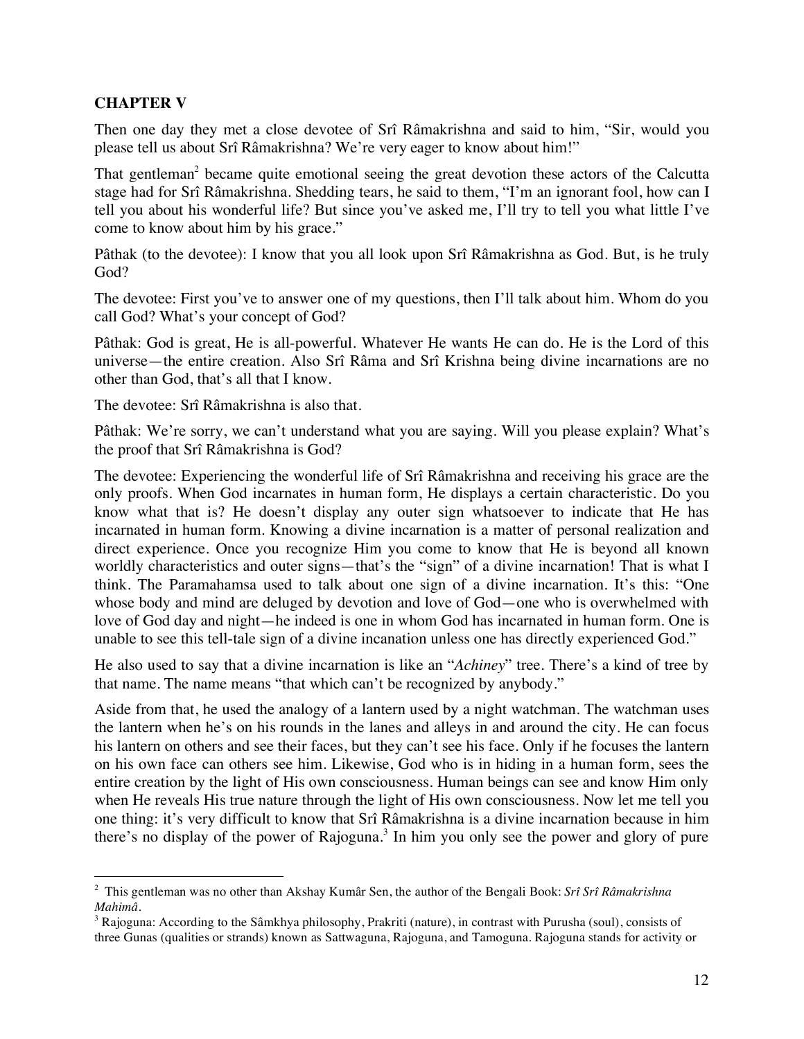## CHAPTER V

Then one day they met a close devotee of Srî Râmakrishna and said to him, "Sir, would you please tell us about Srî Râmakrishna? We're very eager to know about him!"

That gentleman[2] became quite emotional seeing the great devotion these actors of the Calcutta stage had for Srî Râmakrishna. Shedding tears, he said to them, "I'm an ignorant fool, how can I tell you about his wonderful life? But since you've asked me, I'll try to tell you what little I've come to know about him by his grace."

Pâthak (to the devotee): I know that you all look upon Srî Râmakrishna as God. But, is he truly God?

The devotee: First you've to answer one of my questions, then I'll talk about him. Whom do you call God? What's your concept of God?

Pâthak: God is great, He is all-powerful. Whatever He wants He can do. He is the Lord of this universe—the entire creation. Also Srî Râma and Srî Krishna being divine incarnations are no other than God, that's all that I know.

The devotee: Srî Râmakrishna is also that.

Pâthak: We're sorry, we can't understand what you are saying. Will you please explain? What's the proof that Srî Râmakrishna is God?

The devotee: Experiencing the wonderful life of Srî Râmakrishna and receiving his grace are the only proofs. When God incarnates in human form, He displays a certain characteristic. Do you know what that is? He doesn't display any outer sign whatsoever to indicate that He has incarnated in human form. Knowing a divine incarnation is a matter of personal realization and direct experience. Once you recognize Him you come to know that He is beyond all known worldly characteristics and outer signs—that's the "sign" of a divine incarnation! That is what I think. The Paramahamsa used to talk about one sign of a divine incarnation. It's this: "One whose body and mind are deluged by devotion and love of God—one who is overwhelmed with love of God day and night—he indeed is one in whom God has incarnated in human form. One is unable to see this tell-tale sign of a divine incanation unless one has directly experienced God."

He also used to say that a divine incarnation is like an "*Achiney*" tree. There's a kind of tree by that name. The name means "that which can't be recognized by anybody."

Aside from that, he used the analogy of a lantern used by a night watchman. The watchman uses the lantern when he's on his rounds in the lanes and alleys in and around the city. He can focus his lantern on others and see their faces, but they can't see his face. Only if he focuses the lantern on his own face can others see him. Likewise, God who is in hiding in a human form, sees the entire creation by the light of His own consciousness. Human beings can see and know Him only when He reveals His true nature through the light of His own consciousness. Now let me tell you one thing: it's very difficult to know that Srî Râmakrishna is a divine incarnation because in him there's no display of the power of Rajoguna.[3] In him you only see the power and glory of pure

---

[2] This gentleman was no other than Akshay Kumâr Sen, the author of the Bengali Book: *Srî Srî Râmakrishna Mahimâ*.

[3] Rajoguna: According to the Sâmkhya philosophy, Prakriti (nature), in contrast with Purusha (soul), consists of three Gunas (qualities or strands) known as Sattwaguna, Rajoguna, and Tamoguna. Rajoguna stands for activity or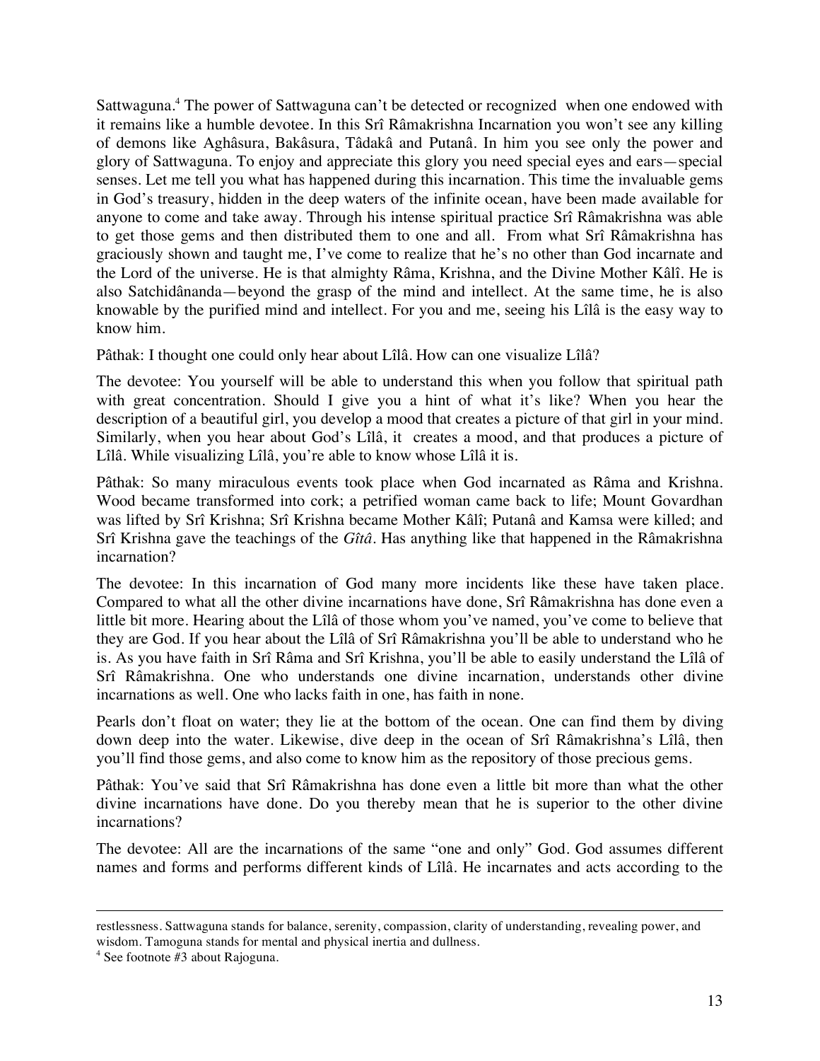Sattwaguna.[4] The power of Sattwaguna can't be detected or recognized when one endowed with it remains like a humble devotee. In this Srî Râmakrishna Incarnation you won't see any killing of demons like Aghâsura, Bakâsura, Tâdakâ and Putanâ. In him you see only the power and glory of Sattwaguna. To enjoy and appreciate this glory you need special eyes and ears—special senses. Let me tell you what has happened during this incarnation. This time the invaluable gems in God's treasury, hidden in the deep waters of the infinite ocean, have been made available for anyone to come and take away. Through his intense spiritual practice Srî Râmakrishna was able to get those gems and then distributed them to one and all. From what Srî Râmakrishna has graciously shown and taught me, I've come to realize that he's no other than God incarnate and the Lord of the universe. He is that almighty Râma, Krishna, and the Divine Mother Kâlî. He is also Satchidânanda—beyond the grasp of the mind and intellect. At the same time, he is also knowable by the purified mind and intellect. For you and me, seeing his Lîlâ is the easy way to know him.

Pâthak: I thought one could only hear about Lîlâ. How can one visualize Lîlâ?

The devotee: You yourself will be able to understand this when you follow that spiritual path with great concentration. Should I give you a hint of what it's like? When you hear the description of a beautiful girl, you develop a mood that creates a picture of that girl in your mind. Similarly, when you hear about God's Lîlâ, it creates a mood, and that produces a picture of Lîlâ. While visualizing Lîlâ, you're able to know whose Lîlâ it is.

Pâthak: So many miraculous events took place when God incarnated as Râma and Krishna. Wood became transformed into cork; a petrified woman came back to life; Mount Govardhan was lifted by Srî Krishna; Srî Krishna became Mother Kâlî; Putanâ and Kamsa were killed; and Srî Krishna gave the teachings of the *Gîtâ*. Has anything like that happened in the Râmakrishna incarnation?

The devotee: In this incarnation of God many more incidents like these have taken place. Compared to what all the other divine incarnations have done, Srî Râmakrishna has done even a little bit more. Hearing about the Lîlâ of those whom you've named, you've come to believe that they are God. If you hear about the Lîlâ of Srî Râmakrishna you'll be able to understand who he is. As you have faith in Srî Râma and Srî Krishna, you'll be able to easily understand the Lîlâ of Srî Râmakrishna. One who understands one divine incarnation, understands other divine incarnations as well. One who lacks faith in one, has faith in none.

Pearls don't float on water; they lie at the bottom of the ocean. One can find them by diving down deep into the water. Likewise, dive deep in the ocean of Srî Râmakrishna's Lîlâ, then you'll find those gems, and also come to know him as the repository of those precious gems.

Pâthak: You've said that Srî Râmakrishna has done even a little bit more than what the other divine incarnations have done. Do you thereby mean that he is superior to the other divine incarnations?

The devotee: All are the incarnations of the same "one and only" God. God assumes different names and forms and performs different kinds of Lîlâ. He incarnates and acts according to the

---

restlessness. Sattwaguna stands for balance, serenity, compassion, clarity of understanding, revealing power, and wisdom. Tamoguna stands for mental and physical inertia and dullness.

[4] See footnote #3 about Rajoguna.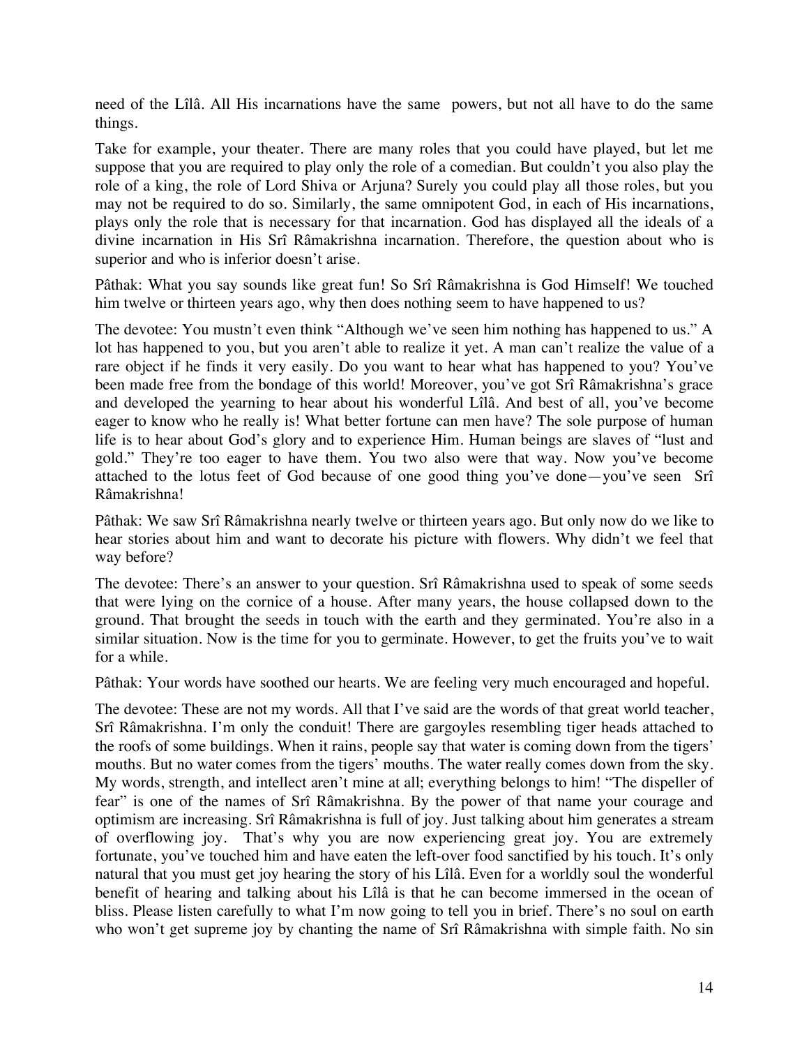need of the Lîlâ. All His incarnations have the same powers, but not all have to do the same things.

Take for example, your theater. There are many roles that you could have played, but let me suppose that you are required to play only the role of a comedian. But couldn't you also play the role of a king, the role of Lord Shiva or Arjuna? Surely you could play all those roles, but you may not be required to do so. Similarly, the same omnipotent God, in each of His incarnations, plays only the role that is necessary for that incarnation. God has displayed all the ideals of a divine incarnation in His Srî Râmakrishna incarnation. Therefore, the question about who is superior and who is inferior doesn't arise.

Pâthak: What you say sounds like great fun! So Srî Râmakrishna is God Himself! We touched him twelve or thirteen years ago, why then does nothing seem to have happened to us?

The devotee: You mustn't even think "Although we've seen him nothing has happened to us." A lot has happened to you, but you aren't able to realize it yet. A man can't realize the value of a rare object if he finds it very easily. Do you want to hear what has happened to you? You've been made free from the bondage of this world! Moreover, you've got Srî Râmakrishna's grace and developed the yearning to hear about his wonderful Lîlâ. And best of all, you've become eager to know who he really is! What better fortune can men have? The sole purpose of human life is to hear about God's glory and to experience Him. Human beings are slaves of "lust and gold." They're too eager to have them. You two also were that way. Now you've become attached to the lotus feet of God because of one good thing you've done—you've seen Srî Râmakrishna!

Pâthak: We saw Srî Râmakrishna nearly twelve or thirteen years ago. But only now do we like to hear stories about him and want to decorate his picture with flowers. Why didn't we feel that way before?

The devotee: There's an answer to your question. Srî Râmakrishna used to speak of some seeds that were lying on the cornice of a house. After many years, the house collapsed down to the ground. That brought the seeds in touch with the earth and they germinated. You're also in a similar situation. Now is the time for you to germinate. However, to get the fruits you've to wait for a while.

Pâthak: Your words have soothed our hearts. We are feeling very much encouraged and hopeful.

The devotee: These are not my words. All that I've said are the words of that great world teacher, Srî Râmakrishna. I'm only the conduit! There are gargoyles resembling tiger heads attached to the roofs of some buildings. When it rains, people say that water is coming down from the tigers' mouths. But no water comes from the tigers' mouths. The water really comes down from the sky. My words, strength, and intellect aren't mine at all; everything belongs to him! "The dispeller of fear" is one of the names of Srî Râmakrishna. By the power of that name your courage and optimism are increasing. Srî Râmakrishna is full of joy. Just talking about him generates a stream of overflowing joy. That's why you are now experiencing great joy. You are extremely fortunate, you've touched him and have eaten the left-over food sanctified by his touch. It's only natural that you must get joy hearing the story of his Lîlâ. Even for a worldly soul the wonderful benefit of hearing and talking about his Lîlâ is that he can become immersed in the ocean of bliss. Please listen carefully to what I'm now going to tell you in brief. There's no soul on earth who won't get supreme joy by chanting the name of Srî Râmakrishna with simple faith. No sin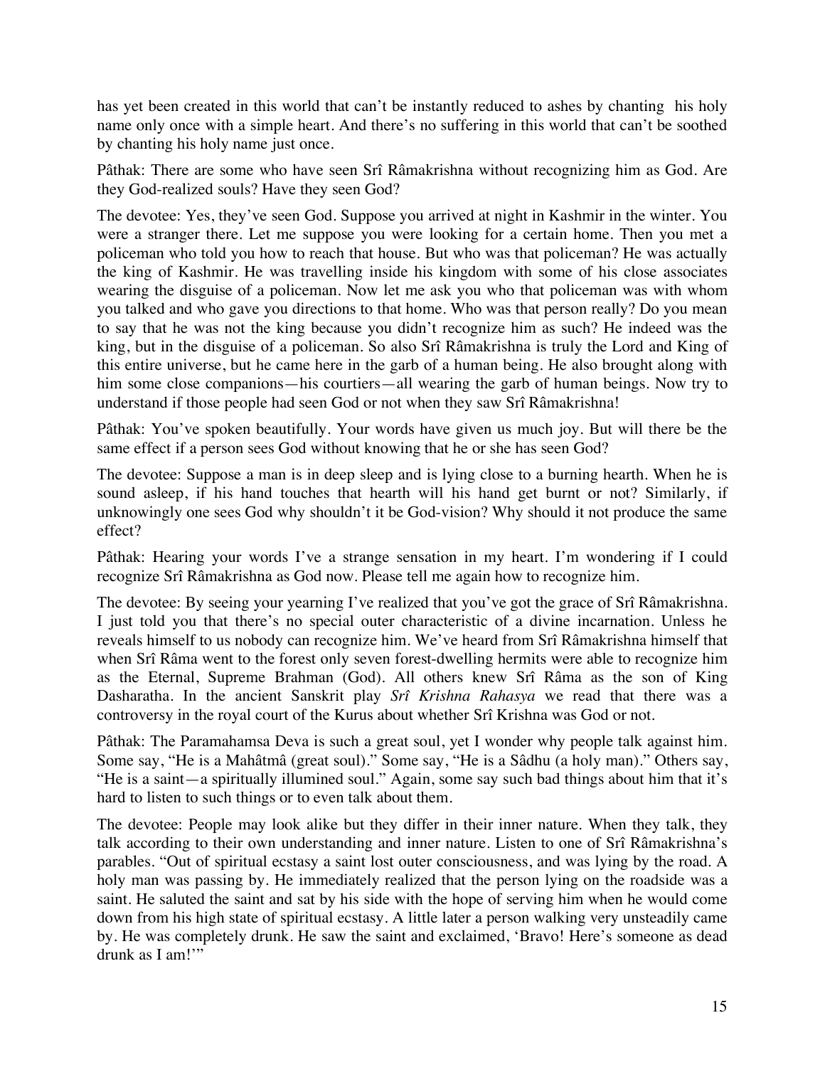has yet been created in this world that can't be instantly reduced to ashes by chanting his holy name only once with a simple heart. And there's no suffering in this world that can't be soothed by chanting his holy name just once.

Pâthak: There are some who have seen Srî Râmakrishna without recognizing him as God. Are they God-realized souls? Have they seen God?

The devotee: Yes, they've seen God. Suppose you arrived at night in Kashmir in the winter. You were a stranger there. Let me suppose you were looking for a certain home. Then you met a policeman who told you how to reach that house. But who was that policeman? He was actually the king of Kashmir. He was travelling inside his kingdom with some of his close associates wearing the disguise of a policeman. Now let me ask you who that policeman was with whom you talked and who gave you directions to that home. Who was that person really? Do you mean to say that he was not the king because you didn't recognize him as such? He indeed was the king, but in the disguise of a policeman. So also Srî Râmakrishna is truly the Lord and King of this entire universe, but he came here in the garb of a human being. He also brought along with him some close companions—his courtiers—all wearing the garb of human beings. Now try to understand if those people had seen God or not when they saw Srî Râmakrishna!

Pâthak: You've spoken beautifully. Your words have given us much joy. But will there be the same effect if a person sees God without knowing that he or she has seen God?

The devotee: Suppose a man is in deep sleep and is lying close to a burning hearth. When he is sound asleep, if his hand touches that hearth will his hand get burnt or not? Similarly, if unknowingly one sees God why shouldn't it be God-vision? Why should it not produce the same effect?

Pâthak: Hearing your words I've a strange sensation in my heart. I'm wondering if I could recognize Srî Râmakrishna as God now. Please tell me again how to recognize him.

The devotee: By seeing your yearning I've realized that you've got the grace of Srî Râmakrishna. I just told you that there's no special outer characteristic of a divine incarnation. Unless he reveals himself to us nobody can recognize him. We've heard from Srî Râmakrishna himself that when Srî Râma went to the forest only seven forest-dwelling hermits were able to recognize him as the Eternal, Supreme Brahman (God). All others knew Srî Râma as the son of King Dasharatha. In the ancient Sanskrit play *Srî Krishna Rahasya* we read that there was a controversy in the royal court of the Kurus about whether Srî Krishna was God or not.

Pâthak: The Paramahamsa Deva is such a great soul, yet I wonder why people talk against him. Some say, "He is a Mahâtmâ (great soul)." Some say, "He is a Sâdhu (a holy man)." Others say, "He is a saint—a spiritually illumined soul." Again, some say such bad things about him that it's hard to listen to such things or to even talk about them.

The devotee: People may look alike but they differ in their inner nature. When they talk, they talk according to their own understanding and inner nature. Listen to one of Srî Râmakrishna's parables. "Out of spiritual ecstasy a saint lost outer consciousness, and was lying by the road. A holy man was passing by. He immediately realized that the person lying on the roadside was a saint. He saluted the saint and sat by his side with the hope of serving him when he would come down from his high state of spiritual ecstasy. A little later a person walking very unsteadily came by. He was completely drunk. He saw the saint and exclaimed, 'Bravo! Here's someone as dead drunk as I am!'"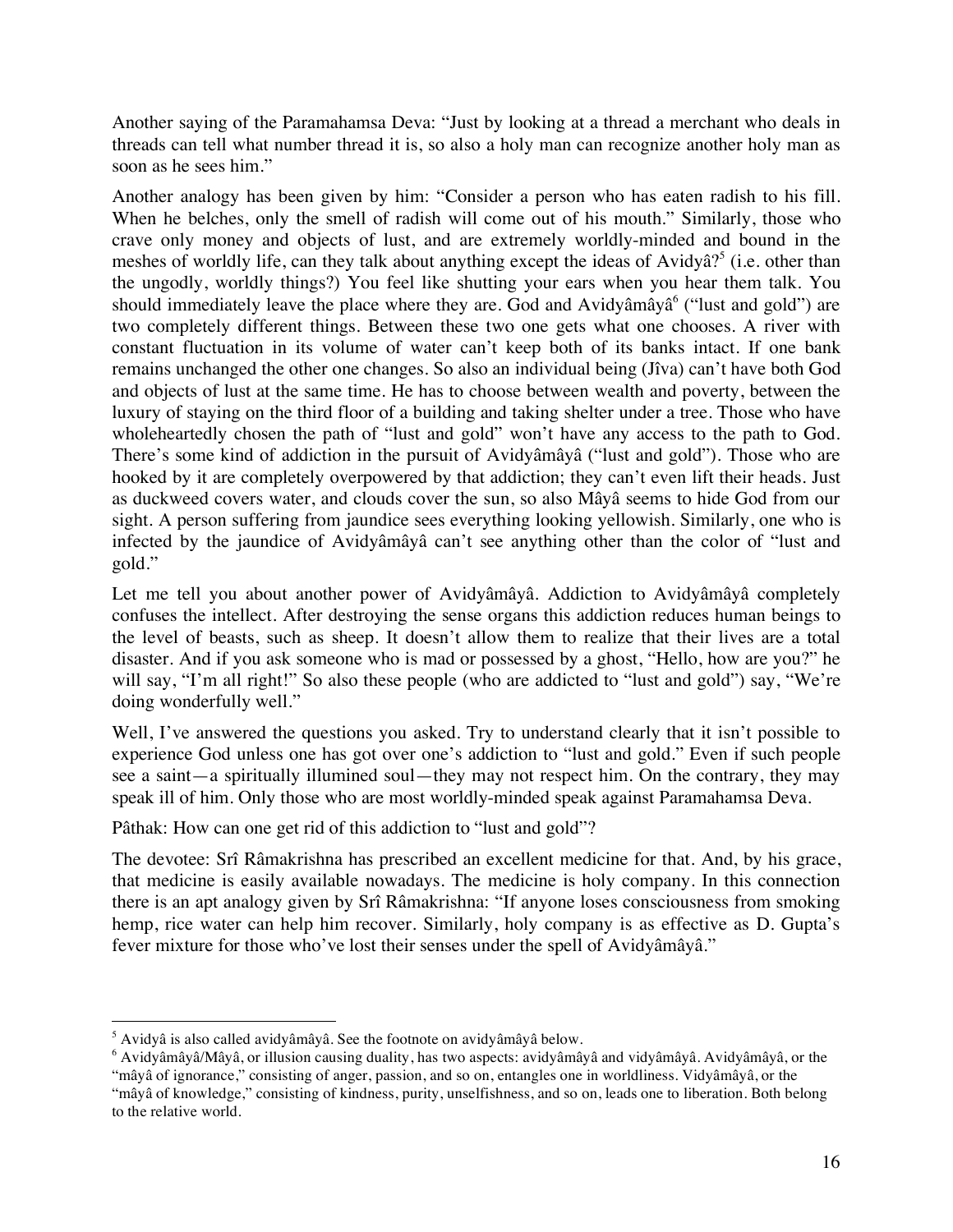Another saying of the Paramahamsa Deva: "Just by looking at a thread a merchant who deals in threads can tell what number thread it is, so also a holy man can recognize another holy man as soon as he sees him."

Another analogy has been given by him: "Consider a person who has eaten radish to his fill. When he belches, only the smell of radish will come out of his mouth." Similarly, those who crave only money and objects of lust, and are extremely worldly-minded and bound in the meshes of worldly life, can they talk about anything except the ideas of Avidyâ?[5] (i.e. other than the ungodly, worldly things?) You feel like shutting your ears when you hear them talk. You should immediately leave the place where they are. God and Avidyâmâyâ[6] ("lust and gold") are two completely different things. Between these two one gets what one chooses. A river with constant fluctuation in its volume of water can't keep both of its banks intact. If one bank remains unchanged the other one changes. So also an individual being (Jîva) can't have both God and objects of lust at the same time. He has to choose between wealth and poverty, between the luxury of staying on the third floor of a building and taking shelter under a tree. Those who have wholeheartedly chosen the path of "lust and gold" won't have any access to the path to God. There's some kind of addiction in the pursuit of Avidyâmâyâ ("lust and gold"). Those who are hooked by it are completely overpowered by that addiction; they can't even lift their heads. Just as duckweed covers water, and clouds cover the sun, so also Mâyâ seems to hide God from our sight. A person suffering from jaundice sees everything looking yellowish. Similarly, one who is infected by the jaundice of Avidyâmâyâ can't see anything other than the color of "lust and gold."

Let me tell you about another power of Avidyâmâyâ. Addiction to Avidyâmâyâ completely confuses the intellect. After destroying the sense organs this addiction reduces human beings to the level of beasts, such as sheep. It doesn't allow them to realize that their lives are a total disaster. And if you ask someone who is mad or possessed by a ghost, "Hello, how are you?" he will say, "I'm all right!" So also these people (who are addicted to "lust and gold") say, "We're doing wonderfully well."

Well, I've answered the questions you asked. Try to understand clearly that it isn't possible to experience God unless one has got over one's addiction to "lust and gold." Even if such people see a saint—a spiritually illumined soul—they may not respect him. On the contrary, they may speak ill of him. Only those who are most worldly-minded speak against Paramahamsa Deva.

Pâthak: How can one get rid of this addiction to "lust and gold"?

The devotee: Srî Râmakrishna has prescribed an excellent medicine for that. And, by his grace, that medicine is easily available nowadays. The medicine is holy company. In this connection there is an apt analogy given by Srî Râmakrishna: "If anyone loses consciousness from smoking hemp, rice water can help him recover. Similarly, holy company is as effective as D. Gupta's fever mixture for those who've lost their senses under the spell of Avidyâmâyâ."

---

[5] Avidyâ is also called avidyâmâyâ. See the footnote on avidyâmâyâ below.

[6] Avidyâmâyâ/Mâyâ, or illusion causing duality, has two aspects: avidyâmâyâ and vidyâmâyâ. Avidyâmâyâ, or the "mâyâ of ignorance," consisting of anger, passion, and so on, entangles one in worldliness. Vidyâmâyâ, or the "mâyâ of knowledge," consisting of kindness, purity, unselfishness, and so on, leads one to liberation. Both belong to the relative world.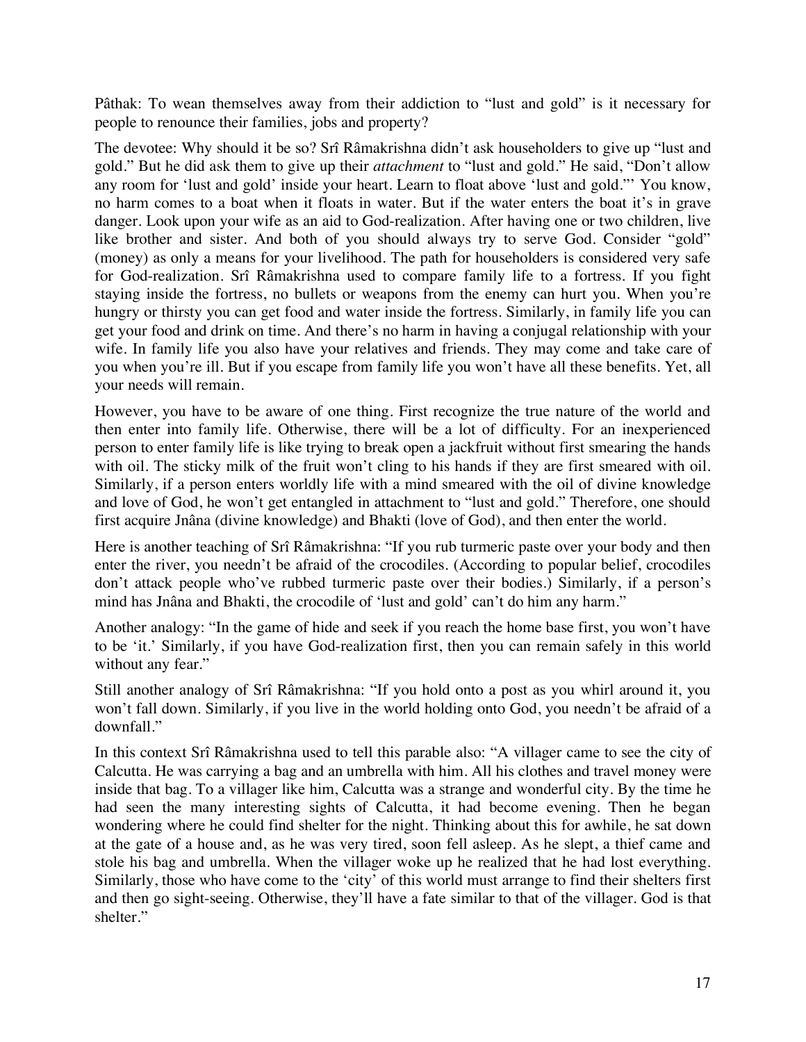Pâthak: To wean themselves away from their addiction to "lust and gold" is it necessary for people to renounce their families, jobs and property?

The devotee: Why should it be so? Srî Râmakrishna didn't ask householders to give up "lust and gold." But he did ask them to give up their *attachment* to "lust and gold." He said, "Don't allow any room for 'lust and gold' inside your heart. Learn to float above 'lust and gold."' You know, no harm comes to a boat when it floats in water. But if the water enters the boat it's in grave danger. Look upon your wife as an aid to God-realization. After having one or two children, live like brother and sister. And both of you should always try to serve God. Consider "gold" (money) as only a means for your livelihood. The path for householders is considered very safe for God-realization. Srî Râmakrishna used to compare family life to a fortress. If you fight staying inside the fortress, no bullets or weapons from the enemy can hurt you. When you're hungry or thirsty you can get food and water inside the fortress. Similarly, in family life you can get your food and drink on time. And there's no harm in having a conjugal relationship with your wife. In family life you also have your relatives and friends. They may come and take care of you when you're ill. But if you escape from family life you won't have all these benefits. Yet, all your needs will remain.

However, you have to be aware of one thing. First recognize the true nature of the world and then enter into family life. Otherwise, there will be a lot of difficulty. For an inexperienced person to enter family life is like trying to break open a jackfruit without first smearing the hands with oil. The sticky milk of the fruit won't cling to his hands if they are first smeared with oil. Similarly, if a person enters worldly life with a mind smeared with the oil of divine knowledge and love of God, he won't get entangled in attachment to "lust and gold." Therefore, one should first acquire Jnâna (divine knowledge) and Bhakti (love of God), and then enter the world.

Here is another teaching of Srî Râmakrishna: "If you rub turmeric paste over your body and then enter the river, you needn't be afraid of the crocodiles. (According to popular belief, crocodiles don't attack people who've rubbed turmeric paste over their bodies.) Similarly, if a person's mind has Jnâna and Bhakti, the crocodile of 'lust and gold' can't do him any harm."

Another analogy: "In the game of hide and seek if you reach the home base first, you won't have to be 'it.' Similarly, if you have God-realization first, then you can remain safely in this world without any fear."

Still another analogy of Srî Râmakrishna: "If you hold onto a post as you whirl around it, you won't fall down. Similarly, if you live in the world holding onto God, you needn't be afraid of a downfall."

In this context Srî Râmakrishna used to tell this parable also: "A villager came to see the city of Calcutta. He was carrying a bag and an umbrella with him. All his clothes and travel money were inside that bag. To a villager like him, Calcutta was a strange and wonderful city. By the time he had seen the many interesting sights of Calcutta, it had become evening. Then he began wondering where he could find shelter for the night. Thinking about this for awhile, he sat down at the gate of a house and, as he was very tired, soon fell asleep. As he slept, a thief came and stole his bag and umbrella. When the villager woke up he realized that he had lost everything. Similarly, those who have come to the 'city' of this world must arrange to find their shelters first and then go sight-seeing. Otherwise, they'll have a fate similar to that of the villager. God is that shelter."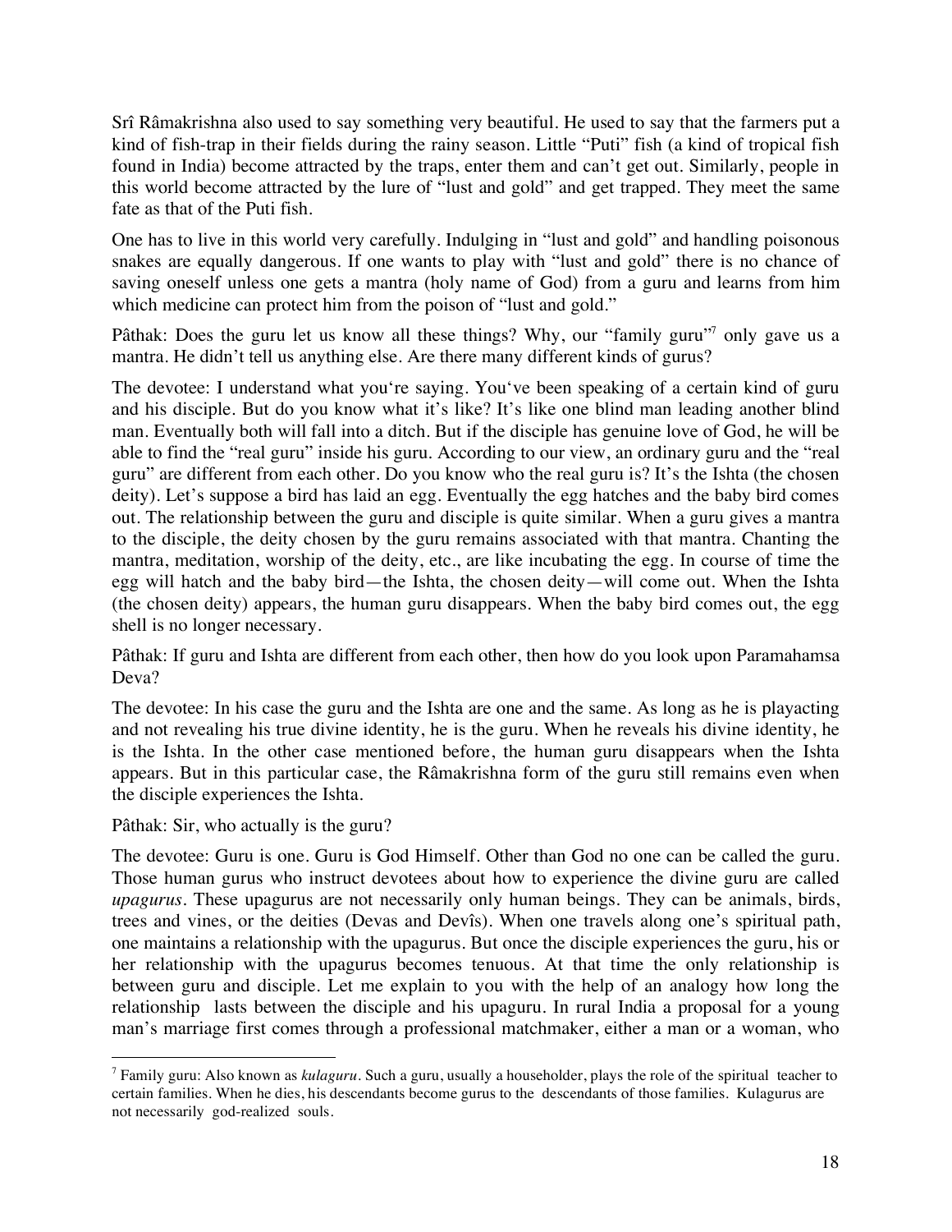Srî Râmakrishna also used to say something very beautiful. He used to say that the farmers put a kind of fish-trap in their fields during the rainy season. Little "Puti" fish (a kind of tropical fish found in India) become attracted by the traps, enter them and can't get out. Similarly, people in this world become attracted by the lure of "lust and gold" and get trapped. They meet the same fate as that of the Puti fish.

One has to live in this world very carefully. Indulging in "lust and gold" and handling poisonous snakes are equally dangerous. If one wants to play with "lust and gold" there is no chance of saving oneself unless one gets a mantra (holy name of God) from a guru and learns from him which medicine can protect him from the poison of "lust and gold."

Pâthak: Does the guru let us know all these things? Why, our "family guru"[7] only gave us a mantra. He didn't tell us anything else. Are there many different kinds of gurus?

The devotee: I understand what you're saying. You've been speaking of a certain kind of guru and his disciple. But do you know what it's like? It's like one blind man leading another blind man. Eventually both will fall into a ditch. But if the disciple has genuine love of God, he will be able to find the "real guru" inside his guru. According to our view, an ordinary guru and the "real guru" are different from each other. Do you know who the real guru is? It's the Ishta (the chosen deity). Let's suppose a bird has laid an egg. Eventually the egg hatches and the baby bird comes out. The relationship between the guru and disciple is quite similar. When a guru gives a mantra to the disciple, the deity chosen by the guru remains associated with that mantra. Chanting the mantra, meditation, worship of the deity, etc., are like incubating the egg. In course of time the egg will hatch and the baby bird—the Ishta, the chosen deity—will come out. When the Ishta (the chosen deity) appears, the human guru disappears. When the baby bird comes out, the egg shell is no longer necessary.

Pâthak: If guru and Ishta are different from each other, then how do you look upon Paramahamsa Deva?

The devotee: In his case the guru and the Ishta are one and the same. As long as he is playacting and not revealing his true divine identity, he is the guru. When he reveals his divine identity, he is the Ishta. In the other case mentioned before, the human guru disappears when the Ishta appears. But in this particular case, the Râmakrishna form of the guru still remains even when the disciple experiences the Ishta.

Pâthak: Sir, who actually is the guru?

The devotee: Guru is one. Guru is God Himself. Other than God no one can be called the guru. Those human gurus who instruct devotees about how to experience the divine guru are called *upagurus*. These upagurus are not necessarily only human beings. They can be animals, birds, trees and vines, or the deities (Devas and Devîs). When one travels along one's spiritual path, one maintains a relationship with the upagurus. But once the disciple experiences the guru, his or her relationship with the upagurus becomes tenuous. At that time the only relationship is between guru and disciple. Let me explain to you with the help of an analogy how long the relationship lasts between the disciple and his upaguru. In rural India a proposal for a young man's marriage first comes through a professional matchmaker, either a man or a woman, who

---

[7] Family guru: Also known as *kulaguru*. Such a guru, usually a householder, plays the role of the spiritual teacher to certain families. When he dies, his descendants become gurus to the descendants of those families. Kulagurus are not necessarily god-realized souls.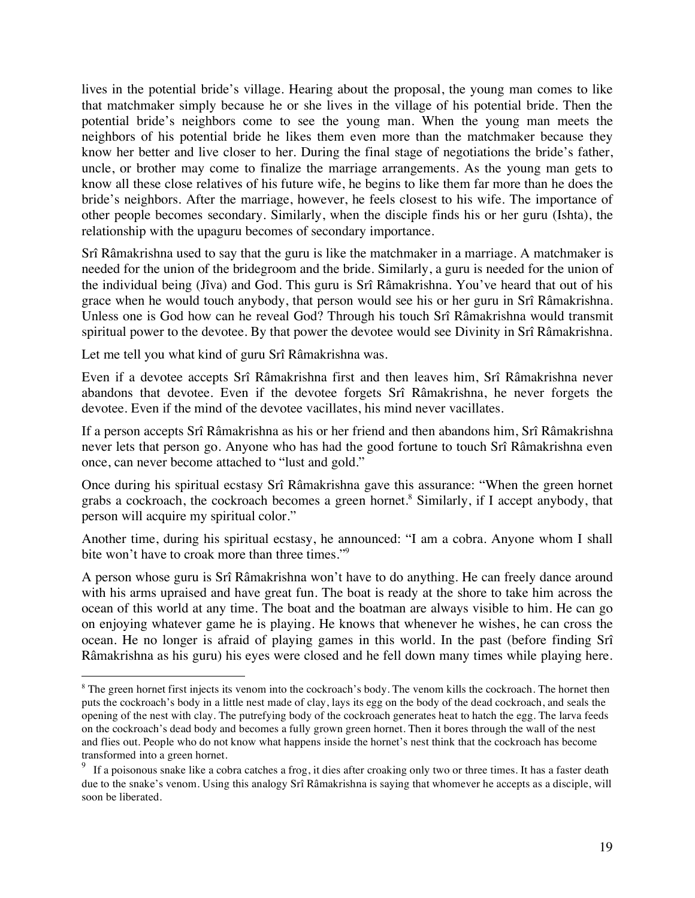lives in the potential bride's village. Hearing about the proposal, the young man comes to like that matchmaker simply because he or she lives in the village of his potential bride. Then the potential bride's neighbors come to see the young man. When the young man meets the neighbors of his potential bride he likes them even more than the matchmaker because they know her better and live closer to her. During the final stage of negotiations the bride's father, uncle, or brother may come to finalize the marriage arrangements. As the young man gets to know all these close relatives of his future wife, he begins to like them far more than he does the bride's neighbors. After the marriage, however, he feels closest to his wife. The importance of other people becomes secondary. Similarly, when the disciple finds his or her guru (Ishta), the relationship with the upaguru becomes of secondary importance.

Srî Râmakrishna used to say that the guru is like the matchmaker in a marriage. A matchmaker is needed for the union of the bridegroom and the bride. Similarly, a guru is needed for the union of the individual being (Jîva) and God. This guru is Srî Râmakrishna. You've heard that out of his grace when he would touch anybody, that person would see his or her guru in Srî Râmakrishna. Unless one is God how can he reveal God? Through his touch Srî Râmakrishna would transmit spiritual power to the devotee. By that power the devotee would see Divinity in Srî Râmakrishna.

Let me tell you what kind of guru Srî Râmakrishna was.

Even if a devotee accepts Srî Râmakrishna first and then leaves him, Srî Râmakrishna never abandons that devotee. Even if the devotee forgets Srî Râmakrishna, he never forgets the devotee. Even if the mind of the devotee vacillates, his mind never vacillates.

If a person accepts Srî Râmakrishna as his or her friend and then abandons him, Srî Râmakrishna never lets that person go. Anyone who has had the good fortune to touch Srî Râmakrishna even once, can never become attached to "lust and gold."

Once during his spiritual ecstasy Srî Râmakrishna gave this assurance: "When the green hornet grabs a cockroach, the cockroach becomes a green hornet.[8] Similarly, if I accept anybody, that person will acquire my spiritual color."

Another time, during his spiritual ecstasy, he announced: "I am a cobra. Anyone whom I shall bite won't have to croak more than three times."[9]

A person whose guru is Srî Râmakrishna won't have to do anything. He can freely dance around with his arms upraised and have great fun. The boat is ready at the shore to take him across the ocean of this world at any time. The boat and the boatman are always visible to him. He can go on enjoying whatever game he is playing. He knows that whenever he wishes, he can cross the ocean. He no longer is afraid of playing games in this world. In the past (before finding Srî Râmakrishna as his guru) his eyes were closed and he fell down many times while playing here.

---

[8] The green hornet first injects its venom into the cockroach's body. The venom kills the cockroach. The hornet then puts the cockroach's body in a little nest made of clay, lays its egg on the body of the dead cockroach, and seals the opening of the nest with clay. The putrefying body of the cockroach generates heat to hatch the egg. The larva feeds on the cockroach's dead body and becomes a fully grown green hornet. Then it bores through the wall of the nest and flies out. People who do not know what happens inside the hornet's nest think that the cockroach has become transformed into a green hornet.

[9] If a poisonous snake like a cobra catches a frog, it dies after croaking only two or three times. It has a faster death due to the snake's venom. Using this analogy Srî Râmakrishna is saying that whomever he accepts as a disciple, will soon be liberated.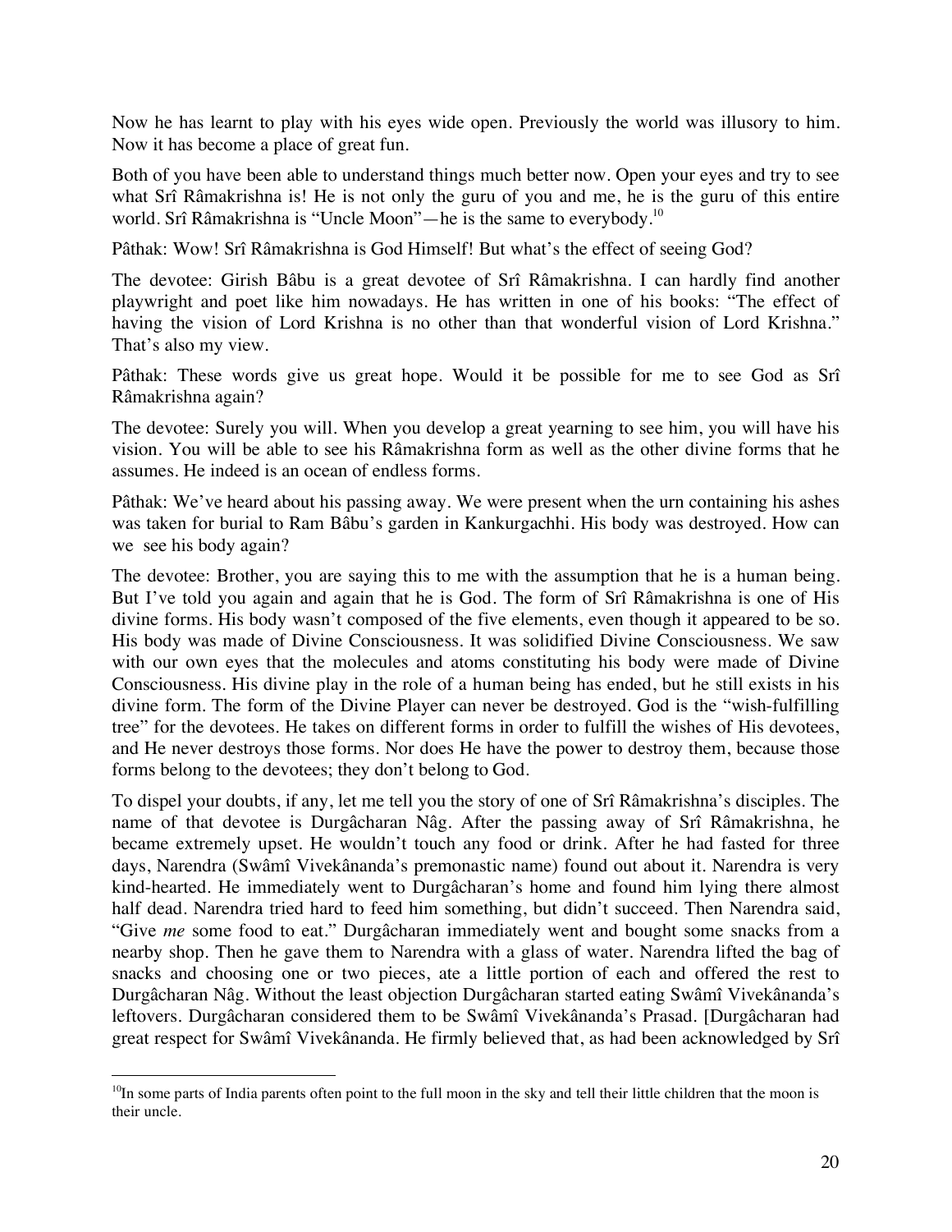Now he has learnt to play with his eyes wide open. Previously the world was illusory to him. Now it has become a place of great fun.

Both of you have been able to understand things much better now. Open your eyes and try to see what Srî Râmakrishna is! He is not only the guru of you and me, he is the guru of this entire world. Srî Râmakrishna is "Uncle Moon"—he is the same to everybody.[10]

Pâthak: Wow! Srî Râmakrishna is God Himself! But what's the effect of seeing God?

The devotee: Girish Bâbu is a great devotee of Srî Râmakrishna. I can hardly find another playwright and poet like him nowadays. He has written in one of his books: "The effect of having the vision of Lord Krishna is no other than that wonderful vision of Lord Krishna." That's also my view.

Pâthak: These words give us great hope. Would it be possible for me to see God as Srî Râmakrishna again?

The devotee: Surely you will. When you develop a great yearning to see him, you will have his vision. You will be able to see his Râmakrishna form as well as the other divine forms that he assumes. He indeed is an ocean of endless forms.

Pâthak: We've heard about his passing away. We were present when the urn containing his ashes was taken for burial to Ram Bâbu's garden in Kankurgachhi. His body was destroyed. How can we see his body again?

The devotee: Brother, you are saying this to me with the assumption that he is a human being. But I've told you again and again that he is God. The form of Srî Râmakrishna is one of His divine forms. His body wasn't composed of the five elements, even though it appeared to be so. His body was made of Divine Consciousness. It was solidified Divine Consciousness. We saw with our own eyes that the molecules and atoms constituting his body were made of Divine Consciousness. His divine play in the role of a human being has ended, but he still exists in his divine form. The form of the Divine Player can never be destroyed. God is the "wish-fulfilling tree" for the devotees. He takes on different forms in order to fulfill the wishes of His devotees, and He never destroys those forms. Nor does He have the power to destroy them, because those forms belong to the devotees; they don't belong to God.

To dispel your doubts, if any, let me tell you the story of one of Srî Râmakrishna's disciples. The name of that devotee is Durgâcharan Nâg. After the passing away of Srî Râmakrishna, he became extremely upset. He wouldn't touch any food or drink. After he had fasted for three days, Narendra (Swâmî Vivekânanda's premonastic name) found out about it. Narendra is very kind-hearted. He immediately went to Durgâcharan's home and found him lying there almost half dead. Narendra tried hard to feed him something, but didn't succeed. Then Narendra said, "Give *me* some food to eat." Durgâcharan immediately went and bought some snacks from a nearby shop. Then he gave them to Narendra with a glass of water. Narendra lifted the bag of snacks and choosing one or two pieces, ate a little portion of each and offered the rest to Durgâcharan Nâg. Without the least objection Durgâcharan started eating Swâmî Vivekânanda's leftovers. Durgâcharan considered them to be Swâmî Vivekânanda's Prasad. [Durgâcharan had great respect for Swâmî Vivekânanda. He firmly believed that, as had been acknowledged by Srî

---

[10]In some parts of India parents often point to the full moon in the sky and tell their little children that the moon is their uncle.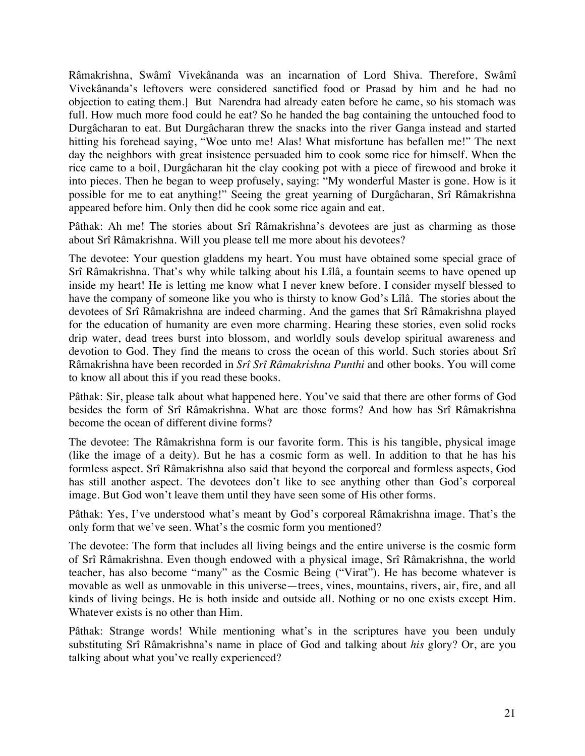Râmakrishna, Swâmî Vivekânanda was an incarnation of Lord Shiva. Therefore, Swâmî Vivekânanda's leftovers were considered sanctified food or Prasad by him and he had no objection to eating them.] But Narendra had already eaten before he came, so his stomach was full. How much more food could he eat? So he handed the bag containing the untouched food to Durgâcharan to eat. But Durgâcharan threw the snacks into the river Ganga instead and started hitting his forehead saying, "Woe unto me! Alas! What misfortune has befallen me!" The next day the neighbors with great insistence persuaded him to cook some rice for himself. When the rice came to a boil, Durgâcharan hit the clay cooking pot with a piece of firewood and broke it into pieces. Then he began to weep profusely, saying: "My wonderful Master is gone. How is it possible for me to eat anything!" Seeing the great yearning of Durgâcharan, Srî Râmakrishna appeared before him. Only then did he cook some rice again and eat.

Pâthak: Ah me! The stories about Srî Râmakrishna's devotees are just as charming as those about Srî Râmakrishna. Will you please tell me more about his devotees?

The devotee: Your question gladdens my heart. You must have obtained some special grace of Srî Râmakrishna. That's why while talking about his Lîlâ, a fountain seems to have opened up inside my heart! He is letting me know what I never knew before. I consider myself blessed to have the company of someone like you who is thirsty to know God's Lîlâ. The stories about the devotees of Srî Râmakrishna are indeed charming. And the games that Srî Râmakrishna played for the education of humanity are even more charming. Hearing these stories, even solid rocks drip water, dead trees burst into blossom, and worldly souls develop spiritual awareness and devotion to God. They find the means to cross the ocean of this world. Such stories about Srî Râmakrishna have been recorded in *Srî Srî Râmakrishna Punthi* and other books. You will come to know all about this if you read these books.

Pâthak: Sir, please talk about what happened here. You've said that there are other forms of God besides the form of Srî Râmakrishna. What are those forms? And how has Srî Râmakrishna become the ocean of different divine forms?

The devotee: The Râmakrishna form is our favorite form. This is his tangible, physical image (like the image of a deity). But he has a cosmic form as well. In addition to that he has his formless aspect. Srî Râmakrishna also said that beyond the corporeal and formless aspects, God has still another aspect. The devotees don't like to see anything other than God's corporeal image. But God won't leave them until they have seen some of His other forms.

Pâthak: Yes, I've understood what's meant by God's corporeal Râmakrishna image. That's the only form that we've seen. What's the cosmic form you mentioned?

The devotee: The form that includes all living beings and the entire universe is the cosmic form of Srî Râmakrishna. Even though endowed with a physical image, Srî Râmakrishna, the world teacher, has also become "many" as the Cosmic Being ("Virat"). He has become whatever is movable as well as unmovable in this universe—trees, vines, mountains, rivers, air, fire, and all kinds of living beings. He is both inside and outside all. Nothing or no one exists except Him. Whatever exists is no other than Him.

Pâthak: Strange words! While mentioning what's in the scriptures have you been unduly substituting Srî Râmakrishna's name in place of God and talking about *his* glory? Or, are you talking about what you've really experienced?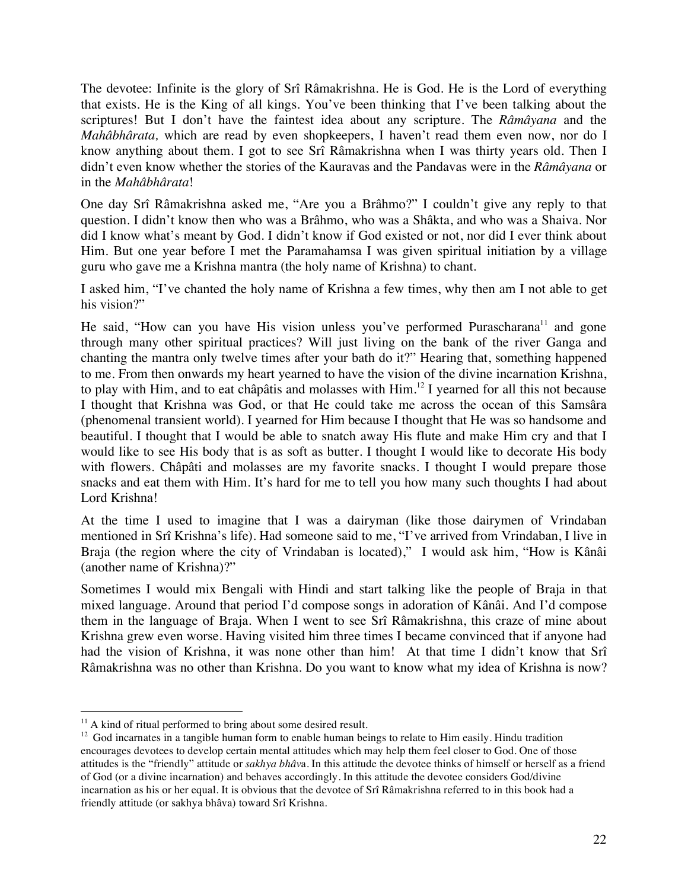The devotee: Infinite is the glory of Srî Râmakrishna. He is God. He is the Lord of everything that exists. He is the King of all kings. You've been thinking that I've been talking about the scriptures! But I don't have the faintest idea about any scripture. The *Râmâyana* and the *Mahâbhârata,* which are read by even shopkeepers, I haven't read them even now, nor do I know anything about them. I got to see Srî Râmakrishna when I was thirty years old. Then I didn't even know whether the stories of the Kauravas and the Pandavas were in the *Râmâyana* or in the *Mahâbhârata*!

One day Srî Râmakrishna asked me, "Are you a Brâhmo?" I couldn't give any reply to that question. I didn't know then who was a Brâhmo, who was a Shâkta, and who was a Shaiva. Nor did I know what's meant by God. I didn't know if God existed or not, nor did I ever think about Him. But one year before I met the Paramahamsa I was given spiritual initiation by a village guru who gave me a Krishna mantra (the holy name of Krishna) to chant.

I asked him, "I've chanted the holy name of Krishna a few times, why then am I not able to get his vision?"

He said, "How can you have His vision unless you've performed Purascharana[11] and gone through many other spiritual practices? Will just living on the bank of the river Ganga and chanting the mantra only twelve times after your bath do it?" Hearing that, something happened to me. From then onwards my heart yearned to have the vision of the divine incarnation Krishna, to play with Him, and to eat châpâtis and molasses with Him.[12] I yearned for all this not because I thought that Krishna was God, or that He could take me across the ocean of this Samsâra (phenomenal transient world). I yearned for Him because I thought that He was so handsome and beautiful. I thought that I would be able to snatch away His flute and make Him cry and that I would like to see His body that is as soft as butter. I thought I would like to decorate His body with flowers. Châpâti and molasses are my favorite snacks. I thought I would prepare those snacks and eat them with Him. It's hard for me to tell you how many such thoughts I had about Lord Krishna!

At the time I used to imagine that I was a dairyman (like those dairymen of Vrindaban mentioned in Srî Krishna's life). Had someone said to me, "I've arrived from Vrindaban, I live in Braja (the region where the city of Vrindaban is located)," I would ask him, "How is Kânâi (another name of Krishna)?"

Sometimes I would mix Bengali with Hindi and start talking like the people of Braja in that mixed language. Around that period I'd compose songs in adoration of Kânâi. And I'd compose them in the language of Braja. When I went to see Srî Râmakrishna, this craze of mine about Krishna grew even worse. Having visited him three times I became convinced that if anyone had had the vision of Krishna, it was none other than him! At that time I didn't know that Srî Râmakrishna was no other than Krishna. Do you want to know what my idea of Krishna is now?

---

[11] A kind of ritual performed to bring about some desired result.

[12] God incarnates in a tangible human form to enable human beings to relate to Him easily. Hindu tradition encourages devotees to develop certain mental attitudes which may help them feel closer to God. One of those attitudes is the "friendly" attitude or *sakhya bhâva*. In this attitude the devotee thinks of himself or herself as a friend of God (or a divine incarnation) and behaves accordingly. In this attitude the devotee considers God/divine incarnation as his or her equal. It is obvious that the devotee of Srî Râmakrishna referred to in this book had a friendly attitude (or sakhya bhâva) toward Srî Krishna.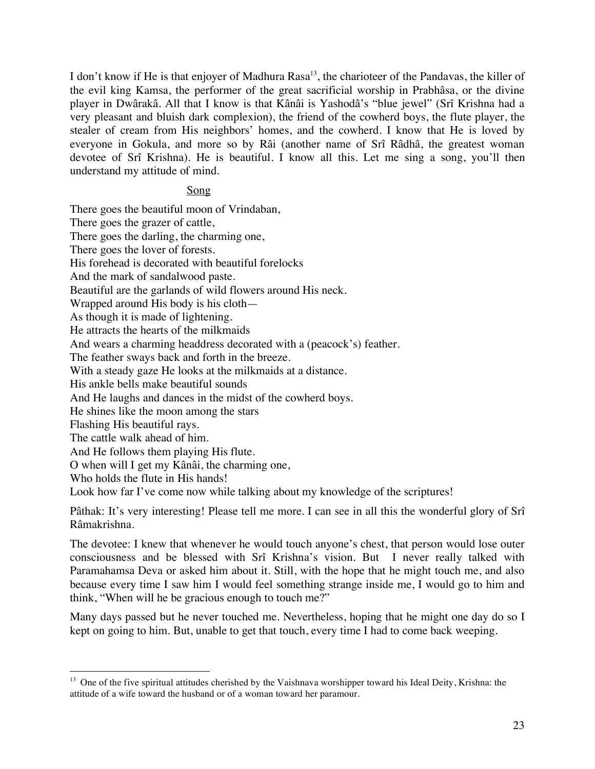I don't know if He is that enjoyer of Madhura Rasa[13], the charioteer of the Pandavas, the killer of the evil king Kamsa, the performer of the great sacrificial worship in Prabhâsa, or the divine player in Dwârakâ. All that I know is that Kânâi is Yashodâ's "blue jewel" (Srî Krishna had a very pleasant and bluish dark complexion), the friend of the cowherd boys, the flute player, the stealer of cream from His neighbors' homes, and the cowherd. I know that He is loved by everyone in Gokula, and more so by Râi (another name of Srî Râdhâ, the greatest woman devotee of Srî Krishna). He is beautiful. I know all this. Let me sing a song, you'll then understand my attitude of mind.

<u>Song</u>

There goes the beautiful moon of Vrindaban,
There goes the grazer of cattle,
There goes the darling, the charming one,
There goes the lover of forests.
His forehead is decorated with beautiful forelocks
And the mark of sandalwood paste.
Beautiful are the garlands of wild flowers around His neck.
Wrapped around His body is his cloth—
As though it is made of lightening.
He attracts the hearts of the milkmaids
And wears a charming headdress decorated with a (peacock's) feather.
The feather sways back and forth in the breeze.
With a steady gaze He looks at the milkmaids at a distance.
His ankle bells make beautiful sounds
And He laughs and dances in the midst of the cowherd boys.
He shines like the moon among the stars
Flashing His beautiful rays.
The cattle walk ahead of him.
And He follows them playing His flute.
O when will I get my Kânâi, the charming one,
Who holds the flute in His hands!
Look how far I've come now while talking about my knowledge of the scriptures!

Pâthak: It's very interesting! Please tell me more. I can see in all this the wonderful glory of Srî Râmakrishna.

The devotee: I knew that whenever he would touch anyone's chest, that person would lose outer consciousness and be blessed with Srî Krishna's vision. But I never really talked with Paramahamsa Deva or asked him about it. Still, with the hope that he might touch me, and also because every time I saw him I would feel something strange inside me, I would go to him and think, "When will he be gracious enough to touch me?"

Many days passed but he never touched me. Nevertheless, hoping that he might one day do so I kept on going to him. But, unable to get that touch, every time I had to come back weeping.

---

[13] One of the five spiritual attitudes cherished by the Vaishnava worshipper toward his Ideal Deity, Krishna: the attitude of a wife toward the husband or of a woman toward her paramour.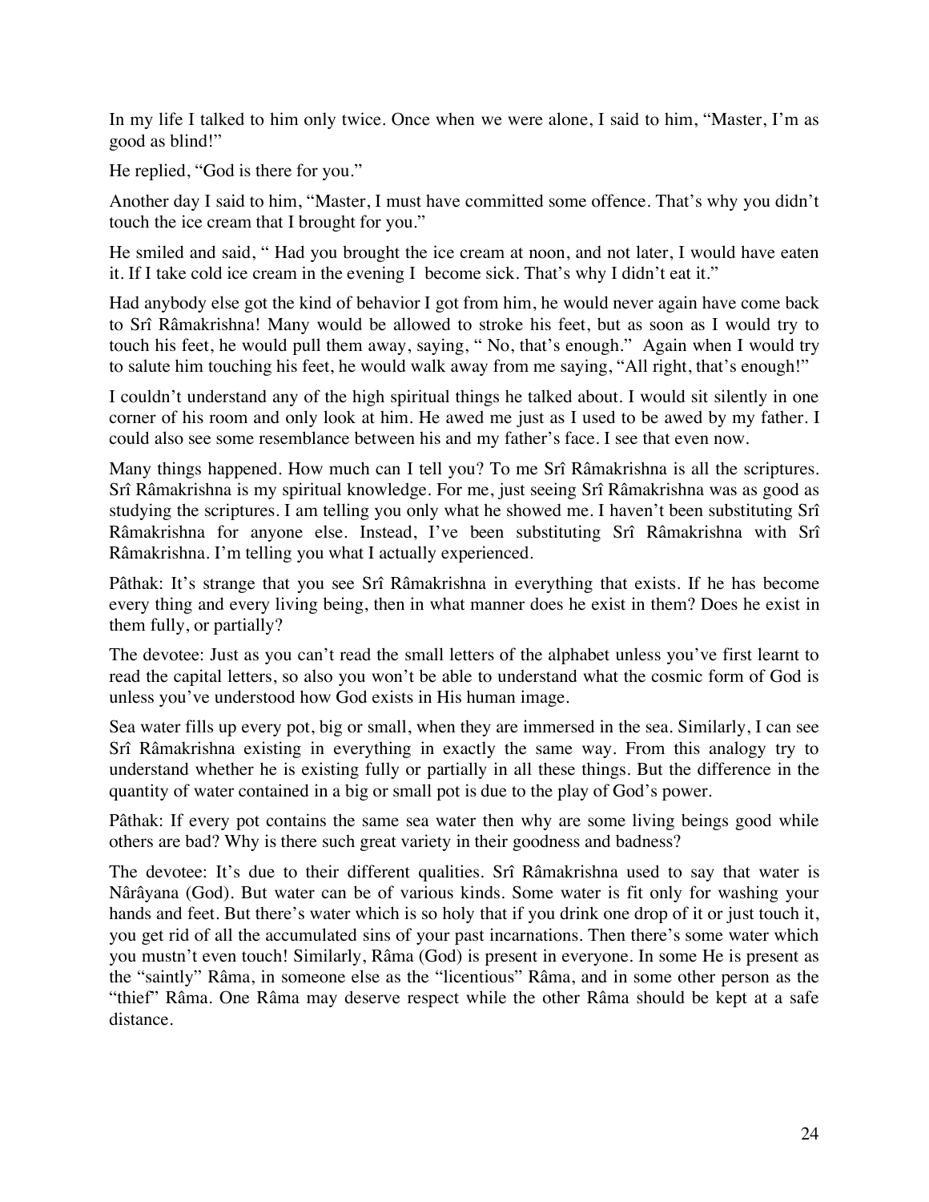In my life I talked to him only twice. Once when we were alone, I said to him, "Master, I'm as good as blind!"

He replied, "God is there for you."

Another day I said to him, "Master, I must have committed some offence. That's why you didn't touch the ice cream that I brought for you."

He smiled and said, " Had you brought the ice cream at noon, and not later, I would have eaten it. If I take cold ice cream in the evening I become sick. That's why I didn't eat it."

Had anybody else got the kind of behavior I got from him, he would never again have come back to Srî Râmakrishna! Many would be allowed to stroke his feet, but as soon as I would try to touch his feet, he would pull them away, saying, " No, that's enough." Again when I would try to salute him touching his feet, he would walk away from me saying, "All right, that's enough!"

I couldn't understand any of the high spiritual things he talked about. I would sit silently in one corner of his room and only look at him. He awed me just as I used to be awed by my father. I could also see some resemblance between his and my father's face. I see that even now.

Many things happened. How much can I tell you? To me Srî Râmakrishna is all the scriptures. Srî Râmakrishna is my spiritual knowledge. For me, just seeing Srî Râmakrishna was as good as studying the scriptures. I am telling you only what he showed me. I haven't been substituting Srî Râmakrishna for anyone else. Instead, I've been substituting Srî Râmakrishna with Srî Râmakrishna. I'm telling you what I actually experienced.

Pâthak: It's strange that you see Srî Râmakrishna in everything that exists. If he has become every thing and every living being, then in what manner does he exist in them? Does he exist in them fully, or partially?

The devotee: Just as you can't read the small letters of the alphabet unless you've first learnt to read the capital letters, so also you won't be able to understand what the cosmic form of God is unless you've understood how God exists in His human image.

Sea water fills up every pot, big or small, when they are immersed in the sea. Similarly, I can see Srî Râmakrishna existing in everything in exactly the same way. From this analogy try to understand whether he is existing fully or partially in all these things. But the difference in the quantity of water contained in a big or small pot is due to the play of God's power.

Pâthak: If every pot contains the same sea water then why are some living beings good while others are bad? Why is there such great variety in their goodness and badness?

The devotee: It's due to their different qualities. Srî Râmakrishna used to say that water is Nârâyana (God). But water can be of various kinds. Some water is fit only for washing your hands and feet. But there's water which is so holy that if you drink one drop of it or just touch it, you get rid of all the accumulated sins of your past incarnations. Then there's some water which you mustn't even touch! Similarly, Râma (God) is present in everyone. In some He is present as the "saintly" Râma, in someone else as the "licentious" Râma, and in some other person as the "thief" Râma. One Râma may deserve respect while the other Râma should be kept at a safe distance.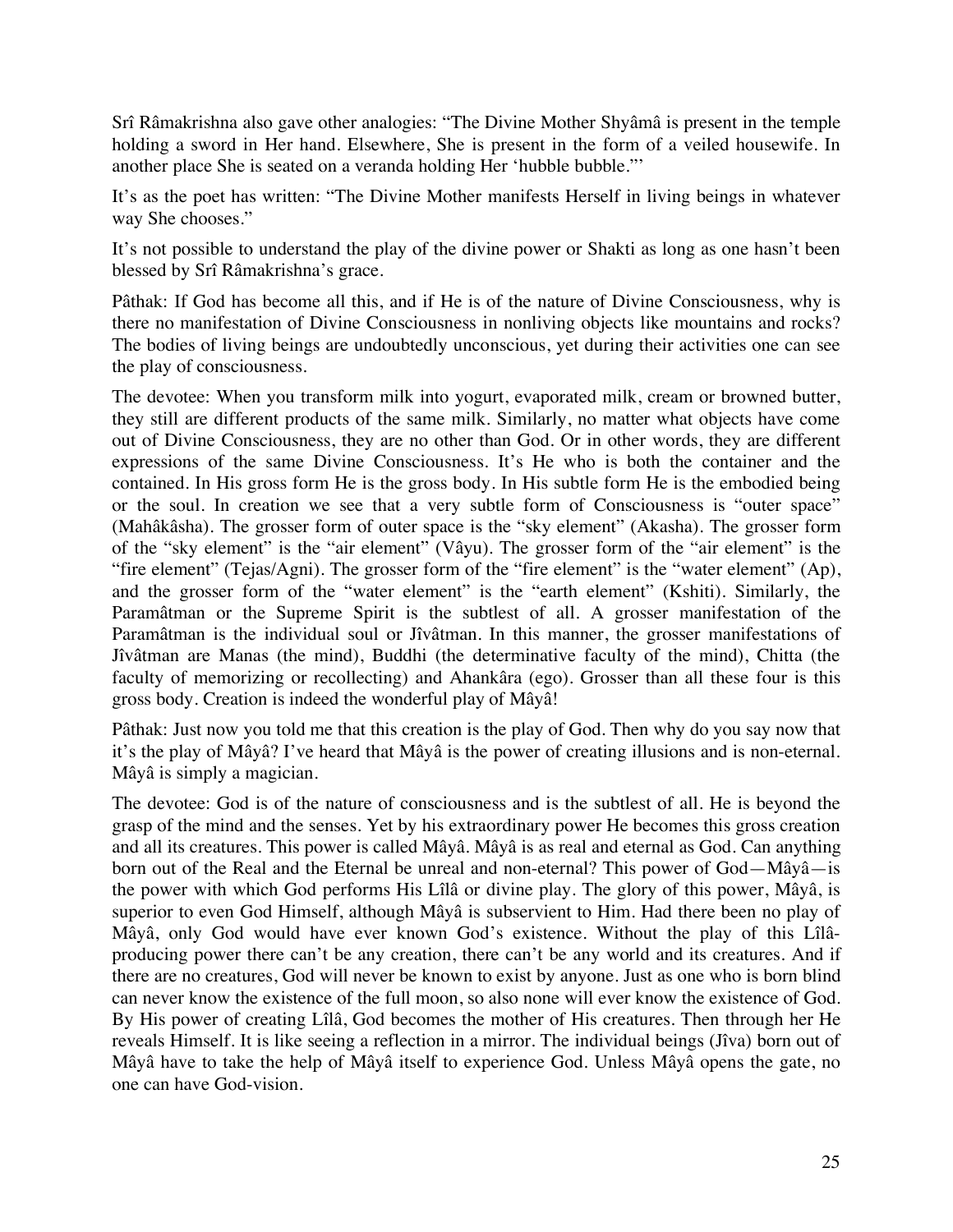Srî Râmakrishna also gave other analogies: "The Divine Mother Shyâmâ is present in the temple holding a sword in Her hand. Elsewhere, She is present in the form of a veiled housewife. In another place She is seated on a veranda holding Her 'hubble bubble.'"

It's as the poet has written: "The Divine Mother manifests Herself in living beings in whatever way She chooses."

It's not possible to understand the play of the divine power or Shakti as long as one hasn't been blessed by Srî Râmakrishna's grace.

Pâthak: If God has become all this, and if He is of the nature of Divine Consciousness, why is there no manifestation of Divine Consciousness in nonliving objects like mountains and rocks? The bodies of living beings are undoubtedly unconscious, yet during their activities one can see the play of consciousness.

The devotee: When you transform milk into yogurt, evaporated milk, cream or browned butter, they still are different products of the same milk. Similarly, no matter what objects have come out of Divine Consciousness, they are no other than God. Or in other words, they are different expressions of the same Divine Consciousness. It's He who is both the container and the contained. In His gross form He is the gross body. In His subtle form He is the embodied being or the soul. In creation we see that a very subtle form of Consciousness is "outer space" (Mahâkâsha). The grosser form of outer space is the "sky element" (Akasha). The grosser form of the "sky element" is the "air element" (Vâyu). The grosser form of the "air element" is the "fire element" (Tejas/Agni). The grosser form of the "fire element" is the "water element" (Ap), and the grosser form of the "water element" is the "earth element" (Kshiti). Similarly, the Paramâtman or the Supreme Spirit is the subtlest of all. A grosser manifestation of the Paramâtman is the individual soul or Jîvâtman. In this manner, the grosser manifestations of Jîvâtman are Manas (the mind), Buddhi (the determinative faculty of the mind), Chitta (the faculty of memorizing or recollecting) and Ahankâra (ego). Grosser than all these four is this gross body. Creation is indeed the wonderful play of Mâyâ!

Pâthak: Just now you told me that this creation is the play of God. Then why do you say now that it's the play of Mâyâ? I've heard that Mâyâ is the power of creating illusions and is non-eternal. Mâyâ is simply a magician.

The devotee: God is of the nature of consciousness and is the subtlest of all. He is beyond the grasp of the mind and the senses. Yet by his extraordinary power He becomes this gross creation and all its creatures. This power is called Mâyâ. Mâyâ is as real and eternal as God. Can anything born out of the Real and the Eternal be unreal and non-eternal? This power of God—Mâyâ—is the power with which God performs His Lîlâ or divine play. The glory of this power, Mâyâ, is superior to even God Himself, although Mâyâ is subservient to Him. Had there been no play of Mâyâ, only God would have ever known God's existence. Without the play of this Lîlâ-producing power there can't be any creation, there can't be any world and its creatures. And if there are no creatures, God will never be known to exist by anyone. Just as one who is born blind can never know the existence of the full moon, so also none will ever know the existence of God. By His power of creating Lîlâ, God becomes the mother of His creatures. Then through her He reveals Himself. It is like seeing a reflection in a mirror. The individual beings (Jîva) born out of Mâyâ have to take the help of Mâyâ itself to experience God. Unless Mâyâ opens the gate, no one can have God-vision.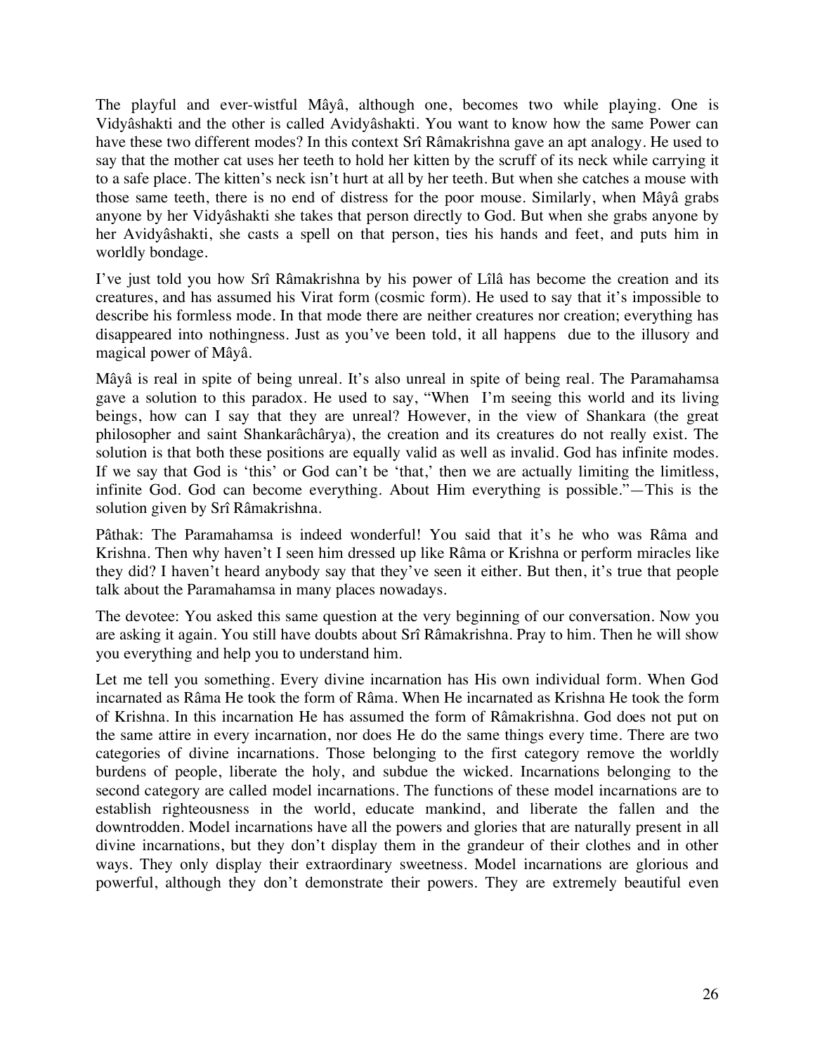The playful and ever-wistful Mâyâ, although one, becomes two while playing. One is Vidyâshakti and the other is called Avidyâshakti. You want to know how the same Power can have these two different modes? In this context Srî Râmakrishna gave an apt analogy. He used to say that the mother cat uses her teeth to hold her kitten by the scruff of its neck while carrying it to a safe place. The kitten's neck isn't hurt at all by her teeth. But when she catches a mouse with those same teeth, there is no end of distress for the poor mouse. Similarly, when Mâyâ grabs anyone by her Vidyâshakti she takes that person directly to God. But when she grabs anyone by her Avidyâshakti, she casts a spell on that person, ties his hands and feet, and puts him in worldly bondage.

I've just told you how Srî Râmakrishna by his power of Lîlâ has become the creation and its creatures, and has assumed his Virat form (cosmic form). He used to say that it's impossible to describe his formless mode. In that mode there are neither creatures nor creation; everything has disappeared into nothingness. Just as you've been told, it all happens due to the illusory and magical power of Mâyâ.

Mâyâ is real in spite of being unreal. It's also unreal in spite of being real. The Paramahamsa gave a solution to this paradox. He used to say, "When I'm seeing this world and its living beings, how can I say that they are unreal? However, in the view of Shankara (the great philosopher and saint Shankarâchârya), the creation and its creatures do not really exist. The solution is that both these positions are equally valid as well as invalid. God has infinite modes. If we say that God is 'this' or God can't be 'that,' then we are actually limiting the limitless, infinite God. God can become everything. About Him everything is possible."—This is the solution given by Srî Râmakrishna.

Pâthak: The Paramahamsa is indeed wonderful! You said that it's he who was Râma and Krishna. Then why haven't I seen him dressed up like Râma or Krishna or perform miracles like they did? I haven't heard anybody say that they've seen it either. But then, it's true that people talk about the Paramahamsa in many places nowadays.

The devotee: You asked this same question at the very beginning of our conversation. Now you are asking it again. You still have doubts about Srî Râmakrishna. Pray to him. Then he will show you everything and help you to understand him.

Let me tell you something. Every divine incarnation has His own individual form. When God incarnated as Râma He took the form of Râma. When He incarnated as Krishna He took the form of Krishna. In this incarnation He has assumed the form of Râmakrishna. God does not put on the same attire in every incarnation, nor does He do the same things every time. There are two categories of divine incarnations. Those belonging to the first category remove the worldly burdens of people, liberate the holy, and subdue the wicked. Incarnations belonging to the second category are called model incarnations. The functions of these model incarnations are to establish righteousness in the world, educate mankind, and liberate the fallen and the downtrodden. Model incarnations have all the powers and glories that are naturally present in all divine incarnations, but they don't display them in the grandeur of their clothes and in other ways. They only display their extraordinary sweetness. Model incarnations are glorious and powerful, although they don't demonstrate their powers. They are extremely beautiful even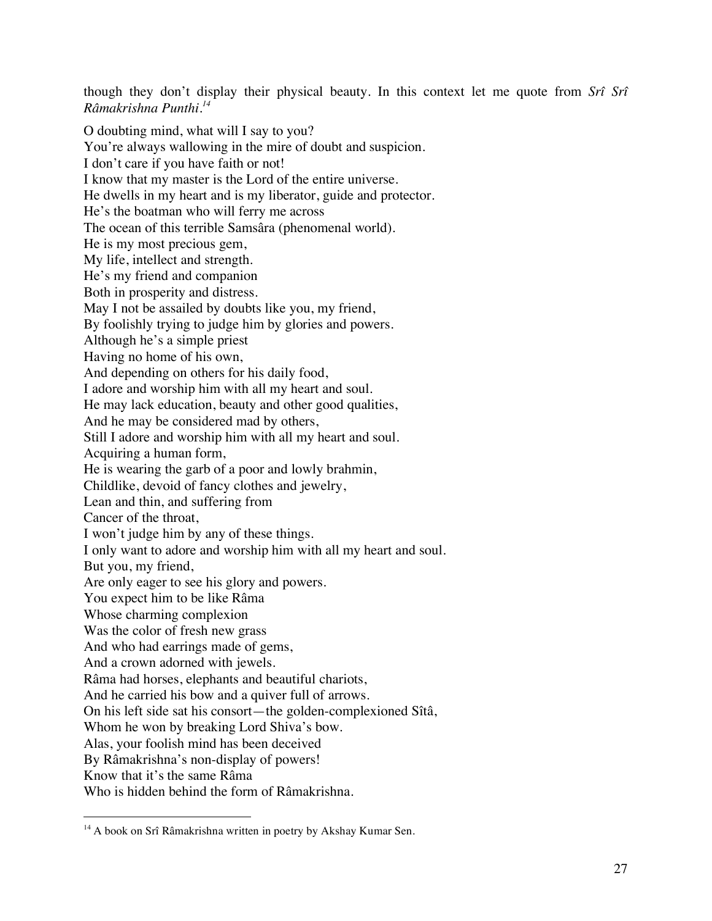though they don't display their physical beauty. In this context let me quote from *Srî Srî Râmakrishna Punthi*.[14]

O doubting mind, what will I say to you?  
You're always wallowing in the mire of doubt and suspicion.  
I don't care if you have faith or not!  
I know that my master is the Lord of the entire universe.  
He dwells in my heart and is my liberator, guide and protector.  
He's the boatman who will ferry me across  
The ocean of this terrible Samsâra (phenomenal world).  
He is my most precious gem,  
My life, intellect and strength.  
He's my friend and companion  
Both in prosperity and distress.  
May I not be assailed by doubts like you, my friend,  
By foolishly trying to judge him by glories and powers.  
Although he's a simple priest  
Having no home of his own,  
And depending on others for his daily food,  
I adore and worship him with all my heart and soul.  
He may lack education, beauty and other good qualities,  
And he may be considered mad by others,  
Still I adore and worship him with all my heart and soul.  
Acquiring a human form,  
He is wearing the garb of a poor and lowly brahmin,  
Childlike, devoid of fancy clothes and jewelry,  
Lean and thin, and suffering from  
Cancer of the throat,  
I won't judge him by any of these things.  
I only want to adore and worship him with all my heart and soul.  
But you, my friend,  
Are only eager to see his glory and powers.  
You expect him to be like Râma  
Whose charming complexion  
Was the color of fresh new grass  
And who had earrings made of gems,  
And a crown adorned with jewels.  
Râma had horses, elephants and beautiful chariots,  
And he carried his bow and a quiver full of arrows.  
On his left side sat his consort—the golden-complexioned Sîtâ,  
Whom he won by breaking Lord Shiva's bow.  
Alas, your foolish mind has been deceived  
By Râmakrishna's non-display of powers!  
Know that it's the same Râma  
Who is hidden behind the form of Râmakrishna.

---

[14] A book on Srî Râmakrishna written in poetry by Akshay Kumar Sen.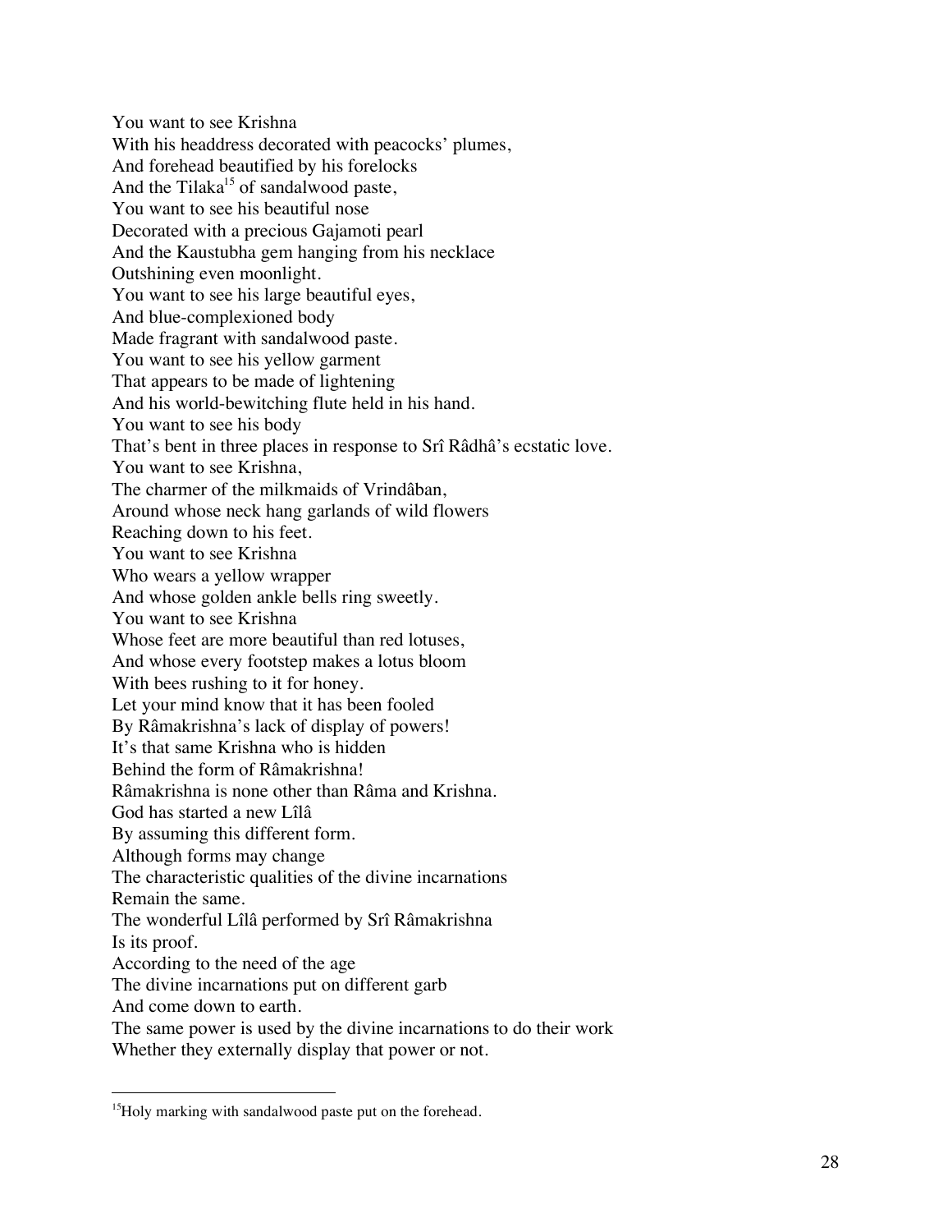You want to see Krishna  
With his headdress decorated with peacocks' plumes,  
And forehead beautified by his forelocks  
And the Tilaka[15] of sandalwood paste,  
You want to see his beautiful nose  
Decorated with a precious Gajamoti pearl  
And the Kaustubha gem hanging from his necklace  
Outshining even moonlight.  
You want to see his large beautiful eyes,  
And blue-complexioned body  
Made fragrant with sandalwood paste.  
You want to see his yellow garment  
That appears to be made of lightening  
And his world-bewitching flute held in his hand.  
You want to see his body  
That's bent in three places in response to Srî Râdhâ's ecstatic love.  
You want to see Krishna,  
The charmer of the milkmaids of Vrindâban,  
Around whose neck hang garlands of wild flowers  
Reaching down to his feet.  
You want to see Krishna  
Who wears a yellow wrapper  
And whose golden ankle bells ring sweetly.  
You want to see Krishna  
Whose feet are more beautiful than red lotuses,  
And whose every footstep makes a lotus bloom  
With bees rushing to it for honey.  
Let your mind know that it has been fooled  
By Râmakrishna's lack of display of powers!  
It's that same Krishna who is hidden  
Behind the form of Râmakrishna!  
Râmakrishna is none other than Râma and Krishna.  
God has started a new Lîlâ  
By assuming this different form.  
Although forms may change  
The characteristic qualities of the divine incarnations  
Remain the same.  
The wonderful Lîlâ performed by Srî Râmakrishna  
Is its proof.  
According to the need of the age  
The divine incarnations put on different garb  
And come down to earth.  
The same power is used by the divine incarnations to do their work  
Whether they externally display that power or not.

---

[15] Holy marking with sandalwood paste put on the forehead.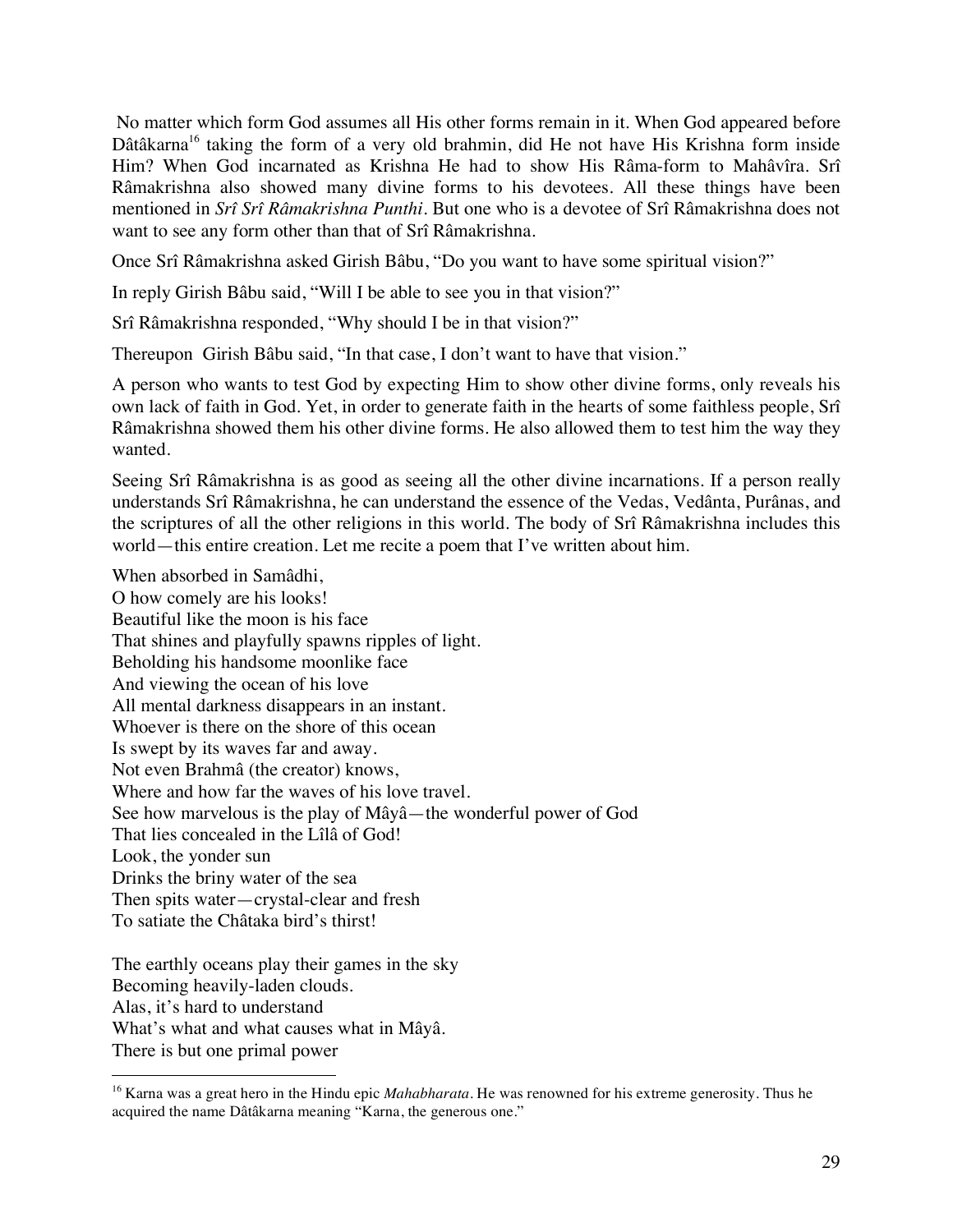No matter which form God assumes all His other forms remain in it. When God appeared before Dâtâkarna[16] taking the form of a very old brahmin, did He not have His Krishna form inside Him? When God incarnated as Krishna He had to show His Râma-form to Mahâvîra. Srî Râmakrishna also showed many divine forms to his devotees. All these things have been mentioned in *Srî Srî Râmakrishna Punthi*. But one who is a devotee of Srî Râmakrishna does not want to see any form other than that of Srî Râmakrishna.

Once Srî Râmakrishna asked Girish Bâbu, "Do you want to have some spiritual vision?"

In reply Girish Bâbu said, "Will I be able to see you in that vision?"

Srî Râmakrishna responded, "Why should I be in that vision?"

Thereupon Girish Bâbu said, "In that case, I don't want to have that vision."

A person who wants to test God by expecting Him to show other divine forms, only reveals his own lack of faith in God. Yet, in order to generate faith in the hearts of some faithless people, Srî Râmakrishna showed them his other divine forms. He also allowed them to test him the way they wanted.

Seeing Srî Râmakrishna is as good as seeing all the other divine incarnations. If a person really understands Srî Râmakrishna, he can understand the essence of the Vedas, Vedânta, Purânas, and the scriptures of all the other religions in this world. The body of Srî Râmakrishna includes this world—this entire creation. Let me recite a poem that I've written about him.

When absorbed in Samâdhi,
O how comely are his looks!
Beautiful like the moon is his face
That shines and playfully spawns ripples of light.
Beholding his handsome moonlike face
And viewing the ocean of his love
All mental darkness disappears in an instant.
Whoever is there on the shore of this ocean
Is swept by its waves far and away.
Not even Brahmâ (the creator) knows,
Where and how far the waves of his love travel.
See how marvelous is the play of Mâyâ—the wonderful power of God
That lies concealed in the Lîlâ of God!
Look, the yonder sun
Drinks the briny water of the sea
Then spits water—crystal-clear and fresh
To satiate the Châtaka bird's thirst!

The earthly oceans play their games in the sky
Becoming heavily-laden clouds.
Alas, it's hard to understand
What's what and what causes what in Mâyâ.
There is but one primal power

---

[16] Karna was a great hero in the Hindu epic *Mahabharata*. He was renowned for his extreme generosity. Thus he acquired the name Dâtâkarna meaning "Karna, the generous one."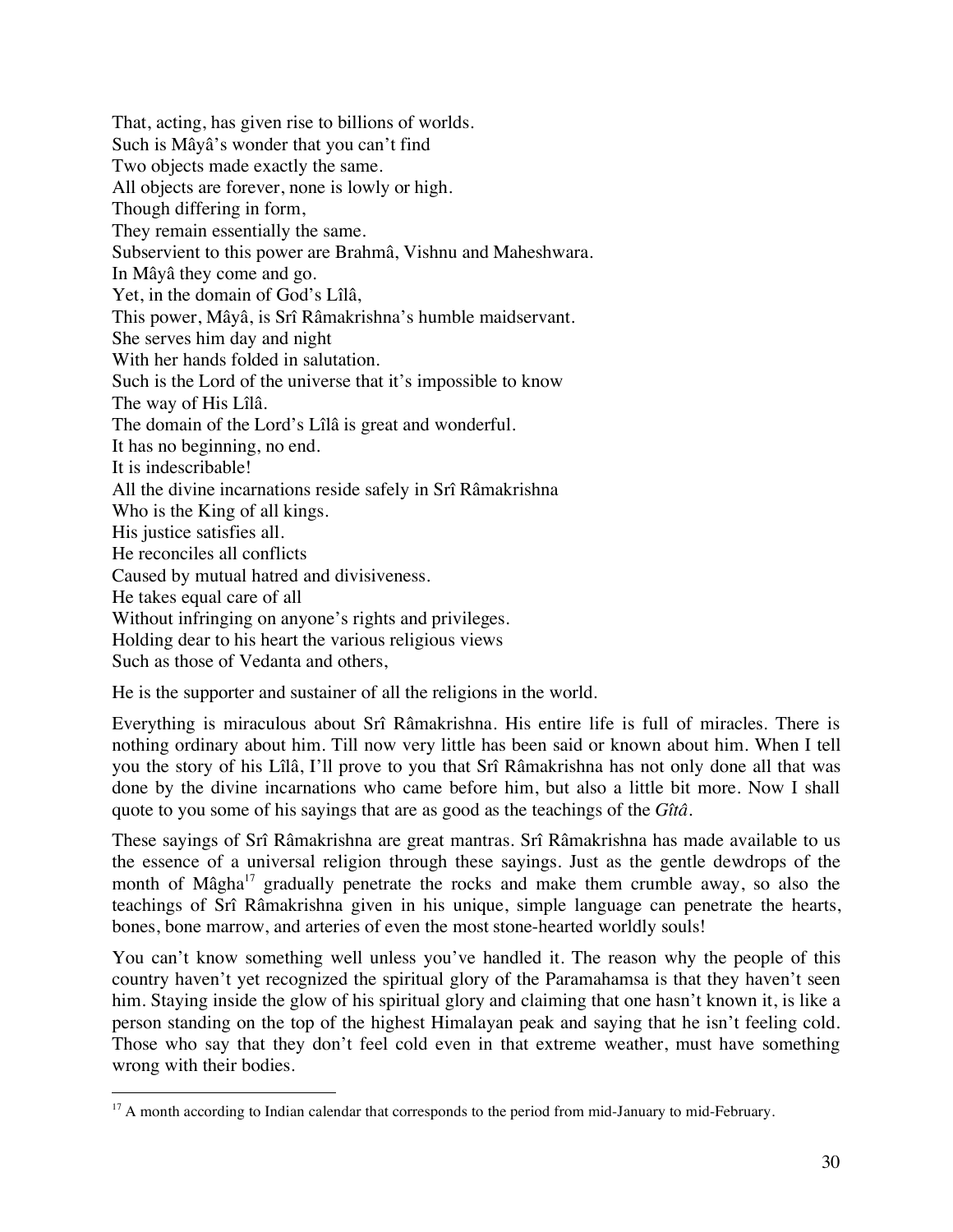That, acting, has given rise to billions of worlds.
Such is Mâyâ's wonder that you can't find
Two objects made exactly the same.
All objects are forever, none is lowly or high.
Though differing in form,
They remain essentially the same.
Subservient to this power are Brahmâ, Vishnu and Maheshwara.
In Mâyâ they come and go.
Yet, in the domain of God's Lîlâ,
This power, Mâyâ, is Srî Râmakrishna's humble maidservant.
She serves him day and night
With her hands folded in salutation.
Such is the Lord of the universe that it's impossible to know
The way of His Lîlâ.
The domain of the Lord's Lîlâ is great and wonderful.
It has no beginning, no end.
It is indescribable!
All the divine incarnations reside safely in Srî Râmakrishna
Who is the King of all kings.
His justice satisfies all.
He reconciles all conflicts
Caused by mutual hatred and divisiveness.
He takes equal care of all
Without infringing on anyone's rights and privileges.
Holding dear to his heart the various religious views
Such as those of Vedanta and others,

He is the supporter and sustainer of all the religions in the world.

Everything is miraculous about Srî Râmakrishna. His entire life is full of miracles. There is nothing ordinary about him. Till now very little has been said or known about him. When I tell you the story of his Lîlâ, I'll prove to you that Srî Râmakrishna has not only done all that was done by the divine incarnations who came before him, but also a little bit more. Now I shall quote to you some of his sayings that are as good as the teachings of the *Gîtâ*.

These sayings of Srî Râmakrishna are great mantras. Srî Râmakrishna has made available to us the essence of a universal religion through these sayings. Just as the gentle dewdrops of the month of Mâgha[17] gradually penetrate the rocks and make them crumble away, so also the teachings of Srî Râmakrishna given in his unique, simple language can penetrate the hearts, bones, bone marrow, and arteries of even the most stone-hearted worldly souls!

You can't know something well unless you've handled it. The reason why the people of this country haven't yet recognized the spiritual glory of the Paramahamsa is that they haven't seen him. Staying inside the glow of his spiritual glory and claiming that one hasn't known it, is like a person standing on the top of the highest Himalayan peak and saying that he isn't feeling cold. Those who say that they don't feel cold even in that extreme weather, must have something wrong with their bodies.

[17] A month according to Indian calendar that corresponds to the period from mid-January to mid-February.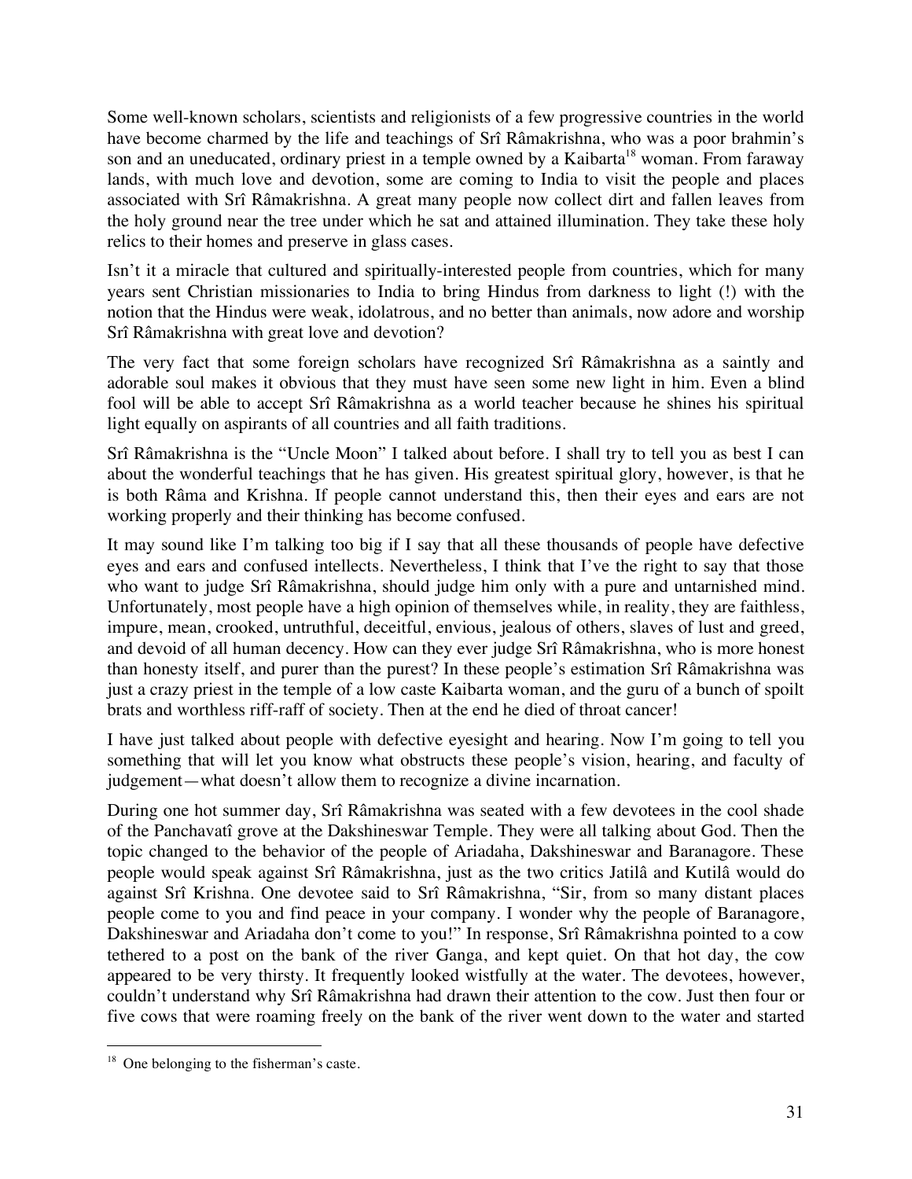Some well-known scholars, scientists and religionists of a few progressive countries in the world have become charmed by the life and teachings of Srî Râmakrishna, who was a poor brahmin's son and an uneducated, ordinary priest in a temple owned by a Kaibarta[18] woman. From faraway lands, with much love and devotion, some are coming to India to visit the people and places associated with Srî Râmakrishna. A great many people now collect dirt and fallen leaves from the holy ground near the tree under which he sat and attained illumination. They take these holy relics to their homes and preserve in glass cases.

Isn't it a miracle that cultured and spiritually-interested people from countries, which for many years sent Christian missionaries to India to bring Hindus from darkness to light (!) with the notion that the Hindus were weak, idolatrous, and no better than animals, now adore and worship Srî Râmakrishna with great love and devotion?

The very fact that some foreign scholars have recognized Srî Râmakrishna as a saintly and adorable soul makes it obvious that they must have seen some new light in him. Even a blind fool will be able to accept Srî Râmakrishna as a world teacher because he shines his spiritual light equally on aspirants of all countries and all faith traditions.

Srî Râmakrishna is the "Uncle Moon" I talked about before. I shall try to tell you as best I can about the wonderful teachings that he has given. His greatest spiritual glory, however, is that he is both Râma and Krishna. If people cannot understand this, then their eyes and ears are not working properly and their thinking has become confused.

It may sound like I'm talking too big if I say that all these thousands of people have defective eyes and ears and confused intellects. Nevertheless, I think that I've the right to say that those who want to judge Srî Râmakrishna, should judge him only with a pure and untarnished mind. Unfortunately, most people have a high opinion of themselves while, in reality, they are faithless, impure, mean, crooked, untruthful, deceitful, envious, jealous of others, slaves of lust and greed, and devoid of all human decency. How can they ever judge Srî Râmakrishna, who is more honest than honesty itself, and purer than the purest? In these people's estimation Srî Râmakrishna was just a crazy priest in the temple of a low caste Kaibarta woman, and the guru of a bunch of spoilt brats and worthless riff-raff of society. Then at the end he died of throat cancer!

I have just talked about people with defective eyesight and hearing. Now I'm going to tell you something that will let you know what obstructs these people's vision, hearing, and faculty of judgement—what doesn't allow them to recognize a divine incarnation.

During one hot summer day, Srî Râmakrishna was seated with a few devotees in the cool shade of the Panchavatî grove at the Dakshineswar Temple. They were all talking about God. Then the topic changed to the behavior of the people of Ariadaha, Dakshineswar and Baranagore. These people would speak against Srî Râmakrishna, just as the two critics Jatilâ and Kutilâ would do against Srî Krishna. One devotee said to Srî Râmakrishna, "Sir, from so many distant places people come to you and find peace in your company. I wonder why the people of Baranagore, Dakshineswar and Ariadaha don't come to you!" In response, Srî Râmakrishna pointed to a cow tethered to a post on the bank of the river Ganga, and kept quiet. On that hot day, the cow appeared to be very thirsty. It frequently looked wistfully at the water. The devotees, however, couldn't understand why Srî Râmakrishna had drawn their attention to the cow. Just then four or five cows that were roaming freely on the bank of the river went down to the water and started

---

[18] One belonging to the fisherman's caste.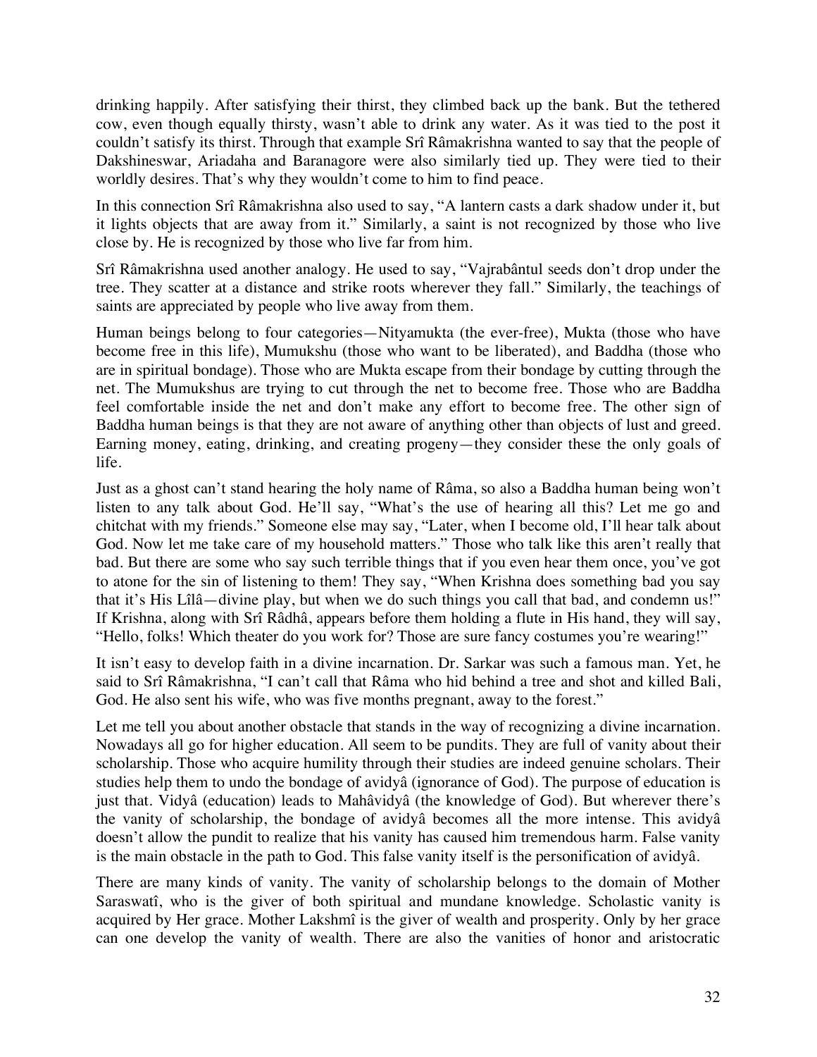drinking happily. After satisfying their thirst, they climbed back up the bank. But the tethered cow, even though equally thirsty, wasn't able to drink any water. As it was tied to the post it couldn't satisfy its thirst. Through that example Srî Râmakrishna wanted to say that the people of Dakshineswar, Ariadaha and Baranagore were also similarly tied up. They were tied to their worldly desires. That's why they wouldn't come to him to find peace.

In this connection Srî Râmakrishna also used to say, "A lantern casts a dark shadow under it, but it lights objects that are away from it." Similarly, a saint is not recognized by those who live close by. He is recognized by those who live far from him.

Srî Râmakrishna used another analogy. He used to say, "Vajrabântul seeds don't drop under the tree. They scatter at a distance and strike roots wherever they fall." Similarly, the teachings of saints are appreciated by people who live away from them.

Human beings belong to four categories—Nityamukta (the ever-free), Mukta (those who have become free in this life), Mumukshu (those who want to be liberated), and Baddha (those who are in spiritual bondage). Those who are Mukta escape from their bondage by cutting through the net. The Mumukshus are trying to cut through the net to become free. Those who are Baddha feel comfortable inside the net and don't make any effort to become free. The other sign of Baddha human beings is that they are not aware of anything other than objects of lust and greed. Earning money, eating, drinking, and creating progeny—they consider these the only goals of life.

Just as a ghost can't stand hearing the holy name of Râma, so also a Baddha human being won't listen to any talk about God. He'll say, "What's the use of hearing all this? Let me go and chitchat with my friends." Someone else may say, "Later, when I become old, I'll hear talk about God. Now let me take care of my household matters." Those who talk like this aren't really that bad. But there are some who say such terrible things that if you even hear them once, you've got to atone for the sin of listening to them! They say, "When Krishna does something bad you say that it's His Lîlâ—divine play, but when we do such things you call that bad, and condemn us!" If Krishna, along with Srî Râdhâ, appears before them holding a flute in His hand, they will say, "Hello, folks! Which theater do you work for? Those are sure fancy costumes you're wearing!"

It isn't easy to develop faith in a divine incarnation. Dr. Sarkar was such a famous man. Yet, he said to Srî Râmakrishna, "I can't call that Râma who hid behind a tree and shot and killed Bali, God. He also sent his wife, who was five months pregnant, away to the forest."

Let me tell you about another obstacle that stands in the way of recognizing a divine incarnation. Nowadays all go for higher education. All seem to be pundits. They are full of vanity about their scholarship. Those who acquire humility through their studies are indeed genuine scholars. Their studies help them to undo the bondage of avidyâ (ignorance of God). The purpose of education is just that. Vidyâ (education) leads to Mahâvidyâ (the knowledge of God). But wherever there's the vanity of scholarship, the bondage of avidyâ becomes all the more intense. This avidyâ doesn't allow the pundit to realize that his vanity has caused him tremendous harm. False vanity is the main obstacle in the path to God. This false vanity itself is the personification of avidyâ.

There are many kinds of vanity. The vanity of scholarship belongs to the domain of Mother Saraswatî, who is the giver of both spiritual and mundane knowledge. Scholastic vanity is acquired by Her grace. Mother Lakshmî is the giver of wealth and prosperity. Only by her grace can one develop the vanity of wealth. There are also the vanities of honor and aristocratic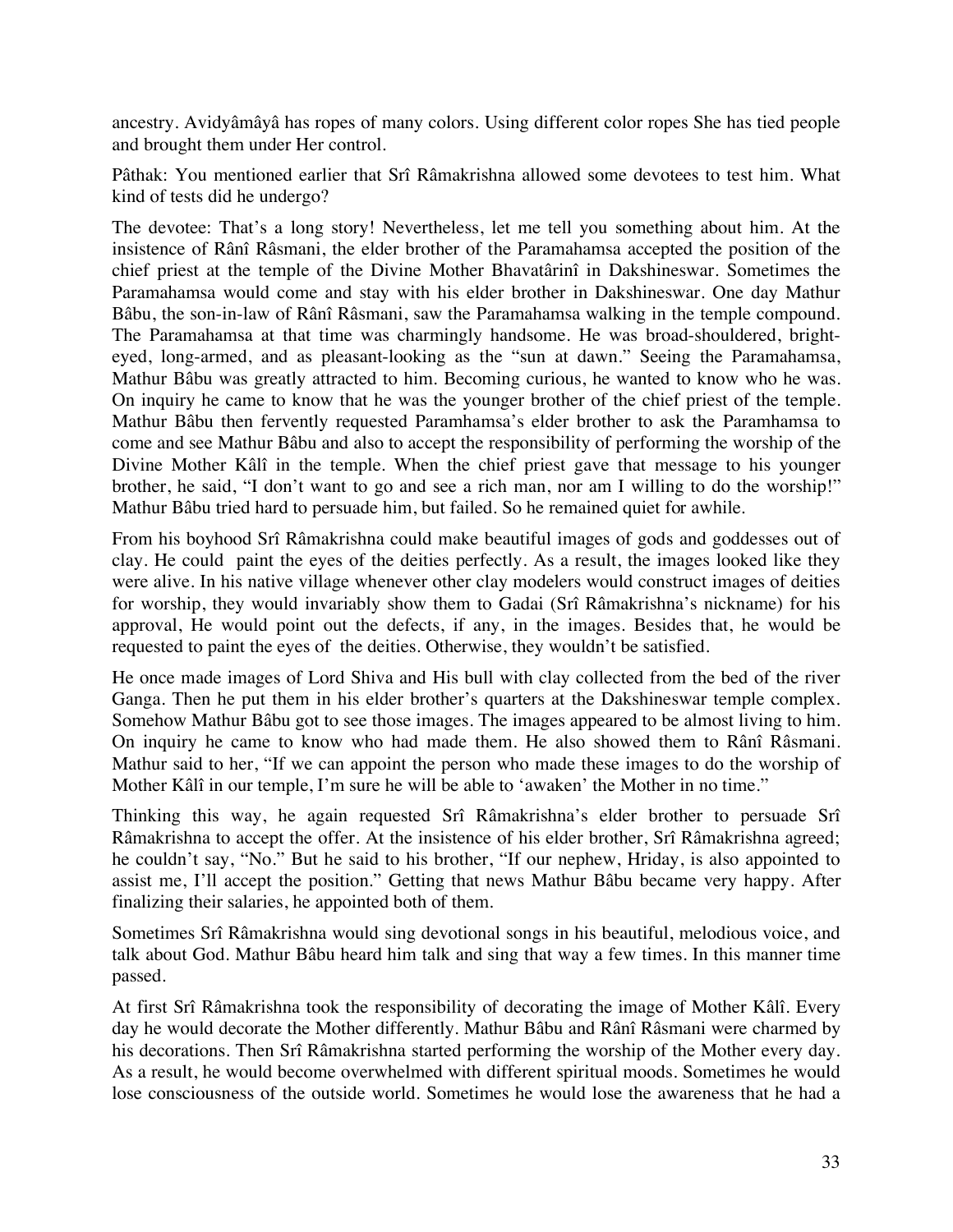ancestry. Avidyâmâyâ has ropes of many colors. Using different color ropes She has tied people and brought them under Her control.

Pâthak: You mentioned earlier that Srî Râmakrishna allowed some devotees to test him. What kind of tests did he undergo?

The devotee: That's a long story! Nevertheless, let me tell you something about him. At the insistence of Rânî Râsmani, the elder brother of the Paramahamsa accepted the position of the chief priest at the temple of the Divine Mother Bhavatârinî in Dakshineswar. Sometimes the Paramahamsa would come and stay with his elder brother in Dakshineswar. One day Mathur Bâbu, the son-in-law of Rânî Râsmani, saw the Paramahamsa walking in the temple compound. The Paramahamsa at that time was charmingly handsome. He was broad-shouldered, bright-eyed, long-armed, and as pleasant-looking as the "sun at dawn." Seeing the Paramahamsa, Mathur Bâbu was greatly attracted to him. Becoming curious, he wanted to know who he was. On inquiry he came to know that he was the younger brother of the chief priest of the temple. Mathur Bâbu then fervently requested Paramhamsa's elder brother to ask the Paramhamsa to come and see Mathur Bâbu and also to accept the responsibility of performing the worship of the Divine Mother Kâlî in the temple. When the chief priest gave that message to his younger brother, he said, "I don't want to go and see a rich man, nor am I willing to do the worship!" Mathur Bâbu tried hard to persuade him, but failed. So he remained quiet for awhile.

From his boyhood Srî Râmakrishna could make beautiful images of gods and goddesses out of clay. He could paint the eyes of the deities perfectly. As a result, the images looked like they were alive. In his native village whenever other clay modelers would construct images of deities for worship, they would invariably show them to Gadai (Srî Râmakrishna's nickname) for his approval, He would point out the defects, if any, in the images. Besides that, he would be requested to paint the eyes of the deities. Otherwise, they wouldn't be satisfied.

He once made images of Lord Shiva and His bull with clay collected from the bed of the river Ganga. Then he put them in his elder brother's quarters at the Dakshineswar temple complex. Somehow Mathur Bâbu got to see those images. The images appeared to be almost living to him. On inquiry he came to know who had made them. He also showed them to Rânî Râsmani. Mathur said to her, "If we can appoint the person who made these images to do the worship of Mother Kâlî in our temple, I'm sure he will be able to 'awaken' the Mother in no time."

Thinking this way, he again requested Srî Râmakrishna's elder brother to persuade Srî Râmakrishna to accept the offer. At the insistence of his elder brother, Srî Râmakrishna agreed; he couldn't say, "No." But he said to his brother, "If our nephew, Hriday, is also appointed to assist me, I'll accept the position." Getting that news Mathur Bâbu became very happy. After finalizing their salaries, he appointed both of them.

Sometimes Srî Râmakrishna would sing devotional songs in his beautiful, melodious voice, and talk about God. Mathur Bâbu heard him talk and sing that way a few times. In this manner time passed.

At first Srî Râmakrishna took the responsibility of decorating the image of Mother Kâlî. Every day he would decorate the Mother differently. Mathur Bâbu and Rânî Râsmani were charmed by his decorations. Then Srî Râmakrishna started performing the worship of the Mother every day. As a result, he would become overwhelmed with different spiritual moods. Sometimes he would lose consciousness of the outside world. Sometimes he would lose the awareness that he had a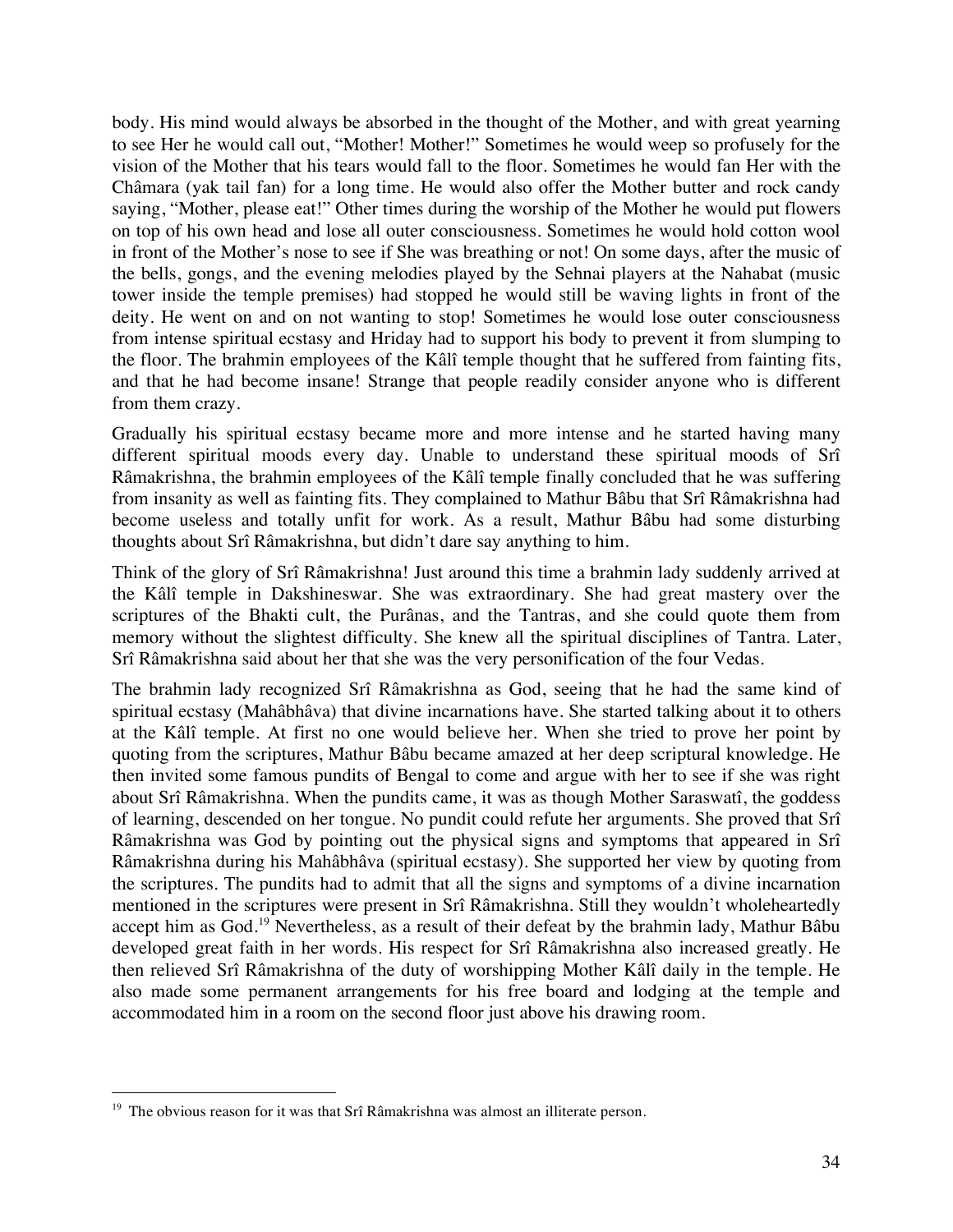body. His mind would always be absorbed in the thought of the Mother, and with great yearning to see Her he would call out, "Mother! Mother!" Sometimes he would weep so profusely for the vision of the Mother that his tears would fall to the floor. Sometimes he would fan Her with the Châmara (yak tail fan) for a long time. He would also offer the Mother butter and rock candy saying, "Mother, please eat!" Other times during the worship of the Mother he would put flowers on top of his own head and lose all outer consciousness. Sometimes he would hold cotton wool in front of the Mother's nose to see if She was breathing or not! On some days, after the music of the bells, gongs, and the evening melodies played by the Sehnai players at the Nahabat (music tower inside the temple premises) had stopped he would still be waving lights in front of the deity. He went on and on not wanting to stop! Sometimes he would lose outer consciousness from intense spiritual ecstasy and Hriday had to support his body to prevent it from slumping to the floor. The brahmin employees of the Kâlî temple thought that he suffered from fainting fits, and that he had become insane! Strange that people readily consider anyone who is different from them crazy.

Gradually his spiritual ecstasy became more and more intense and he started having many different spiritual moods every day. Unable to understand these spiritual moods of Srî Râmakrishna, the brahmin employees of the Kâlî temple finally concluded that he was suffering from insanity as well as fainting fits. They complained to Mathur Bâbu that Srî Râmakrishna had become useless and totally unfit for work. As a result, Mathur Bâbu had some disturbing thoughts about Srî Râmakrishna, but didn't dare say anything to him.

Think of the glory of Srî Râmakrishna! Just around this time a brahmin lady suddenly arrived at the Kâlî temple in Dakshineswar. She was extraordinary. She had great mastery over the scriptures of the Bhakti cult, the Purânas, and the Tantras, and she could quote them from memory without the slightest difficulty. She knew all the spiritual disciplines of Tantra. Later, Srî Râmakrishna said about her that she was the very personification of the four Vedas.

The brahmin lady recognized Srî Râmakrishna as God, seeing that he had the same kind of spiritual ecstasy (Mahâbhâva) that divine incarnations have. She started talking about it to others at the Kâlî temple. At first no one would believe her. When she tried to prove her point by quoting from the scriptures, Mathur Bâbu became amazed at her deep scriptural knowledge. He then invited some famous pundits of Bengal to come and argue with her to see if she was right about Srî Râmakrishna. When the pundits came, it was as though Mother Saraswatî, the goddess of learning, descended on her tongue. No pundit could refute her arguments. She proved that Srî Râmakrishna was God by pointing out the physical signs and symptoms that appeared in Srî Râmakrishna during his Mahâbhâva (spiritual ecstasy). She supported her view by quoting from the scriptures. The pundits had to admit that all the signs and symptoms of a divine incarnation mentioned in the scriptures were present in Srî Râmakrishna. Still they wouldn't wholeheartedly accept him as God.[19] Nevertheless, as a result of their defeat by the brahmin lady, Mathur Bâbu developed great faith in her words. His respect for Srî Râmakrishna also increased greatly. He then relieved Srî Râmakrishna of the duty of worshipping Mother Kâlî daily in the temple. He also made some permanent arrangements for his free board and lodging at the temple and accommodated him in a room on the second floor just above his drawing room.

---

[19] The obvious reason for it was that Srî Râmakrishna was almost an illiterate person.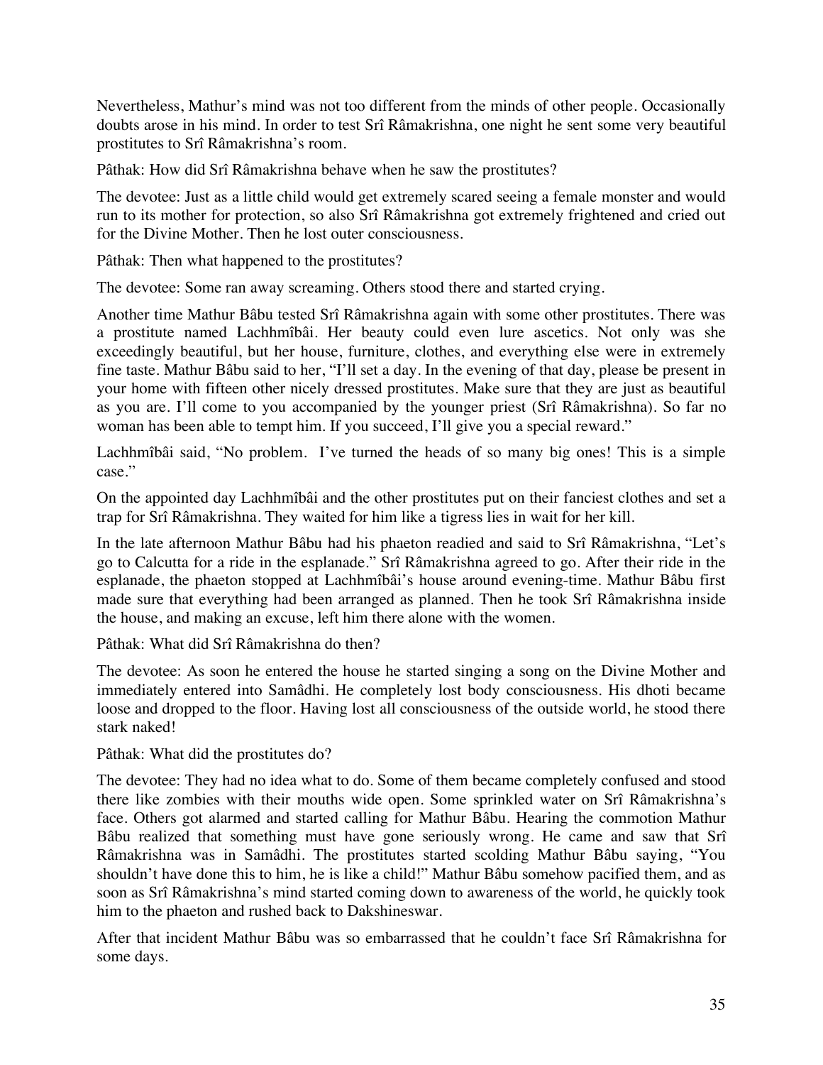Nevertheless, Mathur's mind was not too different from the minds of other people. Occasionally doubts arose in his mind. In order to test Srî Râmakrishna, one night he sent some very beautiful prostitutes to Srî Râmakrishna's room.

Pâthak: How did Srî Râmakrishna behave when he saw the prostitutes?

The devotee: Just as a little child would get extremely scared seeing a female monster and would run to its mother for protection, so also Srî Râmakrishna got extremely frightened and cried out for the Divine Mother. Then he lost outer consciousness.

Pâthak: Then what happened to the prostitutes?

The devotee: Some ran away screaming. Others stood there and started crying.

Another time Mathur Bâbu tested Srî Râmakrishna again with some other prostitutes. There was a prostitute named Lachhmîbâi. Her beauty could even lure ascetics. Not only was she exceedingly beautiful, but her house, furniture, clothes, and everything else were in extremely fine taste. Mathur Bâbu said to her, "I'll set a day. In the evening of that day, please be present in your home with fifteen other nicely dressed prostitutes. Make sure that they are just as beautiful as you are. I'll come to you accompanied by the younger priest (Srî Râmakrishna). So far no woman has been able to tempt him. If you succeed, I'll give you a special reward."

Lachhmîbâi said, "No problem. I've turned the heads of so many big ones! This is a simple case."

On the appointed day Lachhmîbâi and the other prostitutes put on their fanciest clothes and set a trap for Srî Râmakrishna. They waited for him like a tigress lies in wait for her kill.

In the late afternoon Mathur Bâbu had his phaeton readied and said to Srî Râmakrishna, "Let's go to Calcutta for a ride in the esplanade." Srî Râmakrishna agreed to go. After their ride in the esplanade, the phaeton stopped at Lachhmîbâi's house around evening-time. Mathur Bâbu first made sure that everything had been arranged as planned. Then he took Srî Râmakrishna inside the house, and making an excuse, left him there alone with the women.

Pâthak: What did Srî Râmakrishna do then?

The devotee: As soon he entered the house he started singing a song on the Divine Mother and immediately entered into Samâdhi. He completely lost body consciousness. His dhoti became loose and dropped to the floor. Having lost all consciousness of the outside world, he stood there stark naked!

Pâthak: What did the prostitutes do?

The devotee: They had no idea what to do. Some of them became completely confused and stood there like zombies with their mouths wide open. Some sprinkled water on Srî Râmakrishna's face. Others got alarmed and started calling for Mathur Bâbu. Hearing the commotion Mathur Bâbu realized that something must have gone seriously wrong. He came and saw that Srî Râmakrishna was in Samâdhi. The prostitutes started scolding Mathur Bâbu saying, "You shouldn't have done this to him, he is like a child!" Mathur Bâbu somehow pacified them, and as soon as Srî Râmakrishna's mind started coming down to awareness of the world, he quickly took him to the phaeton and rushed back to Dakshineswar.

After that incident Mathur Bâbu was so embarrassed that he couldn't face Srî Râmakrishna for some days.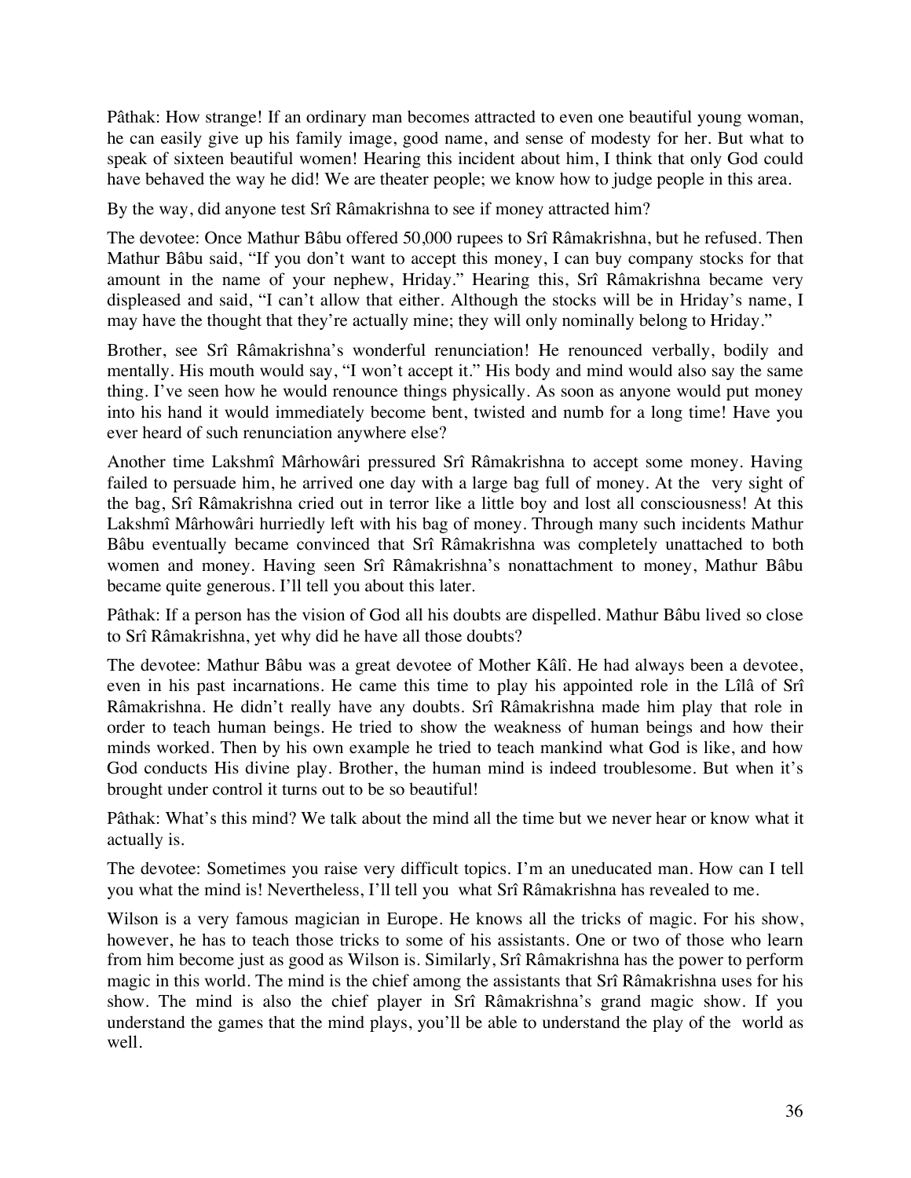Pâthak: How strange! If an ordinary man becomes attracted to even one beautiful young woman, he can easily give up his family image, good name, and sense of modesty for her. But what to speak of sixteen beautiful women! Hearing this incident about him, I think that only God could have behaved the way he did! We are theater people; we know how to judge people in this area.

By the way, did anyone test Srî Râmakrishna to see if money attracted him?

The devotee: Once Mathur Bâbu offered 50,000 rupees to Srî Râmakrishna, but he refused. Then Mathur Bâbu said, "If you don't want to accept this money, I can buy company stocks for that amount in the name of your nephew, Hriday." Hearing this, Srî Râmakrishna became very displeased and said, "I can't allow that either. Although the stocks will be in Hriday's name, I may have the thought that they're actually mine; they will only nominally belong to Hriday."

Brother, see Srî Râmakrishna's wonderful renunciation! He renounced verbally, bodily and mentally. His mouth would say, "I won't accept it." His body and mind would also say the same thing. I've seen how he would renounce things physically. As soon as anyone would put money into his hand it would immediately become bent, twisted and numb for a long time! Have you ever heard of such renunciation anywhere else?

Another time Lakshmî Mârhowâri pressured Srî Râmakrishna to accept some money. Having failed to persuade him, he arrived one day with a large bag full of money. At the very sight of the bag, Srî Râmakrishna cried out in terror like a little boy and lost all consciousness! At this Lakshmî Mârhowâri hurriedly left with his bag of money. Through many such incidents Mathur Bâbu eventually became convinced that Srî Râmakrishna was completely unattached to both women and money. Having seen Srî Râmakrishna's nonattachment to money, Mathur Bâbu became quite generous. I'll tell you about this later.

Pâthak: If a person has the vision of God all his doubts are dispelled. Mathur Bâbu lived so close to Srî Râmakrishna, yet why did he have all those doubts?

The devotee: Mathur Bâbu was a great devotee of Mother Kâlî. He had always been a devotee, even in his past incarnations. He came this time to play his appointed role in the Lîlâ of Srî Râmakrishna. He didn't really have any doubts. Srî Râmakrishna made him play that role in order to teach human beings. He tried to show the weakness of human beings and how their minds worked. Then by his own example he tried to teach mankind what God is like, and how God conducts His divine play. Brother, the human mind is indeed troublesome. But when it's brought under control it turns out to be so beautiful!

Pâthak: What's this mind? We talk about the mind all the time but we never hear or know what it actually is.

The devotee: Sometimes you raise very difficult topics. I'm an uneducated man. How can I tell you what the mind is! Nevertheless, I'll tell you what Srî Râmakrishna has revealed to me.

Wilson is a very famous magician in Europe. He knows all the tricks of magic. For his show, however, he has to teach those tricks to some of his assistants. One or two of those who learn from him become just as good as Wilson is. Similarly, Srî Râmakrishna has the power to perform magic in this world. The mind is the chief among the assistants that Srî Râmakrishna uses for his show. The mind is also the chief player in Srî Râmakrishna's grand magic show. If you understand the games that the mind plays, you'll be able to understand the play of the world as well.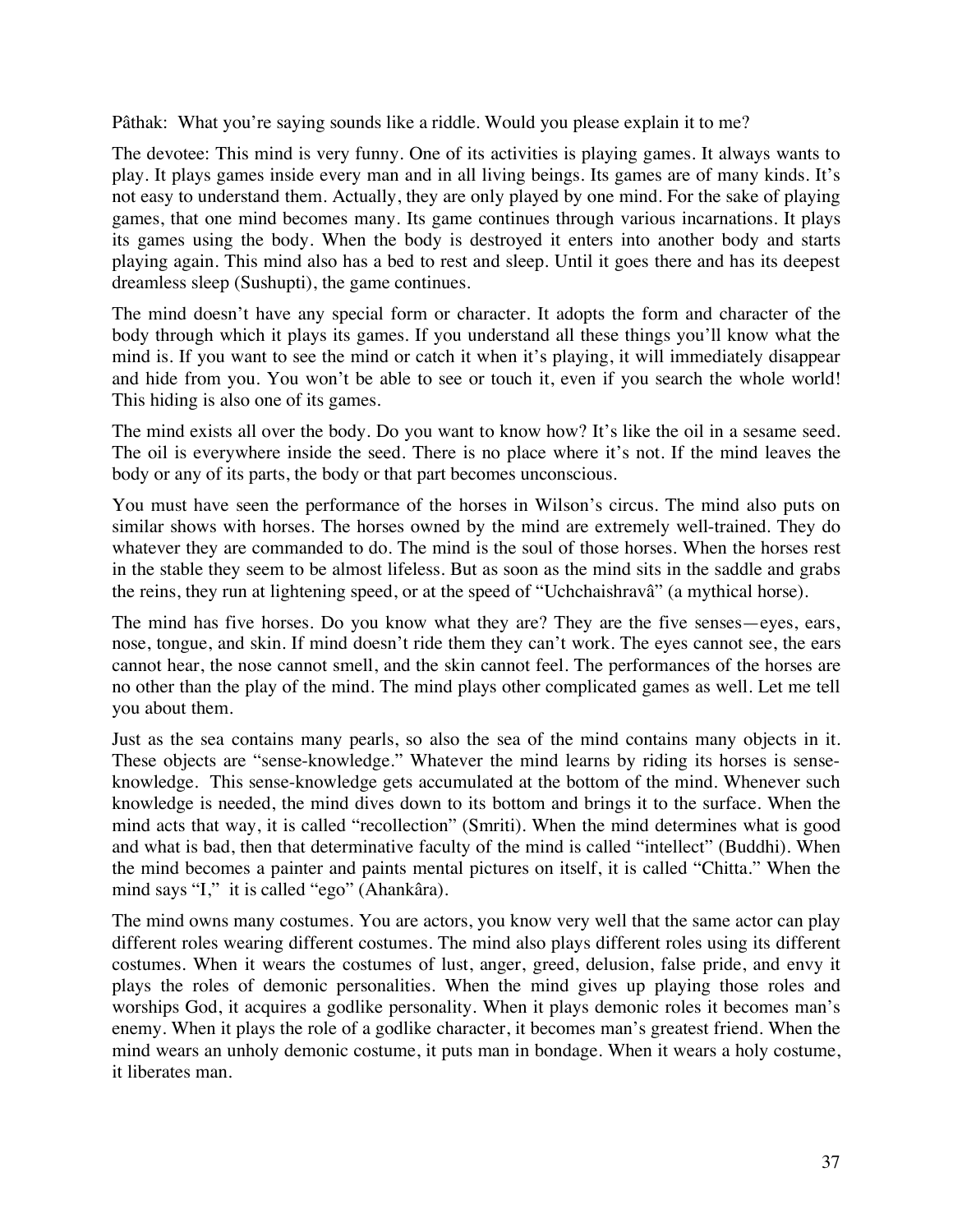Pâthak: What you're saying sounds like a riddle. Would you please explain it to me?

The devotee: This mind is very funny. One of its activities is playing games. It always wants to play. It plays games inside every man and in all living beings. Its games are of many kinds. It's not easy to understand them. Actually, they are only played by one mind. For the sake of playing games, that one mind becomes many. Its game continues through various incarnations. It plays its games using the body. When the body is destroyed it enters into another body and starts playing again. This mind also has a bed to rest and sleep. Until it goes there and has its deepest dreamless sleep (Sushupti), the game continues.

The mind doesn't have any special form or character. It adopts the form and character of the body through which it plays its games. If you understand all these things you'll know what the mind is. If you want to see the mind or catch it when it's playing, it will immediately disappear and hide from you. You won't be able to see or touch it, even if you search the whole world! This hiding is also one of its games.

The mind exists all over the body. Do you want to know how? It's like the oil in a sesame seed. The oil is everywhere inside the seed. There is no place where it's not. If the mind leaves the body or any of its parts, the body or that part becomes unconscious.

You must have seen the performance of the horses in Wilson's circus. The mind also puts on similar shows with horses. The horses owned by the mind are extremely well-trained. They do whatever they are commanded to do. The mind is the soul of those horses. When the horses rest in the stable they seem to be almost lifeless. But as soon as the mind sits in the saddle and grabs the reins, they run at lightening speed, or at the speed of "Uchchaishravâ" (a mythical horse).

The mind has five horses. Do you know what they are? They are the five senses—eyes, ears, nose, tongue, and skin. If mind doesn't ride them they can't work. The eyes cannot see, the ears cannot hear, the nose cannot smell, and the skin cannot feel. The performances of the horses are no other than the play of the mind. The mind plays other complicated games as well. Let me tell you about them.

Just as the sea contains many pearls, so also the sea of the mind contains many objects in it. These objects are "sense-knowledge." Whatever the mind learns by riding its horses is sense-knowledge. This sense-knowledge gets accumulated at the bottom of the mind. Whenever such knowledge is needed, the mind dives down to its bottom and brings it to the surface. When the mind acts that way, it is called "recollection" (Smriti). When the mind determines what is good and what is bad, then that determinative faculty of the mind is called "intellect" (Buddhi). When the mind becomes a painter and paints mental pictures on itself, it is called "Chitta." When the mind says "I," it is called "ego" (Ahankâra).

The mind owns many costumes. You are actors, you know very well that the same actor can play different roles wearing different costumes. The mind also plays different roles using its different costumes. When it wears the costumes of lust, anger, greed, delusion, false pride, and envy it plays the roles of demonic personalities. When the mind gives up playing those roles and worships God, it acquires a godlike personality. When it plays demonic roles it becomes man's enemy. When it plays the role of a godlike character, it becomes man's greatest friend. When the mind wears an unholy demonic costume, it puts man in bondage. When it wears a holy costume, it liberates man.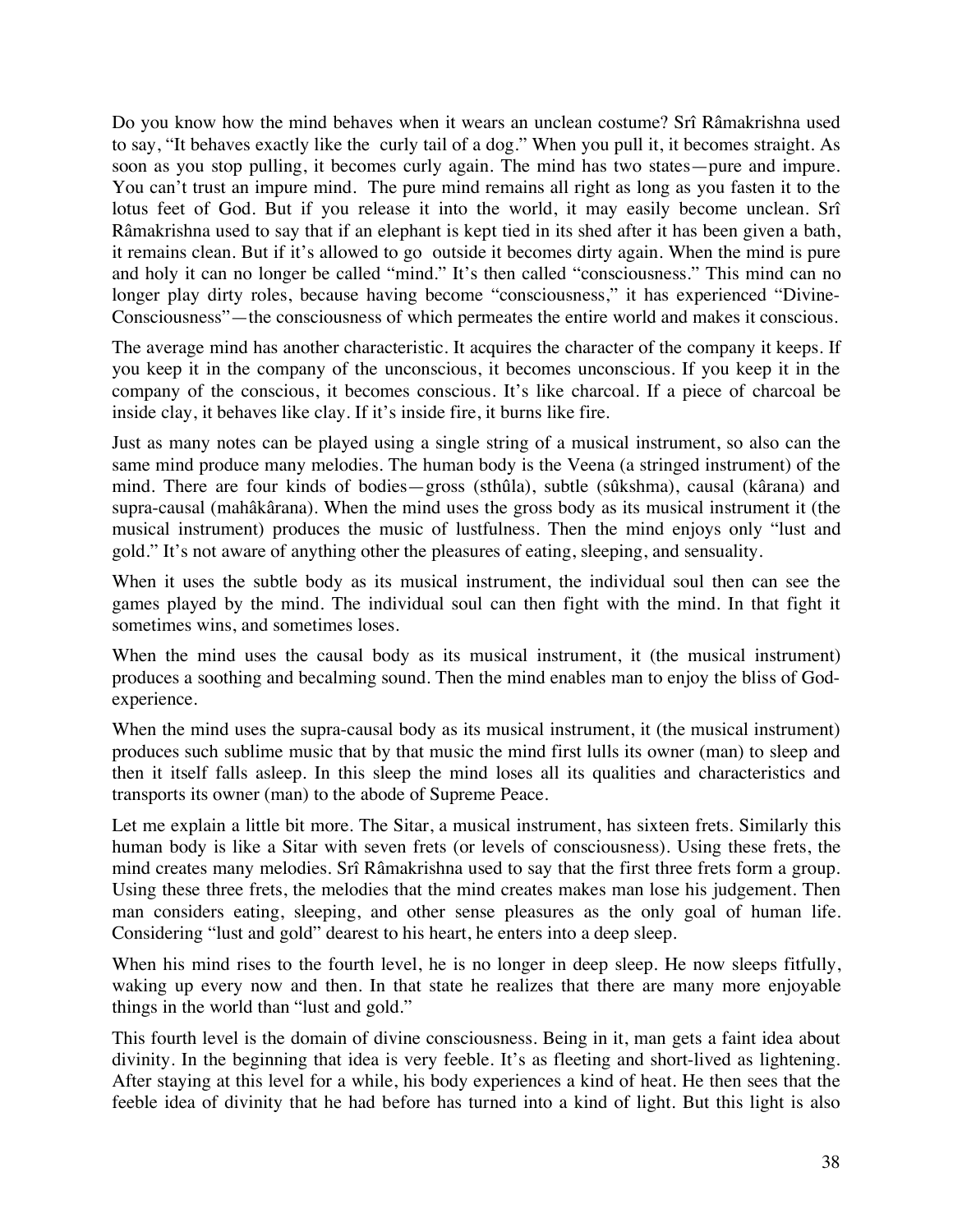Do you know how the mind behaves when it wears an unclean costume? Srî Râmakrishna used to say, "It behaves exactly like the curly tail of a dog." When you pull it, it becomes straight. As soon as you stop pulling, it becomes curly again. The mind has two states—pure and impure. You can't trust an impure mind. The pure mind remains all right as long as you fasten it to the lotus feet of God. But if you release it into the world, it may easily become unclean. Srî Râmakrishna used to say that if an elephant is kept tied in its shed after it has been given a bath, it remains clean. But if it's allowed to go outside it becomes dirty again. When the mind is pure and holy it can no longer be called "mind." It's then called "consciousness." This mind can no longer play dirty roles, because having become "consciousness," it has experienced "Divine-Consciousness"—the consciousness of which permeates the entire world and makes it conscious.

The average mind has another characteristic. It acquires the character of the company it keeps. If you keep it in the company of the unconscious, it becomes unconscious. If you keep it in the company of the conscious, it becomes conscious. It's like charcoal. If a piece of charcoal be inside clay, it behaves like clay. If it's inside fire, it burns like fire.

Just as many notes can be played using a single string of a musical instrument, so also can the same mind produce many melodies. The human body is the Veena (a stringed instrument) of the mind. There are four kinds of bodies—gross (sthûla), subtle (sûkshma), causal (kârana) and supra-causal (mahâkârana). When the mind uses the gross body as its musical instrument it (the musical instrument) produces the music of lustfulness. Then the mind enjoys only "lust and gold." It's not aware of anything other the pleasures of eating, sleeping, and sensuality.

When it uses the subtle body as its musical instrument, the individual soul then can see the games played by the mind. The individual soul can then fight with the mind. In that fight it sometimes wins, and sometimes loses.

When the mind uses the causal body as its musical instrument, it (the musical instrument) produces a soothing and becalming sound. Then the mind enables man to enjoy the bliss of God-experience.

When the mind uses the supra-causal body as its musical instrument, it (the musical instrument) produces such sublime music that by that music the mind first lulls its owner (man) to sleep and then it itself falls asleep. In this sleep the mind loses all its qualities and characteristics and transports its owner (man) to the abode of Supreme Peace.

Let me explain a little bit more. The Sitar, a musical instrument, has sixteen frets. Similarly this human body is like a Sitar with seven frets (or levels of consciousness). Using these frets, the mind creates many melodies. Srî Râmakrishna used to say that the first three frets form a group. Using these three frets, the melodies that the mind creates makes man lose his judgement. Then man considers eating, sleeping, and other sense pleasures as the only goal of human life. Considering "lust and gold" dearest to his heart, he enters into a deep sleep.

When his mind rises to the fourth level, he is no longer in deep sleep. He now sleeps fitfully, waking up every now and then. In that state he realizes that there are many more enjoyable things in the world than "lust and gold."

This fourth level is the domain of divine consciousness. Being in it, man gets a faint idea about divinity. In the beginning that idea is very feeble. It's as fleeting and short-lived as lightening. After staying at this level for a while, his body experiences a kind of heat. He then sees that the feeble idea of divinity that he had before has turned into a kind of light. But this light is also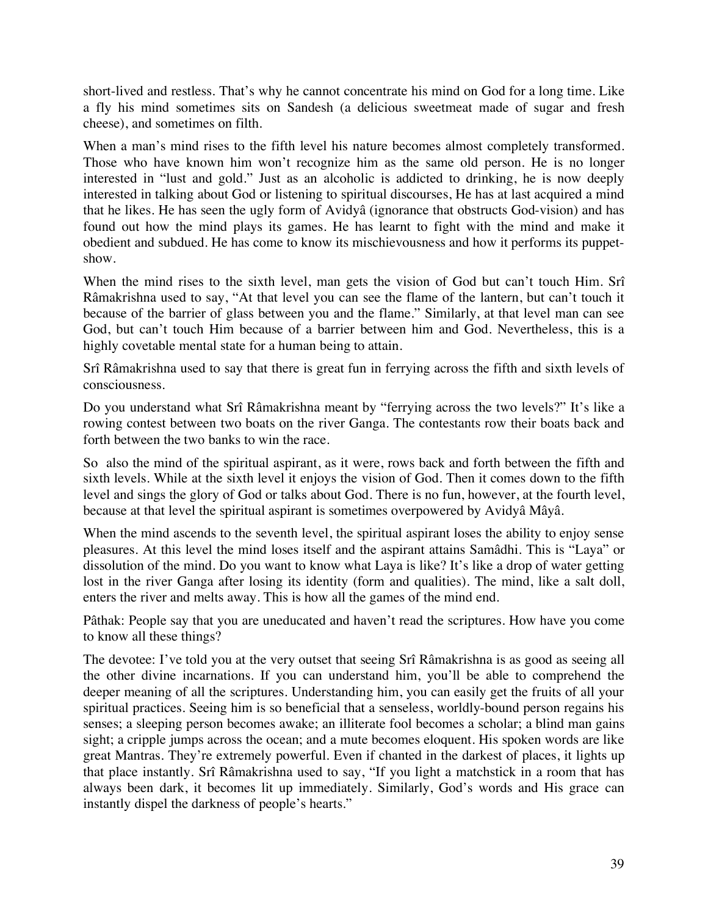short-lived and restless. That's why he cannot concentrate his mind on God for a long time. Like a fly his mind sometimes sits on Sandesh (a delicious sweetmeat made of sugar and fresh cheese), and sometimes on filth.

When a man's mind rises to the fifth level his nature becomes almost completely transformed. Those who have known him won't recognize him as the same old person. He is no longer interested in "lust and gold." Just as an alcoholic is addicted to drinking, he is now deeply interested in talking about God or listening to spiritual discourses, He has at last acquired a mind that he likes. He has seen the ugly form of Avidyâ (ignorance that obstructs God-vision) and has found out how the mind plays its games. He has learnt to fight with the mind and make it obedient and subdued. He has come to know its mischievousness and how it performs its puppet-show.

When the mind rises to the sixth level, man gets the vision of God but can't touch Him. Srî Râmakrishna used to say, "At that level you can see the flame of the lantern, but can't touch it because of the barrier of glass between you and the flame." Similarly, at that level man can see God, but can't touch Him because of a barrier between him and God. Nevertheless, this is a highly covetable mental state for a human being to attain.

Srî Râmakrishna used to say that there is great fun in ferrying across the fifth and sixth levels of consciousness.

Do you understand what Srî Râmakrishna meant by "ferrying across the two levels?" It's like a rowing contest between two boats on the river Ganga. The contestants row their boats back and forth between the two banks to win the race.

So also the mind of the spiritual aspirant, as it were, rows back and forth between the fifth and sixth levels. While at the sixth level it enjoys the vision of God. Then it comes down to the fifth level and sings the glory of God or talks about God. There is no fun, however, at the fourth level, because at that level the spiritual aspirant is sometimes overpowered by Avidyâ Mâyâ.

When the mind ascends to the seventh level, the spiritual aspirant loses the ability to enjoy sense pleasures. At this level the mind loses itself and the aspirant attains Samâdhi. This is "Laya" or dissolution of the mind. Do you want to know what Laya is like? It's like a drop of water getting lost in the river Ganga after losing its identity (form and qualities). The mind, like a salt doll, enters the river and melts away. This is how all the games of the mind end.

Pâthak: People say that you are uneducated and haven't read the scriptures. How have you come to know all these things?

The devotee: I've told you at the very outset that seeing Srî Râmakrishna is as good as seeing all the other divine incarnations. If you can understand him, you'll be able to comprehend the deeper meaning of all the scriptures. Understanding him, you can easily get the fruits of all your spiritual practices. Seeing him is so beneficial that a senseless, worldly-bound person regains his senses; a sleeping person becomes awake; an illiterate fool becomes a scholar; a blind man gains sight; a cripple jumps across the ocean; and a mute becomes eloquent. His spoken words are like great Mantras. They're extremely powerful. Even if chanted in the darkest of places, it lights up that place instantly. Srî Râmakrishna used to say, "If you light a matchstick in a room that has always been dark, it becomes lit up immediately. Similarly, God's words and His grace can instantly dispel the darkness of people's hearts."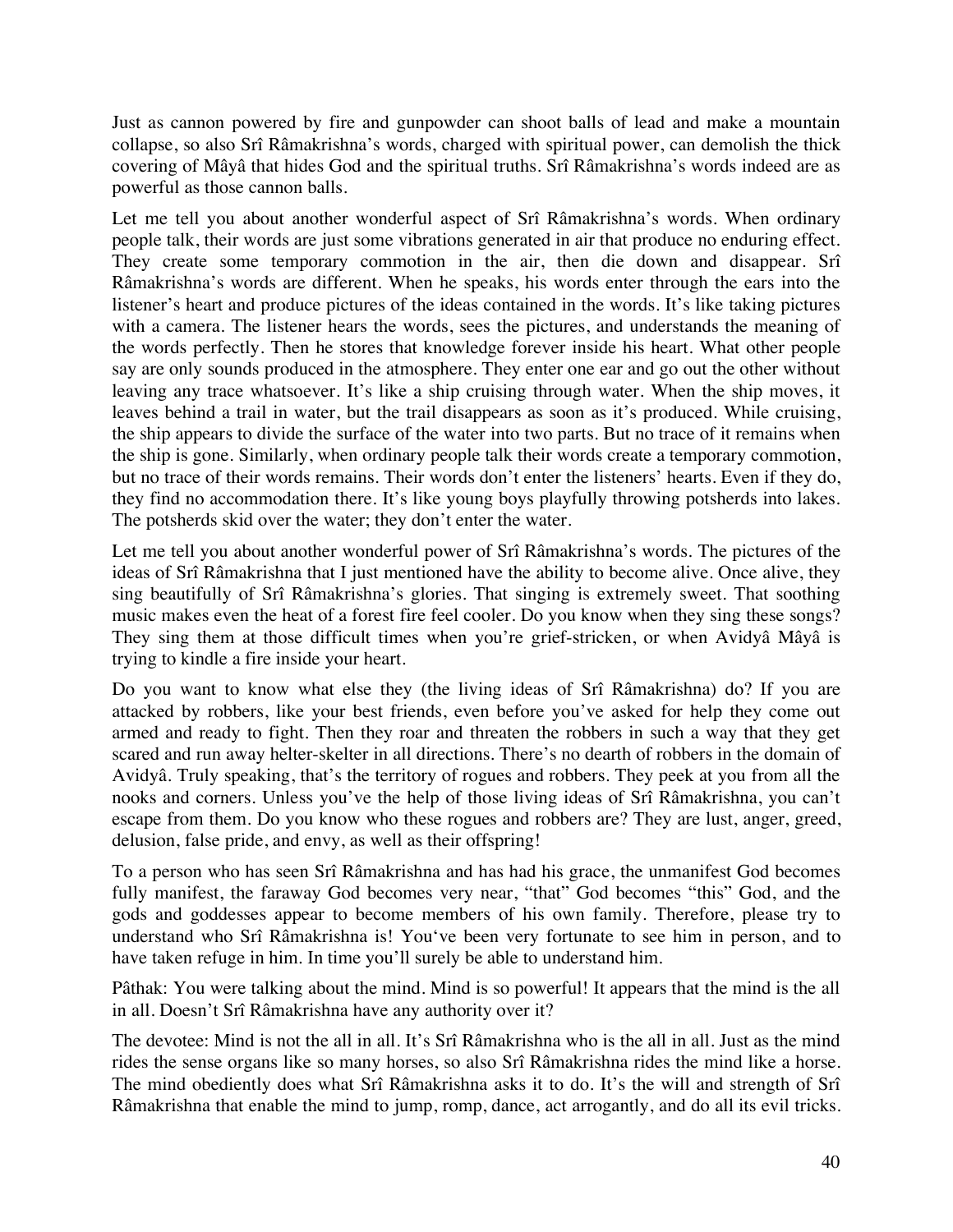Just as cannon powered by fire and gunpowder can shoot balls of lead and make a mountain collapse, so also Srî Râmakrishna's words, charged with spiritual power, can demolish the thick covering of Mâyâ that hides God and the spiritual truths. Srî Râmakrishna's words indeed are as powerful as those cannon balls.

Let me tell you about another wonderful aspect of Srî Râmakrishna's words. When ordinary people talk, their words are just some vibrations generated in air that produce no enduring effect. They create some temporary commotion in the air, then die down and disappear. Srî Râmakrishna's words are different. When he speaks, his words enter through the ears into the listener's heart and produce pictures of the ideas contained in the words. It's like taking pictures with a camera. The listener hears the words, sees the pictures, and understands the meaning of the words perfectly. Then he stores that knowledge forever inside his heart. What other people say are only sounds produced in the atmosphere. They enter one ear and go out the other without leaving any trace whatsoever. It's like a ship cruising through water. When the ship moves, it leaves behind a trail in water, but the trail disappears as soon as it's produced. While cruising, the ship appears to divide the surface of the water into two parts. But no trace of it remains when the ship is gone. Similarly, when ordinary people talk their words create a temporary commotion, but no trace of their words remains. Their words don't enter the listeners' hearts. Even if they do, they find no accommodation there. It's like young boys playfully throwing potsherds into lakes. The potsherds skid over the water; they don't enter the water.

Let me tell you about another wonderful power of Srî Râmakrishna's words. The pictures of the ideas of Srî Râmakrishna that I just mentioned have the ability to become alive. Once alive, they sing beautifully of Srî Râmakrishna's glories. That singing is extremely sweet. That soothing music makes even the heat of a forest fire feel cooler. Do you know when they sing these songs? They sing them at those difficult times when you're grief-stricken, or when Avidyâ Mâyâ is trying to kindle a fire inside your heart.

Do you want to know what else they (the living ideas of Srî Râmakrishna) do? If you are attacked by robbers, like your best friends, even before you've asked for help they come out armed and ready to fight. Then they roar and threaten the robbers in such a way that they get scared and run away helter-skelter in all directions. There's no dearth of robbers in the domain of Avidyâ. Truly speaking, that's the territory of rogues and robbers. They peek at you from all the nooks and corners. Unless you've the help of those living ideas of Srî Râmakrishna, you can't escape from them. Do you know who these rogues and robbers are? They are lust, anger, greed, delusion, false pride, and envy, as well as their offspring!

To a person who has seen Srî Râmakrishna and has had his grace, the unmanifest God becomes fully manifest, the faraway God becomes very near, "that" God becomes "this" God, and the gods and goddesses appear to become members of his own family. Therefore, please try to understand who Srî Râmakrishna is! You've been very fortunate to see him in person, and to have taken refuge in him. In time you'll surely be able to understand him.

Pâthak: You were talking about the mind. Mind is so powerful! It appears that the mind is the all in all. Doesn't Srî Râmakrishna have any authority over it?

The devotee: Mind is not the all in all. It's Srî Râmakrishna who is the all in all. Just as the mind rides the sense organs like so many horses, so also Srî Râmakrishna rides the mind like a horse. The mind obediently does what Srî Râmakrishna asks it to do. It's the will and strength of Srî Râmakrishna that enable the mind to jump, romp, dance, act arrogantly, and do all its evil tricks.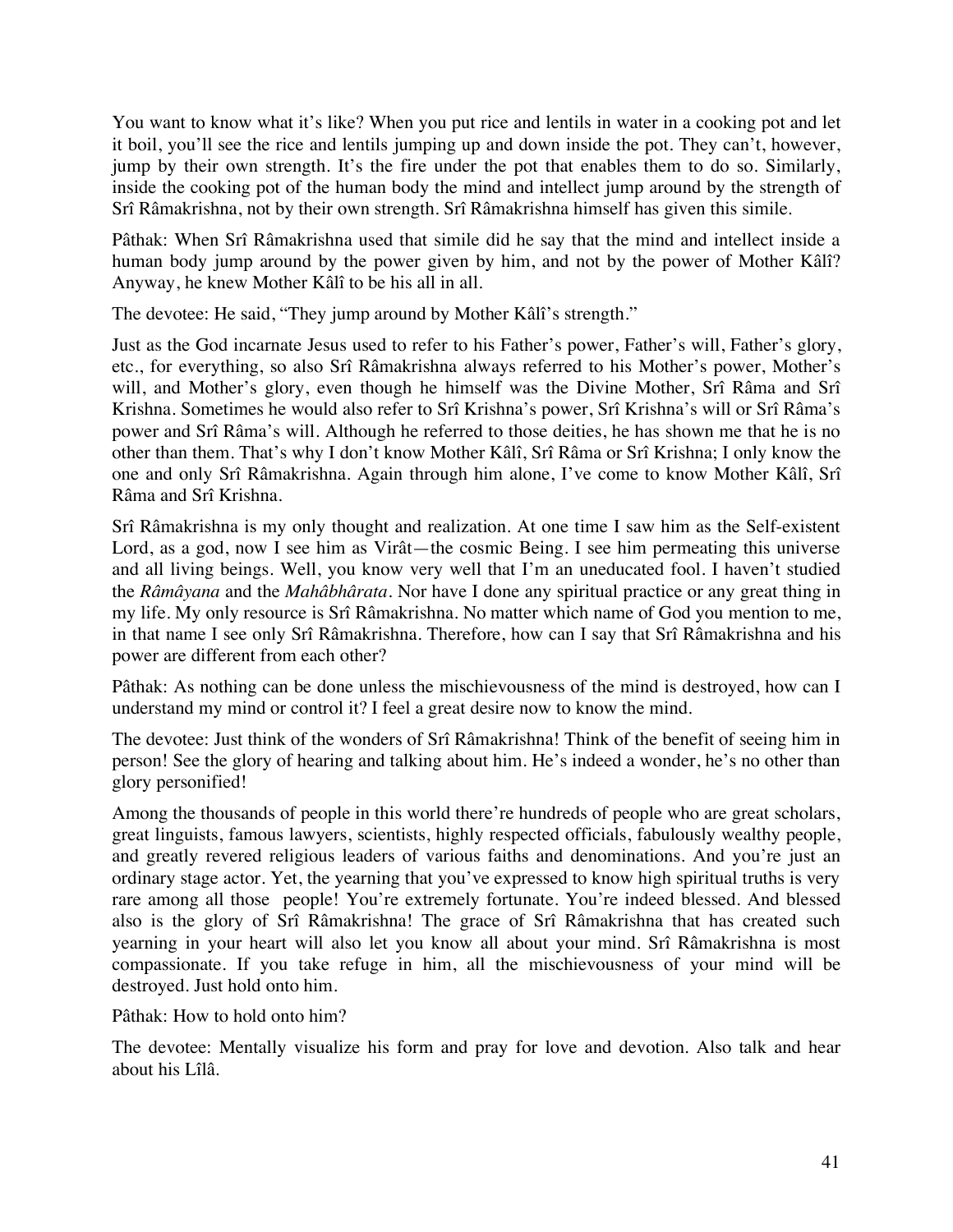You want to know what it's like? When you put rice and lentils in water in a cooking pot and let it boil, you'll see the rice and lentils jumping up and down inside the pot. They can't, however, jump by their own strength. It's the fire under the pot that enables them to do so. Similarly, inside the cooking pot of the human body the mind and intellect jump around by the strength of Srî Râmakrishna, not by their own strength. Srî Râmakrishna himself has given this simile.

Pâthak: When Srî Râmakrishna used that simile did he say that the mind and intellect inside a human body jump around by the power given by him, and not by the power of Mother Kâlî? Anyway, he knew Mother Kâlî to be his all in all.

The devotee: He said, "They jump around by Mother Kâlî's strength."

Just as the God incarnate Jesus used to refer to his Father's power, Father's will, Father's glory, etc., for everything, so also Srî Râmakrishna always referred to his Mother's power, Mother's will, and Mother's glory, even though he himself was the Divine Mother, Srî Râma and Srî Krishna. Sometimes he would also refer to Srî Krishna's power, Srî Krishna's will or Srî Râma's power and Srî Râma's will. Although he referred to those deities, he has shown me that he is no other than them. That's why I don't know Mother Kâlî, Srî Râma or Srî Krishna; I only know the one and only Srî Râmakrishna. Again through him alone, I've come to know Mother Kâlî, Srî Râma and Srî Krishna.

Srî Râmakrishna is my only thought and realization. At one time I saw him as the Self-existent Lord, as a god, now I see him as Virât—the cosmic Being. I see him permeating this universe and all living beings. Well, you know very well that I'm an uneducated fool. I haven't studied the *Râmâyana* and the *Mahâbhârata*. Nor have I done any spiritual practice or any great thing in my life. My only resource is Srî Râmakrishna. No matter which name of God you mention to me, in that name I see only Srî Râmakrishna. Therefore, how can I say that Srî Râmakrishna and his power are different from each other?

Pâthak: As nothing can be done unless the mischievousness of the mind is destroyed, how can I understand my mind or control it? I feel a great desire now to know the mind.

The devotee: Just think of the wonders of Srî Râmakrishna! Think of the benefit of seeing him in person! See the glory of hearing and talking about him. He's indeed a wonder, he's no other than glory personified!

Among the thousands of people in this world there're hundreds of people who are great scholars, great linguists, famous lawyers, scientists, highly respected officials, fabulously wealthy people, and greatly revered religious leaders of various faiths and denominations. And you're just an ordinary stage actor. Yet, the yearning that you've expressed to know high spiritual truths is very rare among all those people! You're extremely fortunate. You're indeed blessed. And blessed also is the glory of Srî Râmakrishna! The grace of Srî Râmakrishna that has created such yearning in your heart will also let you know all about your mind. Srî Râmakrishna is most compassionate. If you take refuge in him, all the mischievousness of your mind will be destroyed. Just hold onto him.

Pâthak: How to hold onto him?

The devotee: Mentally visualize his form and pray for love and devotion. Also talk and hear about his Lîlâ.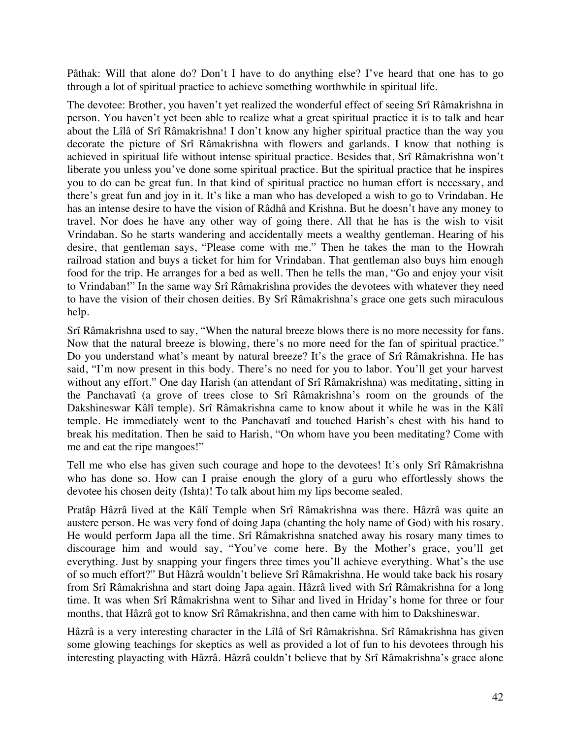Pâthak: Will that alone do? Don't I have to do anything else? I've heard that one has to go through a lot of spiritual practice to achieve something worthwhile in spiritual life.

The devotee: Brother, you haven't yet realized the wonderful effect of seeing Srî Râmakrishna in person. You haven't yet been able to realize what a great spiritual practice it is to talk and hear about the Lîlâ of Srî Râmakrishna! I don't know any higher spiritual practice than the way you decorate the picture of Srî Râmakrishna with flowers and garlands. I know that nothing is achieved in spiritual life without intense spiritual practice. Besides that, Srî Râmakrishna won't liberate you unless you've done some spiritual practice. But the spiritual practice that he inspires you to do can be great fun. In that kind of spiritual practice no human effort is necessary, and there's great fun and joy in it. It's like a man who has developed a wish to go to Vrindaban. He has an intense desire to have the vision of Râdhâ and Krishna. But he doesn't have any money to travel. Nor does he have any other way of going there. All that he has is the wish to visit Vrindaban. So he starts wandering and accidentally meets a wealthy gentleman. Hearing of his desire, that gentleman says, "Please come with me." Then he takes the man to the Howrah railroad station and buys a ticket for him for Vrindaban. That gentleman also buys him enough food for the trip. He arranges for a bed as well. Then he tells the man, "Go and enjoy your visit to Vrindaban!" In the same way Srî Râmakrishna provides the devotees with whatever they need to have the vision of their chosen deities. By Srî Râmakrishna's grace one gets such miraculous help.

Srî Râmakrishna used to say, "When the natural breeze blows there is no more necessity for fans. Now that the natural breeze is blowing, there's no more need for the fan of spiritual practice." Do you understand what's meant by natural breeze? It's the grace of Srî Râmakrishna. He has said, "I'm now present in this body. There's no need for you to labor. You'll get your harvest without any effort." One day Harish (an attendant of Srî Râmakrishna) was meditating, sitting in the Panchavatî (a grove of trees close to Srî Râmakrishna's room on the grounds of the Dakshineswar Kâlî temple). Srî Râmakrishna came to know about it while he was in the Kâlî temple. He immediately went to the Panchavatî and touched Harish's chest with his hand to break his meditation. Then he said to Harish, "On whom have you been meditating? Come with me and eat the ripe mangoes!"

Tell me who else has given such courage and hope to the devotees! It's only Srî Râmakrishna who has done so. How can I praise enough the glory of a guru who effortlessly shows the devotee his chosen deity (Ishta)! To talk about him my lips become sealed.

Pratâp Hâzrâ lived at the Kâlî Temple when Srî Râmakrishna was there. Hâzrâ was quite an austere person. He was very fond of doing Japa (chanting the holy name of God) with his rosary. He would perform Japa all the time. Srî Râmakrishna snatched away his rosary many times to discourage him and would say, "You've come here. By the Mother's grace, you'll get everything. Just by snapping your fingers three times you'll achieve everything. What's the use of so much effort?" But Hâzrâ wouldn't believe Srî Râmakrishna. He would take back his rosary from Srî Râmakrishna and start doing Japa again. Hâzrâ lived with Srî Râmakrishna for a long time. It was when Srî Râmakrishna went to Sihar and lived in Hriday's home for three or four months, that Hâzrâ got to know Srî Râmakrishna, and then came with him to Dakshineswar.

Hâzrâ is a very interesting character in the Lîlâ of Srî Râmakrishna. Srî Râmakrishna has given some glowing teachings for skeptics as well as provided a lot of fun to his devotees through his interesting playacting with Hâzrâ. Hâzrâ couldn't believe that by Srî Râmakrishna's grace alone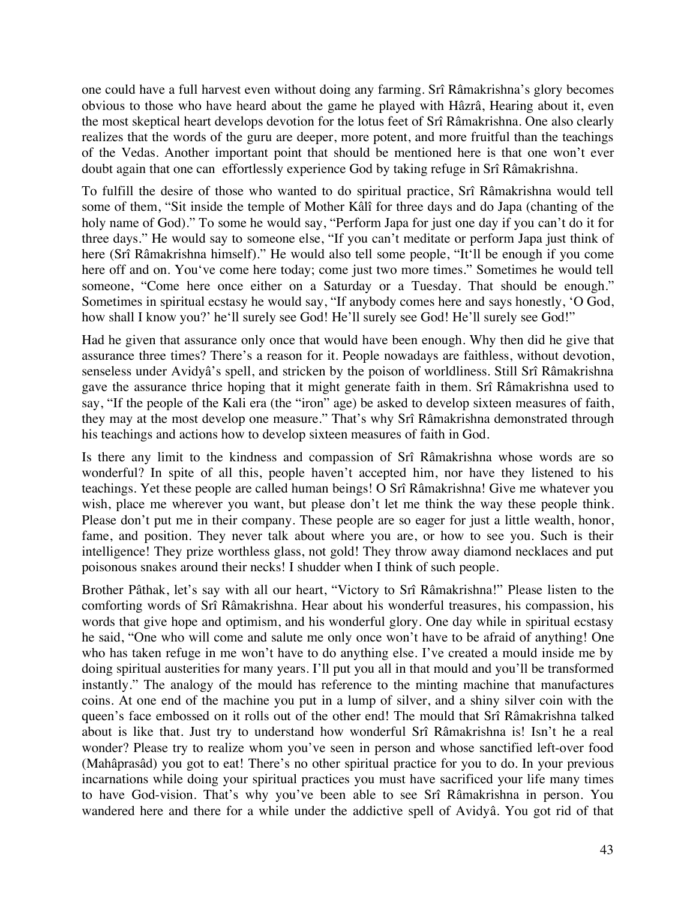one could have a full harvest even without doing any farming. Srî Râmakrishna's glory becomes obvious to those who have heard about the game he played with Hâzrâ, Hearing about it, even the most skeptical heart develops devotion for the lotus feet of Srî Râmakrishna. One also clearly realizes that the words of the guru are deeper, more potent, and more fruitful than the teachings of the Vedas. Another important point that should be mentioned here is that one won't ever doubt again that one can effortlessly experience God by taking refuge in Srî Râmakrishna.

To fulfill the desire of those who wanted to do spiritual practice, Srî Râmakrishna would tell some of them, "Sit inside the temple of Mother Kâlî for three days and do Japa (chanting of the holy name of God)." To some he would say, "Perform Japa for just one day if you can't do it for three days." He would say to someone else, "If you can't meditate or perform Japa just think of here (Srî Râmakrishna himself)." He would also tell some people, "It'll be enough if you come here off and on. You've come here today; come just two more times." Sometimes he would tell someone, "Come here once either on a Saturday or a Tuesday. That should be enough." Sometimes in spiritual ecstasy he would say, "If anybody comes here and says honestly, 'O God, how shall I know you?' he'll surely see God! He'll surely see God! He'll surely see God!"

Had he given that assurance only once that would have been enough. Why then did he give that assurance three times? There's a reason for it. People nowadays are faithless, without devotion, senseless under Avidyâ's spell, and stricken by the poison of worldliness. Still Srî Râmakrishna gave the assurance thrice hoping that it might generate faith in them. Srî Râmakrishna used to say, "If the people of the Kali era (the "iron" age) be asked to develop sixteen measures of faith, they may at the most develop one measure." That's why Srî Râmakrishna demonstrated through his teachings and actions how to develop sixteen measures of faith in God.

Is there any limit to the kindness and compassion of Srî Râmakrishna whose words are so wonderful? In spite of all this, people haven't accepted him, nor have they listened to his teachings. Yet these people are called human beings! O Srî Râmakrishna! Give me whatever you wish, place me wherever you want, but please don't let me think the way these people think. Please don't put me in their company. These people are so eager for just a little wealth, honor, fame, and position. They never talk about where you are, or how to see you. Such is their intelligence! They prize worthless glass, not gold! They throw away diamond necklaces and put poisonous snakes around their necks! I shudder when I think of such people.

Brother Pâthak, let's say with all our heart, "Victory to Srî Râmakrishna!" Please listen to the comforting words of Srî Râmakrishna. Hear about his wonderful treasures, his compassion, his words that give hope and optimism, and his wonderful glory. One day while in spiritual ecstasy he said, "One who will come and salute me only once won't have to be afraid of anything! One who has taken refuge in me won't have to do anything else. I've created a mould inside me by doing spiritual austerities for many years. I'll put you all in that mould and you'll be transformed instantly." The analogy of the mould has reference to the minting machine that manufactures coins. At one end of the machine you put in a lump of silver, and a shiny silver coin with the queen's face embossed on it rolls out of the other end! The mould that Srî Râmakrishna talked about is like that. Just try to understand how wonderful Srî Râmakrishna is! Isn't he a real wonder? Please try to realize whom you've seen in person and whose sanctified left-over food (Mahâprasâd) you got to eat! There's no other spiritual practice for you to do. In your previous incarnations while doing your spiritual practices you must have sacrificed your life many times to have God-vision. That's why you've been able to see Srî Râmakrishna in person. You wandered here and there for a while under the addictive spell of Avidyâ. You got rid of that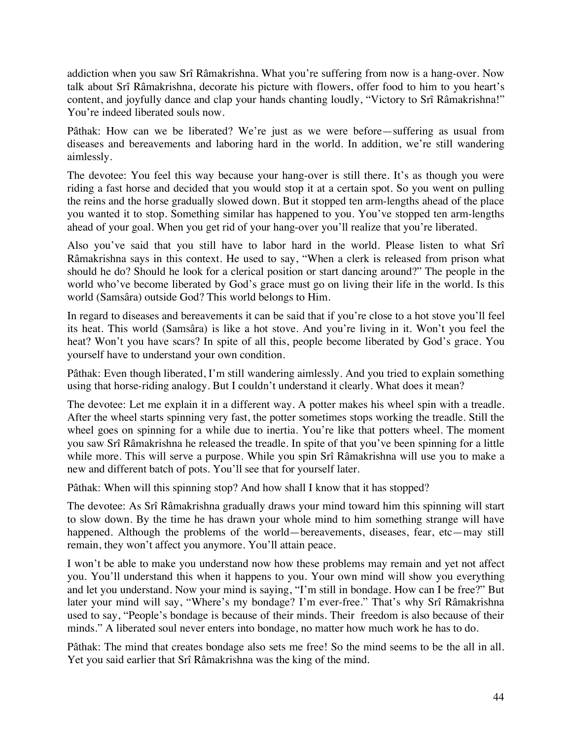addiction when you saw Srî Râmakrishna. What you're suffering from now is a hang-over. Now talk about Srî Râmakrishna, decorate his picture with flowers, offer food to him to you heart's content, and joyfully dance and clap your hands chanting loudly, "Victory to Srî Râmakrishna!" You're indeed liberated souls now.

Pâthak: How can we be liberated? We're just as we were before—suffering as usual from diseases and bereavements and laboring hard in the world. In addition, we're still wandering aimlessly.

The devotee: You feel this way because your hang-over is still there. It's as though you were riding a fast horse and decided that you would stop it at a certain spot. So you went on pulling the reins and the horse gradually slowed down. But it stopped ten arm-lengths ahead of the place you wanted it to stop. Something similar has happened to you. You've stopped ten arm-lengths ahead of your goal. When you get rid of your hang-over you'll realize that you're liberated.

Also you've said that you still have to labor hard in the world. Please listen to what Srî Râmakrishna says in this context. He used to say, "When a clerk is released from prison what should he do? Should he look for a clerical position or start dancing around?" The people in the world who've become liberated by God's grace must go on living their life in the world. Is this world (Samsâra) outside God? This world belongs to Him.

In regard to diseases and bereavements it can be said that if you're close to a hot stove you'll feel its heat. This world (Samsâra) is like a hot stove. And you're living in it. Won't you feel the heat? Won't you have scars? In spite of all this, people become liberated by God's grace. You yourself have to understand your own condition.

Pâthak: Even though liberated, I'm still wandering aimlessly. And you tried to explain something using that horse-riding analogy. But I couldn't understand it clearly. What does it mean?

The devotee: Let me explain it in a different way. A potter makes his wheel spin with a treadle. After the wheel starts spinning very fast, the potter sometimes stops working the treadle. Still the wheel goes on spinning for a while due to inertia. You're like that potters wheel. The moment you saw Srî Râmakrishna he released the treadle. In spite of that you've been spinning for a little while more. This will serve a purpose. While you spin Srî Râmakrishna will use you to make a new and different batch of pots. You'll see that for yourself later.

Pâthak: When will this spinning stop? And how shall I know that it has stopped?

The devotee: As Srî Râmakrishna gradually draws your mind toward him this spinning will start to slow down. By the time he has drawn your whole mind to him something strange will have happened. Although the problems of the world—bereavements, diseases, fear, etc—may still remain, they won't affect you anymore. You'll attain peace.

I won't be able to make you understand now how these problems may remain and yet not affect you. You'll understand this when it happens to you. Your own mind will show you everything and let you understand. Now your mind is saying, "I'm still in bondage. How can I be free?" But later your mind will say, "Where's my bondage? I'm ever-free." That's why Srî Râmakrishna used to say, "People's bondage is because of their minds. Their freedom is also because of their minds." A liberated soul never enters into bondage, no matter how much work he has to do.

Pâthak: The mind that creates bondage also sets me free! So the mind seems to be the all in all. Yet you said earlier that Srî Râmakrishna was the king of the mind.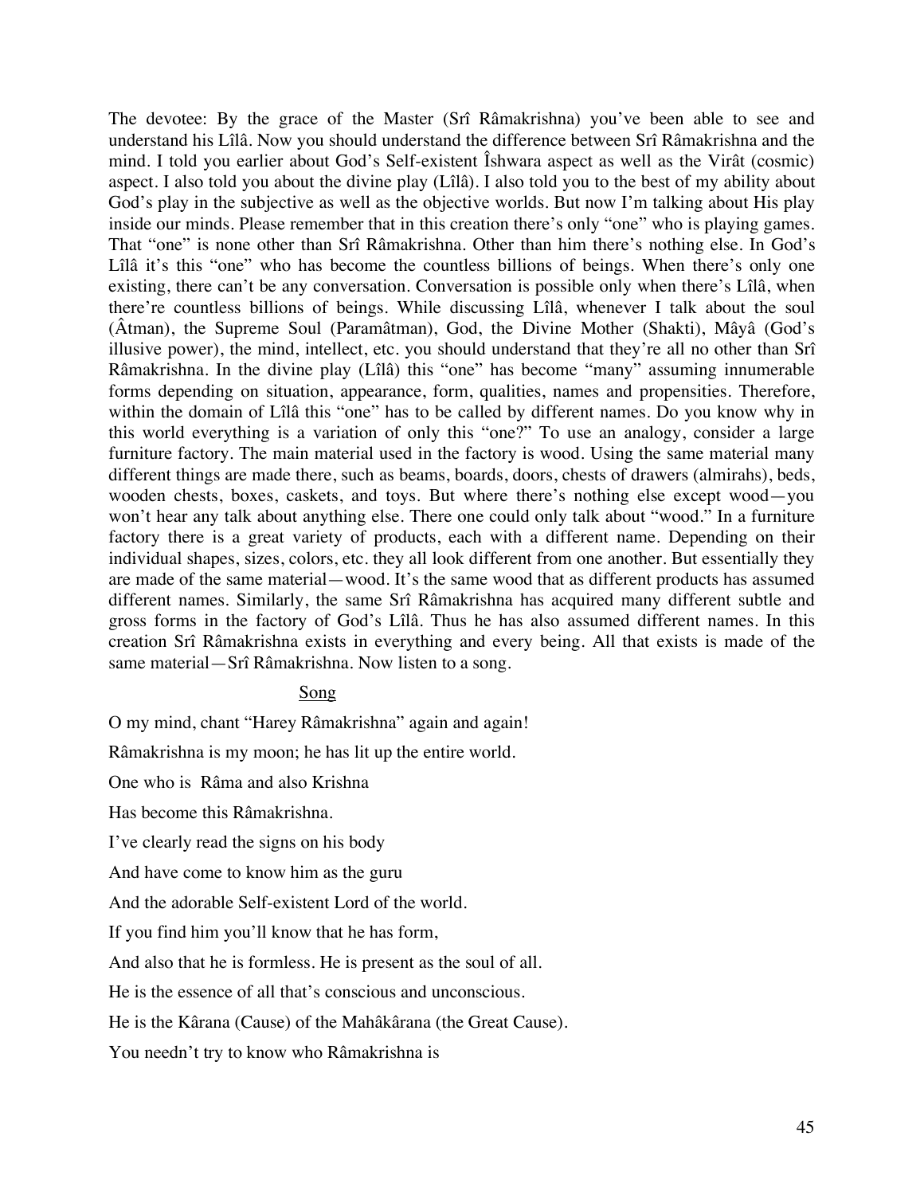The devotee: By the grace of the Master (Srî Râmakrishna) you've been able to see and understand his Lîlâ. Now you should understand the difference between Srî Râmakrishna and the mind. I told you earlier about God's Self-existent Îshwara aspect as well as the Virât (cosmic) aspect. I also told you about the divine play (Lîlâ). I also told you to the best of my ability about God's play in the subjective as well as the objective worlds. But now I'm talking about His play inside our minds. Please remember that in this creation there's only "one" who is playing games. That "one" is none other than Srî Râmakrishna. Other than him there's nothing else. In God's Lîlâ it's this "one" who has become the countless billions of beings. When there's only one existing, there can't be any conversation. Conversation is possible only when there's Lîlâ, when there're countless billions of beings. While discussing Lîlâ, whenever I talk about the soul (Âtman), the Supreme Soul (Paramâtman), God, the Divine Mother (Shakti), Mâyâ (God's illusive power), the mind, intellect, etc. you should understand that they're all no other than Srî Râmakrishna. In the divine play (Lîlâ) this "one" has become "many" assuming innumerable forms depending on situation, appearance, form, qualities, names and propensities. Therefore, within the domain of Lîlâ this "one" has to be called by different names. Do you know why in this world everything is a variation of only this "one?" To use an analogy, consider a large furniture factory. The main material used in the factory is wood. Using the same material many different things are made there, such as beams, boards, doors, chests of drawers (almirahs), beds, wooden chests, boxes, caskets, and toys. But where there's nothing else except wood—you won't hear any talk about anything else. There one could only talk about "wood." In a furniture factory there is a great variety of products, each with a different name. Depending on their individual shapes, sizes, colors, etc. they all look different from one another. But essentially they are made of the same material—wood. It's the same wood that as different products has assumed different names. Similarly, the same Srî Râmakrishna has acquired many different subtle and gross forms in the factory of God's Lîlâ. Thus he has also assumed different names. In this creation Srî Râmakrishna exists in everything and every being. All that exists is made of the same material—Srî Râmakrishna. Now listen to a song.

<u>Song</u>

O my mind, chant "Harey Râmakrishna" again and again!

Râmakrishna is my moon; he has lit up the entire world.

One who is Râma and also Krishna

Has become this Râmakrishna.

I've clearly read the signs on his body

And have come to know him as the guru

And the adorable Self-existent Lord of the world.

If you find him you'll know that he has form,

And also that he is formless. He is present as the soul of all.

He is the essence of all that's conscious and unconscious.

He is the Kârana (Cause) of the Mahâkârana (the Great Cause).

You needn't try to know who Râmakrishna is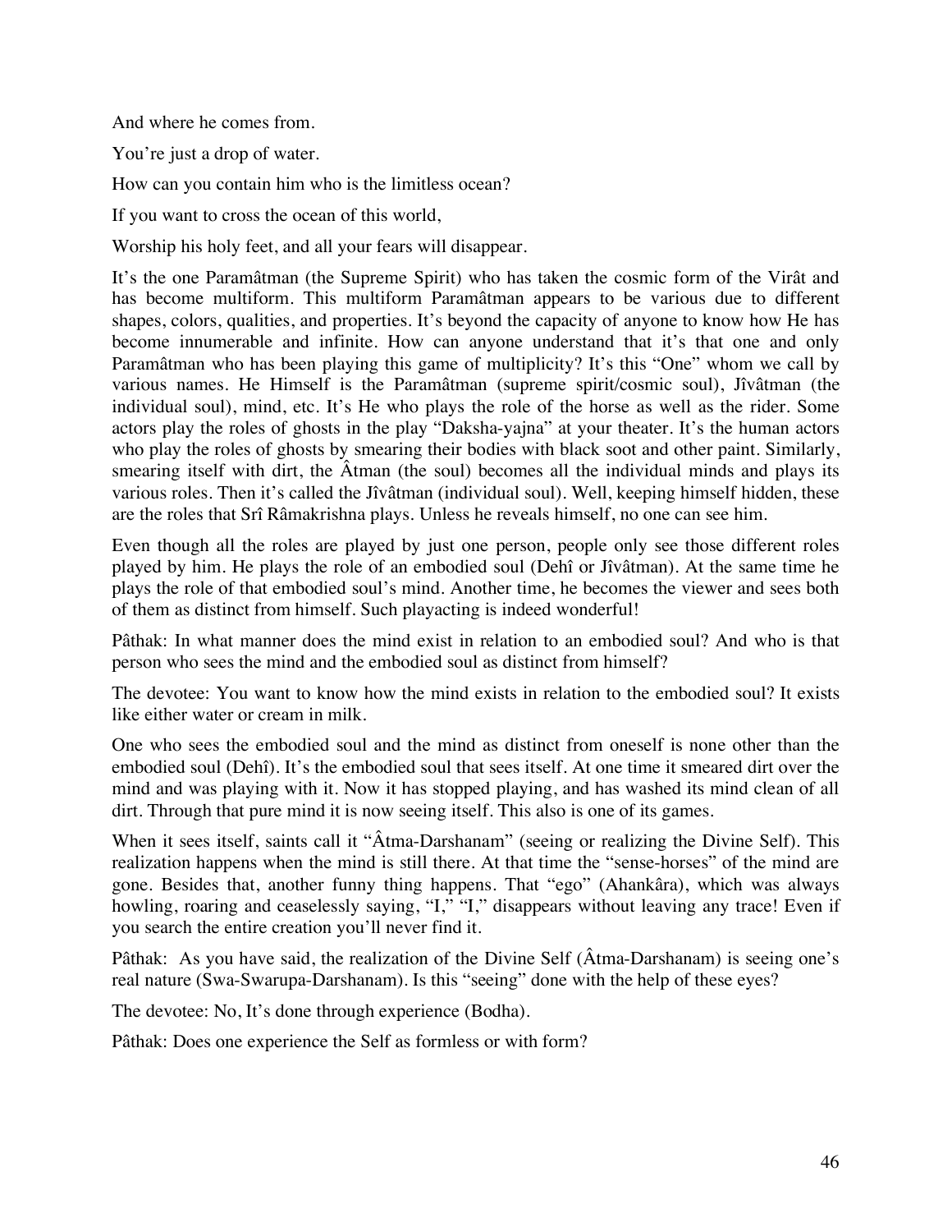And where he comes from.

You're just a drop of water.

How can you contain him who is the limitless ocean?

If you want to cross the ocean of this world,

Worship his holy feet, and all your fears will disappear.

It's the one Paramâtman (the Supreme Spirit) who has taken the cosmic form of the Virât and has become multiform. This multiform Paramâtman appears to be various due to different shapes, colors, qualities, and properties. It's beyond the capacity of anyone to know how He has become innumerable and infinite. How can anyone understand that it's that one and only Paramâtman who has been playing this game of multiplicity? It's this "One" whom we call by various names. He Himself is the Paramâtman (supreme spirit/cosmic soul), Jîvâtman (the individual soul), mind, etc. It's He who plays the role of the horse as well as the rider. Some actors play the roles of ghosts in the play "Daksha-yajna" at your theater. It's the human actors who play the roles of ghosts by smearing their bodies with black soot and other paint. Similarly, smearing itself with dirt, the Âtman (the soul) becomes all the individual minds and plays its various roles. Then it's called the Jîvâtman (individual soul). Well, keeping himself hidden, these are the roles that Srî Râmakrishna plays. Unless he reveals himself, no one can see him.

Even though all the roles are played by just one person, people only see those different roles played by him. He plays the role of an embodied soul (Dehî or Jîvâtman). At the same time he plays the role of that embodied soul's mind. Another time, he becomes the viewer and sees both of them as distinct from himself. Such playacting is indeed wonderful!

Pâthak: In what manner does the mind exist in relation to an embodied soul? And who is that person who sees the mind and the embodied soul as distinct from himself?

The devotee: You want to know how the mind exists in relation to the embodied soul? It exists like either water or cream in milk.

One who sees the embodied soul and the mind as distinct from oneself is none other than the embodied soul (Dehî). It's the embodied soul that sees itself. At one time it smeared dirt over the mind and was playing with it. Now it has stopped playing, and has washed its mind clean of all dirt. Through that pure mind it is now seeing itself. This also is one of its games.

When it sees itself, saints call it "Âtma-Darshanam" (seeing or realizing the Divine Self). This realization happens when the mind is still there. At that time the "sense-horses" of the mind are gone. Besides that, another funny thing happens. That "ego" (Ahankâra), which was always howling, roaring and ceaselessly saying, "I," "I," disappears without leaving any trace! Even if you search the entire creation you'll never find it.

Pâthak: As you have said, the realization of the Divine Self (Âtma-Darshanam) is seeing one's real nature (Swa-Swarupa-Darshanam). Is this "seeing" done with the help of these eyes?

The devotee: No, It's done through experience (Bodha).

Pâthak: Does one experience the Self as formless or with form?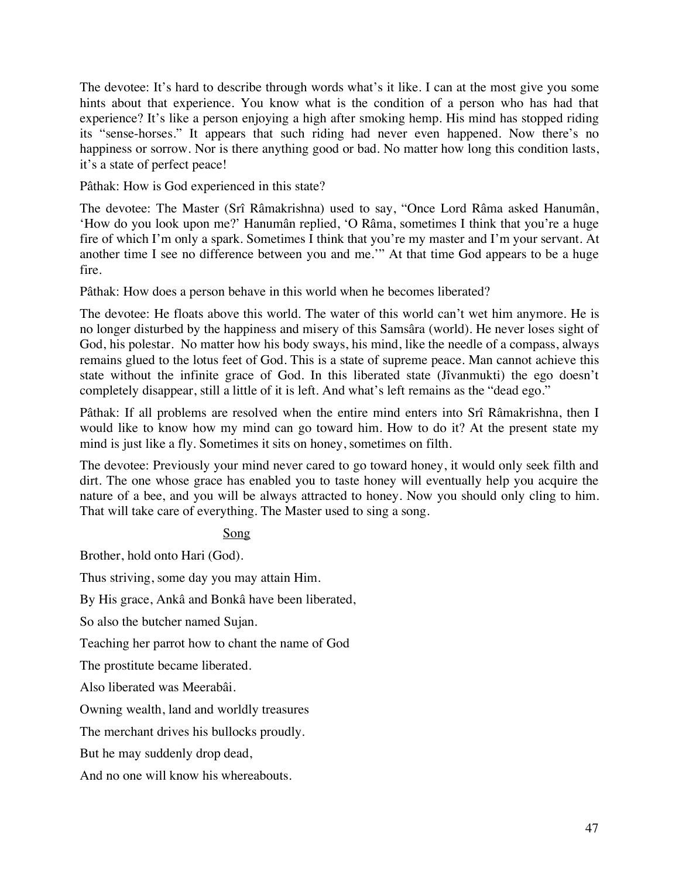The devotee: It's hard to describe through words what's it like. I can at the most give you some hints about that experience. You know what is the condition of a person who has had that experience? It's like a person enjoying a high after smoking hemp. His mind has stopped riding its "sense-horses." It appears that such riding had never even happened. Now there's no happiness or sorrow. Nor is there anything good or bad. No matter how long this condition lasts, it's a state of perfect peace!

Pâthak: How is God experienced in this state?

The devotee: The Master (Srî Râmakrishna) used to say, "Once Lord Râma asked Hanumân, 'How do you look upon me?' Hanumân replied, 'O Râma, sometimes I think that you're a huge fire of which I'm only a spark. Sometimes I think that you're my master and I'm your servant. At another time I see no difference between you and me.'" At that time God appears to be a huge fire.

Pâthak: How does a person behave in this world when he becomes liberated?

The devotee: He floats above this world. The water of this world can't wet him anymore. He is no longer disturbed by the happiness and misery of this Samsâra (world). He never loses sight of God, his polestar. No matter how his body sways, his mind, like the needle of a compass, always remains glued to the lotus feet of God. This is a state of supreme peace. Man cannot achieve this state without the infinite grace of God. In this liberated state (Jîvanmukti) the ego doesn't completely disappear, still a little of it is left. And what's left remains as the "dead ego."

Pâthak: If all problems are resolved when the entire mind enters into Srî Râmakrishna, then I would like to know how my mind can go toward him. How to do it? At the present state my mind is just like a fly. Sometimes it sits on honey, sometimes on filth.

The devotee: Previously your mind never cared to go toward honey, it would only seek filth and dirt. The one whose grace has enabled you to taste honey will eventually help you acquire the nature of a bee, and you will be always attracted to honey. Now you should only cling to him. That will take care of everything. The Master used to sing a song.

<u>Song</u>

Brother, hold onto Hari (God).

Thus striving, some day you may attain Him.

By His grace, Ankâ and Bonkâ have been liberated,

So also the butcher named Sujan.

Teaching her parrot how to chant the name of God

The prostitute became liberated.

Also liberated was Meerabâi.

Owning wealth, land and worldly treasures

The merchant drives his bullocks proudly.

But he may suddenly drop dead,

And no one will know his whereabouts.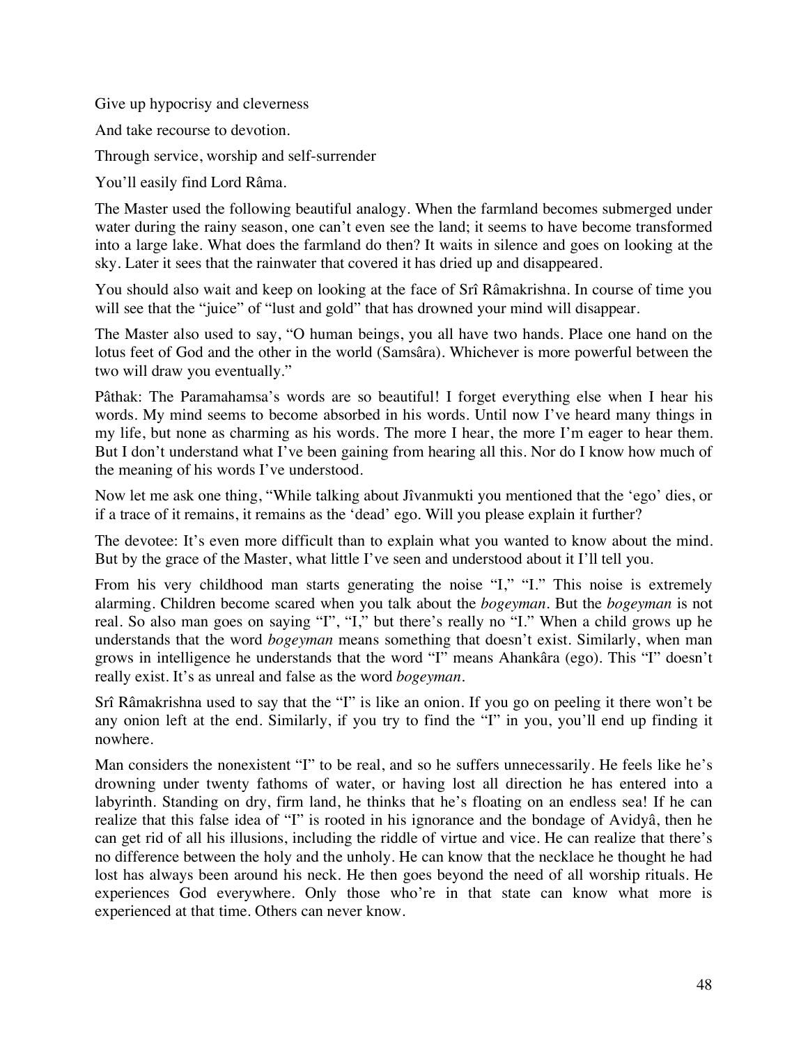Give up hypocrisy and cleverness

And take recourse to devotion.

Through service, worship and self-surrender

You'll easily find Lord Râma.

The Master used the following beautiful analogy. When the farmland becomes submerged under water during the rainy season, one can't even see the land; it seems to have become transformed into a large lake. What does the farmland do then? It waits in silence and goes on looking at the sky. Later it sees that the rainwater that covered it has dried up and disappeared.

You should also wait and keep on looking at the face of Srî Râmakrishna. In course of time you will see that the "juice" of "lust and gold" that has drowned your mind will disappear.

The Master also used to say, "O human beings, you all have two hands. Place one hand on the lotus feet of God and the other in the world (Samsâra). Whichever is more powerful between the two will draw you eventually."

Pâthak: The Paramahamsa's words are so beautiful! I forget everything else when I hear his words. My mind seems to become absorbed in his words. Until now I've heard many things in my life, but none as charming as his words. The more I hear, the more I'm eager to hear them. But I don't understand what I've been gaining from hearing all this. Nor do I know how much of the meaning of his words I've understood.

Now let me ask one thing, "While talking about Jîvanmukti you mentioned that the 'ego' dies, or if a trace of it remains, it remains as the 'dead' ego. Will you please explain it further?

The devotee: It's even more difficult than to explain what you wanted to know about the mind. But by the grace of the Master, what little I've seen and understood about it I'll tell you.

From his very childhood man starts generating the noise "I," "I." This noise is extremely alarming. Children become scared when you talk about the *bogeyman*. But the *bogeyman* is not real. So also man goes on saying "I", "I," but there's really no "I." When a child grows up he understands that the word *bogeyman* means something that doesn't exist. Similarly, when man grows in intelligence he understands that the word "I" means Ahankâra (ego). This "I" doesn't really exist. It's as unreal and false as the word *bogeyman*.

Srî Râmakrishna used to say that the "I" is like an onion. If you go on peeling it there won't be any onion left at the end. Similarly, if you try to find the "I" in you, you'll end up finding it nowhere.

Man considers the nonexistent "I" to be real, and so he suffers unnecessarily. He feels like he's drowning under twenty fathoms of water, or having lost all direction he has entered into a labyrinth. Standing on dry, firm land, he thinks that he's floating on an endless sea! If he can realize that this false idea of "I" is rooted in his ignorance and the bondage of Avidyâ, then he can get rid of all his illusions, including the riddle of virtue and vice. He can realize that there's no difference between the holy and the unholy. He can know that the necklace he thought he had lost has always been around his neck. He then goes beyond the need of all worship rituals. He experiences God everywhere. Only those who're in that state can know what more is experienced at that time. Others can never know.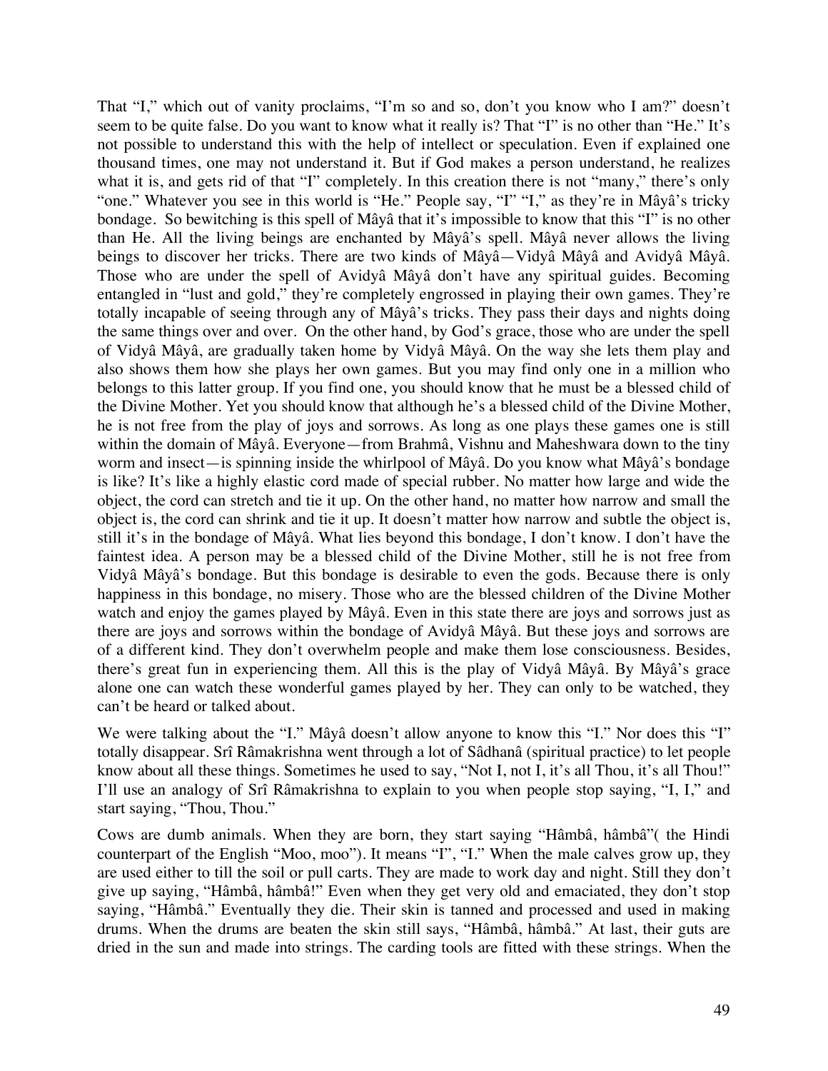That "I," which out of vanity proclaims, "I'm so and so, don't you know who I am?" doesn't seem to be quite false. Do you want to know what it really is? That "I" is no other than "He." It's not possible to understand this with the help of intellect or speculation. Even if explained one thousand times, one may not understand it. But if God makes a person understand, he realizes what it is, and gets rid of that "I" completely. In this creation there is not "many," there's only "one." Whatever you see in this world is "He." People say, "I" "I," as they're in Mâyâ's tricky bondage. So bewitching is this spell of Mâyâ that it's impossible to know that this "I" is no other than He. All the living beings are enchanted by Mâyâ's spell. Mâyâ never allows the living beings to discover her tricks. There are two kinds of Mâyâ—Vidyâ Mâyâ and Avidyâ Mâyâ. Those who are under the spell of Avidyâ Mâyâ don't have any spiritual guides. Becoming entangled in "lust and gold," they're completely engrossed in playing their own games. They're totally incapable of seeing through any of Mâyâ's tricks. They pass their days and nights doing the same things over and over. On the other hand, by God's grace, those who are under the spell of Vidyâ Mâyâ, are gradually taken home by Vidyâ Mâyâ. On the way she lets them play and also shows them how she plays her own games. But you may find only one in a million who belongs to this latter group. If you find one, you should know that he must be a blessed child of the Divine Mother. Yet you should know that although he's a blessed child of the Divine Mother, he is not free from the play of joys and sorrows. As long as one plays these games one is still within the domain of Mâyâ. Everyone—from Brahmâ, Vishnu and Maheshwara down to the tiny worm and insect—is spinning inside the whirlpool of Mâyâ. Do you know what Mâyâ's bondage is like? It's like a highly elastic cord made of special rubber. No matter how large and wide the object, the cord can stretch and tie it up. On the other hand, no matter how narrow and small the object is, the cord can shrink and tie it up. It doesn't matter how narrow and subtle the object is, still it's in the bondage of Mâyâ. What lies beyond this bondage, I don't know. I don't have the faintest idea. A person may be a blessed child of the Divine Mother, still he is not free from Vidyâ Mâyâ's bondage. But this bondage is desirable to even the gods. Because there is only happiness in this bondage, no misery. Those who are the blessed children of the Divine Mother watch and enjoy the games played by Mâyâ. Even in this state there are joys and sorrows just as there are joys and sorrows within the bondage of Avidyâ Mâyâ. But these joys and sorrows are of a different kind. They don't overwhelm people and make them lose consciousness. Besides, there's great fun in experiencing them. All this is the play of Vidyâ Mâyâ. By Mâyâ's grace alone one can watch these wonderful games played by her. They can only to be watched, they can't be heard or talked about.

We were talking about the "I." Mâyâ doesn't allow anyone to know this "I." Nor does this "I" totally disappear. Srî Râmakrishna went through a lot of Sâdhanâ (spiritual practice) to let people know about all these things. Sometimes he used to say, "Not I, not I, it's all Thou, it's all Thou!" I'll use an analogy of Srî Râmakrishna to explain to you when people stop saying, "I, I," and start saying, "Thou, Thou."

Cows are dumb animals. When they are born, they start saying "Hâmbâ, hâmbâ"( the Hindi counterpart of the English "Moo, moo"). It means "I", "I." When the male calves grow up, they are used either to till the soil or pull carts. They are made to work day and night. Still they don't give up saying, "Hâmbâ, hâmbâ!" Even when they get very old and emaciated, they don't stop saying, "Hâmbâ." Eventually they die. Their skin is tanned and processed and used in making drums. When the drums are beaten the skin still says, "Hâmbâ, hâmbâ." At last, their guts are dried in the sun and made into strings. The carding tools are fitted with these strings. When the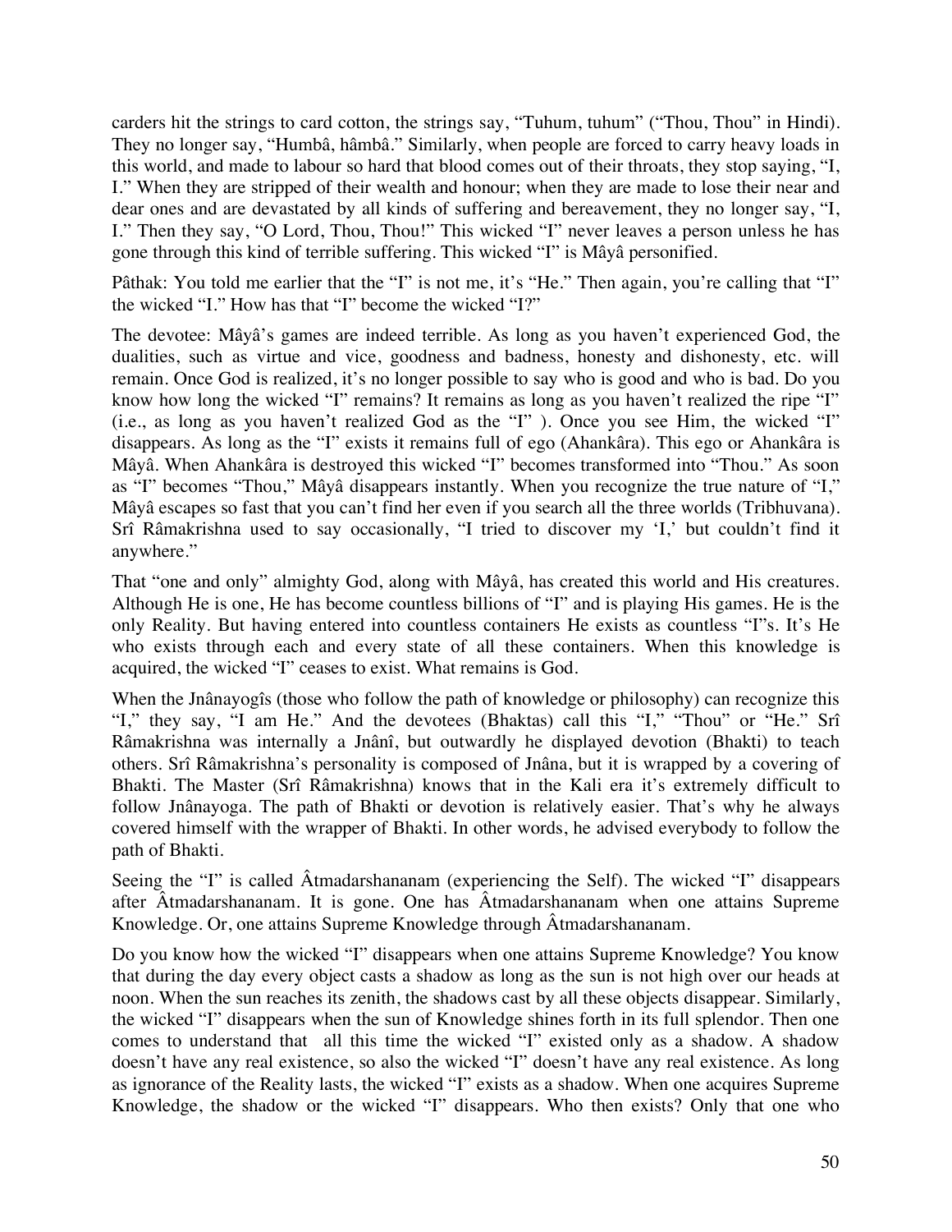carders hit the strings to card cotton, the strings say, "Tuhum, tuhum" ("Thou, Thou" in Hindi). They no longer say, "Humbâ, hâmbâ." Similarly, when people are forced to carry heavy loads in this world, and made to labour so hard that blood comes out of their throats, they stop saying, "I, I." When they are stripped of their wealth and honour; when they are made to lose their near and dear ones and are devastated by all kinds of suffering and bereavement, they no longer say, "I, I." Then they say, "O Lord, Thou, Thou!" This wicked "I" never leaves a person unless he has gone through this kind of terrible suffering. This wicked "I" is Mâyâ personified.

Pâthak: You told me earlier that the "I" is not me, it's "He." Then again, you're calling that "I" the wicked "I." How has that "I" become the wicked "I?"

The devotee: Mâyâ's games are indeed terrible. As long as you haven't experienced God, the dualities, such as virtue and vice, goodness and badness, honesty and dishonesty, etc. will remain. Once God is realized, it's no longer possible to say who is good and who is bad. Do you know how long the wicked "I" remains? It remains as long as you haven't realized the ripe "I" (i.e., as long as you haven't realized God as the "I" ). Once you see Him, the wicked "I" disappears. As long as the "I" exists it remains full of ego (Ahankâra). This ego or Ahankâra is Mâyâ. When Ahankâra is destroyed this wicked "I" becomes transformed into "Thou." As soon as "I" becomes "Thou," Mâyâ disappears instantly. When you recognize the true nature of "I," Mâyâ escapes so fast that you can't find her even if you search all the three worlds (Tribhuvana). Srî Râmakrishna used to say occasionally, "I tried to discover my 'I,' but couldn't find it anywhere."

That "one and only" almighty God, along with Mâyâ, has created this world and His creatures. Although He is one, He has become countless billions of "I" and is playing His games. He is the only Reality. But having entered into countless containers He exists as countless "I"s. It's He who exists through each and every state of all these containers. When this knowledge is acquired, the wicked "I" ceases to exist. What remains is God.

When the Jnânayogîs (those who follow the path of knowledge or philosophy) can recognize this "I," they say, "I am He." And the devotees (Bhaktas) call this "I," "Thou" or "He." Srî Râmakrishna was internally a Jnânî, but outwardly he displayed devotion (Bhakti) to teach others. Srî Râmakrishna's personality is composed of Jnâna, but it is wrapped by a covering of Bhakti. The Master (Srî Râmakrishna) knows that in the Kali era it's extremely difficult to follow Jnânayoga. The path of Bhakti or devotion is relatively easier. That's why he always covered himself with the wrapper of Bhakti. In other words, he advised everybody to follow the path of Bhakti.

Seeing the "I" is called Âtmadarshananam (experiencing the Self). The wicked "I" disappears after Âtmadarshananam. It is gone. One has Âtmadarshananam when one attains Supreme Knowledge. Or, one attains Supreme Knowledge through Âtmadarshananam.

Do you know how the wicked "I" disappears when one attains Supreme Knowledge? You know that during the day every object casts a shadow as long as the sun is not high over our heads at noon. When the sun reaches its zenith, the shadows cast by all these objects disappear. Similarly, the wicked "I" disappears when the sun of Knowledge shines forth in its full splendor. Then one comes to understand that all this time the wicked "I" existed only as a shadow. A shadow doesn't have any real existence, so also the wicked "I" doesn't have any real existence. As long as ignorance of the Reality lasts, the wicked "I" exists as a shadow. When one acquires Supreme Knowledge, the shadow or the wicked "I" disappears. Who then exists? Only that one who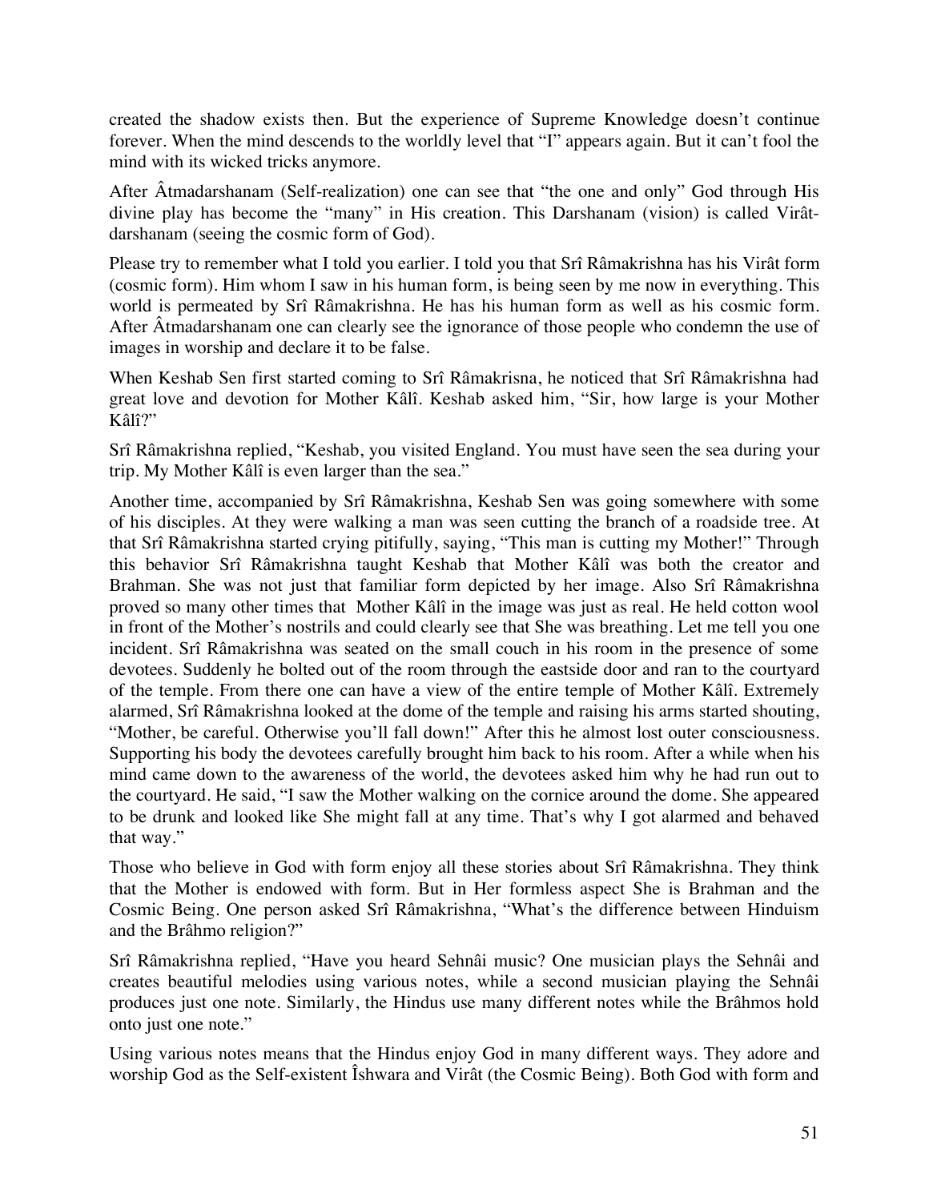created the shadow exists then. But the experience of Supreme Knowledge doesn't continue forever. When the mind descends to the worldly level that "I" appears again. But it can't fool the mind with its wicked tricks anymore.

After Âtmadarshanam (Self-realization) one can see that "the one and only" God through His divine play has become the "many" in His creation. This Darshanam (vision) is called Virât-darshanam (seeing the cosmic form of God).

Please try to remember what I told you earlier. I told you that Srî Râmakrishna has his Virât form (cosmic form). Him whom I saw in his human form, is being seen by me now in everything. This world is permeated by Srî Râmakrishna. He has his human form as well as his cosmic form. After Âtmadarshanam one can clearly see the ignorance of those people who condemn the use of images in worship and declare it to be false.

When Keshab Sen first started coming to Srî Râmakrisna, he noticed that Srî Râmakrishna had great love and devotion for Mother Kâlî. Keshab asked him, "Sir, how large is your Mother Kâlî?"

Srî Râmakrishna replied, "Keshab, you visited England. You must have seen the sea during your trip. My Mother Kâlî is even larger than the sea."

Another time, accompanied by Srî Râmakrishna, Keshab Sen was going somewhere with some of his disciples. At they were walking a man was seen cutting the branch of a roadside tree. At that Srî Râmakrishna started crying pitifully, saying, "This man is cutting my Mother!" Through this behavior Srî Râmakrishna taught Keshab that Mother Kâlî was both the creator and Brahman. She was not just that familiar form depicted by her image. Also Srî Râmakrishna proved so many other times that Mother Kâlî in the image was just as real. He held cotton wool in front of the Mother's nostrils and could clearly see that She was breathing. Let me tell you one incident. Srî Râmakrishna was seated on the small couch in his room in the presence of some devotees. Suddenly he bolted out of the room through the eastside door and ran to the courtyard of the temple. From there one can have a view of the entire temple of Mother Kâlî. Extremely alarmed, Srî Râmakrishna looked at the dome of the temple and raising his arms started shouting, "Mother, be careful. Otherwise you'll fall down!" After this he almost lost outer consciousness. Supporting his body the devotees carefully brought him back to his room. After a while when his mind came down to the awareness of the world, the devotees asked him why he had run out to the courtyard. He said, "I saw the Mother walking on the cornice around the dome. She appeared to be drunk and looked like She might fall at any time. That's why I got alarmed and behaved that way."

Those who believe in God with form enjoy all these stories about Srî Râmakrishna. They think that the Mother is endowed with form. But in Her formless aspect She is Brahman and the Cosmic Being. One person asked Srî Râmakrishna, "What's the difference between Hinduism and the Brâhmo religion?"

Srî Râmakrishna replied, "Have you heard Sehnâi music? One musician plays the Sehnâi and creates beautiful melodies using various notes, while a second musician playing the Sehnâi produces just one note. Similarly, the Hindus use many different notes while the Brâhmos hold onto just one note."

Using various notes means that the Hindus enjoy God in many different ways. They adore and worship God as the Self-existent Îshwara and Virât (the Cosmic Being). Both God with form and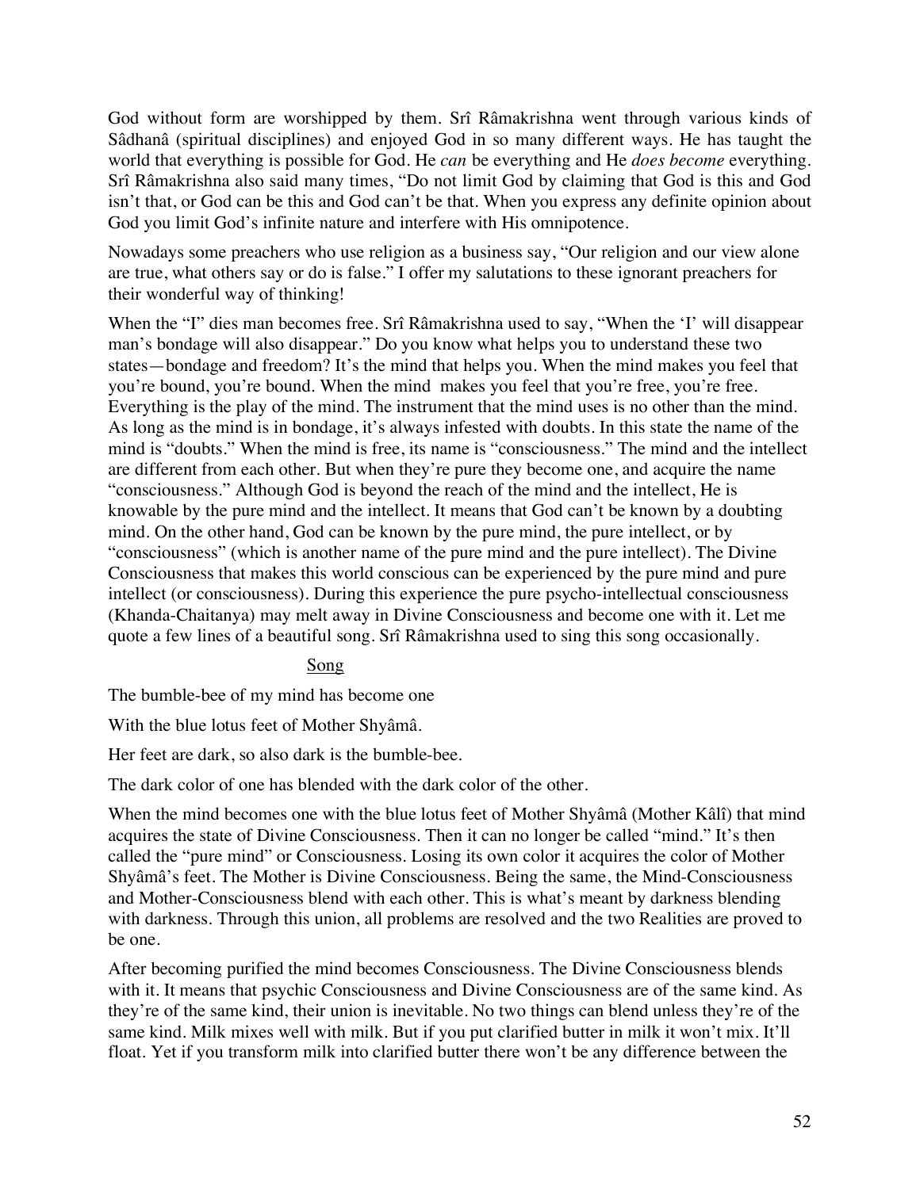God without form are worshipped by them. Srî Râmakrishna went through various kinds of Sâdhanâ (spiritual disciplines) and enjoyed God in so many different ways. He has taught the world that everything is possible for God. He *can* be everything and He *does become* everything. Srî Râmakrishna also said many times, "Do not limit God by claiming that God is this and God isn't that, or God can be this and God can't be that. When you express any definite opinion about God you limit God's infinite nature and interfere with His omnipotence.

Nowadays some preachers who use religion as a business say, "Our religion and our view alone are true, what others say or do is false." I offer my salutations to these ignorant preachers for their wonderful way of thinking!

When the "I" dies man becomes free. Srî Râmakrishna used to say, "When the 'I' will disappear man's bondage will also disappear." Do you know what helps you to understand these two states—bondage and freedom? It's the mind that helps you. When the mind makes you feel that you're bound, you're bound. When the mind makes you feel that you're free, you're free. Everything is the play of the mind. The instrument that the mind uses is no other than the mind. As long as the mind is in bondage, it's always infested with doubts. In this state the name of the mind is "doubts." When the mind is free, its name is "consciousness." The mind and the intellect are different from each other. But when they're pure they become one, and acquire the name "consciousness." Although God is beyond the reach of the mind and the intellect, He is knowable by the pure mind and the intellect. It means that God can't be known by a doubting mind. On the other hand, God can be known by the pure mind, the pure intellect, or by "consciousness" (which is another name of the pure mind and the pure intellect). The Divine Consciousness that makes this world conscious can be experienced by the pure mind and pure intellect (or consciousness). During this experience the pure psycho-intellectual consciousness (Khanda-Chaitanya) may melt away in Divine Consciousness and become one with it. Let me quote a few lines of a beautiful song. Srî Râmakrishna used to sing this song occasionally.

<u>Song</u>

The bumble-bee of my mind has become one

With the blue lotus feet of Mother Shyâmâ.

Her feet are dark, so also dark is the bumble-bee.

The dark color of one has blended with the dark color of the other.

When the mind becomes one with the blue lotus feet of Mother Shyâmâ (Mother Kâlî) that mind acquires the state of Divine Consciousness. Then it can no longer be called "mind." It's then called the "pure mind" or Consciousness. Losing its own color it acquires the color of Mother Shyâmâ's feet. The Mother is Divine Consciousness. Being the same, the Mind-Consciousness and Mother-Consciousness blend with each other. This is what's meant by darkness blending with darkness. Through this union, all problems are resolved and the two Realities are proved to be one.

After becoming purified the mind becomes Consciousness. The Divine Consciousness blends with it. It means that psychic Consciousness and Divine Consciousness are of the same kind. As they're of the same kind, their union is inevitable. No two things can blend unless they're of the same kind. Milk mixes well with milk. But if you put clarified butter in milk it won't mix. It'll float. Yet if you transform milk into clarified butter there won't be any difference between the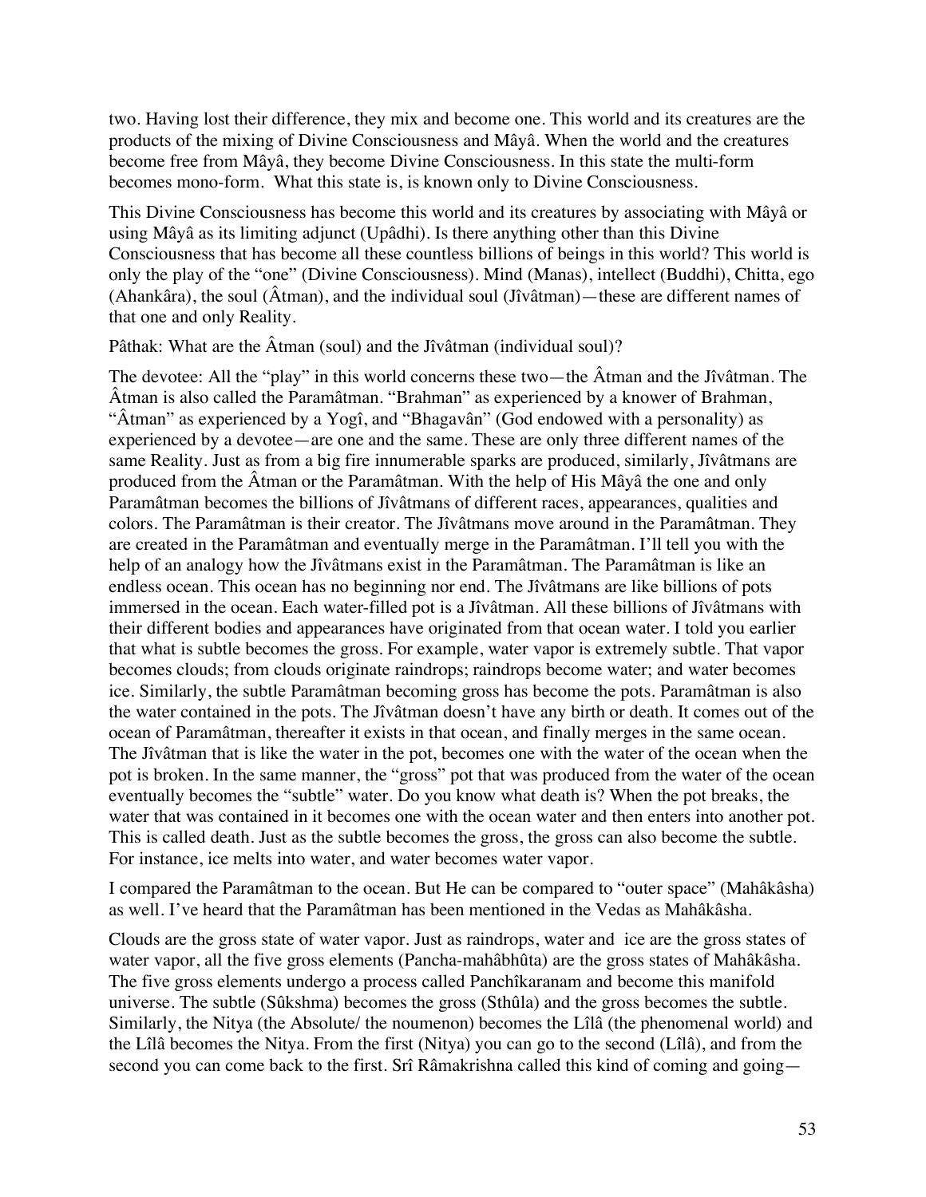two. Having lost their difference, they mix and become one. This world and its creatures are the products of the mixing of Divine Consciousness and Mâyâ. When the world and the creatures become free from Mâyâ, they become Divine Consciousness. In this state the multi-form becomes mono-form. What this state is, is known only to Divine Consciousness.

This Divine Consciousness has become this world and its creatures by associating with Mâyâ or using Mâyâ as its limiting adjunct (Upâdhi). Is there anything other than this Divine Consciousness that has become all these countless billions of beings in this world? This world is only the play of the "one" (Divine Consciousness). Mind (Manas), intellect (Buddhi), Chitta, ego (Ahankâra), the soul (Âtman), and the individual soul (Jîvâtman)—these are different names of that one and only Reality.

Pâthak: What are the Âtman (soul) and the Jîvâtman (individual soul)?

The devotee: All the "play" in this world concerns these two—the Âtman and the Jîvâtman. The Âtman is also called the Paramâtman. "Brahman" as experienced by a knower of Brahman, "Âtman" as experienced by a Yogî, and "Bhagavân" (God endowed with a personality) as experienced by a devotee—are one and the same. These are only three different names of the same Reality. Just as from a big fire innumerable sparks are produced, similarly, Jîvâtmans are produced from the Âtman or the Paramâtman. With the help of His Mâyâ the one and only Paramâtman becomes the billions of Jîvâtmans of different races, appearances, qualities and colors. The Paramâtman is their creator. The Jîvâtmans move around in the Paramâtman. They are created in the Paramâtman and eventually merge in the Paramâtman. I'll tell you with the help of an analogy how the Jîvâtmans exist in the Paramâtman. The Paramâtman is like an endless ocean. This ocean has no beginning nor end. The Jîvâtmans are like billions of pots immersed in the ocean. Each water-filled pot is a Jîvâtman. All these billions of Jîvâtmans with their different bodies and appearances have originated from that ocean water. I told you earlier that what is subtle becomes the gross. For example, water vapor is extremely subtle. That vapor becomes clouds; from clouds originate raindrops; raindrops become water; and water becomes ice. Similarly, the subtle Paramâtman becoming gross has become the pots. Paramâtman is also the water contained in the pots. The Jîvâtman doesn't have any birth or death. It comes out of the ocean of Paramâtman, thereafter it exists in that ocean, and finally merges in the same ocean. The Jîvâtman that is like the water in the pot, becomes one with the water of the ocean when the pot is broken. In the same manner, the "gross" pot that was produced from the water of the ocean eventually becomes the "subtle" water. Do you know what death is? When the pot breaks, the water that was contained in it becomes one with the ocean water and then enters into another pot. This is called death. Just as the subtle becomes the gross, the gross can also become the subtle. For instance, ice melts into water, and water becomes water vapor.

I compared the Paramâtman to the ocean. But He can be compared to "outer space" (Mahâkâsha) as well. I've heard that the Paramâtman has been mentioned in the Vedas as Mahâkâsha.

Clouds are the gross state of water vapor. Just as raindrops, water and ice are the gross states of water vapor, all the five gross elements (Pancha-mahâbhûta) are the gross states of Mahâkâsha. The five gross elements undergo a process called Panchîkaranam and become this manifold universe. The subtle (Sûkshma) becomes the gross (Sthûla) and the gross becomes the subtle. Similarly, the Nitya (the Absolute/ the noumenon) becomes the Lîlâ (the phenomenal world) and the Lîlâ becomes the Nitya. From the first (Nitya) you can go to the second (Lîlâ), and from the second you can come back to the first. Srî Râmakrishna called this kind of coming and going—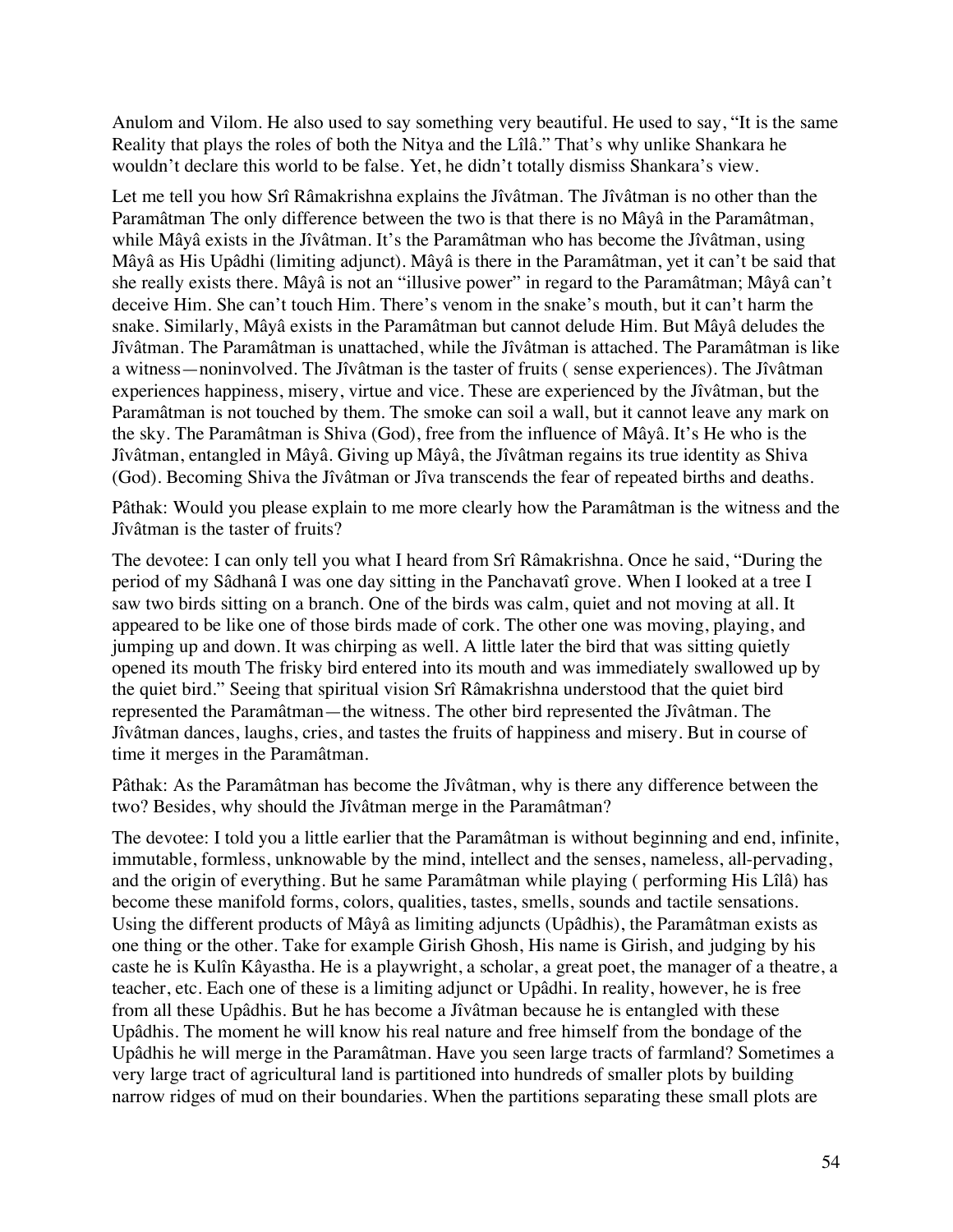Anulom and Vilom. He also used to say something very beautiful. He used to say, "It is the same Reality that plays the roles of both the Nitya and the Lîlâ." That's why unlike Shankara he wouldn't declare this world to be false. Yet, he didn't totally dismiss Shankara's view.

Let me tell you how Srî Râmakrishna explains the Jîvâtman. The Jîvâtman is no other than the Paramâtman The only difference between the two is that there is no Mâyâ in the Paramâtman, while Mâyâ exists in the Jîvâtman. It's the Paramâtman who has become the Jîvâtman, using Mâyâ as His Upâdhi (limiting adjunct). Mâyâ is there in the Paramâtman, yet it can't be said that she really exists there. Mâyâ is not an "illusive power" in regard to the Paramâtman; Mâyâ can't deceive Him. She can't touch Him. There's venom in the snake's mouth, but it can't harm the snake. Similarly, Mâyâ exists in the Paramâtman but cannot delude Him. But Mâyâ deludes the Jîvâtman. The Paramâtman is unattached, while the Jîvâtman is attached. The Paramâtman is like a witness—noninvolved. The Jîvâtman is the taster of fruits ( sense experiences). The Jîvâtman experiences happiness, misery, virtue and vice. These are experienced by the Jîvâtman, but the Paramâtman is not touched by them. The smoke can soil a wall, but it cannot leave any mark on the sky. The Paramâtman is Shiva (God), free from the influence of Mâyâ. It's He who is the Jîvâtman, entangled in Mâyâ. Giving up Mâyâ, the Jîvâtman regains its true identity as Shiva (God). Becoming Shiva the Jîvâtman or Jîva transcends the fear of repeated births and deaths.

Pâthak: Would you please explain to me more clearly how the Paramâtman is the witness and the Jîvâtman is the taster of fruits?

The devotee: I can only tell you what I heard from Srî Râmakrishna. Once he said, "During the period of my Sâdhanâ I was one day sitting in the Panchavatî grove. When I looked at a tree I saw two birds sitting on a branch. One of the birds was calm, quiet and not moving at all. It appeared to be like one of those birds made of cork. The other one was moving, playing, and jumping up and down. It was chirping as well. A little later the bird that was sitting quietly opened its mouth The frisky bird entered into its mouth and was immediately swallowed up by the quiet bird." Seeing that spiritual vision Srî Râmakrishna understood that the quiet bird represented the Paramâtman—the witness. The other bird represented the Jîvâtman. The Jîvâtman dances, laughs, cries, and tastes the fruits of happiness and misery. But in course of time it merges in the Paramâtman.

Pâthak: As the Paramâtman has become the Jîvâtman, why is there any difference between the two? Besides, why should the Jîvâtman merge in the Paramâtman?

The devotee: I told you a little earlier that the Paramâtman is without beginning and end, infinite, immutable, formless, unknowable by the mind, intellect and the senses, nameless, all-pervading, and the origin of everything. But he same Paramâtman while playing ( performing His Lîlâ) has become these manifold forms, colors, qualities, tastes, smells, sounds and tactile sensations. Using the different products of Mâyâ as limiting adjuncts (Upâdhis), the Paramâtman exists as one thing or the other. Take for example Girish Ghosh, His name is Girish, and judging by his caste he is Kulîn Kâyastha. He is a playwright, a scholar, a great poet, the manager of a theatre, a teacher, etc. Each one of these is a limiting adjunct or Upâdhi. In reality, however, he is free from all these Upâdhis. But he has become a Jîvâtman because he is entangled with these Upâdhis. The moment he will know his real nature and free himself from the bondage of the Upâdhis he will merge in the Paramâtman. Have you seen large tracts of farmland? Sometimes a very large tract of agricultural land is partitioned into hundreds of smaller plots by building narrow ridges of mud on their boundaries. When the partitions separating these small plots are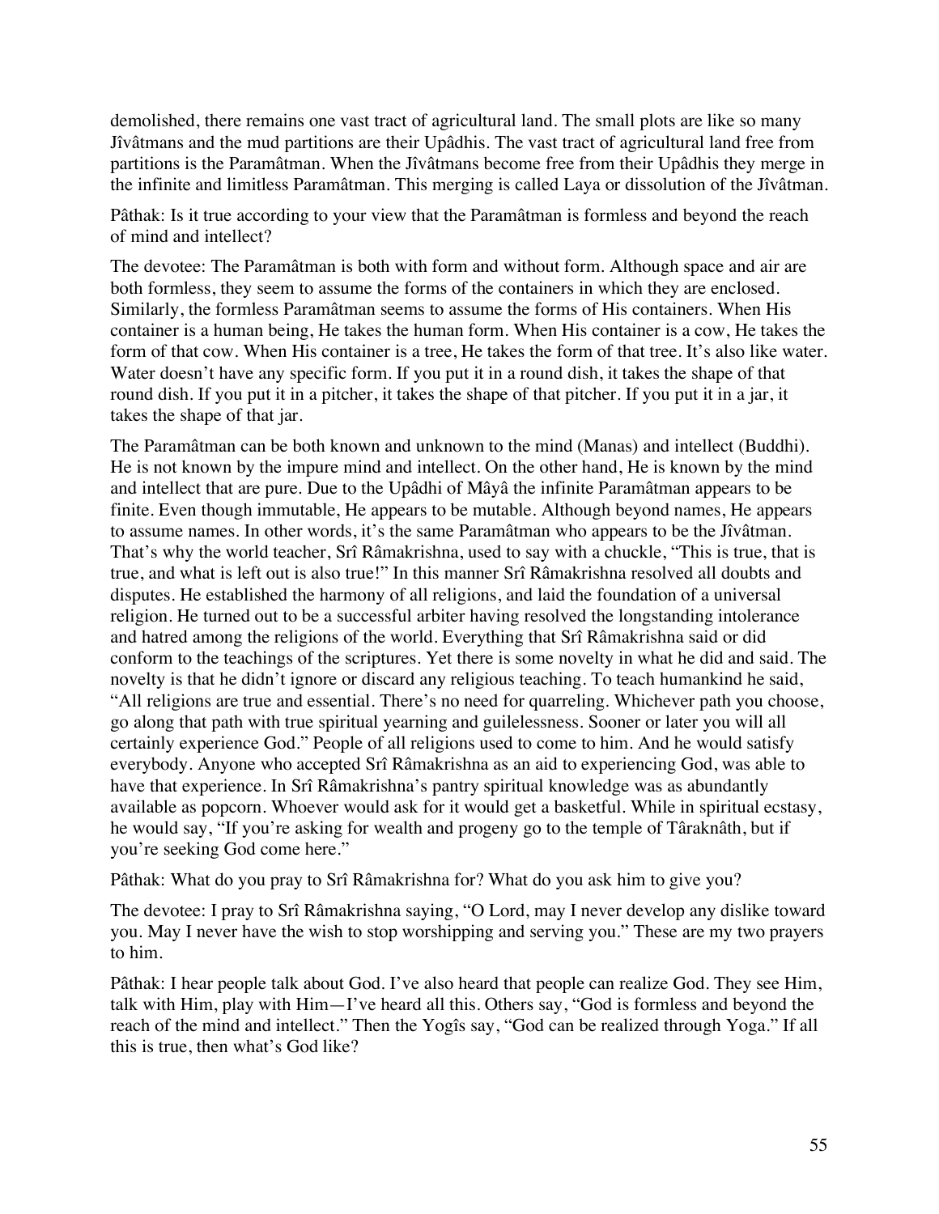demolished, there remains one vast tract of agricultural land. The small plots are like so many Jîvâtmans and the mud partitions are their Upâdhis. The vast tract of agricultural land free from partitions is the Paramâtman. When the Jîvâtmans become free from their Upâdhis they merge in the infinite and limitless Paramâtman. This merging is called Laya or dissolution of the Jîvâtman.

Pâthak: Is it true according to your view that the Paramâtman is formless and beyond the reach of mind and intellect?

The devotee: The Paramâtman is both with form and without form. Although space and air are both formless, they seem to assume the forms of the containers in which they are enclosed. Similarly, the formless Paramâtman seems to assume the forms of His containers. When His container is a human being, He takes the human form. When His container is a cow, He takes the form of that cow. When His container is a tree, He takes the form of that tree. It's also like water. Water doesn't have any specific form. If you put it in a round dish, it takes the shape of that round dish. If you put it in a pitcher, it takes the shape of that pitcher. If you put it in a jar, it takes the shape of that jar.

The Paramâtman can be both known and unknown to the mind (Manas) and intellect (Buddhi). He is not known by the impure mind and intellect. On the other hand, He is known by the mind and intellect that are pure. Due to the Upâdhi of Mâyâ the infinite Paramâtman appears to be finite. Even though immutable, He appears to be mutable. Although beyond names, He appears to assume names. In other words, it's the same Paramâtman who appears to be the Jîvâtman. That's why the world teacher, Srî Râmakrishna, used to say with a chuckle, "This is true, that is true, and what is left out is also true!" In this manner Srî Râmakrishna resolved all doubts and disputes. He established the harmony of all religions, and laid the foundation of a universal religion. He turned out to be a successful arbiter having resolved the longstanding intolerance and hatred among the religions of the world. Everything that Srî Râmakrishna said or did conform to the teachings of the scriptures. Yet there is some novelty in what he did and said. The novelty is that he didn't ignore or discard any religious teaching. To teach humankind he said, "All religions are true and essential. There's no need for quarreling. Whichever path you choose, go along that path with true spiritual yearning and guilelessness. Sooner or later you will all certainly experience God." People of all religions used to come to him. And he would satisfy everybody. Anyone who accepted Srî Râmakrishna as an aid to experiencing God, was able to have that experience. In Srî Râmakrishna's pantry spiritual knowledge was as abundantly available as popcorn. Whoever would ask for it would get a basketful. While in spiritual ecstasy, he would say, "If you're asking for wealth and progeny go to the temple of Târaknâth, but if you're seeking God come here."

Pâthak: What do you pray to Srî Râmakrishna for? What do you ask him to give you?

The devotee: I pray to Srî Râmakrishna saying, "O Lord, may I never develop any dislike toward you. May I never have the wish to stop worshipping and serving you." These are my two prayers to him.

Pâthak: I hear people talk about God. I've also heard that people can realize God. They see Him, talk with Him, play with Him—I've heard all this. Others say, "God is formless and beyond the reach of the mind and intellect." Then the Yogîs say, "God can be realized through Yoga." If all this is true, then what's God like?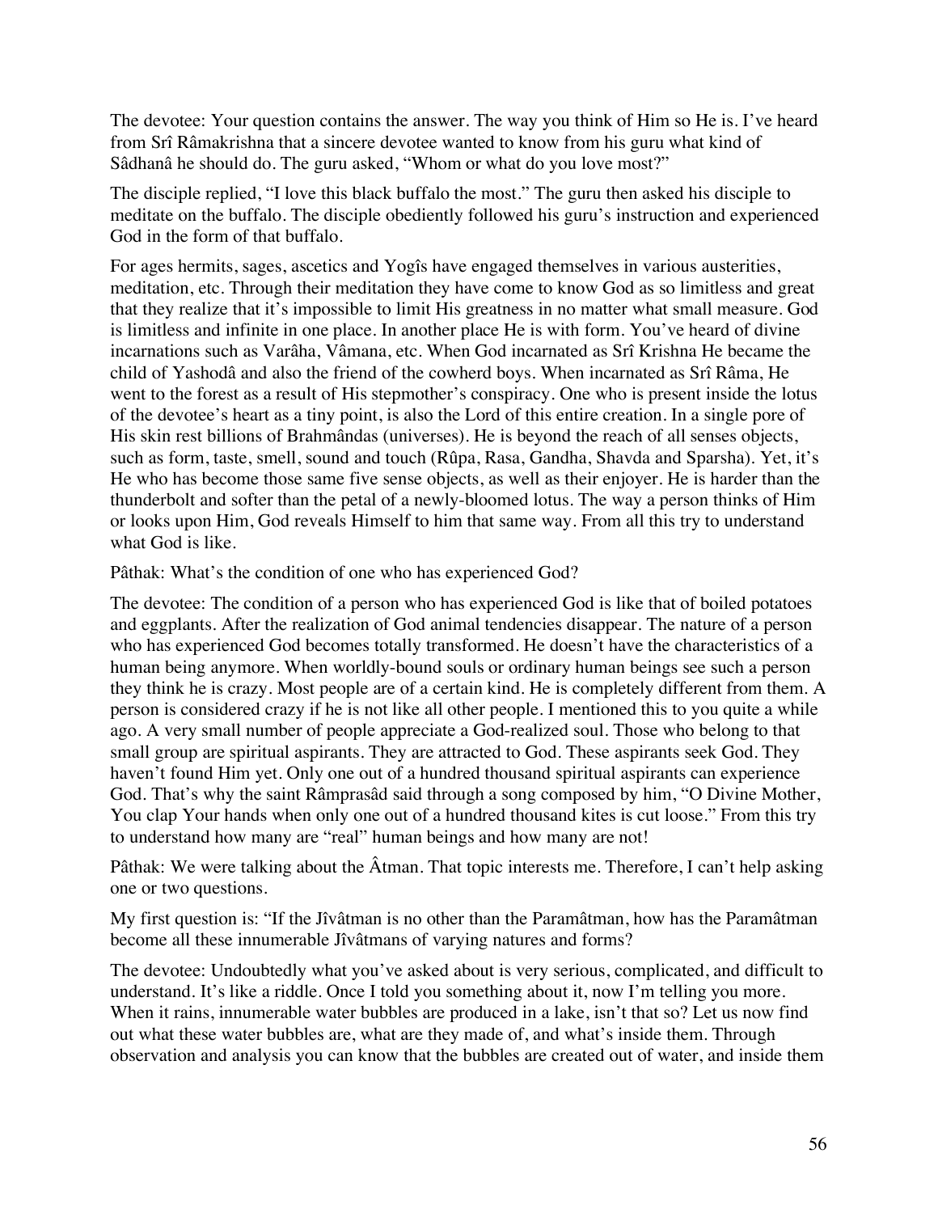The devotee: Your question contains the answer. The way you think of Him so He is. I've heard from Srî Râmakrishna that a sincere devotee wanted to know from his guru what kind of Sâdhanâ he should do. The guru asked, "Whom or what do you love most?"

The disciple replied, "I love this black buffalo the most." The guru then asked his disciple to meditate on the buffalo. The disciple obediently followed his guru's instruction and experienced God in the form of that buffalo.

For ages hermits, sages, ascetics and Yogîs have engaged themselves in various austerities, meditation, etc. Through their meditation they have come to know God as so limitless and great that they realize that it's impossible to limit His greatness in no matter what small measure. God is limitless and infinite in one place. In another place He is with form. You've heard of divine incarnations such as Varâha, Vâmana, etc. When God incarnated as Srî Krishna He became the child of Yashodâ and also the friend of the cowherd boys. When incarnated as Srî Râma, He went to the forest as a result of His stepmother's conspiracy. One who is present inside the lotus of the devotee's heart as a tiny point, is also the Lord of this entire creation. In a single pore of His skin rest billions of Brahmândas (universes). He is beyond the reach of all senses objects, such as form, taste, smell, sound and touch (Rûpa, Rasa, Gandha, Shavda and Sparsha). Yet, it's He who has become those same five sense objects, as well as their enjoyer. He is harder than the thunderbolt and softer than the petal of a newly-bloomed lotus. The way a person thinks of Him or looks upon Him, God reveals Himself to him that same way. From all this try to understand what God is like.

Pâthak: What's the condition of one who has experienced God?

The devotee: The condition of a person who has experienced God is like that of boiled potatoes and eggplants. After the realization of God animal tendencies disappear. The nature of a person who has experienced God becomes totally transformed. He doesn't have the characteristics of a human being anymore. When worldly-bound souls or ordinary human beings see such a person they think he is crazy. Most people are of a certain kind. He is completely different from them. A person is considered crazy if he is not like all other people. I mentioned this to you quite a while ago. A very small number of people appreciate a God-realized soul. Those who belong to that small group are spiritual aspirants. They are attracted to God. These aspirants seek God. They haven't found Him yet. Only one out of a hundred thousand spiritual aspirants can experience God. That's why the saint Râmprasâd said through a song composed by him, "O Divine Mother, You clap Your hands when only one out of a hundred thousand kites is cut loose." From this try to understand how many are "real" human beings and how many are not!

Pâthak: We were talking about the Âtman. That topic interests me. Therefore, I can't help asking one or two questions.

My first question is: "If the Jîvâtman is no other than the Paramâtman, how has the Paramâtman become all these innumerable Jîvâtmans of varying natures and forms?

The devotee: Undoubtedly what you've asked about is very serious, complicated, and difficult to understand. It's like a riddle. Once I told you something about it, now I'm telling you more. When it rains, innumerable water bubbles are produced in a lake, isn't that so? Let us now find out what these water bubbles are, what are they made of, and what's inside them. Through observation and analysis you can know that the bubbles are created out of water, and inside them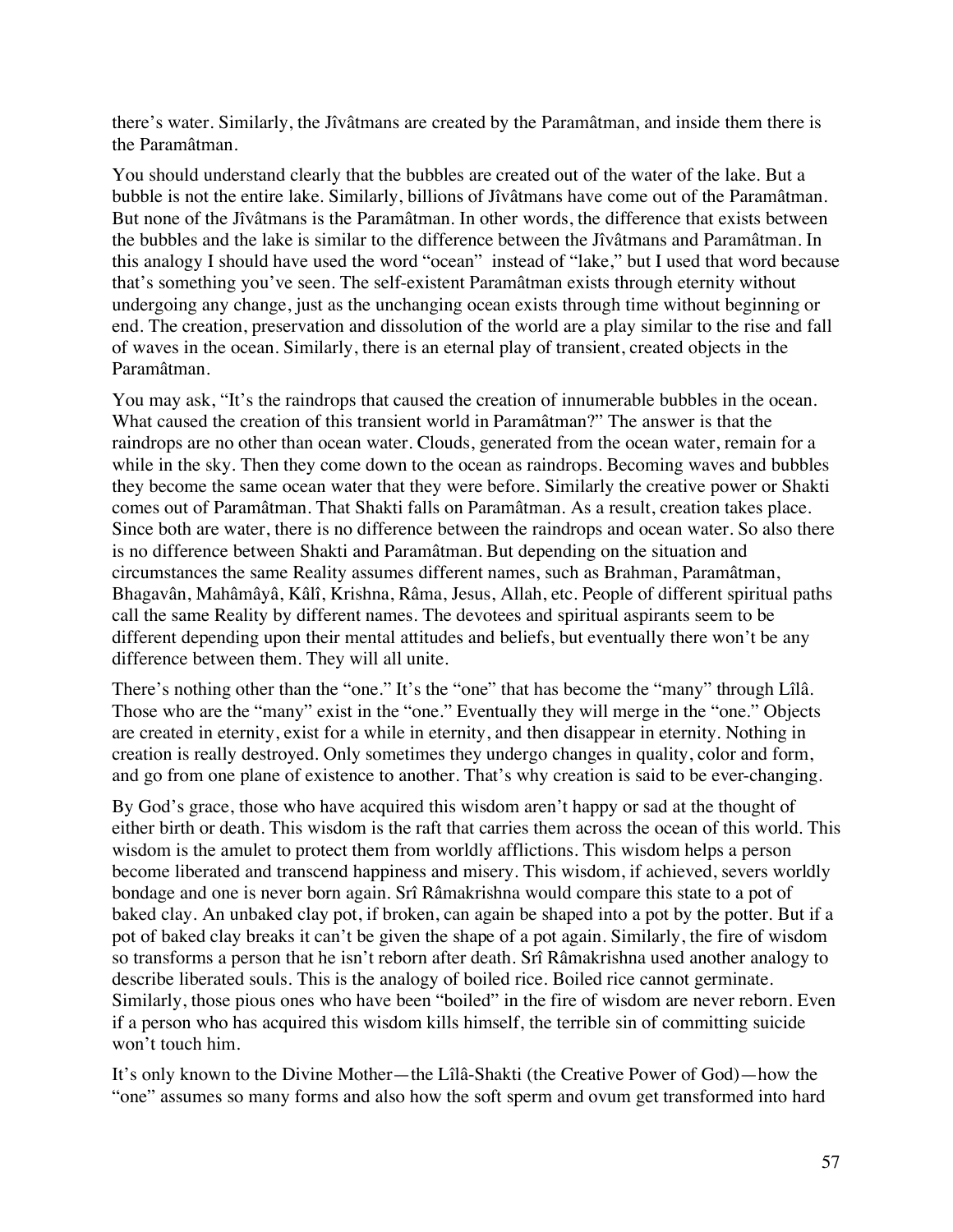there's water. Similarly, the Jîvâtmans are created by the Paramâtman, and inside them there is the Paramâtman.

You should understand clearly that the bubbles are created out of the water of the lake. But a bubble is not the entire lake. Similarly, billions of Jîvâtmans have come out of the Paramâtman. But none of the Jîvâtmans is the Paramâtman. In other words, the difference that exists between the bubbles and the lake is similar to the difference between the Jîvâtmans and Paramâtman. In this analogy I should have used the word "ocean" instead of "lake," but I used that word because that's something you've seen. The self-existent Paramâtman exists through eternity without undergoing any change, just as the unchanging ocean exists through time without beginning or end. The creation, preservation and dissolution of the world are a play similar to the rise and fall of waves in the ocean. Similarly, there is an eternal play of transient, created objects in the Paramâtman.

You may ask, "It's the raindrops that caused the creation of innumerable bubbles in the ocean. What caused the creation of this transient world in Paramâtman?" The answer is that the raindrops are no other than ocean water. Clouds, generated from the ocean water, remain for a while in the sky. Then they come down to the ocean as raindrops. Becoming waves and bubbles they become the same ocean water that they were before. Similarly the creative power or Shakti comes out of Paramâtman. That Shakti falls on Paramâtman. As a result, creation takes place. Since both are water, there is no difference between the raindrops and ocean water. So also there is no difference between Shakti and Paramâtman. But depending on the situation and circumstances the same Reality assumes different names, such as Brahman, Paramâtman, Bhagavân, Mahâmâyâ, Kâlî, Krishna, Râma, Jesus, Allah, etc. People of different spiritual paths call the same Reality by different names. The devotees and spiritual aspirants seem to be different depending upon their mental attitudes and beliefs, but eventually there won't be any difference between them. They will all unite.

There's nothing other than the "one." It's the "one" that has become the "many" through Lîlâ. Those who are the "many" exist in the "one." Eventually they will merge in the "one." Objects are created in eternity, exist for a while in eternity, and then disappear in eternity. Nothing in creation is really destroyed. Only sometimes they undergo changes in quality, color and form, and go from one plane of existence to another. That's why creation is said to be ever-changing.

By God's grace, those who have acquired this wisdom aren't happy or sad at the thought of either birth or death. This wisdom is the raft that carries them across the ocean of this world. This wisdom is the amulet to protect them from worldly afflictions. This wisdom helps a person become liberated and transcend happiness and misery. This wisdom, if achieved, severs worldly bondage and one is never born again. Srî Râmakrishna would compare this state to a pot of baked clay. An unbaked clay pot, if broken, can again be shaped into a pot by the potter. But if a pot of baked clay breaks it can't be given the shape of a pot again. Similarly, the fire of wisdom so transforms a person that he isn't reborn after death. Srî Râmakrishna used another analogy to describe liberated souls. This is the analogy of boiled rice. Boiled rice cannot germinate. Similarly, those pious ones who have been "boiled" in the fire of wisdom are never reborn. Even if a person who has acquired this wisdom kills himself, the terrible sin of committing suicide won't touch him.

It's only known to the Divine Mother—the Lîlâ-Shakti (the Creative Power of God)—how the "one" assumes so many forms and also how the soft sperm and ovum get transformed into hard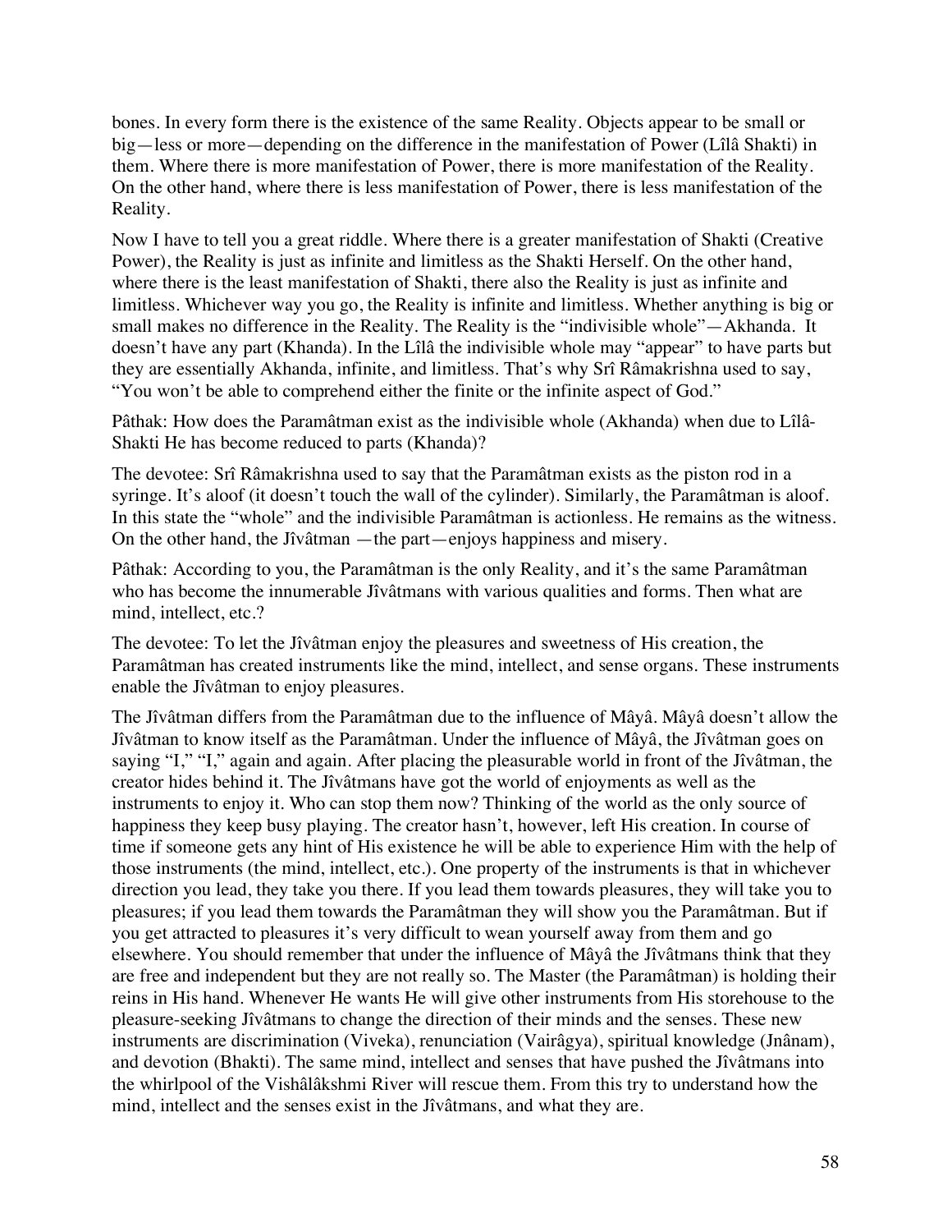bones. In every form there is the existence of the same Reality. Objects appear to be small or big—less or more—depending on the difference in the manifestation of Power (Lîlâ Shakti) in them. Where there is more manifestation of Power, there is more manifestation of the Reality. On the other hand, where there is less manifestation of Power, there is less manifestation of the Reality.

Now I have to tell you a great riddle. Where there is a greater manifestation of Shakti (Creative Power), the Reality is just as infinite and limitless as the Shakti Herself. On the other hand, where there is the least manifestation of Shakti, there also the Reality is just as infinite and limitless. Whichever way you go, the Reality is infinite and limitless. Whether anything is big or small makes no difference in the Reality. The Reality is the "indivisible whole"—Akhanda. It doesn't have any part (Khanda). In the Lîlâ the indivisible whole may "appear" to have parts but they are essentially Akhanda, infinite, and limitless. That's why Srî Râmakrishna used to say, "You won't be able to comprehend either the finite or the infinite aspect of God."

Pâthak: How does the Paramâtman exist as the indivisible whole (Akhanda) when due to Lîlâ-Shakti He has become reduced to parts (Khanda)?

The devotee: Srî Râmakrishna used to say that the Paramâtman exists as the piston rod in a syringe. It's aloof (it doesn't touch the wall of the cylinder). Similarly, the Paramâtman is aloof. In this state the "whole" and the indivisible Paramâtman is actionless. He remains as the witness. On the other hand, the Jîvâtman —the part—enjoys happiness and misery.

Pâthak: According to you, the Paramâtman is the only Reality, and it's the same Paramâtman who has become the innumerable Jîvâtmans with various qualities and forms. Then what are mind, intellect, etc.?

The devotee: To let the Jîvâtman enjoy the pleasures and sweetness of His creation, the Paramâtman has created instruments like the mind, intellect, and sense organs. These instruments enable the Jîvâtman to enjoy pleasures.

The Jîvâtman differs from the Paramâtman due to the influence of Mâyâ. Mâyâ doesn't allow the Jîvâtman to know itself as the Paramâtman. Under the influence of Mâyâ, the Jîvâtman goes on saying "I," "I," again and again. After placing the pleasurable world in front of the Jîvâtman, the creator hides behind it. The Jîvâtmans have got the world of enjoyments as well as the instruments to enjoy it. Who can stop them now? Thinking of the world as the only source of happiness they keep busy playing. The creator hasn't, however, left His creation. In course of time if someone gets any hint of His existence he will be able to experience Him with the help of those instruments (the mind, intellect, etc.). One property of the instruments is that in whichever direction you lead, they take you there. If you lead them towards pleasures, they will take you to pleasures; if you lead them towards the Paramâtman they will show you the Paramâtman. But if you get attracted to pleasures it's very difficult to wean yourself away from them and go elsewhere. You should remember that under the influence of Mâyâ the Jîvâtmans think that they are free and independent but they are not really so. The Master (the Paramâtman) is holding their reins in His hand. Whenever He wants He will give other instruments from His storehouse to the pleasure-seeking Jîvâtmans to change the direction of their minds and the senses. These new instruments are discrimination (Viveka), renunciation (Vairâgya), spiritual knowledge (Jnânam), and devotion (Bhakti). The same mind, intellect and senses that have pushed the Jîvâtmans into the whirlpool of the Vishâlâkshmi River will rescue them. From this try to understand how the mind, intellect and the senses exist in the Jîvâtmans, and what they are.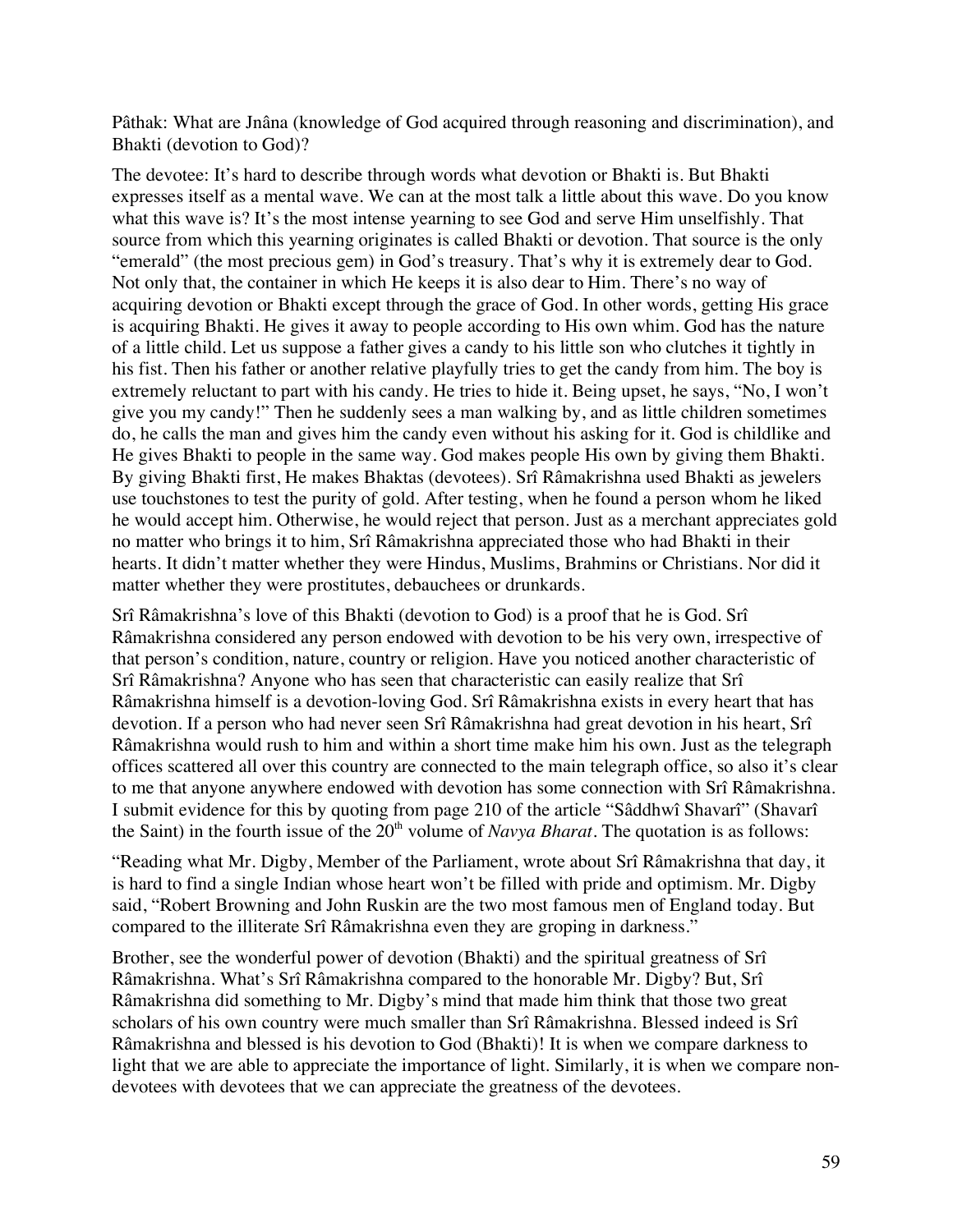Pâthak: What are Jnâna (knowledge of God acquired through reasoning and discrimination), and Bhakti (devotion to God)?

The devotee: It's hard to describe through words what devotion or Bhakti is. But Bhakti expresses itself as a mental wave. We can at the most talk a little about this wave. Do you know what this wave is? It's the most intense yearning to see God and serve Him unselfishly. That source from which this yearning originates is called Bhakti or devotion. That source is the only "emerald" (the most precious gem) in God's treasury. That's why it is extremely dear to God. Not only that, the container in which He keeps it is also dear to Him. There's no way of acquiring devotion or Bhakti except through the grace of God. In other words, getting His grace is acquiring Bhakti. He gives it away to people according to His own whim. God has the nature of a little child. Let us suppose a father gives a candy to his little son who clutches it tightly in his fist. Then his father or another relative playfully tries to get the candy from him. The boy is extremely reluctant to part with his candy. He tries to hide it. Being upset, he says, "No, I won't give you my candy!" Then he suddenly sees a man walking by, and as little children sometimes do, he calls the man and gives him the candy even without his asking for it. God is childlike and He gives Bhakti to people in the same way. God makes people His own by giving them Bhakti. By giving Bhakti first, He makes Bhaktas (devotees). Srî Râmakrishna used Bhakti as jewelers use touchstones to test the purity of gold. After testing, when he found a person whom he liked he would accept him. Otherwise, he would reject that person. Just as a merchant appreciates gold no matter who brings it to him, Srî Râmakrishna appreciated those who had Bhakti in their hearts. It didn't matter whether they were Hindus, Muslims, Brahmins or Christians. Nor did it matter whether they were prostitutes, debauchees or drunkards.

Srî Râmakrishna's love of this Bhakti (devotion to God) is a proof that he is God. Srî Râmakrishna considered any person endowed with devotion to be his very own, irrespective of that person's condition, nature, country or religion. Have you noticed another characteristic of Srî Râmakrishna? Anyone who has seen that characteristic can easily realize that Srî Râmakrishna himself is a devotion-loving God. Srî Râmakrishna exists in every heart that has devotion. If a person who had never seen Srî Râmakrishna had great devotion in his heart, Srî Râmakrishna would rush to him and within a short time make him his own. Just as the telegraph offices scattered all over this country are connected to the main telegraph office, so also it's clear to me that anyone anywhere endowed with devotion has some connection with Srî Râmakrishna. I submit evidence for this by quoting from page 210 of the article "Sâddhwî Shavarî" (Shavarî the Saint) in the fourth issue of the 20th volume of *Navya Bharat*. The quotation is as follows:

"Reading what Mr. Digby, Member of the Parliament, wrote about Srî Râmakrishna that day, it is hard to find a single Indian whose heart won't be filled with pride and optimism. Mr. Digby said, "Robert Browning and John Ruskin are the two most famous men of England today. But compared to the illiterate Srî Râmakrishna even they are groping in darkness."

Brother, see the wonderful power of devotion (Bhakti) and the spiritual greatness of Srî Râmakrishna. What's Srî Râmakrishna compared to the honorable Mr. Digby? But, Srî Râmakrishna did something to Mr. Digby's mind that made him think that those two great scholars of his own country were much smaller than Srî Râmakrishna. Blessed indeed is Srî Râmakrishna and blessed is his devotion to God (Bhakti)! It is when we compare darkness to light that we are able to appreciate the importance of light. Similarly, it is when we compare non-devotees with devotees that we can appreciate the greatness of the devotees.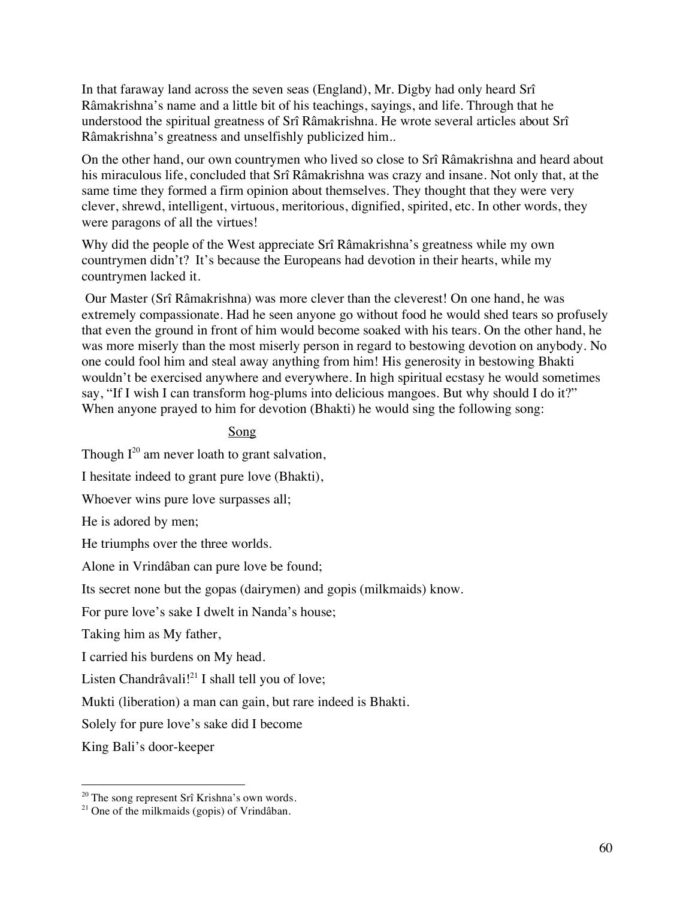In that faraway land across the seven seas (England), Mr. Digby had only heard Srî Râmakrishna's name and a little bit of his teachings, sayings, and life. Through that he understood the spiritual greatness of Srî Râmakrishna. He wrote several articles about Srî Râmakrishna's greatness and unselfishly publicized him..

On the other hand, our own countrymen who lived so close to Srî Râmakrishna and heard about his miraculous life, concluded that Srî Râmakrishna was crazy and insane. Not only that, at the same time they formed a firm opinion about themselves. They thought that they were very clever, shrewd, intelligent, virtuous, meritorious, dignified, spirited, etc. In other words, they were paragons of all the virtues!

Why did the people of the West appreciate Srî Râmakrishna's greatness while my own countrymen didn't? It's because the Europeans had devotion in their hearts, while my countrymen lacked it.

Our Master (Srî Râmakrishna) was more clever than the cleverest! On one hand, he was extremely compassionate. Had he seen anyone go without food he would shed tears so profusely that even the ground in front of him would become soaked with his tears. On the other hand, he was more miserly than the most miserly person in regard to bestowing devotion on anybody. No one could fool him and steal away anything from him! His generosity in bestowing Bhakti wouldn't be exercised anywhere and everywhere. In high spiritual ecstasy he would sometimes say, "If I wish I can transform hog-plums into delicious mangoes. But why should I do it?" When anyone prayed to him for devotion (Bhakti) he would sing the following song:

<u>Song</u>

Though I[20] am never loath to grant salvation,

I hesitate indeed to grant pure love (Bhakti),

Whoever wins pure love surpasses all;

He is adored by men;

He triumphs over the three worlds.

Alone in Vrindâban can pure love be found;

Its secret none but the gopas (dairymen) and gopis (milkmaids) know.

For pure love's sake I dwelt in Nanda's house;

Taking him as My father,

I carried his burdens on My head.

Listen Chandrâvali![21] I shall tell you of love;

Mukti (liberation) a man can gain, but rare indeed is Bhakti.

Solely for pure love's sake did I become

King Bali's door-keeper

---

[20] The song represent Srî Krishna's own words.

[21] One of the milkmaids (gopis) of Vrindâban.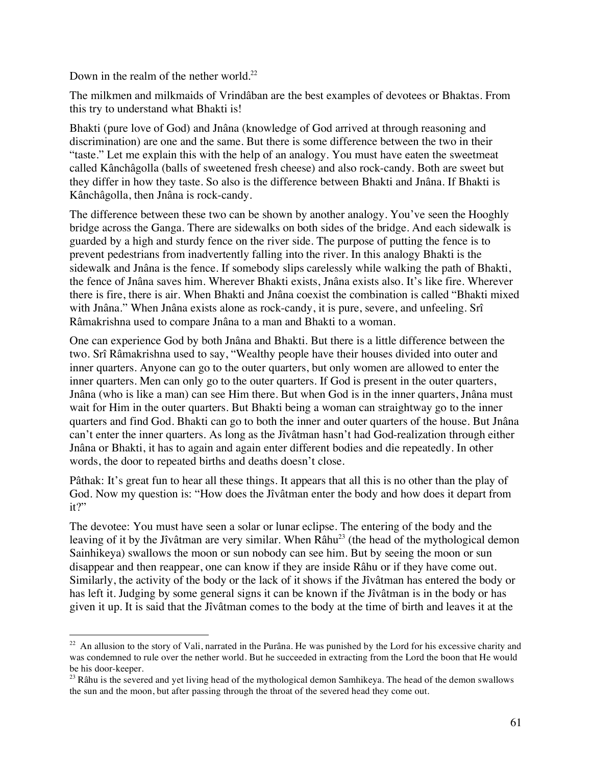Down in the realm of the nether world.[22]

The milkmen and milkmaids of Vrindâban are the best examples of devotees or Bhaktas. From this try to understand what Bhakti is!

Bhakti (pure love of God) and Jnâna (knowledge of God arrived at through reasoning and discrimination) are one and the same. But there is some difference between the two in their "taste." Let me explain this with the help of an analogy. You must have eaten the sweetmeat called Kânchâgolla (balls of sweetened fresh cheese) and also rock-candy. Both are sweet but they differ in how they taste. So also is the difference between Bhakti and Jnâna. If Bhakti is Kânchâgolla, then Jnâna is rock-candy.

The difference between these two can be shown by another analogy. You've seen the Hooghly bridge across the Ganga. There are sidewalks on both sides of the bridge. And each sidewalk is guarded by a high and sturdy fence on the river side. The purpose of putting the fence is to prevent pedestrians from inadvertently falling into the river. In this analogy Bhakti is the sidewalk and Jnâna is the fence. If somebody slips carelessly while walking the path of Bhakti, the fence of Jnâna saves him. Wherever Bhakti exists, Jnâna exists also. It's like fire. Wherever there is fire, there is air. When Bhakti and Jnâna coexist the combination is called "Bhakti mixed with Jnâna." When Jnâna exists alone as rock-candy, it is pure, severe, and unfeeling. Srî Râmakrishna used to compare Jnâna to a man and Bhakti to a woman.

One can experience God by both Jnâna and Bhakti. But there is a little difference between the two. Srî Râmakrishna used to say, "Wealthy people have their houses divided into outer and inner quarters. Anyone can go to the outer quarters, but only women are allowed to enter the inner quarters. Men can only go to the outer quarters. If God is present in the outer quarters, Jnâna (who is like a man) can see Him there. But when God is in the inner quarters, Jnâna must wait for Him in the outer quarters. But Bhakti being a woman can straightway go to the inner quarters and find God. Bhakti can go to both the inner and outer quarters of the house. But Jnâna can't enter the inner quarters. As long as the Jîvâtman hasn't had God-realization through either Jnâna or Bhakti, it has to again and again enter different bodies and die repeatedly. In other words, the door to repeated births and deaths doesn't close.

Pâthak: It's great fun to hear all these things. It appears that all this is no other than the play of God. Now my question is: "How does the Jîvâtman enter the body and how does it depart from it?"

The devotee: You must have seen a solar or lunar eclipse. The entering of the body and the leaving of it by the Jîvâtman are very similar. When Râhu[23] (the head of the mythological demon Sainhikeya) swallows the moon or sun nobody can see him. But by seeing the moon or sun disappear and then reappear, one can know if they are inside Râhu or if they have come out. Similarly, the activity of the body or the lack of it shows if the Jîvâtman has entered the body or has left it. Judging by some general signs it can be known if the Jîvâtman is in the body or has given it up. It is said that the Jîvâtman comes to the body at the time of birth and leaves it at the

---

[22] An allusion to the story of Vali, narrated in the Purâna. He was punished by the Lord for his excessive charity and was condemned to rule over the nether world. But he succeeded in extracting from the Lord the boon that He would be his door-keeper.

[23] Râhu is the severed and yet living head of the mythological demon Samhikeya. The head of the demon swallows the sun and the moon, but after passing through the throat of the severed head they come out.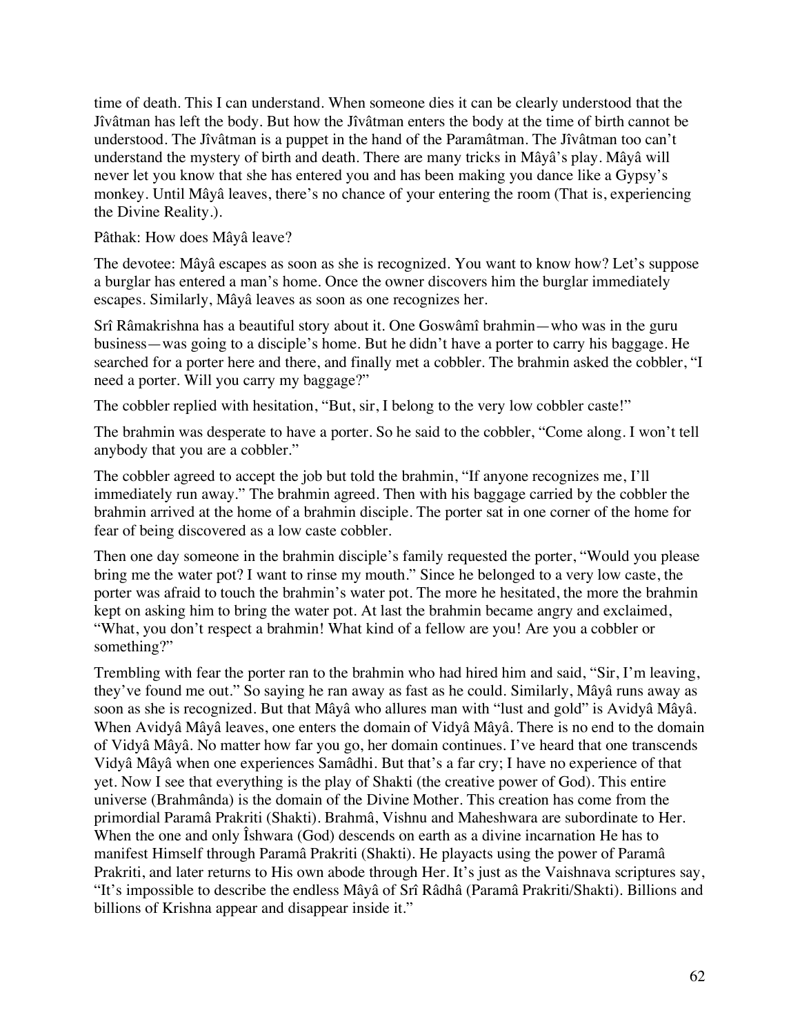time of death. This I can understand. When someone dies it can be clearly understood that the Jîvâtman has left the body. But how the Jîvâtman enters the body at the time of birth cannot be understood. The Jîvâtman is a puppet in the hand of the Paramâtman. The Jîvâtman too can't understand the mystery of birth and death. There are many tricks in Mâyâ's play. Mâyâ will never let you know that she has entered you and has been making you dance like a Gypsy's monkey. Until Mâyâ leaves, there's no chance of your entering the room (That is, experiencing the Divine Reality.).

Pâthak: How does Mâyâ leave?

The devotee: Mâyâ escapes as soon as she is recognized. You want to know how? Let's suppose a burglar has entered a man's home. Once the owner discovers him the burglar immediately escapes. Similarly, Mâyâ leaves as soon as one recognizes her.

Srî Râmakrishna has a beautiful story about it. One Goswâmî brahmin—who was in the guru business—was going to a disciple's home. But he didn't have a porter to carry his baggage. He searched for a porter here and there, and finally met a cobbler. The brahmin asked the cobbler, "I need a porter. Will you carry my baggage?"

The cobbler replied with hesitation, "But, sir, I belong to the very low cobbler caste!"

The brahmin was desperate to have a porter. So he said to the cobbler, "Come along. I won't tell anybody that you are a cobbler."

The cobbler agreed to accept the job but told the brahmin, "If anyone recognizes me, I'll immediately run away." The brahmin agreed. Then with his baggage carried by the cobbler the brahmin arrived at the home of a brahmin disciple. The porter sat in one corner of the home for fear of being discovered as a low caste cobbler.

Then one day someone in the brahmin disciple's family requested the porter, "Would you please bring me the water pot? I want to rinse my mouth." Since he belonged to a very low caste, the porter was afraid to touch the brahmin's water pot. The more he hesitated, the more the brahmin kept on asking him to bring the water pot. At last the brahmin became angry and exclaimed, "What, you don't respect a brahmin! What kind of a fellow are you! Are you a cobbler or something?"

Trembling with fear the porter ran to the brahmin who had hired him and said, "Sir, I'm leaving, they've found me out." So saying he ran away as fast as he could. Similarly, Mâyâ runs away as soon as she is recognized. But that Mâyâ who allures man with "lust and gold" is Avidyâ Mâyâ. When Avidyâ Mâyâ leaves, one enters the domain of Vidyâ Mâyâ. There is no end to the domain of Vidyâ Mâyâ. No matter how far you go, her domain continues. I've heard that one transcends Vidyâ Mâyâ when one experiences Samâdhi. But that's a far cry; I have no experience of that yet. Now I see that everything is the play of Shakti (the creative power of God). This entire universe (Brahmânda) is the domain of the Divine Mother. This creation has come from the primordial Paramâ Prakriti (Shakti). Brahmâ, Vishnu and Maheshwara are subordinate to Her. When the one and only Îshwara (God) descends on earth as a divine incarnation He has to manifest Himself through Paramâ Prakriti (Shakti). He playacts using the power of Paramâ Prakriti, and later returns to His own abode through Her. It's just as the Vaishnava scriptures say, "It's impossible to describe the endless Mâyâ of Srî Râdhâ (Paramâ Prakriti/Shakti). Billions and billions of Krishna appear and disappear inside it."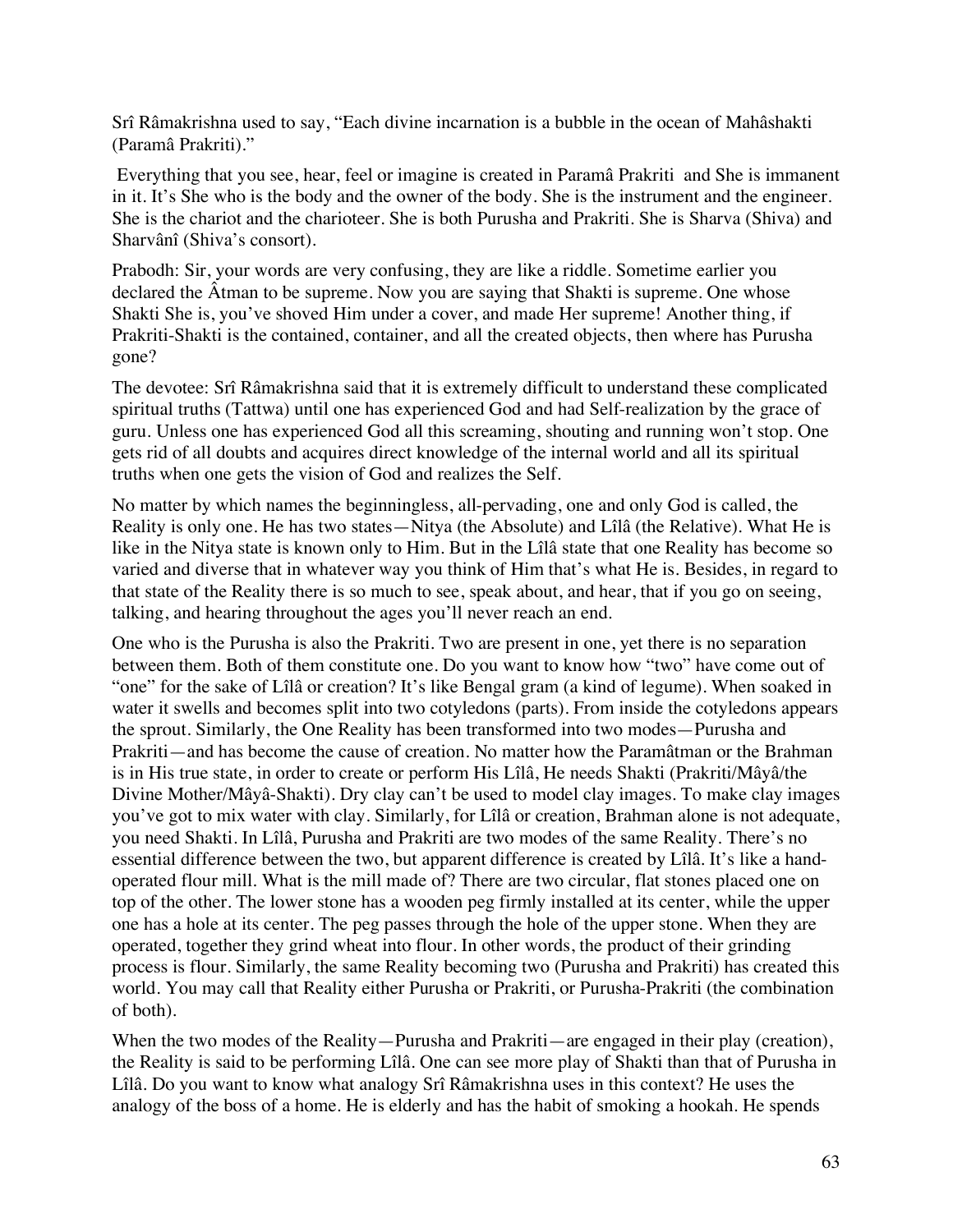Srî Râmakrishna used to say, "Each divine incarnation is a bubble in the ocean of Mahâshakti (Paramâ Prakriti)."

Everything that you see, hear, feel or imagine is created in Paramâ Prakriti and She is immanent in it. It's She who is the body and the owner of the body. She is the instrument and the engineer. She is the chariot and the charioteer. She is both Purusha and Prakriti. She is Sharva (Shiva) and Sharvânî (Shiva's consort).

Prabodh: Sir, your words are very confusing, they are like a riddle. Sometime earlier you declared the Âtman to be supreme. Now you are saying that Shakti is supreme. One whose Shakti She is, you've shoved Him under a cover, and made Her supreme! Another thing, if Prakriti-Shakti is the contained, container, and all the created objects, then where has Purusha gone?

The devotee: Srî Râmakrishna said that it is extremely difficult to understand these complicated spiritual truths (Tattwa) until one has experienced God and had Self-realization by the grace of guru. Unless one has experienced God all this screaming, shouting and running won't stop. One gets rid of all doubts and acquires direct knowledge of the internal world and all its spiritual truths when one gets the vision of God and realizes the Self.

No matter by which names the beginningless, all-pervading, one and only God is called, the Reality is only one. He has two states—Nitya (the Absolute) and Lîlâ (the Relative). What He is like in the Nitya state is known only to Him. But in the Lîlâ state that one Reality has become so varied and diverse that in whatever way you think of Him that's what He is. Besides, in regard to that state of the Reality there is so much to see, speak about, and hear, that if you go on seeing, talking, and hearing throughout the ages you'll never reach an end.

One who is the Purusha is also the Prakriti. Two are present in one, yet there is no separation between them. Both of them constitute one. Do you want to know how "two" have come out of "one" for the sake of Lîlâ or creation? It's like Bengal gram (a kind of legume). When soaked in water it swells and becomes split into two cotyledons (parts). From inside the cotyledons appears the sprout. Similarly, the One Reality has been transformed into two modes—Purusha and Prakriti—and has become the cause of creation. No matter how the Paramâtman or the Brahman is in His true state, in order to create or perform His Lîlâ, He needs Shakti (Prakriti/Mâyâ/the Divine Mother/Mâyâ-Shakti). Dry clay can't be used to model clay images. To make clay images you've got to mix water with clay. Similarly, for Lîlâ or creation, Brahman alone is not adequate, you need Shakti. In Lîlâ, Purusha and Prakriti are two modes of the same Reality. There's no essential difference between the two, but apparent difference is created by Lîlâ. It's like a hand-operated flour mill. What is the mill made of? There are two circular, flat stones placed one on top of the other. The lower stone has a wooden peg firmly installed at its center, while the upper one has a hole at its center. The peg passes through the hole of the upper stone. When they are operated, together they grind wheat into flour. In other words, the product of their grinding process is flour. Similarly, the same Reality becoming two (Purusha and Prakriti) has created this world. You may call that Reality either Purusha or Prakriti, or Purusha-Prakriti (the combination of both).

When the two modes of the Reality—Purusha and Prakriti—are engaged in their play (creation), the Reality is said to be performing Lîlâ. One can see more play of Shakti than that of Purusha in Lîlâ. Do you want to know what analogy Srî Râmakrishna uses in this context? He uses the analogy of the boss of a home. He is elderly and has the habit of smoking a hookah. He spends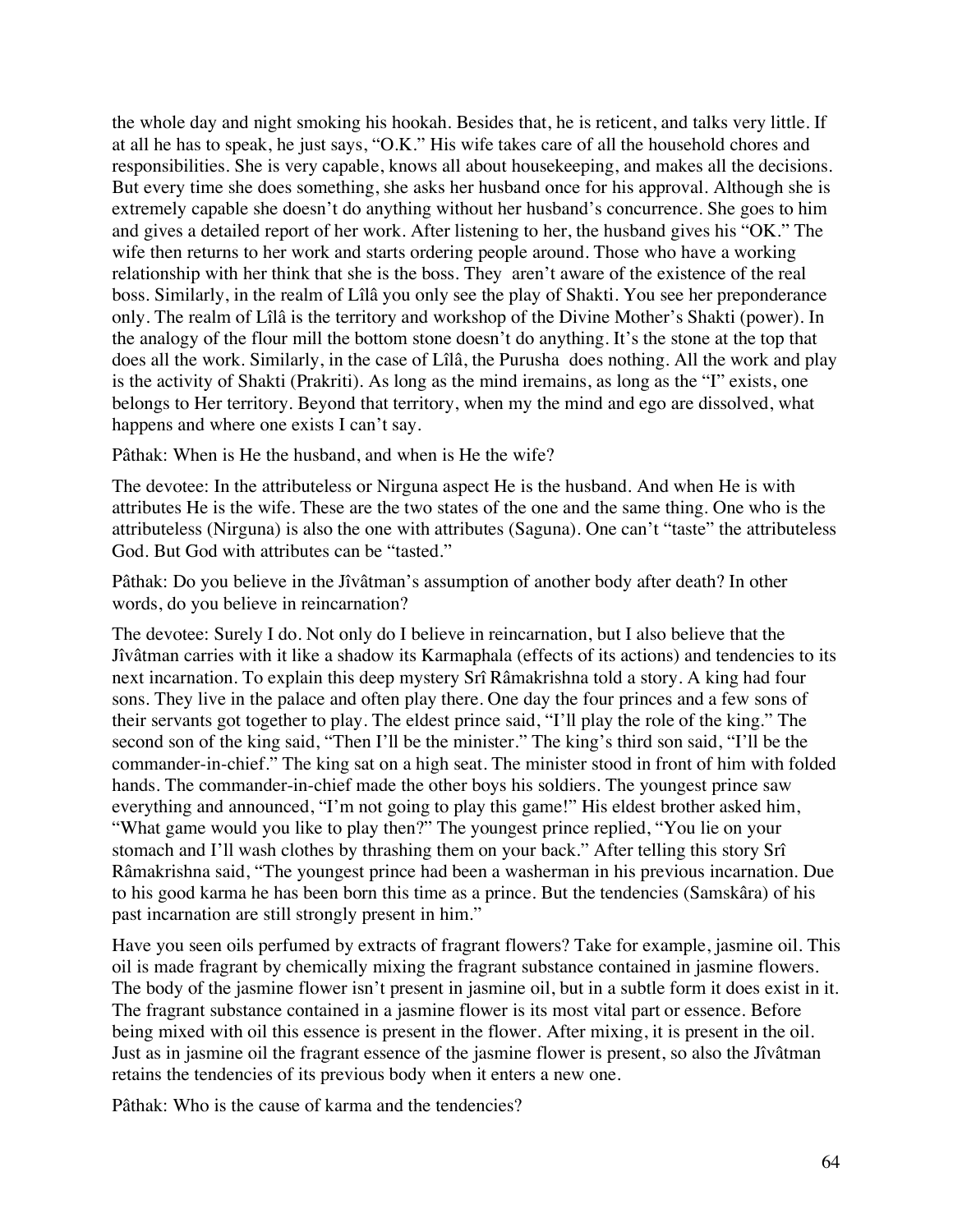the whole day and night smoking his hookah. Besides that, he is reticent, and talks very little. If at all he has to speak, he just says, "O.K." His wife takes care of all the household chores and responsibilities. She is very capable, knows all about housekeeping, and makes all the decisions. But every time she does something, she asks her husband once for his approval. Although she is extremely capable she doesn't do anything without her husband's concurrence. She goes to him and gives a detailed report of her work. After listening to her, the husband gives his "OK." The wife then returns to her work and starts ordering people around. Those who have a working relationship with her think that she is the boss. They aren't aware of the existence of the real boss. Similarly, in the realm of Lîlâ you only see the play of Shakti. You see her preponderance only. The realm of Lîlâ is the territory and workshop of the Divine Mother's Shakti (power). In the analogy of the flour mill the bottom stone doesn't do anything. It's the stone at the top that does all the work. Similarly, in the case of Lîlâ, the Purusha does nothing. All the work and play is the activity of Shakti (Prakriti). As long as the mind iremains, as long as the "I" exists, one belongs to Her territory. Beyond that territory, when my the mind and ego are dissolved, what happens and where one exists I can't say.

Pâthak: When is He the husband, and when is He the wife?

The devotee: In the attributeless or Nirguna aspect He is the husband. And when He is with attributes He is the wife. These are the two states of the one and the same thing. One who is the attributeless (Nirguna) is also the one with attributes (Saguna). One can't "taste" the attributeless God. But God with attributes can be "tasted."

Pâthak: Do you believe in the Jîvâtman's assumption of another body after death? In other words, do you believe in reincarnation?

The devotee: Surely I do. Not only do I believe in reincarnation, but I also believe that the Jîvâtman carries with it like a shadow its Karmaphala (effects of its actions) and tendencies to its next incarnation. To explain this deep mystery Srî Râmakrishna told a story. A king had four sons. They live in the palace and often play there. One day the four princes and a few sons of their servants got together to play. The eldest prince said, "I'll play the role of the king." The second son of the king said, "Then I'll be the minister." The king's third son said, "I'll be the commander-in-chief." The king sat on a high seat. The minister stood in front of him with folded hands. The commander-in-chief made the other boys his soldiers. The youngest prince saw everything and announced, "I'm not going to play this game!" His eldest brother asked him, "What game would you like to play then?" The youngest prince replied, "You lie on your stomach and I'll wash clothes by thrashing them on your back." After telling this story Srî Râmakrishna said, "The youngest prince had been a washerman in his previous incarnation. Due to his good karma he has been born this time as a prince. But the tendencies (Samskâra) of his past incarnation are still strongly present in him."

Have you seen oils perfumed by extracts of fragrant flowers? Take for example, jasmine oil. This oil is made fragrant by chemically mixing the fragrant substance contained in jasmine flowers. The body of the jasmine flower isn't present in jasmine oil, but in a subtle form it does exist in it. The fragrant substance contained in a jasmine flower is its most vital part or essence. Before being mixed with oil this essence is present in the flower. After mixing, it is present in the oil. Just as in jasmine oil the fragrant essence of the jasmine flower is present, so also the Jîvâtman retains the tendencies of its previous body when it enters a new one.

Pâthak: Who is the cause of karma and the tendencies?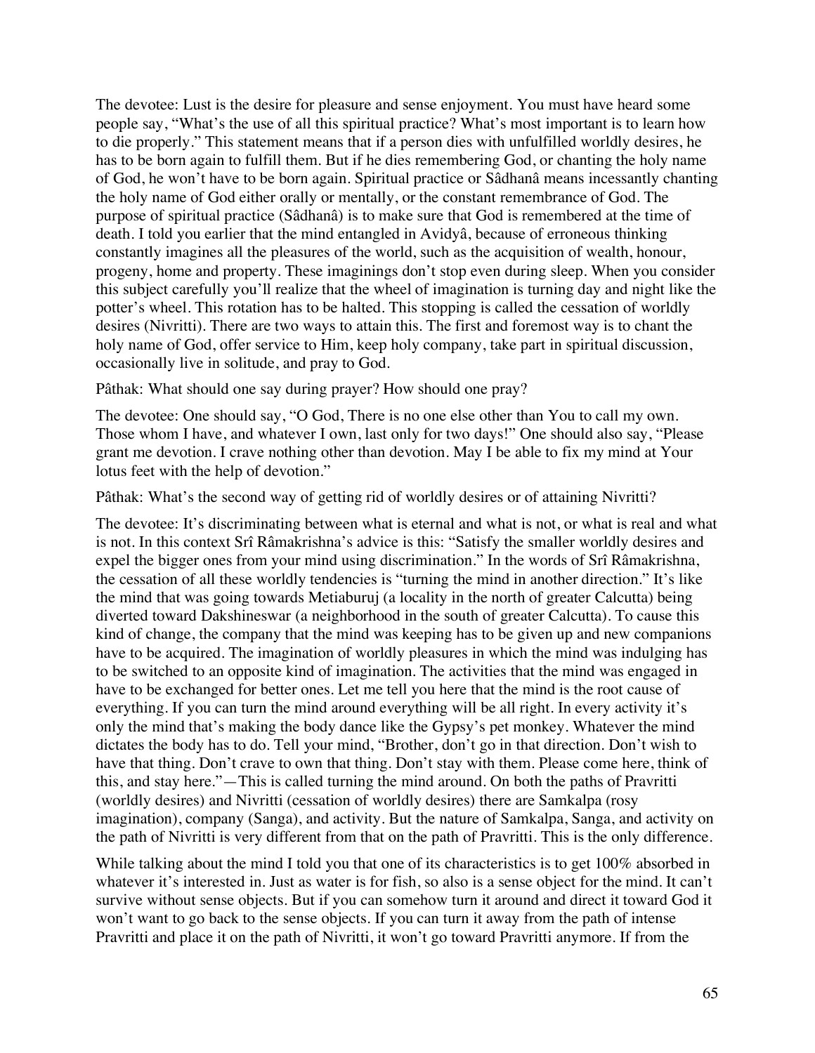The devotee: Lust is the desire for pleasure and sense enjoyment. You must have heard some people say, "What's the use of all this spiritual practice? What's most important is to learn how to die properly." This statement means that if a person dies with unfulfilled worldly desires, he has to be born again to fulfill them. But if he dies remembering God, or chanting the holy name of God, he won't have to be born again. Spiritual practice or Sâdhanâ means incessantly chanting the holy name of God either orally or mentally, or the constant remembrance of God. The purpose of spiritual practice (Sâdhanâ) is to make sure that God is remembered at the time of death. I told you earlier that the mind entangled in Avidyâ, because of erroneous thinking constantly imagines all the pleasures of the world, such as the acquisition of wealth, honour, progeny, home and property. These imaginings don't stop even during sleep. When you consider this subject carefully you'll realize that the wheel of imagination is turning day and night like the potter's wheel. This rotation has to be halted. This stopping is called the cessation of worldly desires (Nivritti). There are two ways to attain this. The first and foremost way is to chant the holy name of God, offer service to Him, keep holy company, take part in spiritual discussion, occasionally live in solitude, and pray to God.

Pâthak: What should one say during prayer? How should one pray?

The devotee: One should say, "O God, There is no one else other than You to call my own. Those whom I have, and whatever I own, last only for two days!" One should also say, "Please grant me devotion. I crave nothing other than devotion. May I be able to fix my mind at Your lotus feet with the help of devotion."

Pâthak: What's the second way of getting rid of worldly desires or of attaining Nivritti?

The devotee: It's discriminating between what is eternal and what is not, or what is real and what is not. In this context Srî Râmakrishna's advice is this: "Satisfy the smaller worldly desires and expel the bigger ones from your mind using discrimination." In the words of Srî Râmakrishna, the cessation of all these worldly tendencies is "turning the mind in another direction." It's like the mind that was going towards Metiaburuj (a locality in the north of greater Calcutta) being diverted toward Dakshineswar (a neighborhood in the south of greater Calcutta). To cause this kind of change, the company that the mind was keeping has to be given up and new companions have to be acquired. The imagination of worldly pleasures in which the mind was indulging has to be switched to an opposite kind of imagination. The activities that the mind was engaged in have to be exchanged for better ones. Let me tell you here that the mind is the root cause of everything. If you can turn the mind around everything will be all right. In every activity it's only the mind that's making the body dance like the Gypsy's pet monkey. Whatever the mind dictates the body has to do. Tell your mind, "Brother, don't go in that direction. Don't wish to have that thing. Don't crave to own that thing. Don't stay with them. Please come here, think of this, and stay here."—This is called turning the mind around. On both the paths of Pravritti (worldly desires) and Nivritti (cessation of worldly desires) there are Samkalpa (rosy imagination), company (Sanga), and activity. But the nature of Samkalpa, Sanga, and activity on the path of Nivritti is very different from that on the path of Pravritti. This is the only difference.

While talking about the mind I told you that one of its characteristics is to get 100% absorbed in whatever it's interested in. Just as water is for fish, so also is a sense object for the mind. It can't survive without sense objects. But if you can somehow turn it around and direct it toward God it won't want to go back to the sense objects. If you can turn it away from the path of intense Pravritti and place it on the path of Nivritti, it won't go toward Pravritti anymore. If from the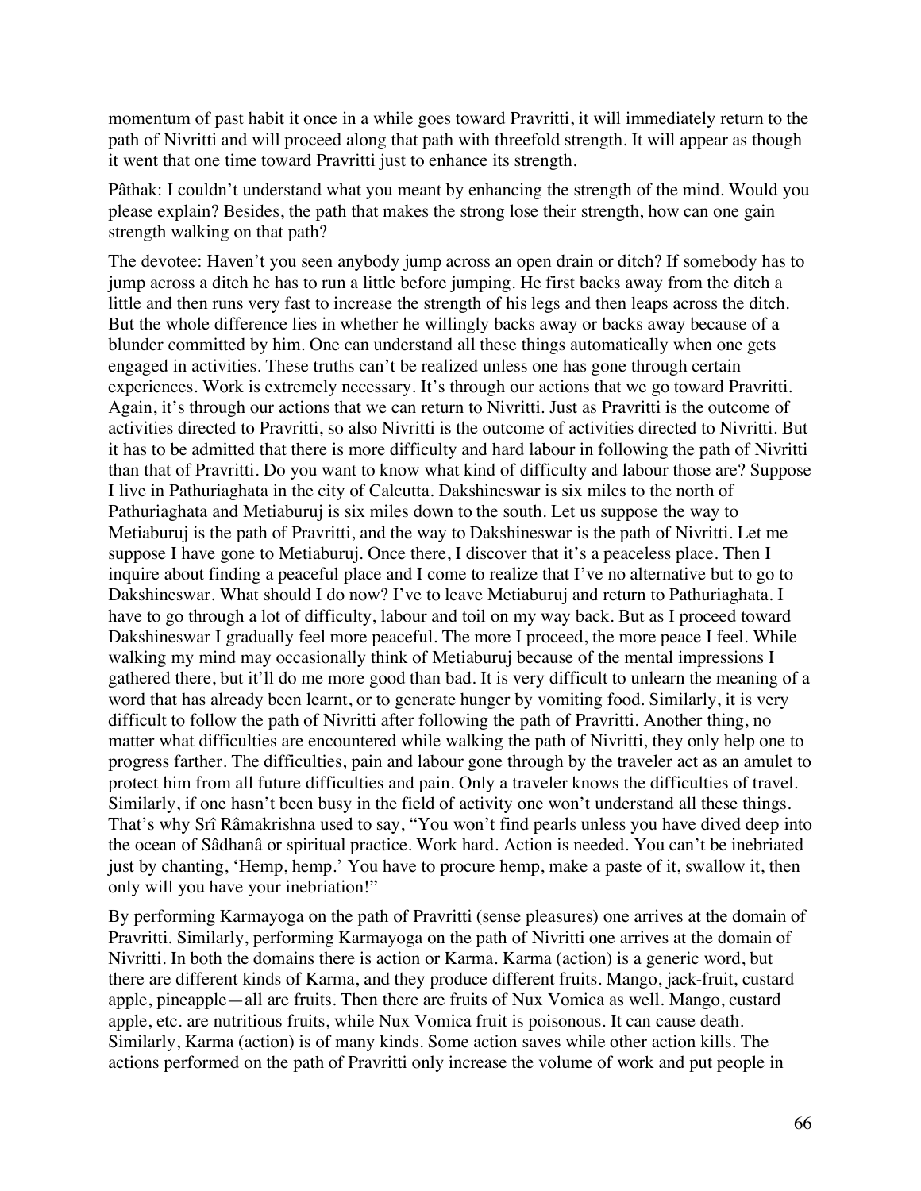momentum of past habit it once in a while goes toward Pravritti, it will immediately return to the path of Nivritti and will proceed along that path with threefold strength. It will appear as though it went that one time toward Pravritti just to enhance its strength.

Pâthak: I couldn't understand what you meant by enhancing the strength of the mind. Would you please explain? Besides, the path that makes the strong lose their strength, how can one gain strength walking on that path?

The devotee: Haven't you seen anybody jump across an open drain or ditch? If somebody has to jump across a ditch he has to run a little before jumping. He first backs away from the ditch a little and then runs very fast to increase the strength of his legs and then leaps across the ditch. But the whole difference lies in whether he willingly backs away or backs away because of a blunder committed by him. One can understand all these things automatically when one gets engaged in activities. These truths can't be realized unless one has gone through certain experiences. Work is extremely necessary. It's through our actions that we go toward Pravritti. Again, it's through our actions that we can return to Nivritti. Just as Pravritti is the outcome of activities directed to Pravritti, so also Nivritti is the outcome of activities directed to Nivritti. But it has to be admitted that there is more difficulty and hard labour in following the path of Nivritti than that of Pravritti. Do you want to know what kind of difficulty and labour those are? Suppose I live in Pathuriaghata in the city of Calcutta. Dakshineswar is six miles to the north of Pathuriaghata and Metiaburuj is six miles down to the south. Let us suppose the way to Metiaburuj is the path of Pravritti, and the way to Dakshineswar is the path of Nivritti. Let me suppose I have gone to Metiaburuj. Once there, I discover that it's a peaceless place. Then I inquire about finding a peaceful place and I come to realize that I've no alternative but to go to Dakshineswar. What should I do now? I've to leave Metiaburuj and return to Pathuriaghata. I have to go through a lot of difficulty, labour and toil on my way back. But as I proceed toward Dakshineswar I gradually feel more peaceful. The more I proceed, the more peace I feel. While walking my mind may occasionally think of Metiaburuj because of the mental impressions I gathered there, but it'll do me more good than bad. It is very difficult to unlearn the meaning of a word that has already been learnt, or to generate hunger by vomiting food. Similarly, it is very difficult to follow the path of Nivritti after following the path of Pravritti. Another thing, no matter what difficulties are encountered while walking the path of Nivritti, they only help one to progress farther. The difficulties, pain and labour gone through by the traveler act as an amulet to protect him from all future difficulties and pain. Only a traveler knows the difficulties of travel. Similarly, if one hasn't been busy in the field of activity one won't understand all these things. That's why Srî Râmakrishna used to say, "You won't find pearls unless you have dived deep into the ocean of Sâdhanâ or spiritual practice. Work hard. Action is needed. You can't be inebriated just by chanting, 'Hemp, hemp.' You have to procure hemp, make a paste of it, swallow it, then only will you have your inebriation!"

By performing Karmayoga on the path of Pravritti (sense pleasures) one arrives at the domain of Pravritti. Similarly, performing Karmayoga on the path of Nivritti one arrives at the domain of Nivritti. In both the domains there is action or Karma. Karma (action) is a generic word, but there are different kinds of Karma, and they produce different fruits. Mango, jack-fruit, custard apple, pineapple—all are fruits. Then there are fruits of Nux Vomica as well. Mango, custard apple, etc. are nutritious fruits, while Nux Vomica fruit is poisonous. It can cause death. Similarly, Karma (action) is of many kinds. Some action saves while other action kills. The actions performed on the path of Pravritti only increase the volume of work and put people in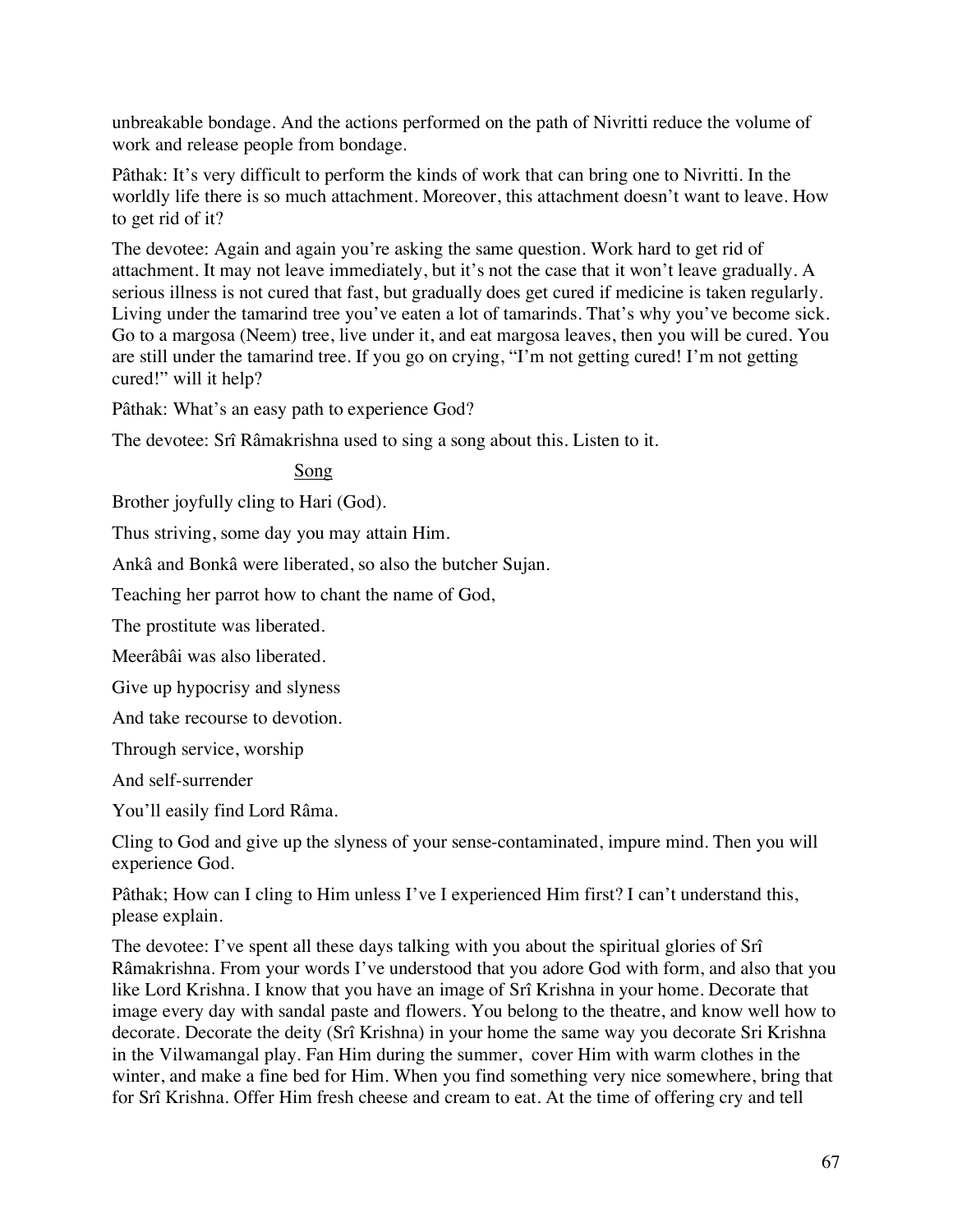unbreakable bondage. And the actions performed on the path of Nivritti reduce the volume of work and release people from bondage.

Pâthak: It's very difficult to perform the kinds of work that can bring one to Nivritti. In the worldly life there is so much attachment. Moreover, this attachment doesn't want to leave. How to get rid of it?

The devotee: Again and again you're asking the same question. Work hard to get rid of attachment. It may not leave immediately, but it's not the case that it won't leave gradually. A serious illness is not cured that fast, but gradually does get cured if medicine is taken regularly. Living under the tamarind tree you've eaten a lot of tamarinds. That's why you've become sick. Go to a margosa (Neem) tree, live under it, and eat margosa leaves, then you will be cured. You are still under the tamarind tree. If you go on crying, "I'm not getting cured! I'm not getting cured!" will it help?

Pâthak: What's an easy path to experience God?

The devotee: Srî Râmakrishna used to sing a song about this. Listen to it.

Song

Brother joyfully cling to Hari (God).

Thus striving, some day you may attain Him.

Ankâ and Bonkâ were liberated, so also the butcher Sujan.

Teaching her parrot how to chant the name of God,

The prostitute was liberated.

Meerâbâi was also liberated.

Give up hypocrisy and slyness

And take recourse to devotion.

Through service, worship

And self-surrender

You'll easily find Lord Râma.

Cling to God and give up the slyness of your sense-contaminated, impure mind. Then you will experience God.

Pâthak; How can I cling to Him unless I've I experienced Him first? I can't understand this, please explain.

The devotee: I've spent all these days talking with you about the spiritual glories of Srî Râmakrishna. From your words I've understood that you adore God with form, and also that you like Lord Krishna. I know that you have an image of Srî Krishna in your home. Decorate that image every day with sandal paste and flowers. You belong to the theatre, and know well how to decorate. Decorate the deity (Srî Krishna) in your home the same way you decorate Sri Krishna in the Vilwamangal play. Fan Him during the summer, cover Him with warm clothes in the winter, and make a fine bed for Him. When you find something very nice somewhere, bring that for Srî Krishna. Offer Him fresh cheese and cream to eat. At the time of offering cry and tell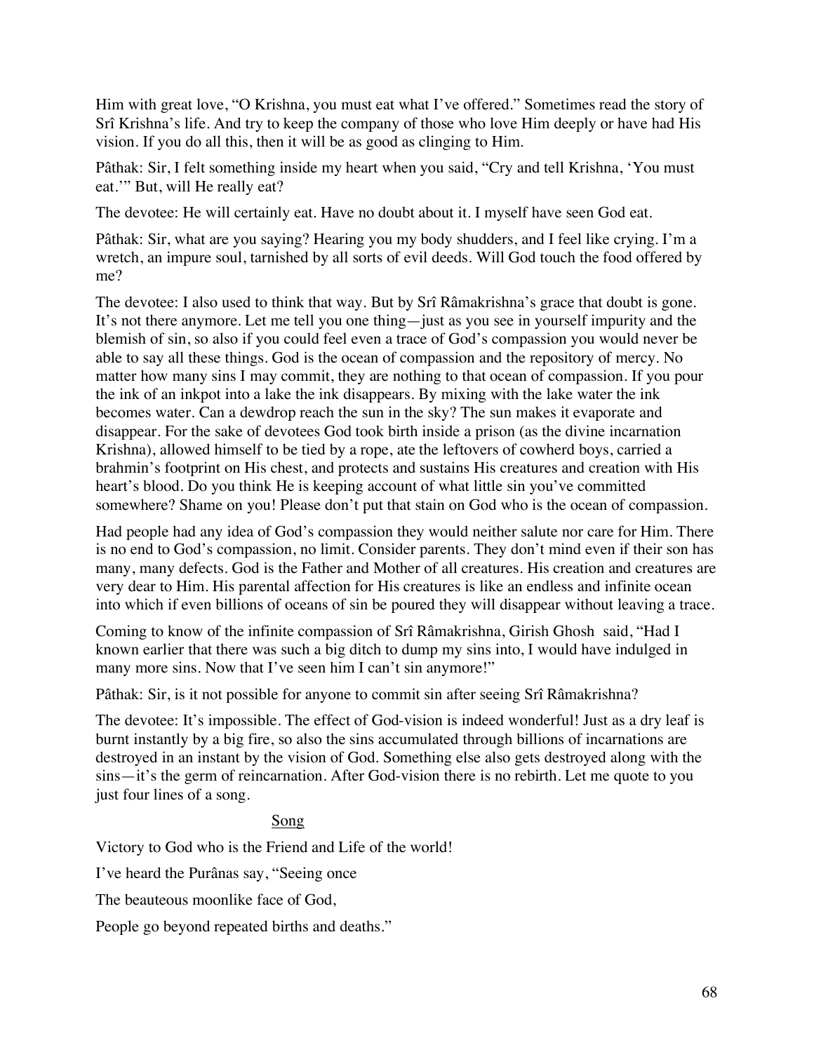Him with great love, "O Krishna, you must eat what I've offered." Sometimes read the story of Srî Krishna's life. And try to keep the company of those who love Him deeply or have had His vision. If you do all this, then it will be as good as clinging to Him.

Pâthak: Sir, I felt something inside my heart when you said, "Cry and tell Krishna, 'You must eat.'" But, will He really eat?

The devotee: He will certainly eat. Have no doubt about it. I myself have seen God eat.

Pâthak: Sir, what are you saying? Hearing you my body shudders, and I feel like crying. I'm a wretch, an impure soul, tarnished by all sorts of evil deeds. Will God touch the food offered by me?

The devotee: I also used to think that way. But by Srî Râmakrishna's grace that doubt is gone. It's not there anymore. Let me tell you one thing—just as you see in yourself impurity and the blemish of sin, so also if you could feel even a trace of God's compassion you would never be able to say all these things. God is the ocean of compassion and the repository of mercy. No matter how many sins I may commit, they are nothing to that ocean of compassion. If you pour the ink of an inkpot into a lake the ink disappears. By mixing with the lake water the ink becomes water. Can a dewdrop reach the sun in the sky? The sun makes it evaporate and disappear. For the sake of devotees God took birth inside a prison (as the divine incarnation Krishna), allowed himself to be tied by a rope, ate the leftovers of cowherd boys, carried a brahmin's footprint on His chest, and protects and sustains His creatures and creation with His heart's blood. Do you think He is keeping account of what little sin you've committed somewhere? Shame on you! Please don't put that stain on God who is the ocean of compassion.

Had people had any idea of God's compassion they would neither salute nor care for Him. There is no end to God's compassion, no limit. Consider parents. They don't mind even if their son has many, many defects. God is the Father and Mother of all creatures. His creation and creatures are very dear to Him. His parental affection for His creatures is like an endless and infinite ocean into which if even billions of oceans of sin be poured they will disappear without leaving a trace.

Coming to know of the infinite compassion of Srî Râmakrishna, Girish Ghosh said, "Had I known earlier that there was such a big ditch to dump my sins into, I would have indulged in many more sins. Now that I've seen him I can't sin anymore!"

Pâthak: Sir, is it not possible for anyone to commit sin after seeing Srî Râmakrishna?

The devotee: It's impossible. The effect of God-vision is indeed wonderful! Just as a dry leaf is burnt instantly by a big fire, so also the sins accumulated through billions of incarnations are destroyed in an instant by the vision of God. Something else also gets destroyed along with the sins—it's the germ of reincarnation. After God-vision there is no rebirth. Let me quote to you just four lines of a song.

<u>Song</u>

Victory to God who is the Friend and Life of the world!

I've heard the Purânas say, "Seeing once

The beauteous moonlike face of God,

People go beyond repeated births and deaths."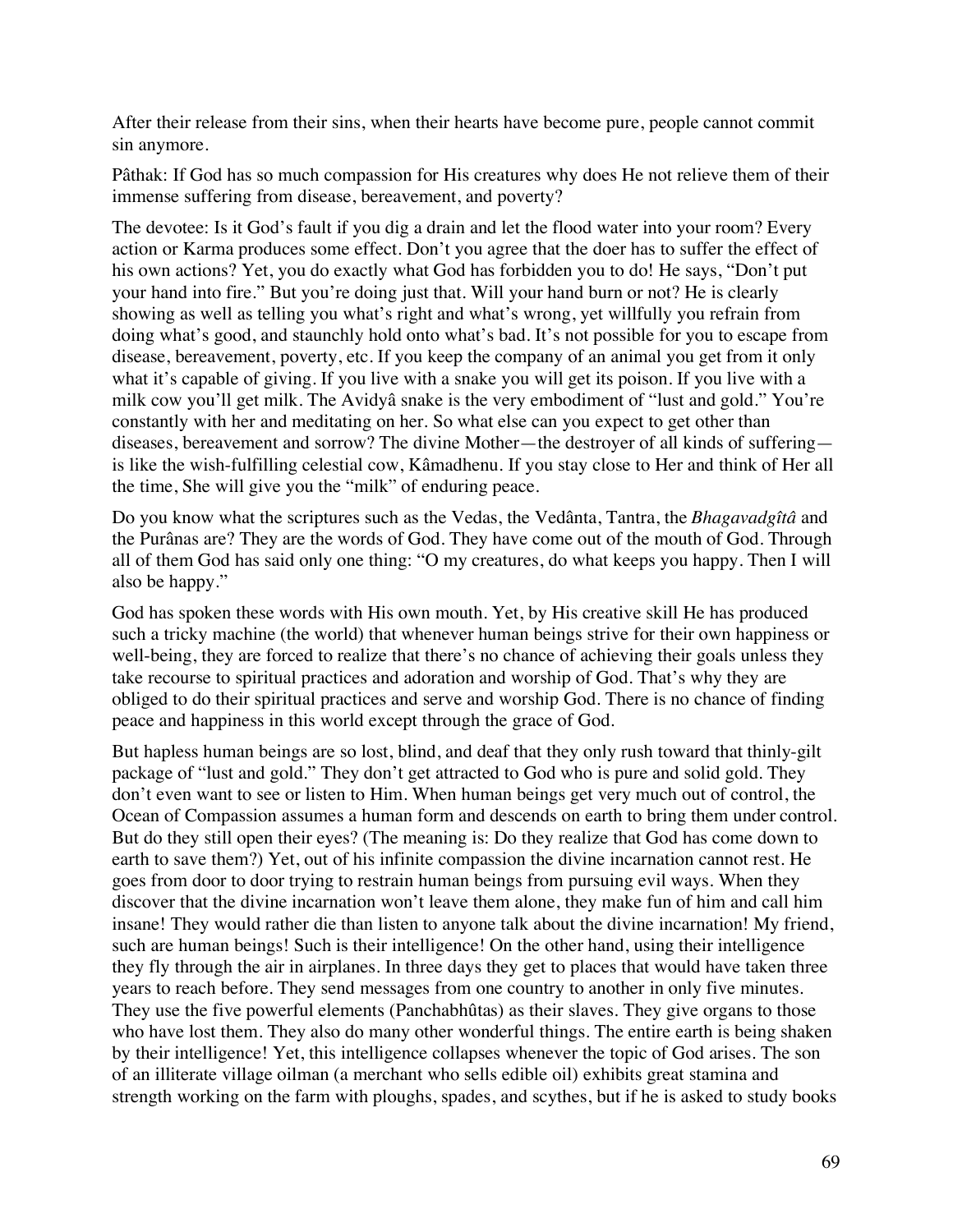After their release from their sins, when their hearts have become pure, people cannot commit sin anymore.

Pâthak: If God has so much compassion for His creatures why does He not relieve them of their immense suffering from disease, bereavement, and poverty?

The devotee: Is it God's fault if you dig a drain and let the flood water into your room? Every action or Karma produces some effect. Don't you agree that the doer has to suffer the effect of his own actions? Yet, you do exactly what God has forbidden you to do! He says, "Don't put your hand into fire." But you're doing just that. Will your hand burn or not? He is clearly showing as well as telling you what's right and what's wrong, yet willfully you refrain from doing what's good, and staunchly hold onto what's bad. It's not possible for you to escape from disease, bereavement, poverty, etc. If you keep the company of an animal you get from it only what it's capable of giving. If you live with a snake you will get its poison. If you live with a milk cow you'll get milk. The Avidyâ snake is the very embodiment of "lust and gold." You're constantly with her and meditating on her. So what else can you expect to get other than diseases, bereavement and sorrow? The divine Mother—the destroyer of all kinds of suffering—is like the wish-fulfilling celestial cow, Kâmadhenu. If you stay close to Her and think of Her all the time, She will give you the "milk" of enduring peace.

Do you know what the scriptures such as the Vedas, the Vedânta, Tantra, the *Bhagavadgîtâ* and the Purânas are? They are the words of God. They have come out of the mouth of God. Through all of them God has said only one thing: "O my creatures, do what keeps you happy. Then I will also be happy."

God has spoken these words with His own mouth. Yet, by His creative skill He has produced such a tricky machine (the world) that whenever human beings strive for their own happiness or well-being, they are forced to realize that there's no chance of achieving their goals unless they take recourse to spiritual practices and adoration and worship of God. That's why they are obliged to do their spiritual practices and serve and worship God. There is no chance of finding peace and happiness in this world except through the grace of God.

But hapless human beings are so lost, blind, and deaf that they only rush toward that thinly-gilt package of "lust and gold." They don't get attracted to God who is pure and solid gold. They don't even want to see or listen to Him. When human beings get very much out of control, the Ocean of Compassion assumes a human form and descends on earth to bring them under control. But do they still open their eyes? (The meaning is: Do they realize that God has come down to earth to save them?) Yet, out of his infinite compassion the divine incarnation cannot rest. He goes from door to door trying to restrain human beings from pursuing evil ways. When they discover that the divine incarnation won't leave them alone, they make fun of him and call him insane! They would rather die than listen to anyone talk about the divine incarnation! My friend, such are human beings! Such is their intelligence! On the other hand, using their intelligence they fly through the air in airplanes. In three days they get to places that would have taken three years to reach before. They send messages from one country to another in only five minutes. They use the five powerful elements (Panchabhûtas) as their slaves. They give organs to those who have lost them. They also do many other wonderful things. The entire earth is being shaken by their intelligence! Yet, this intelligence collapses whenever the topic of God arises. The son of an illiterate village oilman (a merchant who sells edible oil) exhibits great stamina and strength working on the farm with ploughs, spades, and scythes, but if he is asked to study books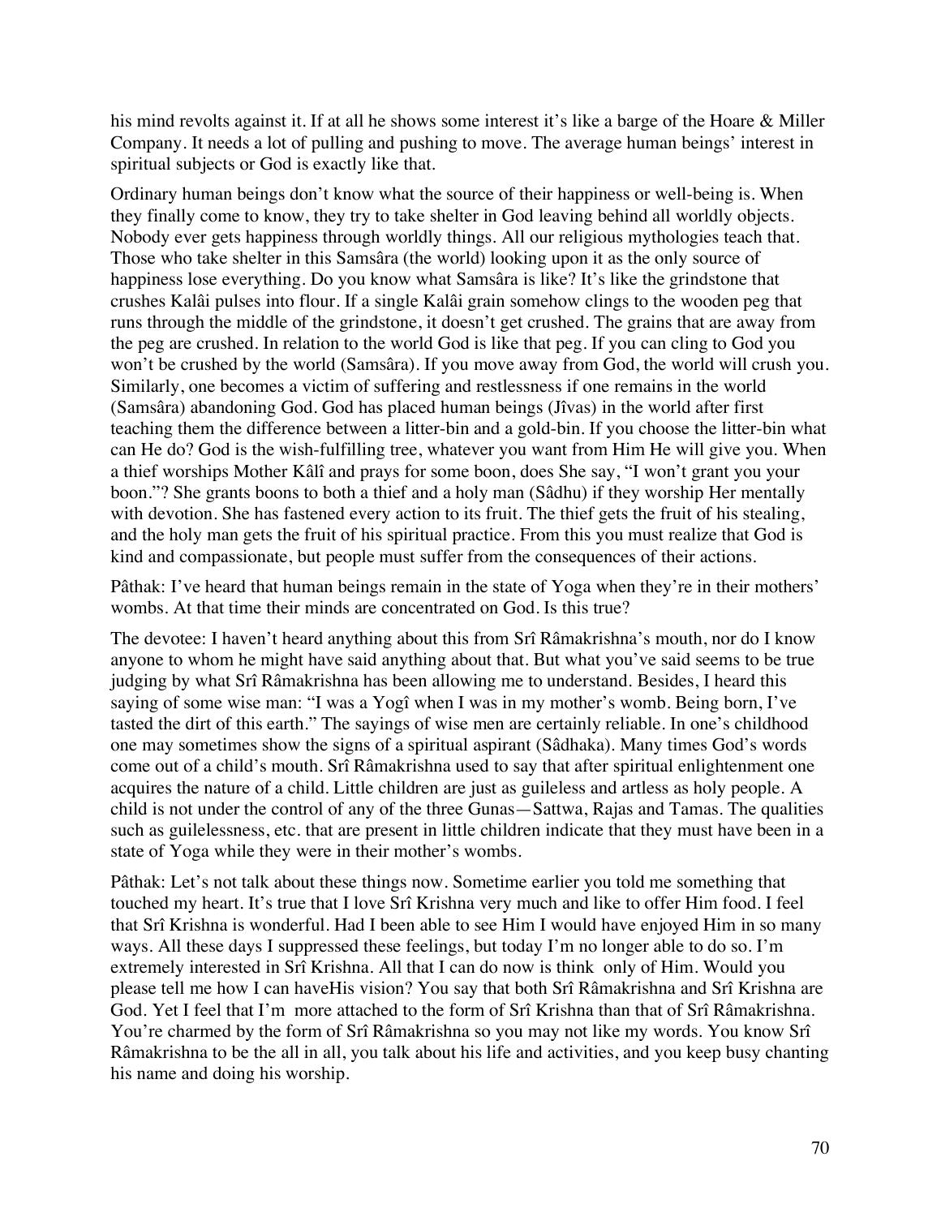his mind revolts against it. If at all he shows some interest it's like a barge of the Hoare & Miller Company. It needs a lot of pulling and pushing to move. The average human beings' interest in spiritual subjects or God is exactly like that.

Ordinary human beings don't know what the source of their happiness or well-being is. When they finally come to know, they try to take shelter in God leaving behind all worldly objects. Nobody ever gets happiness through worldly things. All our religious mythologies teach that. Those who take shelter in this Samsâra (the world) looking upon it as the only source of happiness lose everything. Do you know what Samsâra is like? It's like the grindstone that crushes Kalâi pulses into flour. If a single Kalâi grain somehow clings to the wooden peg that runs through the middle of the grindstone, it doesn't get crushed. The grains that are away from the peg are crushed. In relation to the world God is like that peg. If you can cling to God you won't be crushed by the world (Samsâra). If you move away from God, the world will crush you. Similarly, one becomes a victim of suffering and restlessness if one remains in the world (Samsâra) abandoning God. God has placed human beings (Jîvas) in the world after first teaching them the difference between a litter-bin and a gold-bin. If you choose the litter-bin what can He do? God is the wish-fulfilling tree, whatever you want from Him He will give you. When a thief worships Mother Kâlî and prays for some boon, does She say, "I won't grant you your boon."? She grants boons to both a thief and a holy man (Sâdhu) if they worship Her mentally with devotion. She has fastened every action to its fruit. The thief gets the fruit of his stealing, and the holy man gets the fruit of his spiritual practice. From this you must realize that God is kind and compassionate, but people must suffer from the consequences of their actions.

Pâthak: I've heard that human beings remain in the state of Yoga when they're in their mothers' wombs. At that time their minds are concentrated on God. Is this true?

The devotee: I haven't heard anything about this from Srî Râmakrishna's mouth, nor do I know anyone to whom he might have said anything about that. But what you've said seems to be true judging by what Srî Râmakrishna has been allowing me to understand. Besides, I heard this saying of some wise man: "I was a Yogî when I was in my mother's womb. Being born, I've tasted the dirt of this earth." The sayings of wise men are certainly reliable. In one's childhood one may sometimes show the signs of a spiritual aspirant (Sâdhaka). Many times God's words come out of a child's mouth. Srî Râmakrishna used to say that after spiritual enlightenment one acquires the nature of a child. Little children are just as guileless and artless as holy people. A child is not under the control of any of the three Gunas—Sattwa, Rajas and Tamas. The qualities such as guilelessness, etc. that are present in little children indicate that they must have been in a state of Yoga while they were in their mother's wombs.

Pâthak: Let's not talk about these things now. Sometime earlier you told me something that touched my heart. It's true that I love Srî Krishna very much and like to offer Him food. I feel that Srî Krishna is wonderful. Had I been able to see Him I would have enjoyed Him in so many ways. All these days I suppressed these feelings, but today I'm no longer able to do so. I'm extremely interested in Srî Krishna. All that I can do now is think only of Him. Would you please tell me how I can haveHis vision? You say that both Srî Râmakrishna and Srî Krishna are God. Yet I feel that I'm more attached to the form of Srî Krishna than that of Srî Râmakrishna. You're charmed by the form of Srî Râmakrishna so you may not like my words. You know Srî Râmakrishna to be the all in all, you talk about his life and activities, and you keep busy chanting his name and doing his worship.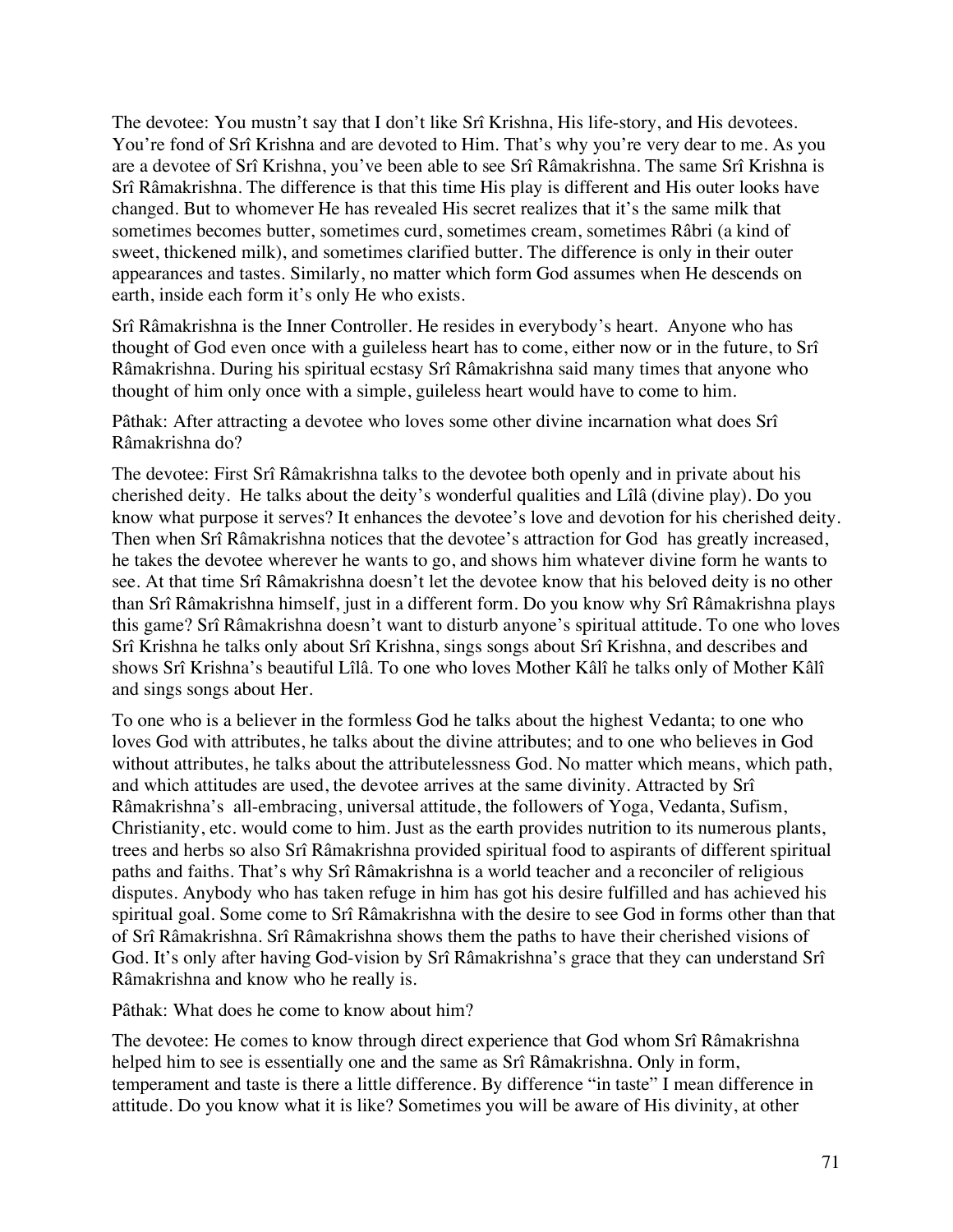The devotee: You mustn't say that I don't like Srî Krishna, His life-story, and His devotees. You're fond of Srî Krishna and are devoted to Him. That's why you're very dear to me. As you are a devotee of Srî Krishna, you've been able to see Srî Râmakrishna. The same Srî Krishna is Srî Râmakrishna. The difference is that this time His play is different and His outer looks have changed. But to whomever He has revealed His secret realizes that it's the same milk that sometimes becomes butter, sometimes curd, sometimes cream, sometimes Râbri (a kind of sweet, thickened milk), and sometimes clarified butter. The difference is only in their outer appearances and tastes. Similarly, no matter which form God assumes when He descends on earth, inside each form it's only He who exists.

Srî Râmakrishna is the Inner Controller. He resides in everybody's heart. Anyone who has thought of God even once with a guileless heart has to come, either now or in the future, to Srî Râmakrishna. During his spiritual ecstasy Srî Râmakrishna said many times that anyone who thought of him only once with a simple, guileless heart would have to come to him.

Pâthak: After attracting a devotee who loves some other divine incarnation what does Srî Râmakrishna do?

The devotee: First Srî Râmakrishna talks to the devotee both openly and in private about his cherished deity. He talks about the deity's wonderful qualities and Lîlâ (divine play). Do you know what purpose it serves? It enhances the devotee's love and devotion for his cherished deity. Then when Srî Râmakrishna notices that the devotee's attraction for God has greatly increased, he takes the devotee wherever he wants to go, and shows him whatever divine form he wants to see. At that time Srî Râmakrishna doesn't let the devotee know that his beloved deity is no other than Srî Râmakrishna himself, just in a different form. Do you know why Srî Râmakrishna plays this game? Srî Râmakrishna doesn't want to disturb anyone's spiritual attitude. To one who loves Srî Krishna he talks only about Srî Krishna, sings songs about Srî Krishna, and describes and shows Srî Krishna's beautiful Lîlâ. To one who loves Mother Kâlî he talks only of Mother Kâlî and sings songs about Her.

To one who is a believer in the formless God he talks about the highest Vedanta; to one who loves God with attributes, he talks about the divine attributes; and to one who believes in God without attributes, he talks about the attributelessness God. No matter which means, which path, and which attitudes are used, the devotee arrives at the same divinity. Attracted by Srî Râmakrishna's all-embracing, universal attitude, the followers of Yoga, Vedanta, Sufism, Christianity, etc. would come to him. Just as the earth provides nutrition to its numerous plants, trees and herbs so also Srî Râmakrishna provided spiritual food to aspirants of different spiritual paths and faiths. That's why Srî Râmakrishna is a world teacher and a reconciler of religious disputes. Anybody who has taken refuge in him has got his desire fulfilled and has achieved his spiritual goal. Some come to Srî Râmakrishna with the desire to see God in forms other than that of Srî Râmakrishna. Srî Râmakrishna shows them the paths to have their cherished visions of God. It's only after having God-vision by Srî Râmakrishna's grace that they can understand Srî Râmakrishna and know who he really is.

Pâthak: What does he come to know about him?

The devotee: He comes to know through direct experience that God whom Srî Râmakrishna helped him to see is essentially one and the same as Srî Râmakrishna. Only in form, temperament and taste is there a little difference. By difference "in taste" I mean difference in attitude. Do you know what it is like? Sometimes you will be aware of His divinity, at other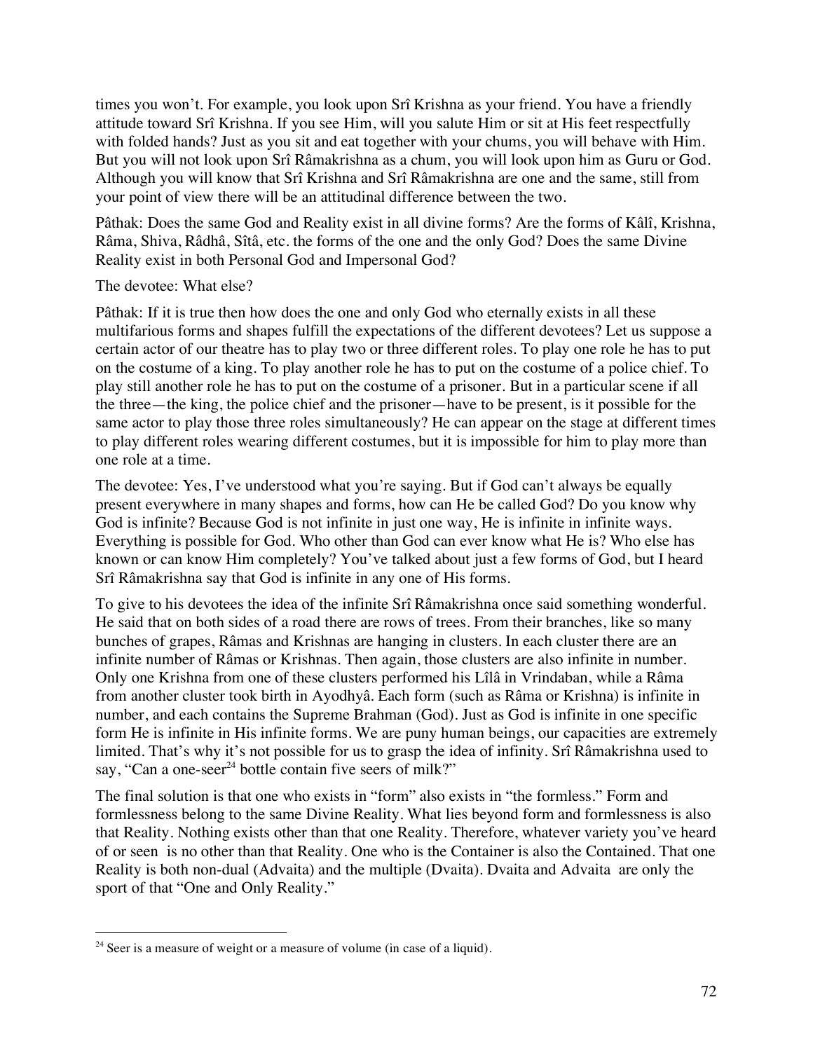times you won't. For example, you look upon Srî Krishna as your friend. You have a friendly attitude toward Srî Krishna. If you see Him, will you salute Him or sit at His feet respectfully with folded hands? Just as you sit and eat together with your chums, you will behave with Him. But you will not look upon Srî Râmakrishna as a chum, you will look upon him as Guru or God. Although you will know that Srî Krishna and Srî Râmakrishna are one and the same, still from your point of view there will be an attitudinal difference between the two.

Pâthak: Does the same God and Reality exist in all divine forms? Are the forms of Kâlî, Krishna, Râma, Shiva, Râdhâ, Sîtâ, etc. the forms of the one and the only God? Does the same Divine Reality exist in both Personal God and Impersonal God?

The devotee: What else?

Pâthak: If it is true then how does the one and only God who eternally exists in all these multifarious forms and shapes fulfill the expectations of the different devotees? Let us suppose a certain actor of our theatre has to play two or three different roles. To play one role he has to put on the costume of a king. To play another role he has to put on the costume of a police chief. To play still another role he has to put on the costume of a prisoner. But in a particular scene if all the three—the king, the police chief and the prisoner—have to be present, is it possible for the same actor to play those three roles simultaneously? He can appear on the stage at different times to play different roles wearing different costumes, but it is impossible for him to play more than one role at a time.

The devotee: Yes, I've understood what you're saying. But if God can't always be equally present everywhere in many shapes and forms, how can He be called God? Do you know why God is infinite? Because God is not infinite in just one way, He is infinite in infinite ways. Everything is possible for God. Who other than God can ever know what He is? Who else has known or can know Him completely? You've talked about just a few forms of God, but I heard Srî Râmakrishna say that God is infinite in any one of His forms.

To give to his devotees the idea of the infinite Srî Râmakrishna once said something wonderful. He said that on both sides of a road there are rows of trees. From their branches, like so many bunches of grapes, Râmas and Krishnas are hanging in clusters. In each cluster there are an infinite number of Râmas or Krishnas. Then again, those clusters are also infinite in number. Only one Krishna from one of these clusters performed his Lîlâ in Vrindaban, while a Râma from another cluster took birth in Ayodhyâ. Each form (such as Râma or Krishna) is infinite in number, and each contains the Supreme Brahman (God). Just as God is infinite in one specific form He is infinite in His infinite forms. We are puny human beings, our capacities are extremely limited. That's why it's not possible for us to grasp the idea of infinity. Srî Râmakrishna used to say, "Can a one-seer[24] bottle contain five seers of milk?"

The final solution is that one who exists in "form" also exists in "the formless." Form and formlessness belong to the same Divine Reality. What lies beyond form and formlessness is also that Reality. Nothing exists other than that one Reality. Therefore, whatever variety you've heard of or seen is no other than that Reality. One who is the Container is also the Contained. That one Reality is both non-dual (Advaita) and the multiple (Dvaita). Dvaita and Advaita are only the sport of that "One and Only Reality."

---

[24] Seer is a measure of weight or a measure of volume (in case of a liquid).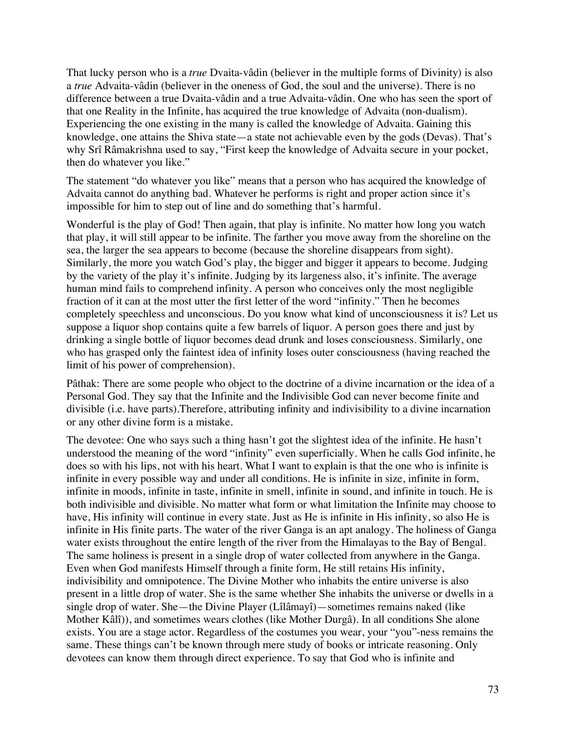That lucky person who is a *true* Dvaita-vâdin (believer in the multiple forms of Divinity) is also a *true* Advaita-vâdin (believer in the oneness of God, the soul and the universe). There is no difference between a true Dvaita-vâdin and a true Advaita-vâdin. One who has seen the sport of that one Reality in the Infinite, has acquired the true knowledge of Advaita (non-dualism). Experiencing the one existing in the many is called the knowledge of Advaita. Gaining this knowledge, one attains the Shiva state—a state not achievable even by the gods (Devas). That's why Srî Râmakrishna used to say, "First keep the knowledge of Advaita secure in your pocket, then do whatever you like."

The statement "do whatever you like" means that a person who has acquired the knowledge of Advaita cannot do anything bad. Whatever he performs is right and proper action since it's impossible for him to step out of line and do something that's harmful.

Wonderful is the play of God! Then again, that play is infinite. No matter how long you watch that play, it will still appear to be infinite. The farther you move away from the shoreline on the sea, the larger the sea appears to become (because the shoreline disappears from sight). Similarly, the more you watch God's play, the bigger and bigger it appears to become. Judging by the variety of the play it's infinite. Judging by its largeness also, it's infinite. The average human mind fails to comprehend infinity. A person who conceives only the most negligible fraction of it can at the most utter the first letter of the word "infinity." Then he becomes completely speechless and unconscious. Do you know what kind of unconsciousness it is? Let us suppose a liquor shop contains quite a few barrels of liquor. A person goes there and just by drinking a single bottle of liquor becomes dead drunk and loses consciousness. Similarly, one who has grasped only the faintest idea of infinity loses outer consciousness (having reached the limit of his power of comprehension).

Pâthak: There are some people who object to the doctrine of a divine incarnation or the idea of a Personal God. They say that the Infinite and the Indivisible God can never become finite and divisible (i.e. have parts).Therefore, attributing infinity and indivisibility to a divine incarnation or any other divine form is a mistake.

The devotee: One who says such a thing hasn't got the slightest idea of the infinite. He hasn't understood the meaning of the word "infinity" even superficially. When he calls God infinite, he does so with his lips, not with his heart. What I want to explain is that the one who is infinite is infinite in every possible way and under all conditions. He is infinite in size, infinite in form, infinite in moods, infinite in taste, infinite in smell, infinite in sound, and infinite in touch. He is both indivisible and divisible. No matter what form or what limitation the Infinite may choose to have, His infinity will continue in every state. Just as He is infinite in His infinity, so also He is infinite in His finite parts. The water of the river Ganga is an apt analogy. The holiness of Ganga water exists throughout the entire length of the river from the Himalayas to the Bay of Bengal. The same holiness is present in a single drop of water collected from anywhere in the Ganga. Even when God manifests Himself through a finite form, He still retains His infinity, indivisibility and omnipotence. The Divine Mother who inhabits the entire universe is also present in a little drop of water. She is the same whether She inhabits the universe or dwells in a single drop of water. She—the Divine Player (Lîlâmayî)—sometimes remains naked (like Mother Kâlî)), and sometimes wears clothes (like Mother Durgâ). In all conditions She alone exists. You are a stage actor. Regardless of the costumes you wear, your "you"-ness remains the same. These things can't be known through mere study of books or intricate reasoning. Only devotees can know them through direct experience. To say that God who is infinite and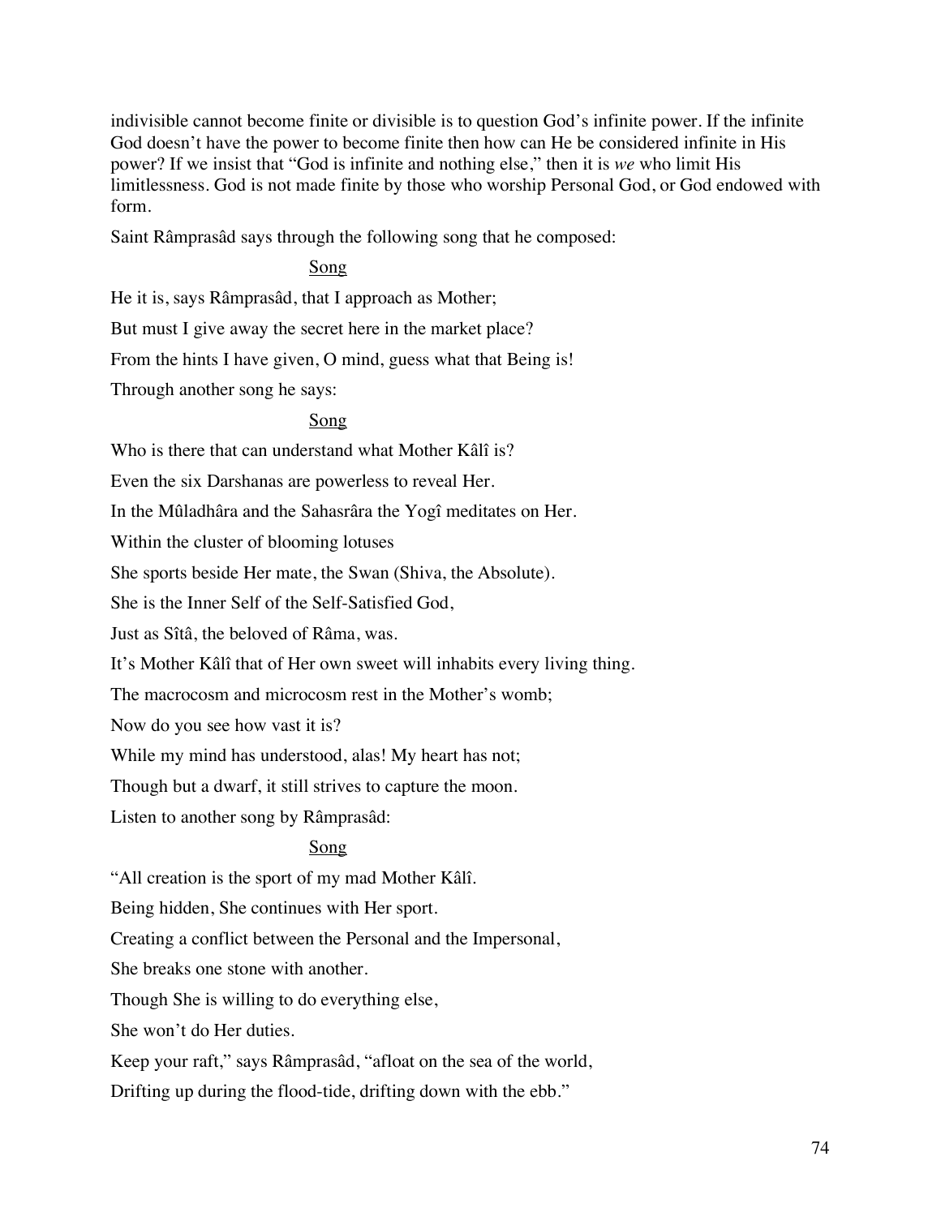indivisible cannot become finite or divisible is to question God's infinite power. If the infinite God doesn't have the power to become finite then how can He be considered infinite in His power? If we insist that "God is infinite and nothing else," then it is *we* who limit His limitlessness. God is not made finite by those who worship Personal God, or God endowed with form.

Saint Râmprasâd says through the following song that he composed:

<u>Song</u>

He it is, says Râmprasâd, that I approach as Mother;

But must I give away the secret here in the market place?

From the hints I have given, O mind, guess what that Being is!

Through another song he says:

<u>Song</u>

Who is there that can understand what Mother Kâlî is?

Even the six Darshanas are powerless to reveal Her.

In the Mûladhâra and the Sahasrâra the Yogî meditates on Her.

Within the cluster of blooming lotuses

She sports beside Her mate, the Swan (Shiva, the Absolute).

She is the Inner Self of the Self-Satisfied God,

Just as Sîtâ, the beloved of Râma, was.

It's Mother Kâlî that of Her own sweet will inhabits every living thing.

The macrocosm and microcosm rest in the Mother's womb;

Now do you see how vast it is?

While my mind has understood, alas! My heart has not;

Though but a dwarf, it still strives to capture the moon.

Listen to another song by Râmprasâd:

<u>Song</u>

"All creation is the sport of my mad Mother Kâlî.

Being hidden, She continues with Her sport.

Creating a conflict between the Personal and the Impersonal,

She breaks one stone with another.

Though She is willing to do everything else,

She won't do Her duties.

Keep your raft," says Râmprasâd, "afloat on the sea of the world,

Drifting up during the flood-tide, drifting down with the ebb."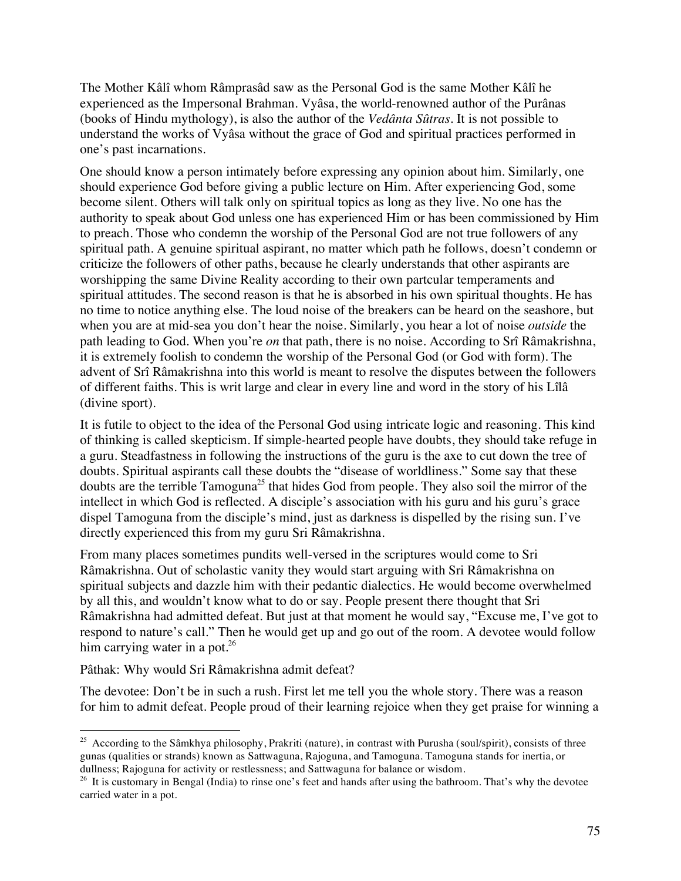The Mother Kâlî whom Râmprasâd saw as the Personal God is the same Mother Kâlî he experienced as the Impersonal Brahman. Vyâsa, the world-renowned author of the Purânas (books of Hindu mythology), is also the author of the *Vedânta Sûtras*. It is not possible to understand the works of Vyâsa without the grace of God and spiritual practices performed in one's past incarnations.

One should know a person intimately before expressing any opinion about him. Similarly, one should experience God before giving a public lecture on Him. After experiencing God, some become silent. Others will talk only on spiritual topics as long as they live. No one has the authority to speak about God unless one has experienced Him or has been commissioned by Him to preach. Those who condemn the worship of the Personal God are not true followers of any spiritual path. A genuine spiritual aspirant, no matter which path he follows, doesn't condemn or criticize the followers of other paths, because he clearly understands that other aspirants are worshipping the same Divine Reality according to their own partcular temperaments and spiritual attitudes. The second reason is that he is absorbed in his own spiritual thoughts. He has no time to notice anything else. The loud noise of the breakers can be heard on the seashore, but when you are at mid-sea you don't hear the noise. Similarly, you hear a lot of noise *outside* the path leading to God. When you're *on* that path, there is no noise. According to Srî Râmakrishna, it is extremely foolish to condemn the worship of the Personal God (or God with form). The advent of Srî Râmakrishna into this world is meant to resolve the disputes between the followers of different faiths. This is writ large and clear in every line and word in the story of his Lîlâ (divine sport).

It is futile to object to the idea of the Personal God using intricate logic and reasoning. This kind of thinking is called skepticism. If simple-hearted people have doubts, they should take refuge in a guru. Steadfastness in following the instructions of the guru is the axe to cut down the tree of doubts. Spiritual aspirants call these doubts the "disease of worldliness." Some say that these doubts are the terrible Tamoguna[25] that hides God from people. They also soil the mirror of the intellect in which God is reflected. A disciple's association with his guru and his guru's grace dispel Tamoguna from the disciple's mind, just as darkness is dispelled by the rising sun. I've directly experienced this from my guru Sri Râmakrishna.

From many places sometimes pundits well-versed in the scriptures would come to Sri Râmakrishna. Out of scholastic vanity they would start arguing with Sri Râmakrishna on spiritual subjects and dazzle him with their pedantic dialectics. He would become overwhelmed by all this, and wouldn't know what to do or say. People present there thought that Sri Râmakrishna had admitted defeat. But just at that moment he would say, "Excuse me, I've got to respond to nature's call." Then he would get up and go out of the room. A devotee would follow him carrying water in a pot.[26]

Pâthak: Why would Sri Râmakrishna admit defeat?

The devotee: Don't be in such a rush. First let me tell you the whole story. There was a reason for him to admit defeat. People proud of their learning rejoice when they get praise for winning a

---

[25] According to the Sâmkhya philosophy, Prakriti (nature), in contrast with Purusha (soul/spirit), consists of three gunas (qualities or strands) known as Sattwaguna, Rajoguna, and Tamoguna. Tamoguna stands for inertia, or dullness; Rajoguna for activity or restlessness; and Sattwaguna for balance or wisdom.

[26] It is customary in Bengal (India) to rinse one's feet and hands after using the bathroom. That's why the devotee carried water in a pot.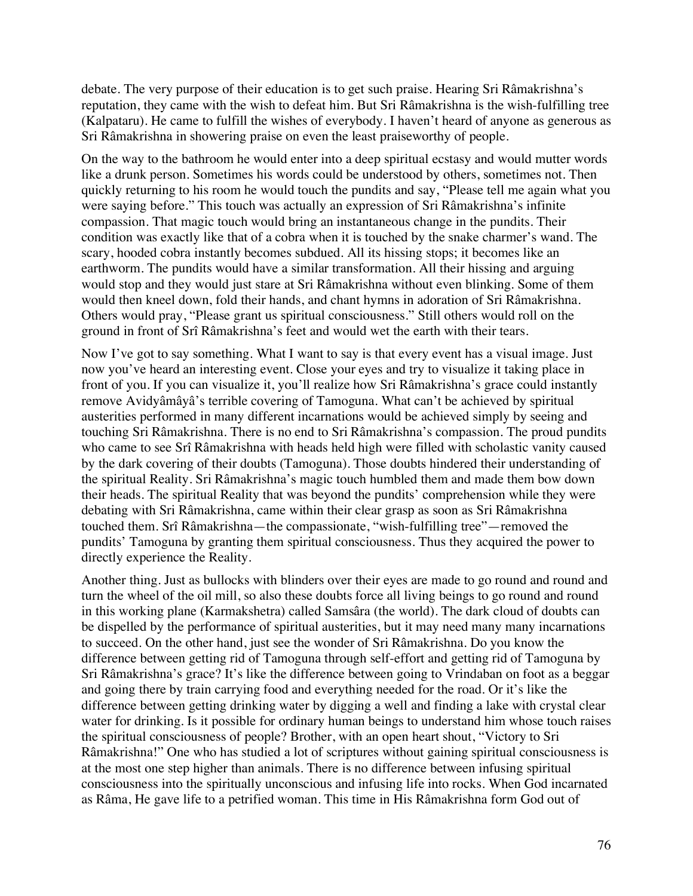debate. The very purpose of their education is to get such praise. Hearing Sri Râmakrishna's reputation, they came with the wish to defeat him. But Sri Râmakrishna is the wish-fulfilling tree (Kalpataru). He came to fulfill the wishes of everybody. I haven't heard of anyone as generous as Sri Râmakrishna in showering praise on even the least praiseworthy of people.

On the way to the bathroom he would enter into a deep spiritual ecstasy and would mutter words like a drunk person. Sometimes his words could be understood by others, sometimes not. Then quickly returning to his room he would touch the pundits and say, "Please tell me again what you were saying before." This touch was actually an expression of Sri Râmakrishna's infinite compassion. That magic touch would bring an instantaneous change in the pundits. Their condition was exactly like that of a cobra when it is touched by the snake charmer's wand. The scary, hooded cobra instantly becomes subdued. All its hissing stops; it becomes like an earthworm. The pundits would have a similar transformation. All their hissing and arguing would stop and they would just stare at Sri Râmakrishna without even blinking. Some of them would then kneel down, fold their hands, and chant hymns in adoration of Sri Râmakrishna. Others would pray, "Please grant us spiritual consciousness." Still others would roll on the ground in front of Srî Râmakrishna's feet and would wet the earth with their tears.

Now I've got to say something. What I want to say is that every event has a visual image. Just now you've heard an interesting event. Close your eyes and try to visualize it taking place in front of you. If you can visualize it, you'll realize how Sri Râmakrishna's grace could instantly remove Avidyâmâyâ's terrible covering of Tamoguna. What can't be achieved by spiritual austerities performed in many different incarnations would be achieved simply by seeing and touching Sri Râmakrishna. There is no end to Sri Râmakrishna's compassion. The proud pundits who came to see Srî Râmakrishna with heads held high were filled with scholastic vanity caused by the dark covering of their doubts (Tamoguna). Those doubts hindered their understanding of the spiritual Reality. Sri Râmakrishna's magic touch humbled them and made them bow down their heads. The spiritual Reality that was beyond the pundits' comprehension while they were debating with Sri Râmakrishna, came within their clear grasp as soon as Sri Râmakrishna touched them. Srî Râmakrishna—the compassionate, "wish-fulfilling tree"—removed the pundits' Tamoguna by granting them spiritual consciousness. Thus they acquired the power to directly experience the Reality.

Another thing. Just as bullocks with blinders over their eyes are made to go round and round and turn the wheel of the oil mill, so also these doubts force all living beings to go round and round in this working plane (Karmakshetra) called Samsâra (the world). The dark cloud of doubts can be dispelled by the performance of spiritual austerities, but it may need many many incarnations to succeed. On the other hand, just see the wonder of Sri Râmakrishna. Do you know the difference between getting rid of Tamoguna through self-effort and getting rid of Tamoguna by Sri Râmakrishna's grace? It's like the difference between going to Vrindaban on foot as a beggar and going there by train carrying food and everything needed for the road. Or it's like the difference between getting drinking water by digging a well and finding a lake with crystal clear water for drinking. Is it possible for ordinary human beings to understand him whose touch raises the spiritual consciousness of people? Brother, with an open heart shout, "Victory to Sri Râmakrishna!" One who has studied a lot of scriptures without gaining spiritual consciousness is at the most one step higher than animals. There is no difference between infusing spiritual consciousness into the spiritually unconscious and infusing life into rocks. When God incarnated as Râma, He gave life to a petrified woman. This time in His Râmakrishna form God out of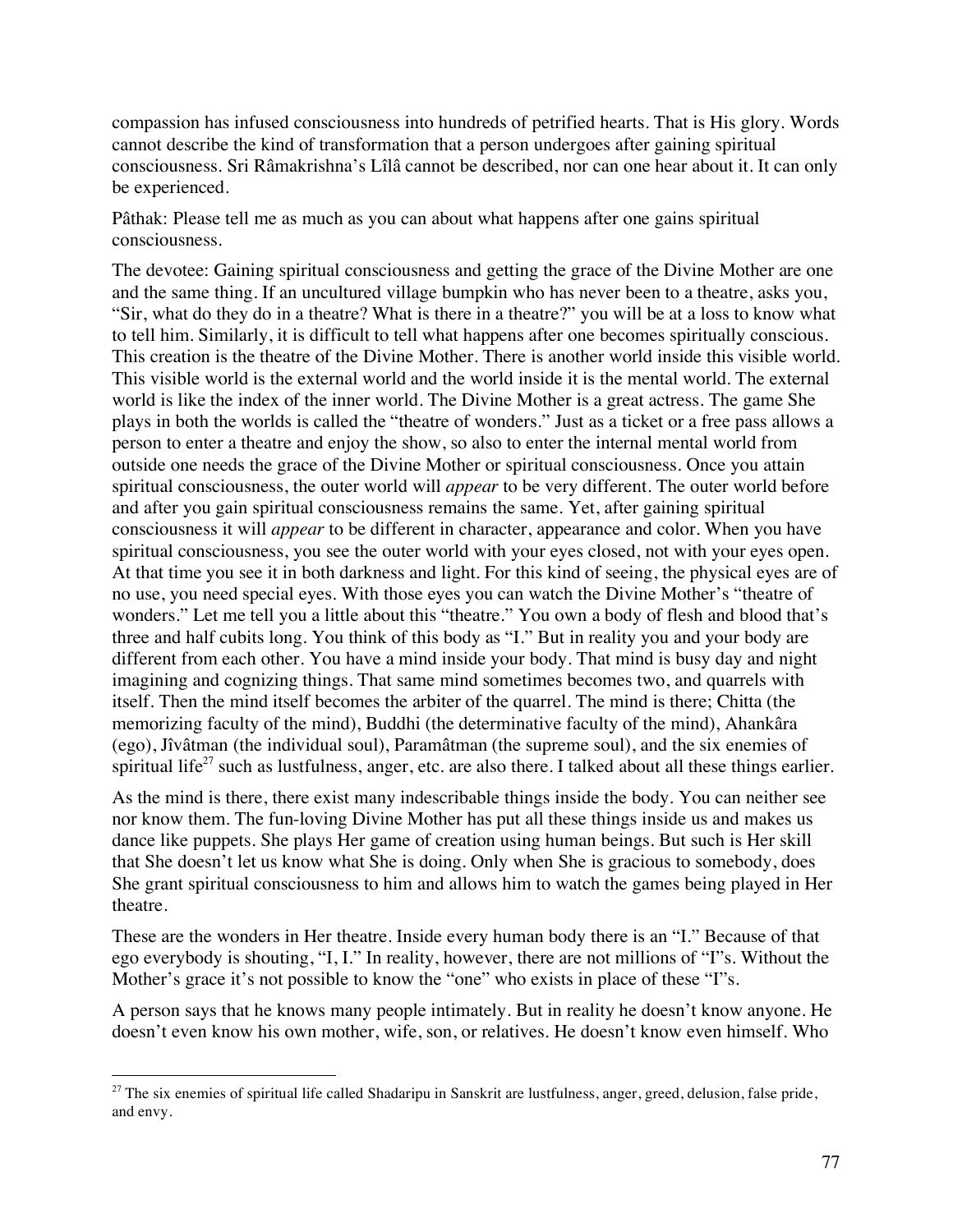compassion has infused consciousness into hundreds of petrified hearts. That is His glory. Words cannot describe the kind of transformation that a person undergoes after gaining spiritual consciousness. Sri Râmakrishna's Lîlâ cannot be described, nor can one hear about it. It can only be experienced.

Pâthak: Please tell me as much as you can about what happens after one gains spiritual consciousness.

The devotee: Gaining spiritual consciousness and getting the grace of the Divine Mother are one and the same thing. If an uncultured village bumpkin who has never been to a theatre, asks you, "Sir, what do they do in a theatre? What is there in a theatre?" you will be at a loss to know what to tell him. Similarly, it is difficult to tell what happens after one becomes spiritually conscious. This creation is the theatre of the Divine Mother. There is another world inside this visible world. This visible world is the external world and the world inside it is the mental world. The external world is like the index of the inner world. The Divine Mother is a great actress. The game She plays in both the worlds is called the "theatre of wonders." Just as a ticket or a free pass allows a person to enter a theatre and enjoy the show, so also to enter the internal mental world from outside one needs the grace of the Divine Mother or spiritual consciousness. Once you attain spiritual consciousness, the outer world will *appear* to be very different. The outer world before and after you gain spiritual consciousness remains the same. Yet, after gaining spiritual consciousness it will *appear* to be different in character, appearance and color. When you have spiritual consciousness, you see the outer world with your eyes closed, not with your eyes open. At that time you see it in both darkness and light. For this kind of seeing, the physical eyes are of no use, you need special eyes. With those eyes you can watch the Divine Mother's "theatre of wonders." Let me tell you a little about this "theatre." You own a body of flesh and blood that's three and half cubits long. You think of this body as "I." But in reality you and your body are different from each other. You have a mind inside your body. That mind is busy day and night imagining and cognizing things. That same mind sometimes becomes two, and quarrels with itself. Then the mind itself becomes the arbiter of the quarrel. The mind is there; Chitta (the memorizing faculty of the mind), Buddhi (the determinative faculty of the mind), Ahankâra (ego), Jîvâtman (the individual soul), Paramâtman (the supreme soul), and the six enemies of spiritual life[27] such as lustfulness, anger, etc. are also there. I talked about all these things earlier.

As the mind is there, there exist many indescribable things inside the body. You can neither see nor know them. The fun-loving Divine Mother has put all these things inside us and makes us dance like puppets. She plays Her game of creation using human beings. But such is Her skill that She doesn't let us know what She is doing. Only when She is gracious to somebody, does She grant spiritual consciousness to him and allows him to watch the games being played in Her theatre.

These are the wonders in Her theatre. Inside every human body there is an "I." Because of that ego everybody is shouting, "I, I." In reality, however, there are not millions of "I"s. Without the Mother's grace it's not possible to know the "one" who exists in place of these "I"s.

A person says that he knows many people intimately. But in reality he doesn't know anyone. He doesn't even know his own mother, wife, son, or relatives. He doesn't know even himself. Who

---

[27] The six enemies of spiritual life called Shadaripu in Sanskrit are lustfulness, anger, greed, delusion, false pride, and envy.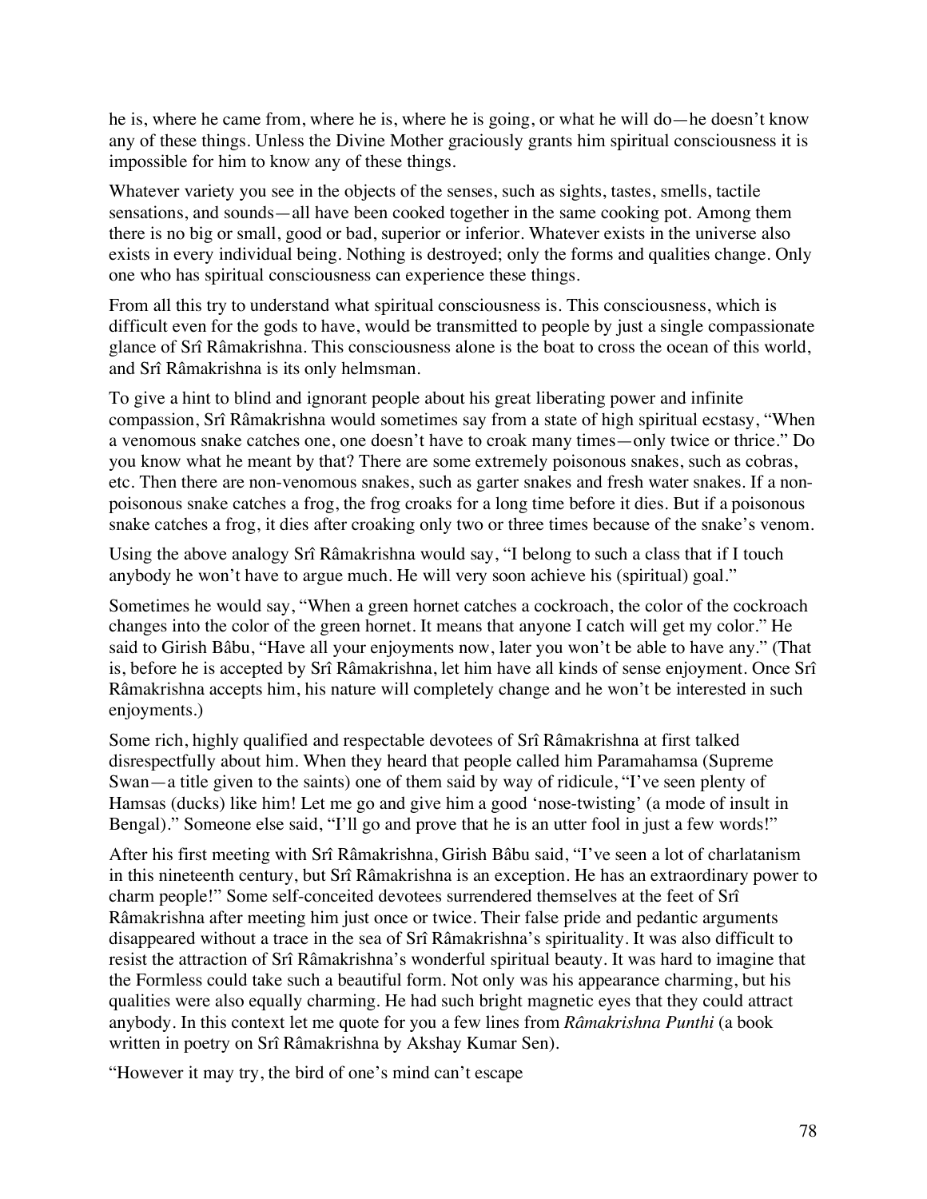he is, where he came from, where he is, where he is going, or what he will do—he doesn't know any of these things. Unless the Divine Mother graciously grants him spiritual consciousness it is impossible for him to know any of these things.

Whatever variety you see in the objects of the senses, such as sights, tastes, smells, tactile sensations, and sounds—all have been cooked together in the same cooking pot. Among them there is no big or small, good or bad, superior or inferior. Whatever exists in the universe also exists in every individual being. Nothing is destroyed; only the forms and qualities change. Only one who has spiritual consciousness can experience these things.

From all this try to understand what spiritual consciousness is. This consciousness, which is difficult even for the gods to have, would be transmitted to people by just a single compassionate glance of Srî Râmakrishna. This consciousness alone is the boat to cross the ocean of this world, and Srî Râmakrishna is its only helmsman.

To give a hint to blind and ignorant people about his great liberating power and infinite compassion, Srî Râmakrishna would sometimes say from a state of high spiritual ecstasy, "When a venomous snake catches one, one doesn't have to croak many times—only twice or thrice." Do you know what he meant by that? There are some extremely poisonous snakes, such as cobras, etc. Then there are non-venomous snakes, such as garter snakes and fresh water snakes. If a non-poisonous snake catches a frog, the frog croaks for a long time before it dies. But if a poisonous snake catches a frog, it dies after croaking only two or three times because of the snake's venom.

Using the above analogy Srî Râmakrishna would say, "I belong to such a class that if I touch anybody he won't have to argue much. He will very soon achieve his (spiritual) goal."

Sometimes he would say, "When a green hornet catches a cockroach, the color of the cockroach changes into the color of the green hornet. It means that anyone I catch will get my color." He said to Girish Bâbu, "Have all your enjoyments now, later you won't be able to have any." (That is, before he is accepted by Srî Râmakrishna, let him have all kinds of sense enjoyment. Once Srî Râmakrishna accepts him, his nature will completely change and he won't be interested in such enjoyments.)

Some rich, highly qualified and respectable devotees of Srî Râmakrishna at first talked disrespectfully about him. When they heard that people called him Paramahamsa (Supreme Swan—a title given to the saints) one of them said by way of ridicule, "I've seen plenty of Hamsas (ducks) like him! Let me go and give him a good 'nose-twisting' (a mode of insult in Bengal)." Someone else said, "I'll go and prove that he is an utter fool in just a few words!"

After his first meeting with Srî Râmakrishna, Girish Bâbu said, "I've seen a lot of charlatanism in this nineteenth century, but Srî Râmakrishna is an exception. He has an extraordinary power to charm people!" Some self-conceited devotees surrendered themselves at the feet of Srî Râmakrishna after meeting him just once or twice. Their false pride and pedantic arguments disappeared without a trace in the sea of Srî Râmakrishna's spirituality. It was also difficult to resist the attraction of Srî Râmakrishna's wonderful spiritual beauty. It was hard to imagine that the Formless could take such a beautiful form. Not only was his appearance charming, but his qualities were also equally charming. He had such bright magnetic eyes that they could attract anybody. In this context let me quote for you a few lines from *Râmakrishna Punthi* (a book written in poetry on Srî Râmakrishna by Akshay Kumar Sen).

"However it may try, the bird of one's mind can't escape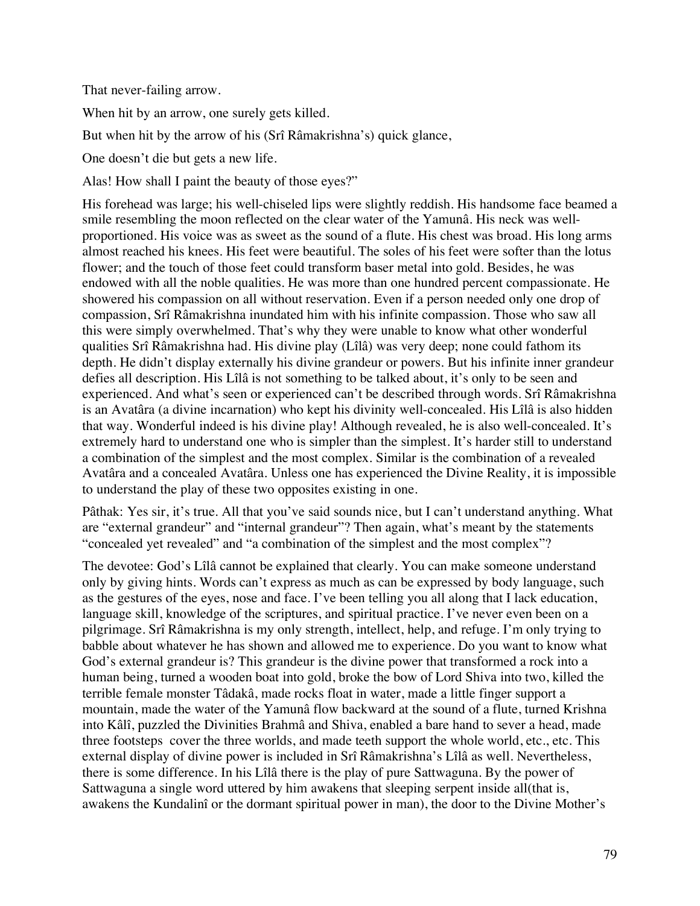That never-failing arrow.

When hit by an arrow, one surely gets killed.

But when hit by the arrow of his (Srî Râmakrishna's) quick glance,

One doesn't die but gets a new life.

Alas! How shall I paint the beauty of those eyes?"

His forehead was large; his well-chiseled lips were slightly reddish. His handsome face beamed a smile resembling the moon reflected on the clear water of the Yamunâ. His neck was well-proportioned. His voice was as sweet as the sound of a flute. His chest was broad. His long arms almost reached his knees. His feet were beautiful. The soles of his feet were softer than the lotus flower; and the touch of those feet could transform baser metal into gold. Besides, he was endowed with all the noble qualities. He was more than one hundred percent compassionate. He showered his compassion on all without reservation. Even if a person needed only one drop of compassion, Srî Râmakrishna inundated him with his infinite compassion. Those who saw all this were simply overwhelmed. That's why they were unable to know what other wonderful qualities Srî Râmakrishna had. His divine play (Lîlâ) was very deep; none could fathom its depth. He didn't display externally his divine grandeur or powers. But his infinite inner grandeur defies all description. His Lîlâ is not something to be talked about, it's only to be seen and experienced. And what's seen or experienced can't be described through words. Srî Râmakrishna is an Avatâra (a divine incarnation) who kept his divinity well-concealed. His Lîlâ is also hidden that way. Wonderful indeed is his divine play! Although revealed, he is also well-concealed. It's extremely hard to understand one who is simpler than the simplest. It's harder still to understand a combination of the simplest and the most complex. Similar is the combination of a revealed Avatâra and a concealed Avatâra. Unless one has experienced the Divine Reality, it is impossible to understand the play of these two opposites existing in one.

Pâthak: Yes sir, it's true. All that you've said sounds nice, but I can't understand anything. What are "external grandeur" and "internal grandeur"? Then again, what's meant by the statements "concealed yet revealed" and "a combination of the simplest and the most complex"?

The devotee: God's Lîlâ cannot be explained that clearly. You can make someone understand only by giving hints. Words can't express as much as can be expressed by body language, such as the gestures of the eyes, nose and face. I've been telling you all along that I lack education, language skill, knowledge of the scriptures, and spiritual practice. I've never even been on a pilgrimage. Srî Râmakrishna is my only strength, intellect, help, and refuge. I'm only trying to babble about whatever he has shown and allowed me to experience. Do you want to know what God's external grandeur is? This grandeur is the divine power that transformed a rock into a human being, turned a wooden boat into gold, broke the bow of Lord Shiva into two, killed the terrible female monster Tâdakâ, made rocks float in water, made a little finger support a mountain, made the water of the Yamunâ flow backward at the sound of a flute, turned Krishna into Kâlî, puzzled the Divinities Brahmâ and Shiva, enabled a bare hand to sever a head, made three footsteps cover the three worlds, and made teeth support the whole world, etc., etc. This external display of divine power is included in Srî Râmakrishna's Lîlâ as well. Nevertheless, there is some difference. In his Lîlâ there is the play of pure Sattwaguna. By the power of Sattwaguna a single word uttered by him awakens that sleeping serpent inside all(that is, awakens the Kundalinî or the dormant spiritual power in man), the door to the Divine Mother's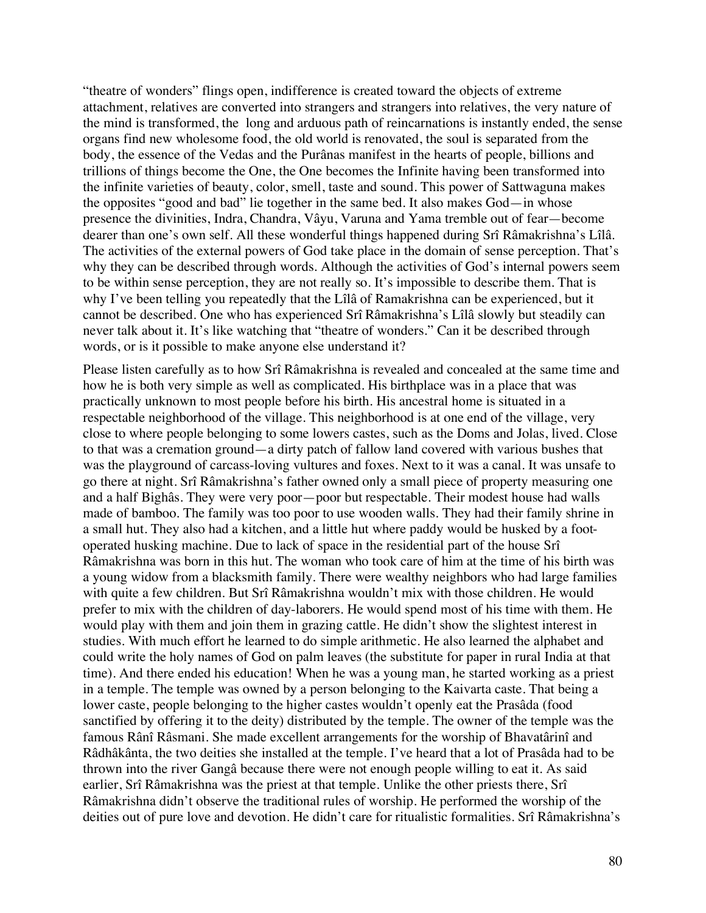"theatre of wonders" flings open, indifference is created toward the objects of extreme attachment, relatives are converted into strangers and strangers into relatives, the very nature of the mind is transformed, the long and arduous path of reincarnations is instantly ended, the sense organs find new wholesome food, the old world is renovated, the soul is separated from the body, the essence of the Vedas and the Purânas manifest in the hearts of people, billions and trillions of things become the One, the One becomes the Infinite having been transformed into the infinite varieties of beauty, color, smell, taste and sound. This power of Sattwaguna makes the opposites "good and bad" lie together in the same bed. It also makes God—in whose presence the divinities, Indra, Chandra, Vâyu, Varuna and Yama tremble out of fear—become dearer than one's own self. All these wonderful things happened during Srî Râmakrishna's Lîlâ. The activities of the external powers of God take place in the domain of sense perception. That's why they can be described through words. Although the activities of God's internal powers seem to be within sense perception, they are not really so. It's impossible to describe them. That is why I've been telling you repeatedly that the Lîlâ of Ramakrishna can be experienced, but it cannot be described. One who has experienced Srî Râmakrishna's Lîlâ slowly but steadily can never talk about it. It's like watching that "theatre of wonders." Can it be described through words, or is it possible to make anyone else understand it?

Please listen carefully as to how Srî Râmakrishna is revealed and concealed at the same time and how he is both very simple as well as complicated. His birthplace was in a place that was practically unknown to most people before his birth. His ancestral home is situated in a respectable neighborhood of the village. This neighborhood is at one end of the village, very close to where people belonging to some lowers castes, such as the Doms and Jolas, lived. Close to that was a cremation ground—a dirty patch of fallow land covered with various bushes that was the playground of carcass-loving vultures and foxes. Next to it was a canal. It was unsafe to go there at night. Srî Râmakrishna's father owned only a small piece of property measuring one and a half Bighâs. They were very poor—poor but respectable. Their modest house had walls made of bamboo. The family was too poor to use wooden walls. They had their family shrine in a small hut. They also had a kitchen, and a little hut where paddy would be husked by a foot-operated husking machine. Due to lack of space in the residential part of the house Srî Râmakrishna was born in this hut. The woman who took care of him at the time of his birth was a young widow from a blacksmith family. There were wealthy neighbors who had large families with quite a few children. But Srî Râmakrishna wouldn't mix with those children. He would prefer to mix with the children of day-laborers. He would spend most of his time with them. He would play with them and join them in grazing cattle. He didn't show the slightest interest in studies. With much effort he learned to do simple arithmetic. He also learned the alphabet and could write the holy names of God on palm leaves (the substitute for paper in rural India at that time). And there ended his education! When he was a young man, he started working as a priest in a temple. The temple was owned by a person belonging to the Kaivarta caste. That being a lower caste, people belonging to the higher castes wouldn't openly eat the Prasâda (food sanctified by offering it to the deity) distributed by the temple. The owner of the temple was the famous Rânî Râsmani. She made excellent arrangements for the worship of Bhavatârinî and Râdhâkânta, the two deities she installed at the temple. I've heard that a lot of Prasâda had to be thrown into the river Gangâ because there were not enough people willing to eat it. As said earlier, Srî Râmakrishna was the priest at that temple. Unlike the other priests there, Srî Râmakrishna didn't observe the traditional rules of worship. He performed the worship of the deities out of pure love and devotion. He didn't care for ritualistic formalities. Srî Râmakrishna's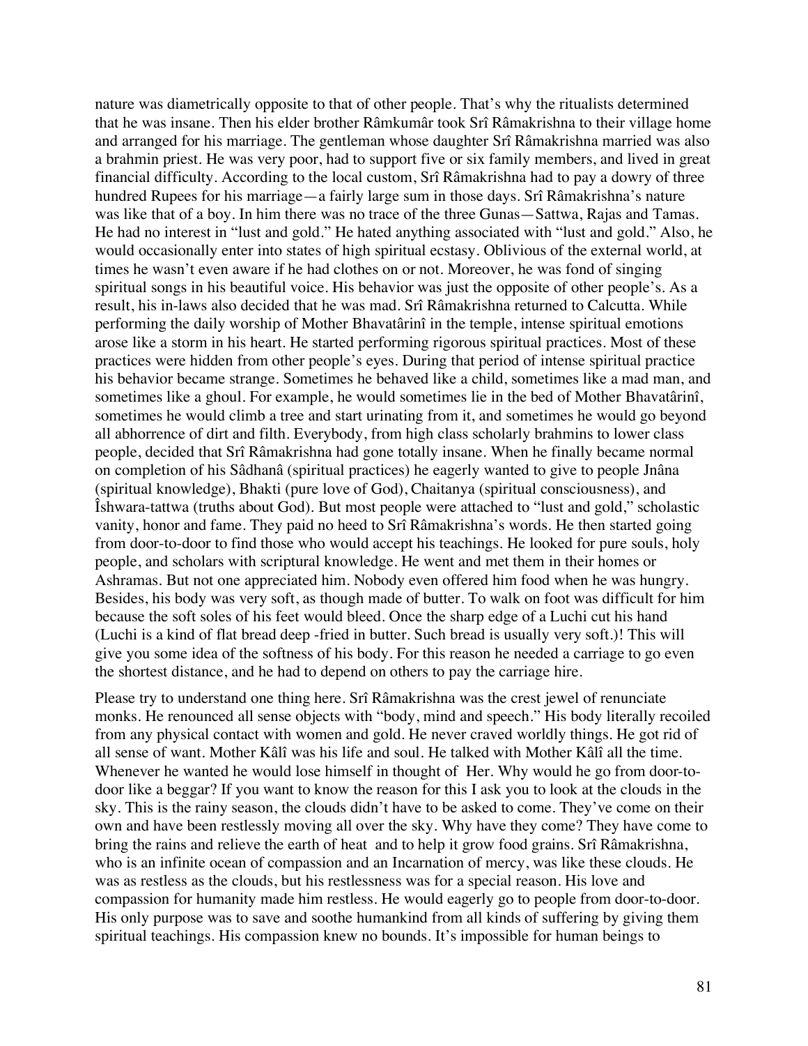nature was diametrically opposite to that of other people. That's why the ritualists determined that he was insane. Then his elder brother Râmkumâr took Srî Râmakrishna to their village home and arranged for his marriage. The gentleman whose daughter Srî Râmakrishna married was also a brahmin priest. He was very poor, had to support five or six family members, and lived in great financial difficulty. According to the local custom, Srî Râmakrishna had to pay a dowry of three hundred Rupees for his marriage—a fairly large sum in those days. Srî Râmakrishna's nature was like that of a boy. In him there was no trace of the three Gunas—Sattwa, Rajas and Tamas. He had no interest in "lust and gold." He hated anything associated with "lust and gold." Also, he would occasionally enter into states of high spiritual ecstasy. Oblivious of the external world, at times he wasn't even aware if he had clothes on or not. Moreover, he was fond of singing spiritual songs in his beautiful voice. His behavior was just the opposite of other people's. As a result, his in-laws also decided that he was mad. Srî Râmakrishna returned to Calcutta. While performing the daily worship of Mother Bhavatârinî in the temple, intense spiritual emotions arose like a storm in his heart. He started performing rigorous spiritual practices. Most of these practices were hidden from other people's eyes. During that period of intense spiritual practice his behavior became strange. Sometimes he behaved like a child, sometimes like a mad man, and sometimes like a ghoul. For example, he would sometimes lie in the bed of Mother Bhavatârinî, sometimes he would climb a tree and start urinating from it, and sometimes he would go beyond all abhorrence of dirt and filth. Everybody, from high class scholarly brahmins to lower class people, decided that Srî Râmakrishna had gone totally insane. When he finally became normal on completion of his Sâdhanâ (spiritual practices) he eagerly wanted to give to people Jnâna (spiritual knowledge), Bhakti (pure love of God), Chaitanya (spiritual consciousness), and Îshwara-tattwa (truths about God). But most people were attached to "lust and gold," scholastic vanity, honor and fame. They paid no heed to Srî Râmakrishna's words. He then started going from door-to-door to find those who would accept his teachings. He looked for pure souls, holy people, and scholars with scriptural knowledge. He went and met them in their homes or Ashramas. But not one appreciated him. Nobody even offered him food when he was hungry. Besides, his body was very soft, as though made of butter. To walk on foot was difficult for him because the soft soles of his feet would bleed. Once the sharp edge of a Luchi cut his hand (Luchi is a kind of flat bread deep -fried in butter. Such bread is usually very soft.)! This will give you some idea of the softness of his body. For this reason he needed a carriage to go even the shortest distance, and he had to depend on others to pay the carriage hire.

Please try to understand one thing here. Srî Râmakrishna was the crest jewel of renunciate monks. He renounced all sense objects with "body, mind and speech." His body literally recoiled from any physical contact with women and gold. He never craved worldly things. He got rid of all sense of want. Mother Kâlî was his life and soul. He talked with Mother Kâlî all the time. Whenever he wanted he would lose himself in thought of Her. Why would he go from door-to-door like a beggar? If you want to know the reason for this I ask you to look at the clouds in the sky. This is the rainy season, the clouds didn't have to be asked to come. They've come on their own and have been restlessly moving all over the sky. Why have they come? They have come to bring the rains and relieve the earth of heat and to help it grow food grains. Srî Râmakrishna, who is an infinite ocean of compassion and an Incarnation of mercy, was like these clouds. He was as restless as the clouds, but his restlessness was for a special reason. His love and compassion for humanity made him restless. He would eagerly go to people from door-to-door. His only purpose was to save and soothe humankind from all kinds of suffering by giving them spiritual teachings. His compassion knew no bounds. It's impossible for human beings to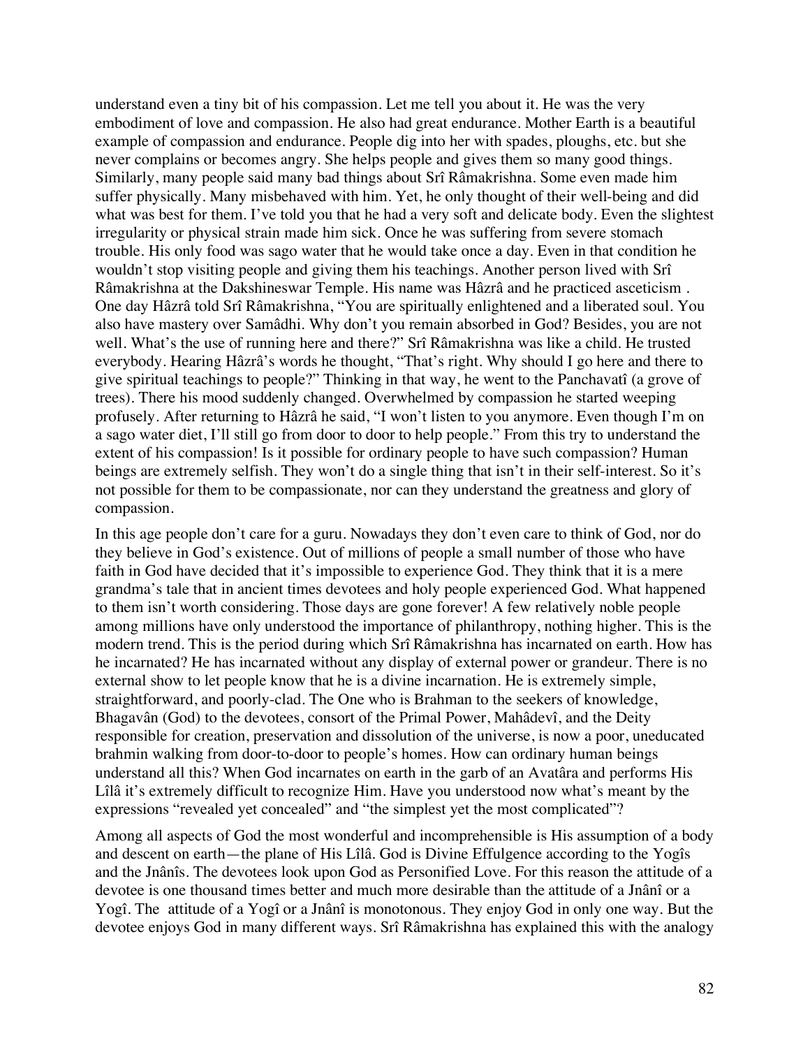understand even a tiny bit of his compassion. Let me tell you about it. He was the very embodiment of love and compassion. He also had great endurance. Mother Earth is a beautiful example of compassion and endurance. People dig into her with spades, ploughs, etc. but she never complains or becomes angry. She helps people and gives them so many good things. Similarly, many people said many bad things about Srî Râmakrishna. Some even made him suffer physically. Many misbehaved with him. Yet, he only thought of their well-being and did what was best for them. I've told you that he had a very soft and delicate body. Even the slightest irregularity or physical strain made him sick. Once he was suffering from severe stomach trouble. His only food was sago water that he would take once a day. Even in that condition he wouldn't stop visiting people and giving them his teachings. Another person lived with Srî Râmakrishna at the Dakshineswar Temple. His name was Hâzrâ and he practiced asceticism . One day Hâzrâ told Srî Râmakrishna, "You are spiritually enlightened and a liberated soul. You also have mastery over Samâdhi. Why don't you remain absorbed in God? Besides, you are not well. What's the use of running here and there?" Srî Râmakrishna was like a child. He trusted everybody. Hearing Hâzrâ's words he thought, "That's right. Why should I go here and there to give spiritual teachings to people?" Thinking in that way, he went to the Panchavatî (a grove of trees). There his mood suddenly changed. Overwhelmed by compassion he started weeping profusely. After returning to Hâzrâ he said, "I won't listen to you anymore. Even though I'm on a sago water diet, I'll still go from door to door to help people." From this try to understand the extent of his compassion! Is it possible for ordinary people to have such compassion? Human beings are extremely selfish. They won't do a single thing that isn't in their self-interest. So it's not possible for them to be compassionate, nor can they understand the greatness and glory of compassion.

In this age people don't care for a guru. Nowadays they don't even care to think of God, nor do they believe in God's existence. Out of millions of people a small number of those who have faith in God have decided that it's impossible to experience God. They think that it is a mere grandma's tale that in ancient times devotees and holy people experienced God. What happened to them isn't worth considering. Those days are gone forever! A few relatively noble people among millions have only understood the importance of philanthropy, nothing higher. This is the modern trend. This is the period during which Srî Râmakrishna has incarnated on earth. How has he incarnated? He has incarnated without any display of external power or grandeur. There is no external show to let people know that he is a divine incarnation. He is extremely simple, straightforward, and poorly-clad. The One who is Brahman to the seekers of knowledge, Bhagavân (God) to the devotees, consort of the Primal Power, Mahâdevî, and the Deity responsible for creation, preservation and dissolution of the universe, is now a poor, uneducated brahmin walking from door-to-door to people's homes. How can ordinary human beings understand all this? When God incarnates on earth in the garb of an Avatâra and performs His Lîlâ it's extremely difficult to recognize Him. Have you understood now what's meant by the expressions "revealed yet concealed" and "the simplest yet the most complicated"?

Among all aspects of God the most wonderful and incomprehensible is His assumption of a body and descent on earth—the plane of His Lîlâ. God is Divine Effulgence according to the Yogîs and the Jnânîs. The devotees look upon God as Personified Love. For this reason the attitude of a devotee is one thousand times better and much more desirable than the attitude of a Jnânî or a Yogî. The attitude of a Yogî or a Jnânî is monotonous. They enjoy God in only one way. But the devotee enjoys God in many different ways. Srî Râmakrishna has explained this with the analogy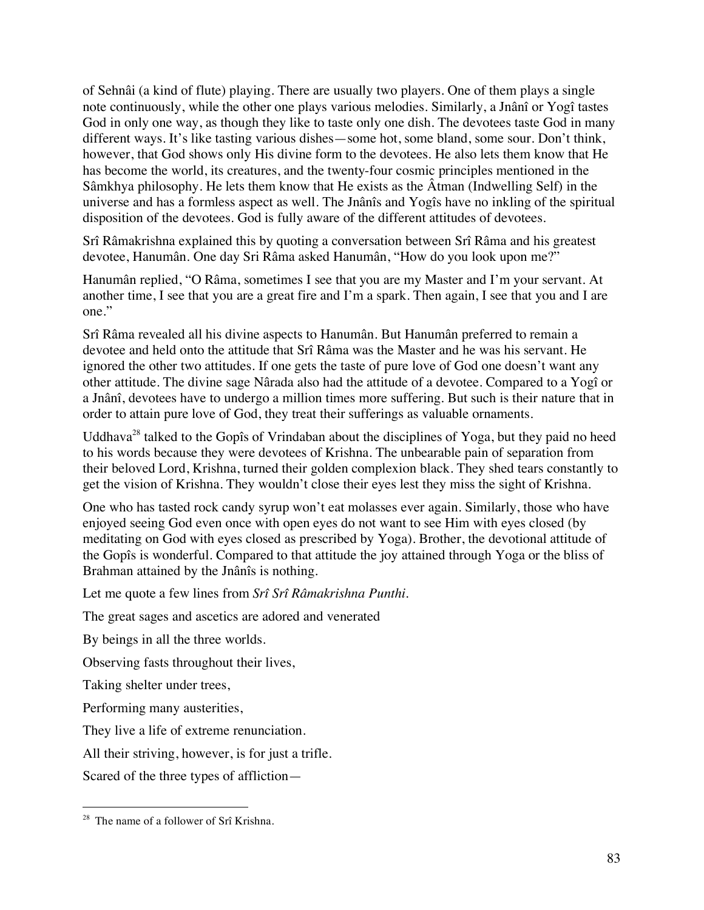of Sehnâi (a kind of flute) playing. There are usually two players. One of them plays a single note continuously, while the other one plays various melodies. Similarly, a Jnânî or Yogî tastes God in only one way, as though they like to taste only one dish. The devotees taste God in many different ways. It's like tasting various dishes—some hot, some bland, some sour. Don't think, however, that God shows only His divine form to the devotees. He also lets them know that He has become the world, its creatures, and the twenty-four cosmic principles mentioned in the Sâmkhya philosophy. He lets them know that He exists as the Âtman (Indwelling Self) in the universe and has a formless aspect as well. The Jnânîs and Yogîs have no inkling of the spiritual disposition of the devotees. God is fully aware of the different attitudes of devotees.

Srî Râmakrishna explained this by quoting a conversation between Srî Râma and his greatest devotee, Hanumân. One day Sri Râma asked Hanumân, "How do you look upon me?"

Hanumân replied, "O Râma, sometimes I see that you are my Master and I'm your servant. At another time, I see that you are a great fire and I'm a spark. Then again, I see that you and I are one."

Srî Râma revealed all his divine aspects to Hanumân. But Hanumân preferred to remain a devotee and held onto the attitude that Srî Râma was the Master and he was his servant. He ignored the other two attitudes. If one gets the taste of pure love of God one doesn't want any other attitude. The divine sage Nârada also had the attitude of a devotee. Compared to a Yogî or a Jnânî, devotees have to undergo a million times more suffering. But such is their nature that in order to attain pure love of God, they treat their sufferings as valuable ornaments.

Uddhava[28] talked to the Gopîs of Vrindaban about the disciplines of Yoga, but they paid no heed to his words because they were devotees of Krishna. The unbearable pain of separation from their beloved Lord, Krishna, turned their golden complexion black. They shed tears constantly to get the vision of Krishna. They wouldn't close their eyes lest they miss the sight of Krishna.

One who has tasted rock candy syrup won't eat molasses ever again. Similarly, those who have enjoyed seeing God even once with open eyes do not want to see Him with eyes closed (by meditating on God with eyes closed as prescribed by Yoga). Brother, the devotional attitude of the Gopîs is wonderful. Compared to that attitude the joy attained through Yoga or the bliss of Brahman attained by the Jnânîs is nothing.

Let me quote a few lines from *Srî Srî Râmakrishna Punthi*.

The great sages and ascetics are adored and venerated

By beings in all the three worlds.

Observing fasts throughout their lives,

Taking shelter under trees,

Performing many austerities,

They live a life of extreme renunciation.

All their striving, however, is for just a trifle.

Scared of the three types of affliction—

[28] The name of a follower of Srî Krishna.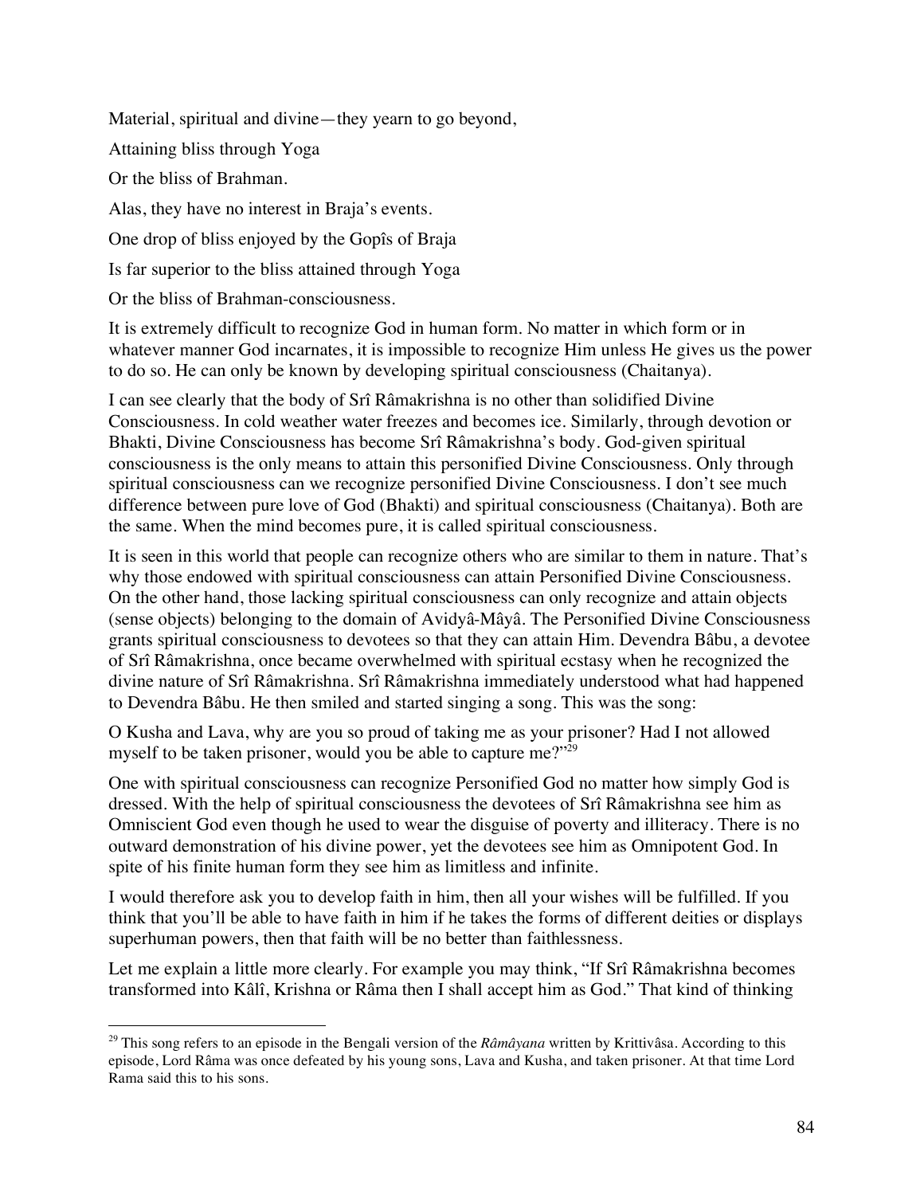Material, spiritual and divine—they yearn to go beyond,

Attaining bliss through Yoga

Or the bliss of Brahman.

Alas, they have no interest in Braja's events.

One drop of bliss enjoyed by the Gopîs of Braja

Is far superior to the bliss attained through Yoga

Or the bliss of Brahman-consciousness.

It is extremely difficult to recognize God in human form. No matter in which form or in whatever manner God incarnates, it is impossible to recognize Him unless He gives us the power to do so. He can only be known by developing spiritual consciousness (Chaitanya).

I can see clearly that the body of Srî Râmakrishna is no other than solidified Divine Consciousness. In cold weather water freezes and becomes ice. Similarly, through devotion or Bhakti, Divine Consciousness has become Srî Râmakrishna's body. God-given spiritual consciousness is the only means to attain this personified Divine Consciousness. Only through spiritual consciousness can we recognize personified Divine Consciousness. I don't see much difference between pure love of God (Bhakti) and spiritual consciousness (Chaitanya). Both are the same. When the mind becomes pure, it is called spiritual consciousness.

It is seen in this world that people can recognize others who are similar to them in nature. That's why those endowed with spiritual consciousness can attain Personified Divine Consciousness. On the other hand, those lacking spiritual consciousness can only recognize and attain objects (sense objects) belonging to the domain of Avidyâ-Mâyâ. The Personified Divine Consciousness grants spiritual consciousness to devotees so that they can attain Him. Devendra Bâbu, a devotee of Srî Râmakrishna, once became overwhelmed with spiritual ecstasy when he recognized the divine nature of Srî Râmakrishna. Srî Râmakrishna immediately understood what had happened to Devendra Bâbu. He then smiled and started singing a song. This was the song:

O Kusha and Lava, why are you so proud of taking me as your prisoner? Had I not allowed myself to be taken prisoner, would you be able to capture me?"[29]

One with spiritual consciousness can recognize Personified God no matter how simply God is dressed. With the help of spiritual consciousness the devotees of Srî Râmakrishna see him as Omniscient God even though he used to wear the disguise of poverty and illiteracy. There is no outward demonstration of his divine power, yet the devotees see him as Omnipotent God. In spite of his finite human form they see him as limitless and infinite.

I would therefore ask you to develop faith in him, then all your wishes will be fulfilled. If you think that you'll be able to have faith in him if he takes the forms of different deities or displays superhuman powers, then that faith will be no better than faithlessness.

Let me explain a little more clearly. For example you may think, "If Srî Râmakrishna becomes transformed into Kâlî, Krishna or Râma then I shall accept him as God." That kind of thinking

---

[29] This song refers to an episode in the Bengali version of the *Râmâyana* written by Krittivâsa. According to this episode, Lord Râma was once defeated by his young sons, Lava and Kusha, and taken prisoner. At that time Lord Rama said this to his sons.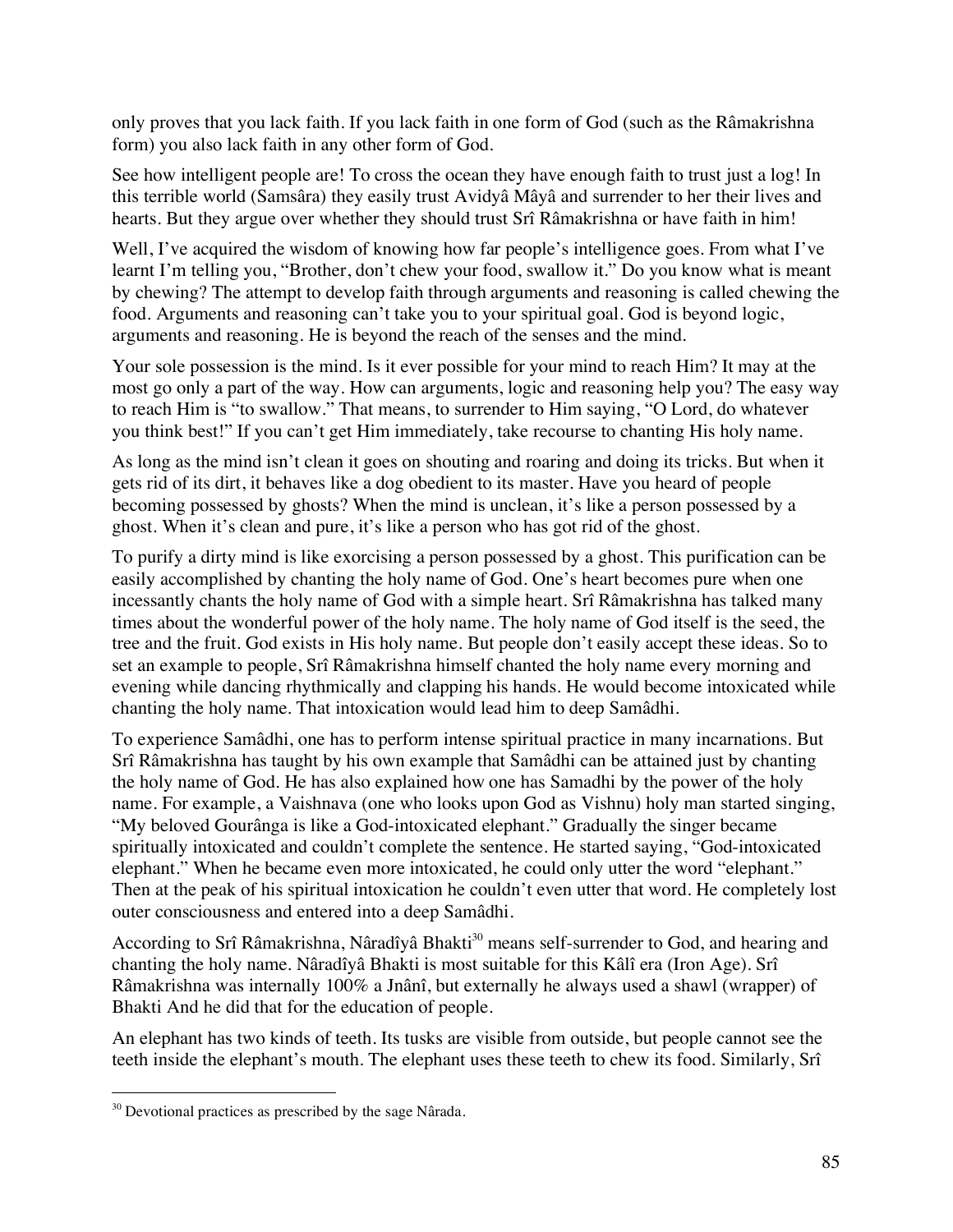only proves that you lack faith. If you lack faith in one form of God (such as the Râmakrishna form) you also lack faith in any other form of God.

See how intelligent people are! To cross the ocean they have enough faith to trust just a log! In this terrible world (Samsâra) they easily trust Avidyâ Mâyâ and surrender to her their lives and hearts. But they argue over whether they should trust Srî Râmakrishna or have faith in him!

Well, I've acquired the wisdom of knowing how far people's intelligence goes. From what I've learnt I'm telling you, "Brother, don't chew your food, swallow it." Do you know what is meant by chewing? The attempt to develop faith through arguments and reasoning is called chewing the food. Arguments and reasoning can't take you to your spiritual goal. God is beyond logic, arguments and reasoning. He is beyond the reach of the senses and the mind.

Your sole possession is the mind. Is it ever possible for your mind to reach Him? It may at the most go only a part of the way. How can arguments, logic and reasoning help you? The easy way to reach Him is "to swallow." That means, to surrender to Him saying, "O Lord, do whatever you think best!" If you can't get Him immediately, take recourse to chanting His holy name.

As long as the mind isn't clean it goes on shouting and roaring and doing its tricks. But when it gets rid of its dirt, it behaves like a dog obedient to its master. Have you heard of people becoming possessed by ghosts? When the mind is unclean, it's like a person possessed by a ghost. When it's clean and pure, it's like a person who has got rid of the ghost.

To purify a dirty mind is like exorcising a person possessed by a ghost. This purification can be easily accomplished by chanting the holy name of God. One's heart becomes pure when one incessantly chants the holy name of God with a simple heart. Srî Râmakrishna has talked many times about the wonderful power of the holy name. The holy name of God itself is the seed, the tree and the fruit. God exists in His holy name. But people don't easily accept these ideas. So to set an example to people, Srî Râmakrishna himself chanted the holy name every morning and evening while dancing rhythmically and clapping his hands. He would become intoxicated while chanting the holy name. That intoxication would lead him to deep Samâdhi.

To experience Samâdhi, one has to perform intense spiritual practice in many incarnations. But Srî Râmakrishna has taught by his own example that Samâdhi can be attained just by chanting the holy name of God. He has also explained how one has Samadhi by the power of the holy name. For example, a Vaishnava (one who looks upon God as Vishnu) holy man started singing, "My beloved Gourânga is like a God-intoxicated elephant." Gradually the singer became spiritually intoxicated and couldn't complete the sentence. He started saying, "God-intoxicated elephant." When he became even more intoxicated, he could only utter the word "elephant." Then at the peak of his spiritual intoxication he couldn't even utter that word. He completely lost outer consciousness and entered into a deep Samâdhi.

According to Srî Râmakrishna, Nâradîyâ Bhakti[30] means self-surrender to God, and hearing and chanting the holy name. Nâradîyâ Bhakti is most suitable for this Kâlî era (Iron Age). Srî Râmakrishna was internally 100% a Jnânî, but externally he always used a shawl (wrapper) of Bhakti And he did that for the education of people.

An elephant has two kinds of teeth. Its tusks are visible from outside, but people cannot see the teeth inside the elephant's mouth. The elephant uses these teeth to chew its food. Similarly, Srî

[30] Devotional practices as prescribed by the sage Nârada.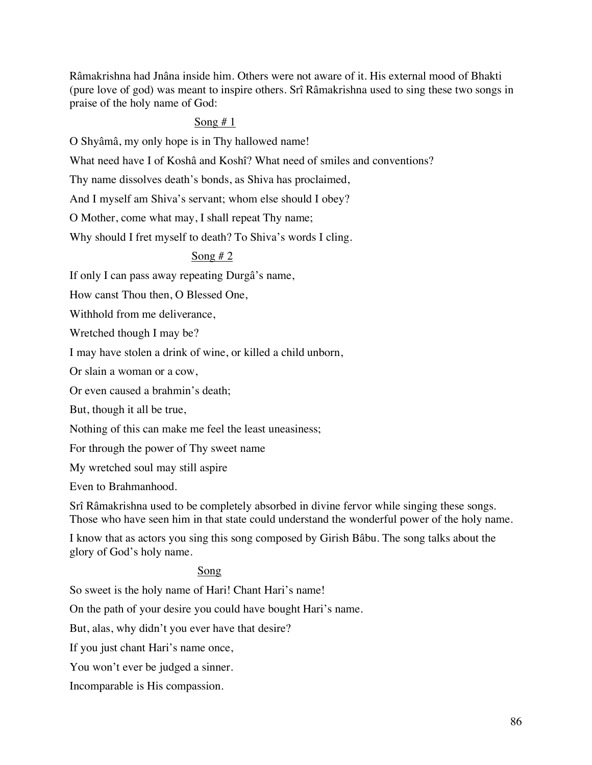Râmakrishna had Jnâna inside him. Others were not aware of it. His external mood of Bhakti (pure love of god) was meant to inspire others. Srî Râmakrishna used to sing these two songs in praise of the holy name of God:

<u>Song # 1</u>

O Shyâmâ, my only hope is in Thy hallowed name!

What need have I of Koshâ and Koshî? What need of smiles and conventions?

Thy name dissolves death's bonds, as Shiva has proclaimed,

And I myself am Shiva's servant; whom else should I obey?

O Mother, come what may, I shall repeat Thy name;

Why should I fret myself to death? To Shiva's words I cling.

<u>Song # 2</u>

If only I can pass away repeating Durgâ's name,

How canst Thou then, O Blessed One,

Withhold from me deliverance,

Wretched though I may be?

I may have stolen a drink of wine, or killed a child unborn,

Or slain a woman or a cow,

Or even caused a brahmin's death;

But, though it all be true,

Nothing of this can make me feel the least uneasiness;

For through the power of Thy sweet name

My wretched soul may still aspire

Even to Brahmanhood.

Srî Râmakrishna used to be completely absorbed in divine fervor while singing these songs. Those who have seen him in that state could understand the wonderful power of the holy name.

I know that as actors you sing this song composed by Girish Bâbu. The song talks about the glory of God's holy name.

<u>Song</u>

So sweet is the holy name of Hari! Chant Hari's name!

On the path of your desire you could have bought Hari's name.

But, alas, why didn't you ever have that desire?

If you just chant Hari's name once,

You won't ever be judged a sinner.

Incomparable is His compassion.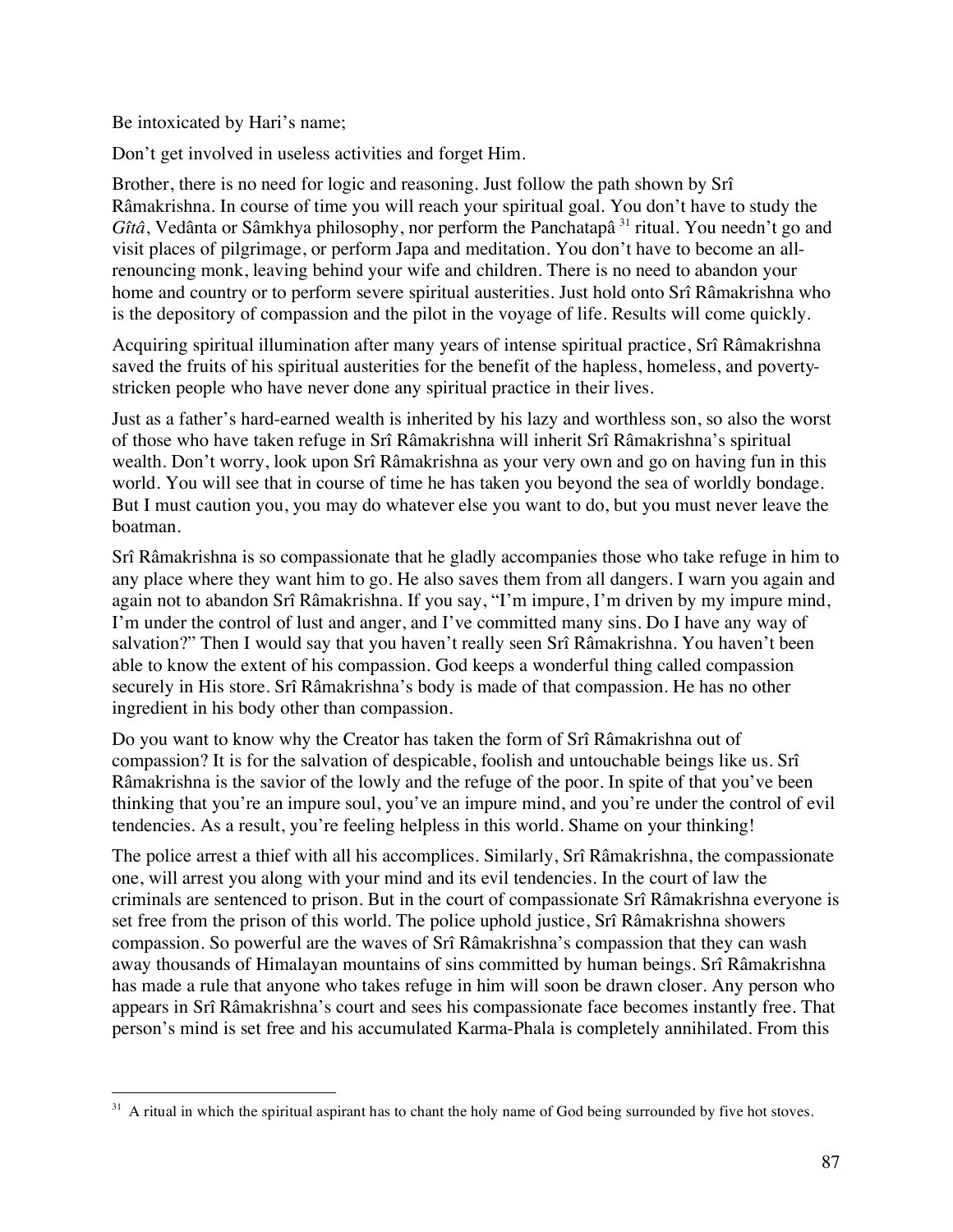Be intoxicated by Hari's name;

Don't get involved in useless activities and forget Him.

Brother, there is no need for logic and reasoning. Just follow the path shown by Srî Râmakrishna. In course of time you will reach your spiritual goal. You don't have to study the *Gîtâ*, Vedânta or Sâmkhya philosophy, nor perform the Panchatapâ [31] ritual. You needn't go and visit places of pilgrimage, or perform Japa and meditation. You don't have to become an all-renouncing monk, leaving behind your wife and children. There is no need to abandon your home and country or to perform severe spiritual austerities. Just hold onto Srî Râmakrishna who is the depository of compassion and the pilot in the voyage of life. Results will come quickly.

Acquiring spiritual illumination after many years of intense spiritual practice, Srî Râmakrishna saved the fruits of his spiritual austerities for the benefit of the hapless, homeless, and poverty-stricken people who have never done any spiritual practice in their lives.

Just as a father's hard-earned wealth is inherited by his lazy and worthless son, so also the worst of those who have taken refuge in Srî Râmakrishna will inherit Srî Râmakrishna's spiritual wealth. Don't worry, look upon Srî Râmakrishna as your very own and go on having fun in this world. You will see that in course of time he has taken you beyond the sea of worldly bondage. But I must caution you, you may do whatever else you want to do, but you must never leave the boatman.

Srî Râmakrishna is so compassionate that he gladly accompanies those who take refuge in him to any place where they want him to go. He also saves them from all dangers. I warn you again and again not to abandon Srî Râmakrishna. If you say, "I'm impure, I'm driven by my impure mind, I'm under the control of lust and anger, and I've committed many sins. Do I have any way of salvation?" Then I would say that you haven't really seen Srî Râmakrishna. You haven't been able to know the extent of his compassion. God keeps a wonderful thing called compassion securely in His store. Srî Râmakrishna's body is made of that compassion. He has no other ingredient in his body other than compassion.

Do you want to know why the Creator has taken the form of Srî Râmakrishna out of compassion? It is for the salvation of despicable, foolish and untouchable beings like us. Srî Râmakrishna is the savior of the lowly and the refuge of the poor. In spite of that you've been thinking that you're an impure soul, you've an impure mind, and you're under the control of evil tendencies. As a result, you're feeling helpless in this world. Shame on your thinking!

The police arrest a thief with all his accomplices. Similarly, Srî Râmakrishna, the compassionate one, will arrest you along with your mind and its evil tendencies. In the court of law the criminals are sentenced to prison. But in the court of compassionate Srî Râmakrishna everyone is set free from the prison of this world. The police uphold justice, Srî Râmakrishna showers compassion. So powerful are the waves of Srî Râmakrishna's compassion that they can wash away thousands of Himalayan mountains of sins committed by human beings. Srî Râmakrishna has made a rule that anyone who takes refuge in him will soon be drawn closer. Any person who appears in Srî Râmakrishna's court and sees his compassionate face becomes instantly free. That person's mind is set free and his accumulated Karma-Phala is completely annihilated. From this

---

[31] A ritual in which the spiritual aspirant has to chant the holy name of God being surrounded by five hot stoves.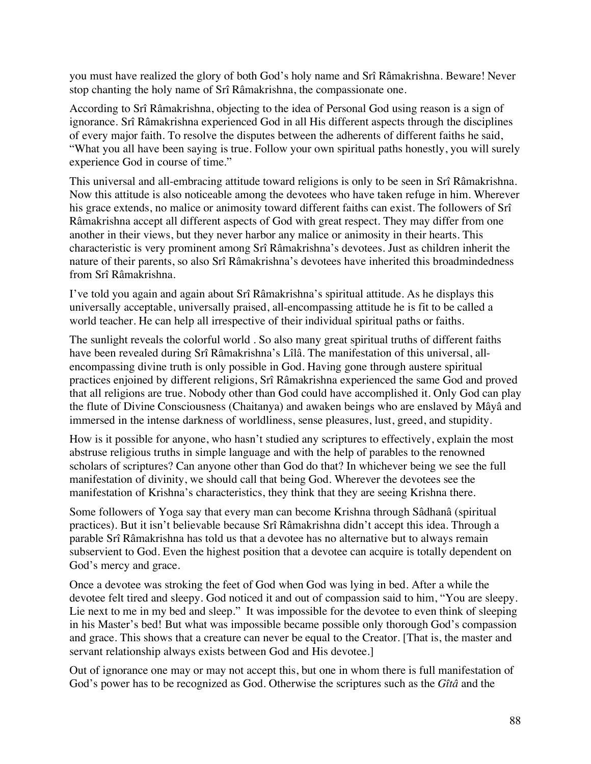you must have realized the glory of both God's holy name and Srî Râmakrishna. Beware! Never stop chanting the holy name of Srî Râmakrishna, the compassionate one.

According to Srî Râmakrishna, objecting to the idea of Personal God using reason is a sign of ignorance. Srî Râmakrishna experienced God in all His different aspects through the disciplines of every major faith. To resolve the disputes between the adherents of different faiths he said, "What you all have been saying is true. Follow your own spiritual paths honestly, you will surely experience God in course of time."

This universal and all-embracing attitude toward religions is only to be seen in Srî Râmakrishna. Now this attitude is also noticeable among the devotees who have taken refuge in him. Wherever his grace extends, no malice or animosity toward different faiths can exist. The followers of Srî Râmakrishna accept all different aspects of God with great respect. They may differ from one another in their views, but they never harbor any malice or animosity in their hearts. This characteristic is very prominent among Srî Râmakrishna's devotees. Just as children inherit the nature of their parents, so also Srî Râmakrishna's devotees have inherited this broadmindedness from Srî Râmakrishna.

I've told you again and again about Srî Râmakrishna's spiritual attitude. As he displays this universally acceptable, universally praised, all-encompassing attitude he is fit to be called a world teacher. He can help all irrespective of their individual spiritual paths or faiths.

The sunlight reveals the colorful world . So also many great spiritual truths of different faiths have been revealed during Srî Râmakrishna's Lîlâ. The manifestation of this universal, all-encompassing divine truth is only possible in God. Having gone through austere spiritual practices enjoined by different religions, Srî Râmakrishna experienced the same God and proved that all religions are true. Nobody other than God could have accomplished it. Only God can play the flute of Divine Consciousness (Chaitanya) and awaken beings who are enslaved by Mâyâ and immersed in the intense darkness of worldliness, sense pleasures, lust, greed, and stupidity.

How is it possible for anyone, who hasn't studied any scriptures to effectively, explain the most abstruse religious truths in simple language and with the help of parables to the renowned scholars of scriptures? Can anyone other than God do that? In whichever being we see the full manifestation of divinity, we should call that being God. Wherever the devotees see the manifestation of Krishna's characteristics, they think that they are seeing Krishna there.

Some followers of Yoga say that every man can become Krishna through Sâdhanâ (spiritual practices). But it isn't believable because Srî Râmakrishna didn't accept this idea. Through a parable Srî Râmakrishna has told us that a devotee has no alternative but to always remain subservient to God. Even the highest position that a devotee can acquire is totally dependent on God's mercy and grace.

Once a devotee was stroking the feet of God when God was lying in bed. After a while the devotee felt tired and sleepy. God noticed it and out of compassion said to him, "You are sleepy. Lie next to me in my bed and sleep." It was impossible for the devotee to even think of sleeping in his Master's bed! But what was impossible became possible only thorough God's compassion and grace. This shows that a creature can never be equal to the Creator. [That is, the master and servant relationship always exists between God and His devotee.]

Out of ignorance one may or may not accept this, but one in whom there is full manifestation of God's power has to be recognized as God. Otherwise the scriptures such as the *Gîtâ* and the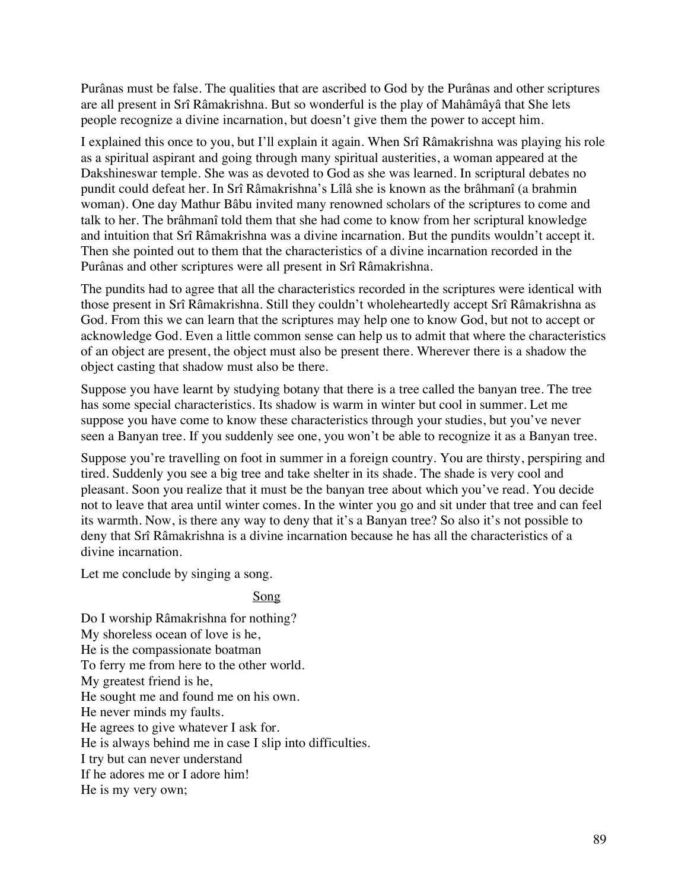Purânas must be false. The qualities that are ascribed to God by the Purânas and other scriptures are all present in Srî Râmakrishna. But so wonderful is the play of Mahâmâyâ that She lets people recognize a divine incarnation, but doesn't give them the power to accept him.

I explained this once to you, but I'll explain it again. When Srî Râmakrishna was playing his role as a spiritual aspirant and going through many spiritual austerities, a woman appeared at the Dakshineswar temple. She was as devoted to God as she was learned. In scriptural debates no pundit could defeat her. In Srî Râmakrishna's Lîlâ she is known as the brâhmanî (a brahmin woman). One day Mathur Bâbu invited many renowned scholars of the scriptures to come and talk to her. The brâhmanî told them that she had come to know from her scriptural knowledge and intuition that Srî Râmakrishna was a divine incarnation. But the pundits wouldn't accept it. Then she pointed out to them that the characteristics of a divine incarnation recorded in the Purânas and other scriptures were all present in Srî Râmakrishna.

The pundits had to agree that all the characteristics recorded in the scriptures were identical with those present in Srî Râmakrishna. Still they couldn't wholeheartedly accept Srî Râmakrishna as God. From this we can learn that the scriptures may help one to know God, but not to accept or acknowledge God. Even a little common sense can help us to admit that where the characteristics of an object are present, the object must also be present there. Wherever there is a shadow the object casting that shadow must also be there.

Suppose you have learnt by studying botany that there is a tree called the banyan tree. The tree has some special characteristics. Its shadow is warm in winter but cool in summer. Let me suppose you have come to know these characteristics through your studies, but you've never seen a Banyan tree. If you suddenly see one, you won't be able to recognize it as a Banyan tree.

Suppose you're travelling on foot in summer in a foreign country. You are thirsty, perspiring and tired. Suddenly you see a big tree and take shelter in its shade. The shade is very cool and pleasant. Soon you realize that it must be the banyan tree about which you've read. You decide not to leave that area until winter comes. In the winter you go and sit under that tree and can feel its warmth. Now, is there any way to deny that it's a Banyan tree? So also it's not possible to deny that Srî Râmakrishna is a divine incarnation because he has all the characteristics of a divine incarnation.

Let me conclude by singing a song.

## Song

Do I worship Râmakrishna for nothing?
My shoreless ocean of love is he,
He is the compassionate boatman
To ferry me from here to the other world.
My greatest friend is he,
He sought me and found me on his own.
He never minds my faults.
He agrees to give whatever I ask for.
He is always behind me in case I slip into difficulties.
I try but can never understand
If he adores me or I adore him!
He is my very own;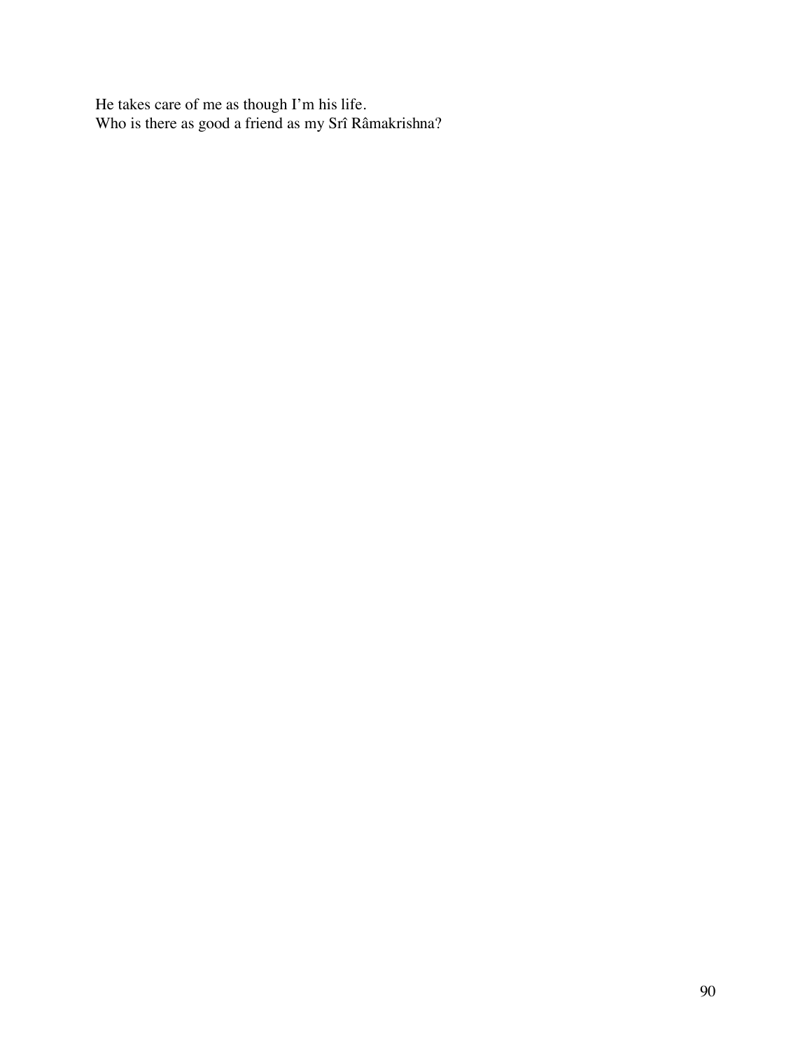He takes care of me as though I'm his life.  
Who is there as good a friend as my Srî Râmakrishna?